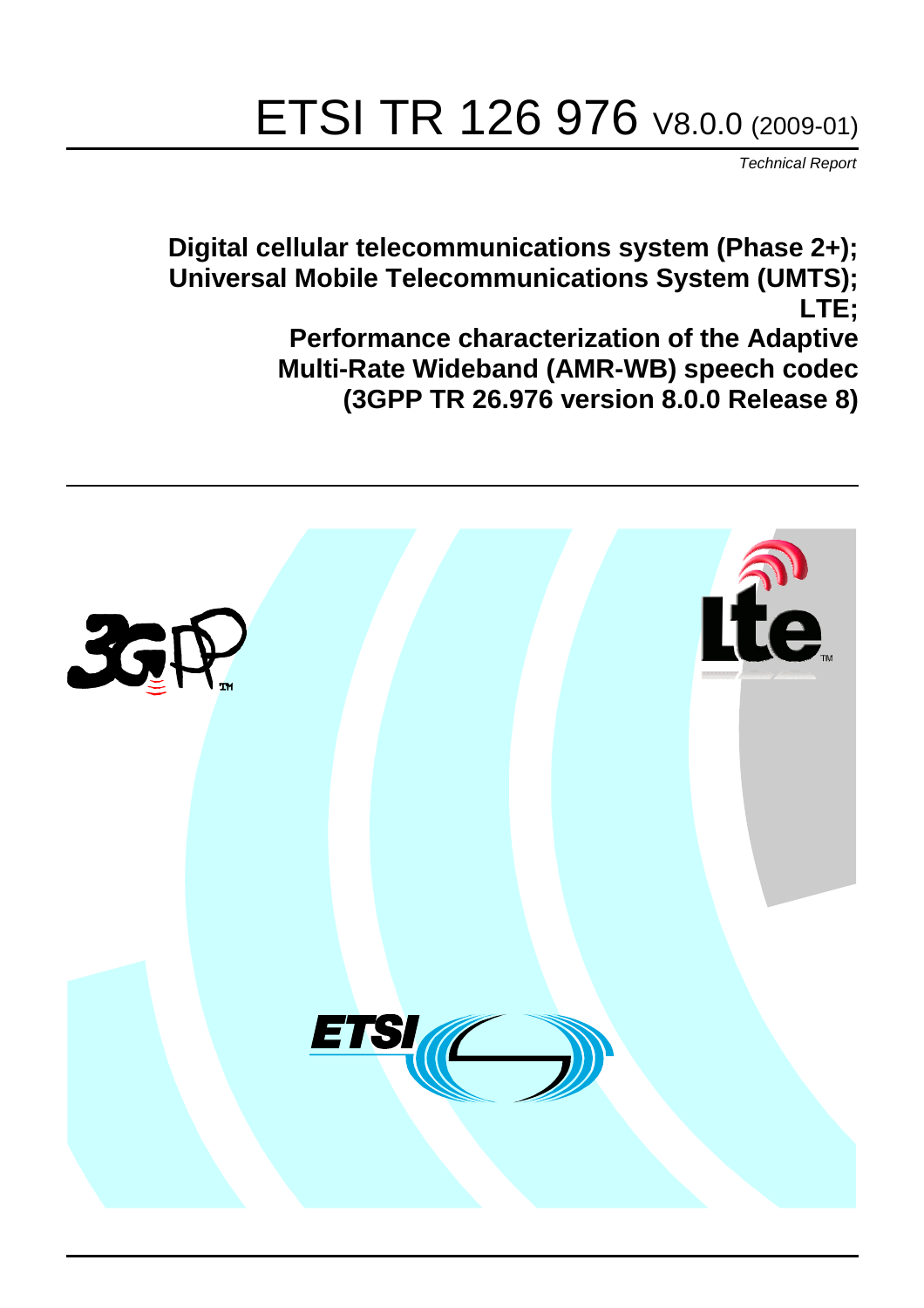# ETSI TR 126 976 V8.0.0 (2009-01)

*Technical Report*

**Digital cellular telecommunications system (Phase 2+); Universal Mobile Telecommunications System (UMTS); LTE; Performance characterization of the Adaptive Multi-Rate Wideband (AMR-WB) speech codec (3GPP TR 26.976 version 8.0.0 Release 8)**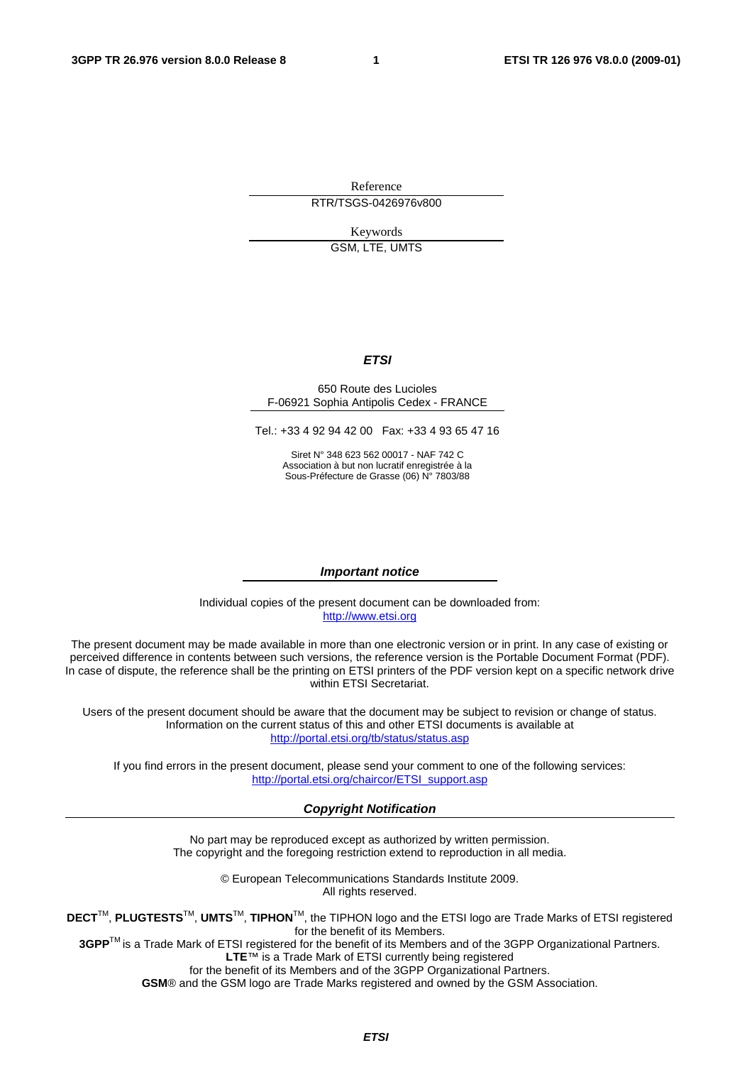Reference

RTR/TSGS-0426976v800

Keywords

GSM, LTE, UMTS

***ETSI***

650 Route des Lucioles
F-06921 Sophia Antipolis Cedex - FRANCE

Tel.: +33 4 92 94 42 00 Fax: +33 4 93 65 47 16

Siret N° 348 623 562 00017 - NAF 742 C
Association à but non lucratif enregistrée à la
Sous-Préfecture de Grasse (06) N° 7803/88

***Important notice***

Individual copies of the present document can be downloaded from:
http://www.etsi.org

The present document may be made available in more than one electronic version or in print. In any case of existing or perceived difference in contents between such versions, the reference version is the Portable Document Format (PDF). In case of dispute, the reference shall be the printing on ETSI printers of the PDF version kept on a specific network drive within ETSI Secretariat.

Users of the present document should be aware that the document may be subject to revision or change of status. Information on the current status of this and other ETSI documents is available at
http://portal.etsi.org/tb/status/status.asp

If you find errors in the present document, please send your comment to one of the following services:
http://portal.etsi.org/chaircor/ETSI_support.asp

***Copyright Notification***

No part may be reproduced except as authorized by written permission.
The copyright and the foregoing restriction extend to reproduction in all media.

© European Telecommunications Standards Institute 2009.
All rights reserved.

**DECT**™, **PLUGTESTS**™, **UMTS**™, **TIPHON**™, the TIPHON logo and the ETSI logo are Trade Marks of ETSI registered for the benefit of its Members.
**3GPP**™ is a Trade Mark of ETSI registered for the benefit of its Members and of the 3GPP Organizational Partners.
**LTE**™ is a Trade Mark of ETSI currently being registered
for the benefit of its Members and of the 3GPP Organizational Partners.
**GSM**® and the GSM logo are Trade Marks registered and owned by the GSM Association.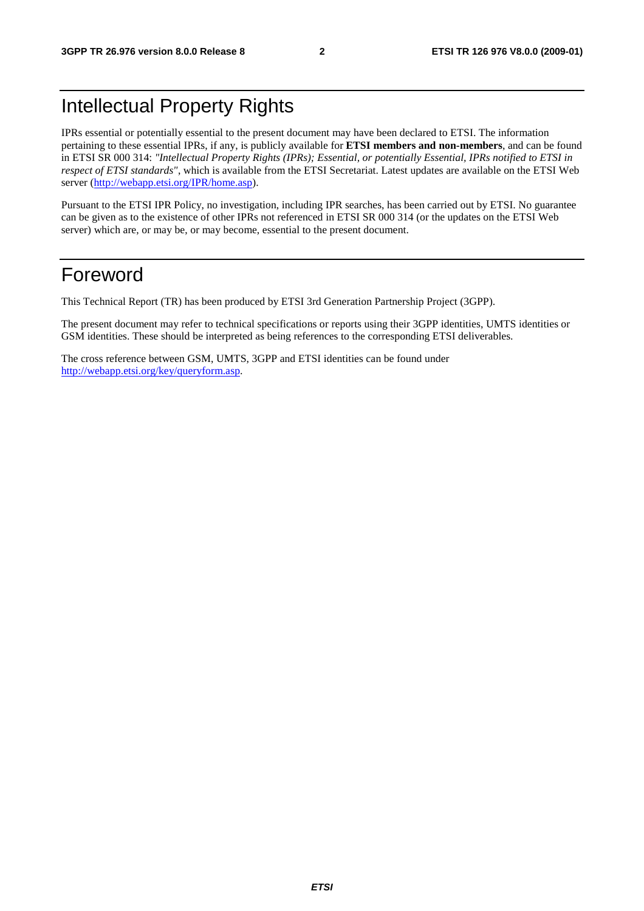# Intellectual Property Rights

IPRs essential or potentially essential to the present document may have been declared to ETSI. The information pertaining to these essential IPRs, if any, is publicly available for **ETSI members and non-members**, and can be found in ETSI SR 000 314: *"Intellectual Property Rights (IPRs); Essential, or potentially Essential, IPRs notified to ETSI in respect of ETSI standards"*, which is available from the ETSI Secretariat. Latest updates are available on the ETSI Web server (http://webapp.etsi.org/IPR/home.asp).

Pursuant to the ETSI IPR Policy, no investigation, including IPR searches, has been carried out by ETSI. No guarantee can be given as to the existence of other IPRs not referenced in ETSI SR 000 314 (or the updates on the ETSI Web server) which are, or may be, or may become, essential to the present document.

# Foreword

This Technical Report (TR) has been produced by ETSI 3rd Generation Partnership Project (3GPP).

The present document may refer to technical specifications or reports using their 3GPP identities, UMTS identities or GSM identities. These should be interpreted as being references to the corresponding ETSI deliverables.

The cross reference between GSM, UMTS, 3GPP and ETSI identities can be found under http://webapp.etsi.org/key/queryform.asp.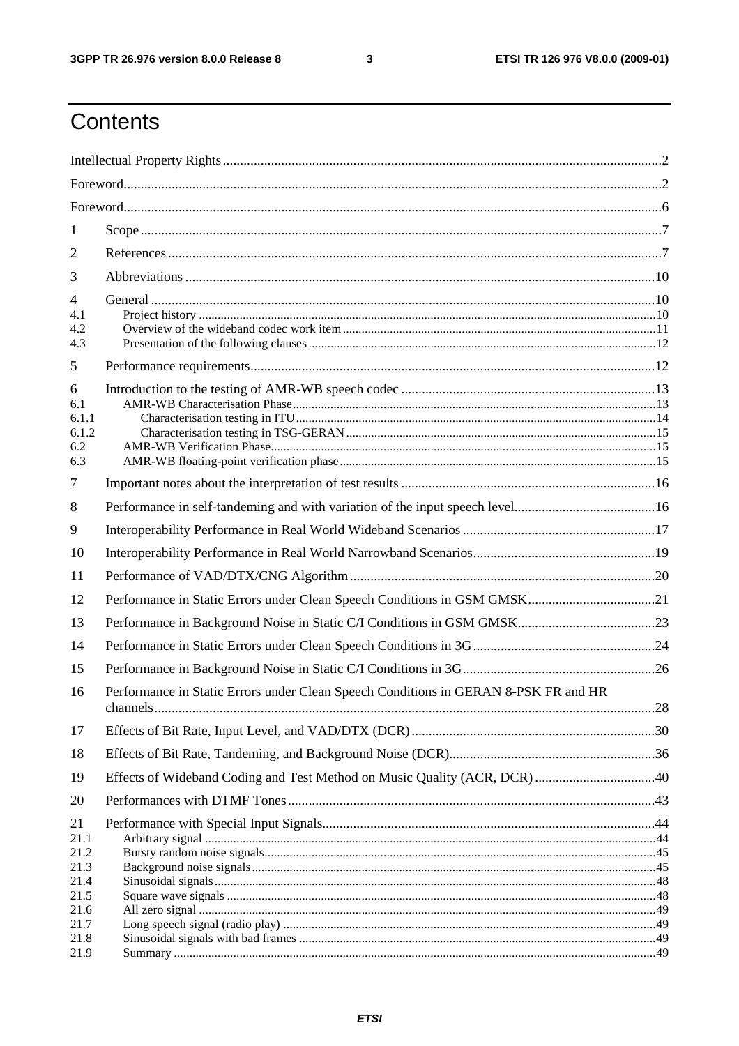# Contents

Intellectual Property Rights ..... 2

Foreword ..... 2

Foreword ..... 6

1 Scope ..... 7

2 References ..... 7

3 Abbreviations ..... 10

4 General ..... 10

4.1 Project history ..... 10

4.2 Overview of the wideband codec work item ..... 11

4.3 Presentation of the following clauses ..... 12

5 Performance requirements ..... 12

6 Introduction to the testing of AMR-WB speech codec ..... 13

6.1 AMR-WB Characterisation Phase ..... 13

6.1.1 Characterisation testing in ITU ..... 14

6.1.2 Characterisation testing in TSG-GERAN ..... 15

6.2 AMR-WB Verification Phase ..... 15

6.3 AMR-WB floating-point verification phase ..... 15

7 Important notes about the interpretation of test results ..... 16

8 Performance in self-tandeming and with variation of the input speech level ..... 16

9 Interoperability Performance in Real World Wideband Scenarios ..... 17

10 Interoperability Performance in Real World Narrowband Scenarios ..... 19

11 Performance of VAD/DTX/CNG Algorithm ..... 20

12 Performance in Static Errors under Clean Speech Conditions in GSM GMSK ..... 21

13 Performance in Background Noise in Static C/I Conditions in GSM GMSK ..... 23

14 Performance in Static Errors under Clean Speech Conditions in 3G ..... 24

15 Performance in Background Noise in Static C/I Conditions in 3G ..... 26

16 Performance in Static Errors under Clean Speech Conditions in GERAN 8-PSK FR and HR channels ..... 28

17 Effects of Bit Rate, Input Level, and VAD/DTX (DCR) ..... 30

18 Effects of Bit Rate, Tandeming, and Background Noise (DCR) ..... 36

19 Effects of Wideband Coding and Test Method on Music Quality (ACR, DCR) ..... 40

20 Performances with DTMF Tones ..... 43

21 Performance with Special Input Signals ..... 44

21.1 Arbitrary signal ..... 44

21.2 Bursty random noise signals ..... 45

21.3 Background noise signals ..... 45

21.4 Sinusoidal signals ..... 48

21.5 Square wave signals ..... 48

21.6 All zero signal ..... 49

21.7 Long speech signal (radio play) ..... 49

21.8 Sinusoidal signals with bad frames ..... 49

21.9 Summary ..... 49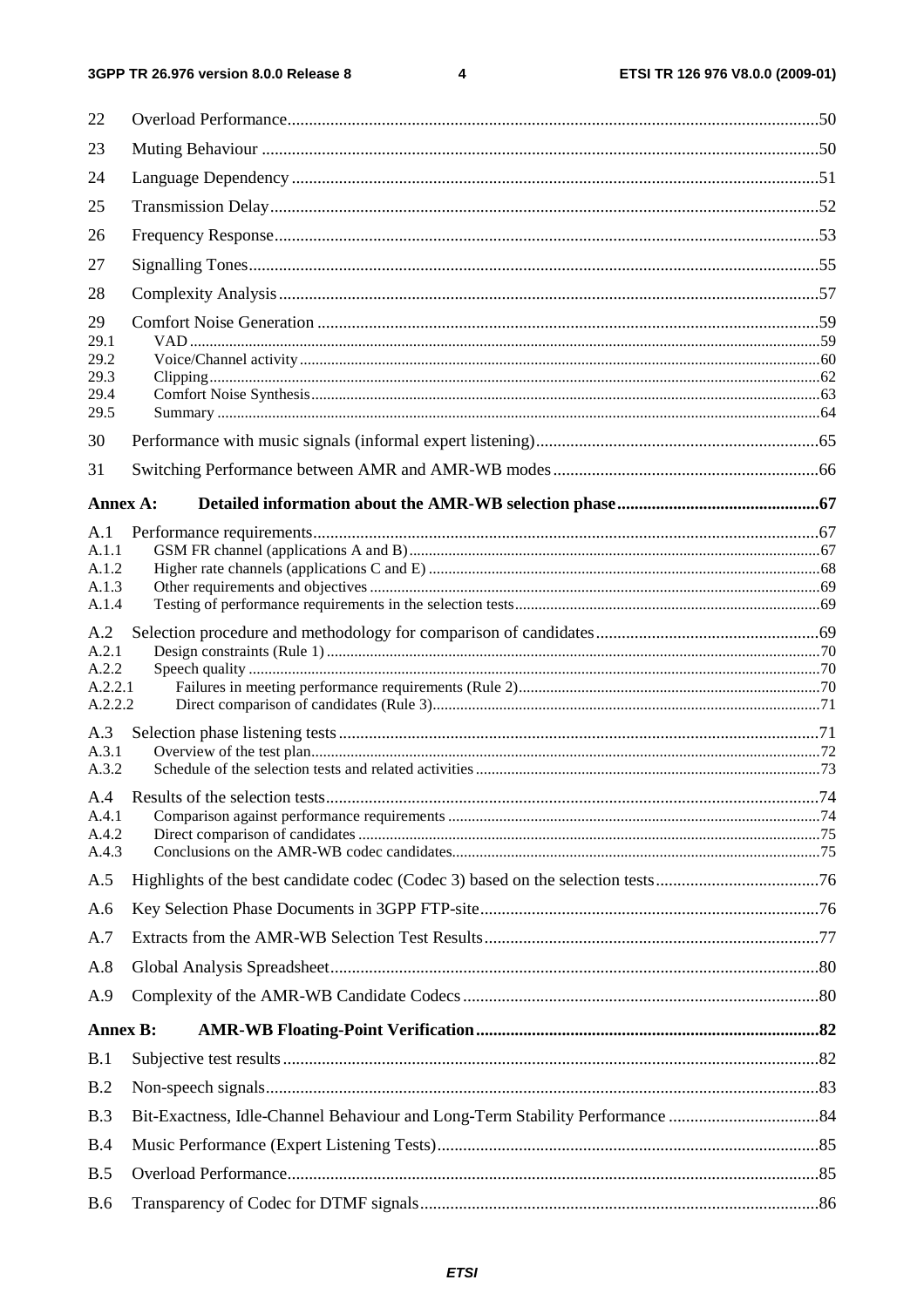22 Overload Performance .......................................................................................................................... 50

23 Muting Behaviour ................................................................................................................................ 50

24 Language Dependency .......................................................................................................................... 51

25 Transmission Delay .............................................................................................................................. 52

26 Frequency Response ............................................................................................................................. 53

27 Signalling Tones ................................................................................................................................... 55

28 Complexity Analysis ............................................................................................................................ 57

29 Comfort Noise Generation ................................................................................................................... 59
29.1 VAD ................................................................................................................................................. 59
29.2 Voice/Channel activity ...................................................................................................................... 60
29.3 Clipping ............................................................................................................................................ 62
29.4 Comfort Noise Synthesis .................................................................................................................... 63
29.5 Summary ........................................................................................................................................... 64

30 Performance with music signals (informal expert listening) ................................................................. 65

31 Switching Performance between AMR and AMR-WB modes ............................................................. 66

**Annex A: Detailed information about the AMR-WB selection phase .............................................. 67**

A.1 Performance requirements ..................................................................................................................... 67
A.1.1 GSM FR channel (applications A and B) ........................................................................................ 67
A.1.2 Higher rate channels (applications C and E) .................................................................................... 68
A.1.3 Other requirements and objectives .................................................................................................. 69
A.1.4 Testing of performance requirements in the selection tests ............................................................. 69

A.2 Selection procedure and methodology for comparison of candidates ................................................... 69
A.2.1 Design constraints (Rule 1) ............................................................................................................. 70
A.2.2 Speech quality ................................................................................................................................. 70
A.2.2.1 Failures in meeting performance requirements (Rule 2) ............................................................ 70
A.2.2.2 Direct comparison of candidates (Rule 3) .................................................................................. 71

A.3 Selection phase listening tests ............................................................................................................... 71
A.3.1 Overview of the test plan ................................................................................................................. 72
A.3.2 Schedule of the selection tests and related activities ....................................................................... 73

A.4 Results of the selection tests .................................................................................................................. 74
A.4.1 Comparison against performance requirements .............................................................................. 74
A.4.2 Direct comparison of candidates ..................................................................................................... 75
A.4.3 Conclusions on the AMR-WB codec candidates ............................................................................. 75

A.5 Highlights of the best candidate codec (Codec 3) based on the selection tests ...................................... 76

A.6 Key Selection Phase Documents in 3GPP FTP-site .............................................................................. 76

A.7 Extracts from the AMR-WB Selection Test Results ............................................................................. 77

A.8 Global Analysis Spreadsheet ................................................................................................................. 80

A.9 Complexity of the AMR-WB Candidate Codecs .................................................................................. 80

**Annex B: AMR-WB Floating-Point Verification ............................................................................... 82**

B.1 Subjective test results ............................................................................................................................ 82

B.2 Non-speech signals ................................................................................................................................ 83

B.3 Bit-Exactness, Idle-Channel Behaviour and Long-Term Stability Performance ................................... 84

B.4 Music Performance (Expert Listening Tests) ........................................................................................ 85

B.5 Overload Performance ........................................................................................................................... 85

B.6 Transparency of Codec for DTMF signals ............................................................................................ 86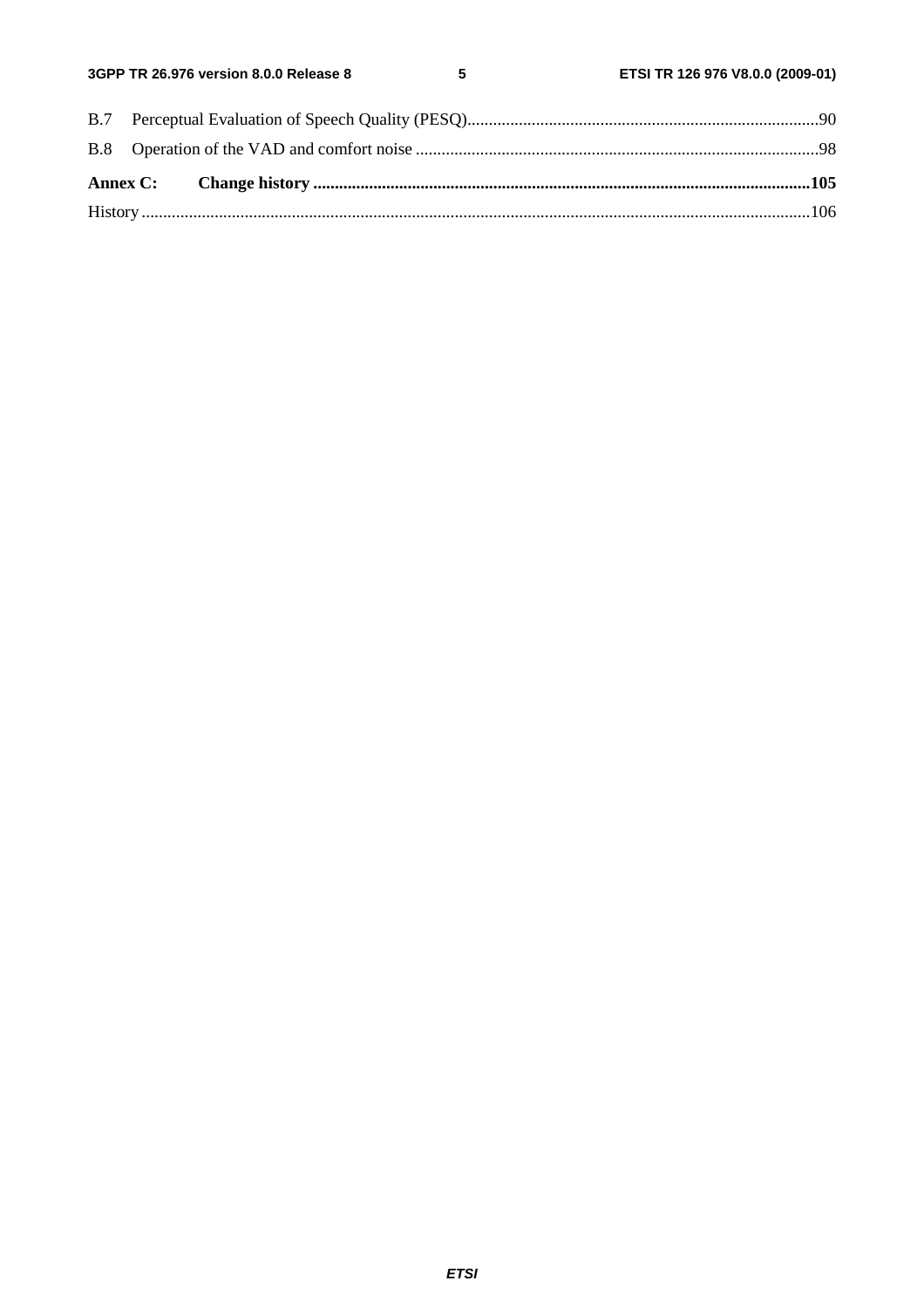B.7 Perceptual Evaluation of Speech Quality (PESQ).................................................................................90

B.8 Operation of the VAD and comfort noise .............................................................................................98

**Annex C: Change history ....................................................................................................................105**

History ..........................................................................................................................................................106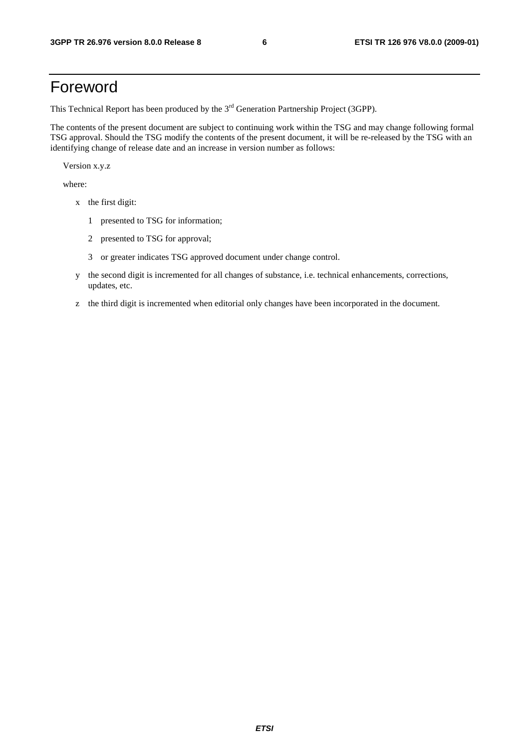# Foreword

This Technical Report has been produced by the 3rd Generation Partnership Project (3GPP).

The contents of the present document are subject to continuing work within the TSG and may change following formal TSG approval. Should the TSG modify the contents of the present document, it will be re-released by the TSG with an identifying change of release date and an increase in version number as follows:

Version x.y.z

where:

- x the first digit:
  - 1 presented to TSG for information;
  - 2 presented to TSG for approval;
  - 3 or greater indicates TSG approved document under change control.
- y the second digit is incremented for all changes of substance, i.e. technical enhancements, corrections, updates, etc.
- z the third digit is incremented when editorial only changes have been incorporated in the document.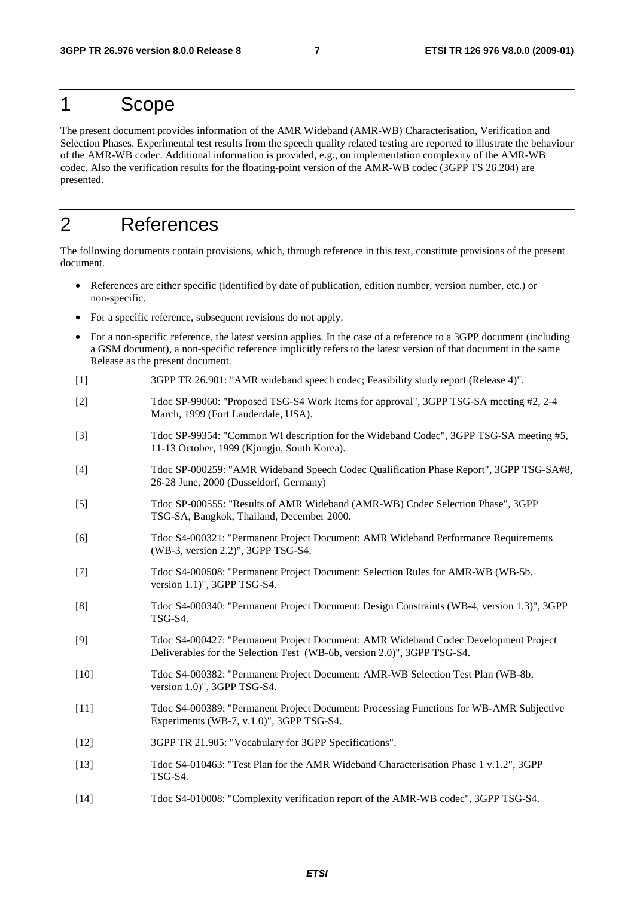# 1 Scope

The present document provides information of the AMR Wideband (AMR-WB) Characterisation, Verification and Selection Phases. Experimental test results from the speech quality related testing are reported to illustrate the behaviour of the AMR-WB codec. Additional information is provided, e.g., on implementation complexity of the AMR-WB codec. Also the verification results for the floating-point version of the AMR-WB codec (3GPP TS 26.204) are presented.

# 2 References

The following documents contain provisions, which, through reference in this text, constitute provisions of the present document.

- References are either specific (identified by date of publication, edition number, version number, etc.) or non-specific.
- For a specific reference, subsequent revisions do not apply.
- For a non-specific reference, the latest version applies. In the case of a reference to a 3GPP document (including a GSM document), a non-specific reference implicitly refers to the latest version of that document in the same Release as the present document.

[1] 3GPP TR 26.901: "AMR wideband speech codec; Feasibility study report (Release 4)".

[2] Tdoc SP-99060: "Proposed TSG-S4 Work Items for approval", 3GPP TSG-SA meeting #2, 2-4 March, 1999 (Fort Lauderdale, USA).

[3] Tdoc SP-99354: "Common WI description for the Wideband Codec", 3GPP TSG-SA meeting #5, 11-13 October, 1999 (Kjongju, South Korea).

[4] Tdoc SP-000259: "AMR Wideband Speech Codec Qualification Phase Report", 3GPP TSG-SA#8, 26-28 June, 2000 (Dusseldorf, Germany)

[5] Tdoc SP-000555: "Results of AMR Wideband (AMR-WB) Codec Selection Phase", 3GPP TSG-SA, Bangkok, Thailand, December 2000.

[6] Tdoc S4-000321: "Permanent Project Document: AMR Wideband Performance Requirements (WB-3, version 2.2)", 3GPP TSG-S4.

[7] Tdoc S4-000508: "Permanent Project Document: Selection Rules for AMR-WB (WB-5b, version 1.1)", 3GPP TSG-S4.

[8] Tdoc S4-000340: "Permanent Project Document: Design Constraints (WB-4, version 1.3)", 3GPP TSG-S4.

[9] Tdoc S4-000427: "Permanent Project Document: AMR Wideband Codec Development Project Deliverables for the Selection Test (WB-6b, version 2.0)", 3GPP TSG-S4.

[10] Tdoc S4-000382: "Permanent Project Document: AMR-WB Selection Test Plan (WB-8b, version 1.0)", 3GPP TSG-S4.

[11] Tdoc S4-000389: "Permanent Project Document: Processing Functions for WB-AMR Subjective Experiments (WB-7, v.1.0)", 3GPP TSG-S4.

[12] 3GPP TR 21.905: "Vocabulary for 3GPP Specifications".

[13] Tdoc S4-010463: "Test Plan for the AMR Wideband Characterisation Phase 1 v.1.2", 3GPP TSG-S4.

[14] Tdoc S4-010008: "Complexity verification report of the AMR-WB codec", 3GPP TSG-S4.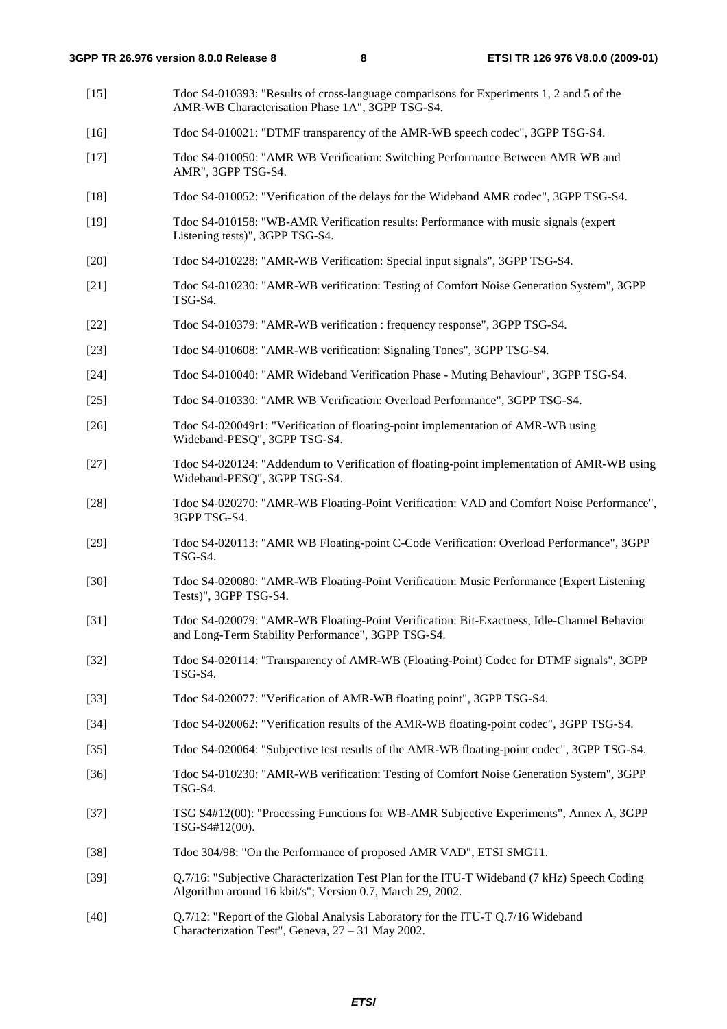[15] Tdoc S4-010393: "Results of cross-language comparisons for Experiments 1, 2 and 5 of the AMR-WB Characterisation Phase 1A", 3GPP TSG-S4.

[16] Tdoc S4-010021: "DTMF transparency of the AMR-WB speech codec", 3GPP TSG-S4.

[17] Tdoc S4-010050: "AMR WB Verification: Switching Performance Between AMR WB and AMR", 3GPP TSG-S4.

[18] Tdoc S4-010052: "Verification of the delays for the Wideband AMR codec", 3GPP TSG-S4.

[19] Tdoc S4-010158: "WB-AMR Verification results: Performance with music signals (expert Listening tests)", 3GPP TSG-S4.

[20] Tdoc S4-010228: "AMR-WB Verification: Special input signals", 3GPP TSG-S4.

[21] Tdoc S4-010230: "AMR-WB verification: Testing of Comfort Noise Generation System", 3GPP TSG-S4.

[22] Tdoc S4-010379: "AMR-WB verification : frequency response", 3GPP TSG-S4.

[23] Tdoc S4-010608: "AMR-WB verification: Signaling Tones", 3GPP TSG-S4.

[24] Tdoc S4-010040: "AMR Wideband Verification Phase - Muting Behaviour", 3GPP TSG-S4.

[25] Tdoc S4-010330: "AMR WB Verification: Overload Performance", 3GPP TSG-S4.

[26] Tdoc S4-020049r1: "Verification of floating-point implementation of AMR-WB using Wideband-PESQ", 3GPP TSG-S4.

[27] Tdoc S4-020124: "Addendum to Verification of floating-point implementation of AMR-WB using Wideband-PESQ", 3GPP TSG-S4.

[28] Tdoc S4-020270: "AMR-WB Floating-Point Verification: VAD and Comfort Noise Performance", 3GPP TSG-S4.

[29] Tdoc S4-020113: "AMR WB Floating-point C-Code Verification: Overload Performance", 3GPP TSG-S4.

[30] Tdoc S4-020080: "AMR-WB Floating-Point Verification: Music Performance (Expert Listening Tests)", 3GPP TSG-S4.

[31] Tdoc S4-020079: "AMR-WB Floating-Point Verification: Bit-Exactness, Idle-Channel Behavior and Long-Term Stability Performance", 3GPP TSG-S4.

[32] Tdoc S4-020114: "Transparency of AMR-WB (Floating-Point) Codec for DTMF signals", 3GPP TSG-S4.

[33] Tdoc S4-020077: "Verification of AMR-WB floating point", 3GPP TSG-S4.

[34] Tdoc S4-020062: "Verification results of the AMR-WB floating-point codec", 3GPP TSG-S4.

[35] Tdoc S4-020064: "Subjective test results of the AMR-WB floating-point codec", 3GPP TSG-S4.

[36] Tdoc S4-010230: "AMR-WB verification: Testing of Comfort Noise Generation System", 3GPP TSG-S4.

[37] TSG S4#12(00): "Processing Functions for WB-AMR Subjective Experiments", Annex A, 3GPP TSG-S4#12(00).

[38] Tdoc 304/98: "On the Performance of proposed AMR VAD", ETSI SMG11.

[39] Q.7/16: "Subjective Characterization Test Plan for the ITU-T Wideband (7 kHz) Speech Coding Algorithm around 16 kbit/s"; Version 0.7, March 29, 2002.

[40] Q.7/12: "Report of the Global Analysis Laboratory for the ITU-T Q.7/16 Wideband Characterization Test", Geneva, 27 – 31 May 2002.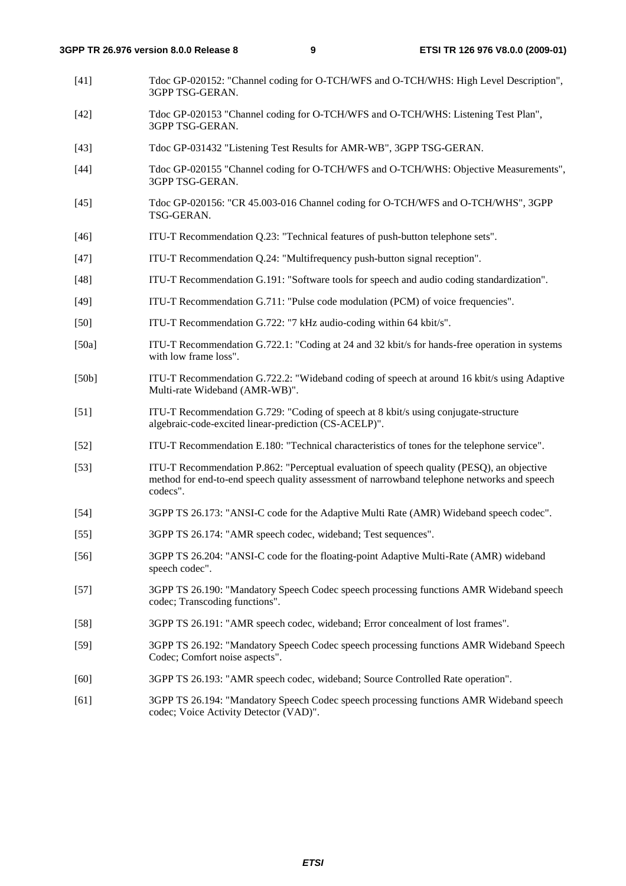[41] Tdoc GP-020152: "Channel coding for O-TCH/WFS and O-TCH/WHS: High Level Description", 3GPP TSG-GERAN.

[42] Tdoc GP-020153 "Channel coding for O-TCH/WFS and O-TCH/WHS: Listening Test Plan", 3GPP TSG-GERAN.

[43] Tdoc GP-031432 "Listening Test Results for AMR-WB", 3GPP TSG-GERAN.

[44] Tdoc GP-020155 "Channel coding for O-TCH/WFS and O-TCH/WHS: Objective Measurements", 3GPP TSG-GERAN.

[45] Tdoc GP-020156: "CR 45.003-016 Channel coding for O-TCH/WFS and O-TCH/WHS", 3GPP TSG-GERAN.

[46] ITU-T Recommendation Q.23: "Technical features of push-button telephone sets".

[47] ITU-T Recommendation Q.24: "Multifrequency push-button signal reception".

[48] ITU-T Recommendation G.191: "Software tools for speech and audio coding standardization".

[49] ITU-T Recommendation G.711: "Pulse code modulation (PCM) of voice frequencies".

[50] ITU-T Recommendation G.722: "7 kHz audio-coding within 64 kbit/s".

[50a] ITU-T Recommendation G.722.1: "Coding at 24 and 32 kbit/s for hands-free operation in systems with low frame loss".

[50b] ITU-T Recommendation G.722.2: "Wideband coding of speech at around 16 kbit/s using Adaptive Multi-rate Wideband (AMR-WB)".

[51] ITU-T Recommendation G.729: "Coding of speech at 8 kbit/s using conjugate-structure algebraic-code-excited linear-prediction (CS-ACELP)".

[52] ITU-T Recommendation E.180: "Technical characteristics of tones for the telephone service".

[53] ITU-T Recommendation P.862: "Perceptual evaluation of speech quality (PESQ), an objective method for end-to-end speech quality assessment of narrowband telephone networks and speech codecs".

[54] 3GPP TS 26.173: "ANSI-C code for the Adaptive Multi Rate (AMR) Wideband speech codec".

[55] 3GPP TS 26.174: "AMR speech codec, wideband; Test sequences".

[56] 3GPP TS 26.204: "ANSI-C code for the floating-point Adaptive Multi-Rate (AMR) wideband speech codec".

[57] 3GPP TS 26.190: "Mandatory Speech Codec speech processing functions AMR Wideband speech codec; Transcoding functions".

[58] 3GPP TS 26.191: "AMR speech codec, wideband; Error concealment of lost frames".

[59] 3GPP TS 26.192: "Mandatory Speech Codec speech processing functions AMR Wideband Speech Codec; Comfort noise aspects".

[60] 3GPP TS 26.193: "AMR speech codec, wideband; Source Controlled Rate operation".

[61] 3GPP TS 26.194: "Mandatory Speech Codec speech processing functions AMR Wideband speech codec; Voice Activity Detector (VAD)".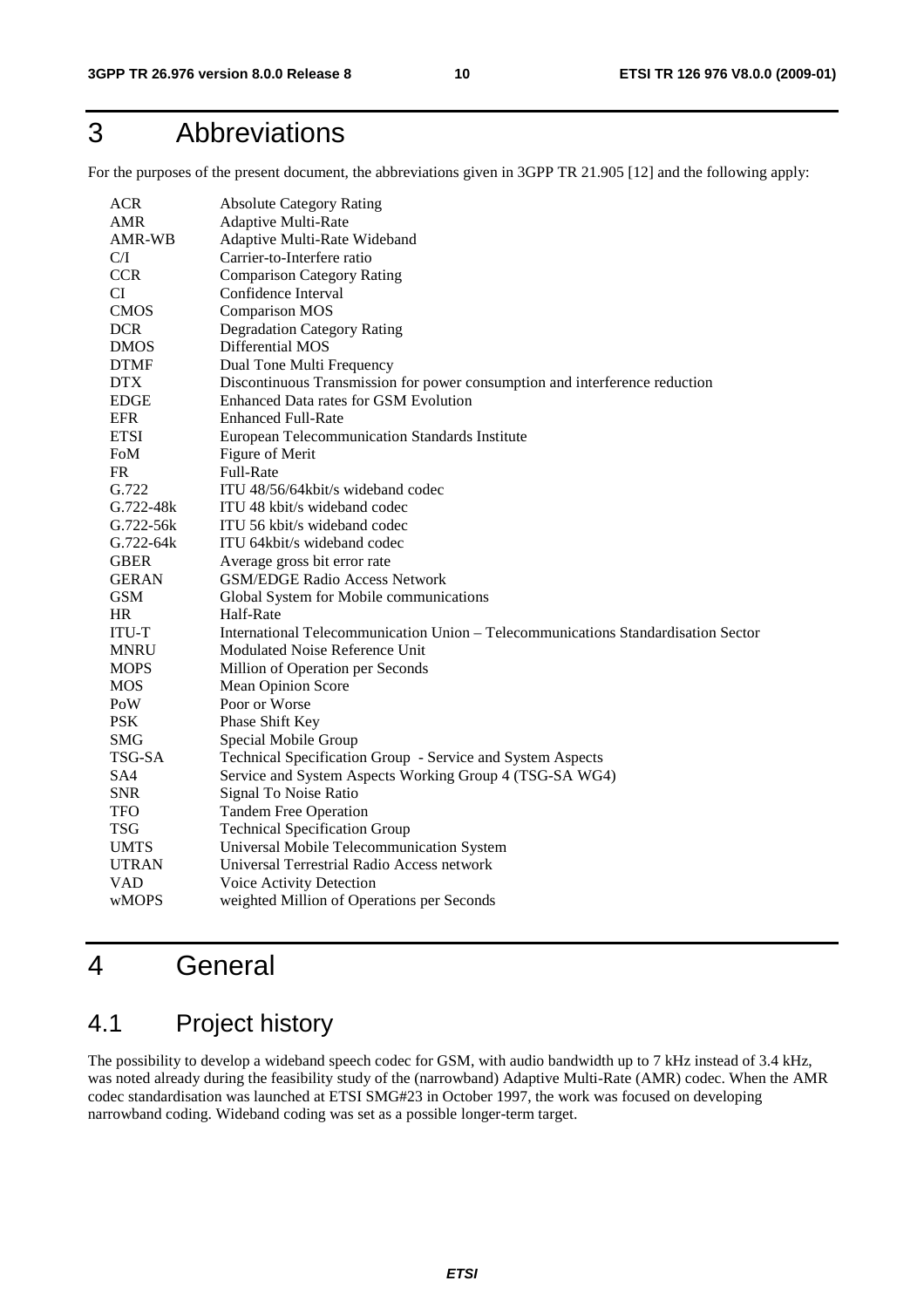# 3 Abbreviations

For the purposes of the present document, the abbreviations given in 3GPP TR 21.905 [12] and the following apply:

| | |
|---|---|
| ACR | Absolute Category Rating |
| AMR | Adaptive Multi-Rate |
| AMR-WB | Adaptive Multi-Rate Wideband |
| C/I | Carrier-to-Interfere ratio |
| CCR | Comparison Category Rating |
| CI | Confidence Interval |
| CMOS | Comparison MOS |
| DCR | Degradation Category Rating |
| DMOS | Differential MOS |
| DTMF | Dual Tone Multi Frequency |
| DTX | Discontinuous Transmission for power consumption and interference reduction |
| EDGE | Enhanced Data rates for GSM Evolution |
| EFR | Enhanced Full-Rate |
| ETSI | European Telecommunication Standards Institute |
| FoM | Figure of Merit |
| FR | Full-Rate |
| G.722 | ITU 48/56/64kbit/s wideband codec |
| G.722-48k | ITU 48 kbit/s wideband codec |
| G.722-56k | ITU 56 kbit/s wideband codec |
| G.722-64k | ITU 64kbit/s wideband codec |
| GBER | Average gross bit error rate |
| GERAN | GSM/EDGE Radio Access Network |
| GSM | Global System for Mobile communications |
| HR | Half-Rate |
| ITU-T | International Telecommunication Union – Telecommunications Standardisation Sector |
| MNRU | Modulated Noise Reference Unit |
| MOPS | Million of Operation per Seconds |
| MOS | Mean Opinion Score |
| PoW | Poor or Worse |
| PSK | Phase Shift Key |
| SMG | Special Mobile Group |
| TSG-SA | Technical Specification Group - Service and System Aspects |
| SA4 | Service and System Aspects Working Group 4 (TSG-SA WG4) |
| SNR | Signal To Noise Ratio |
| TFO | Tandem Free Operation |
| TSG | Technical Specification Group |
| UMTS | Universal Mobile Telecommunication System |
| UTRAN | Universal Terrestrial Radio Access network |
| VAD | Voice Activity Detection |
| wMOPS | weighted Million of Operations per Seconds |

# 4 General

## 4.1 Project history

The possibility to develop a wideband speech codec for GSM, with audio bandwidth up to 7 kHz instead of 3.4 kHz, was noted already during the feasibility study of the (narrowband) Adaptive Multi-Rate (AMR) codec. When the AMR codec standardisation was launched at ETSI SMG#23 in October 1997, the work was focused on developing narrowband coding. Wideband coding was set as a possible longer-term target.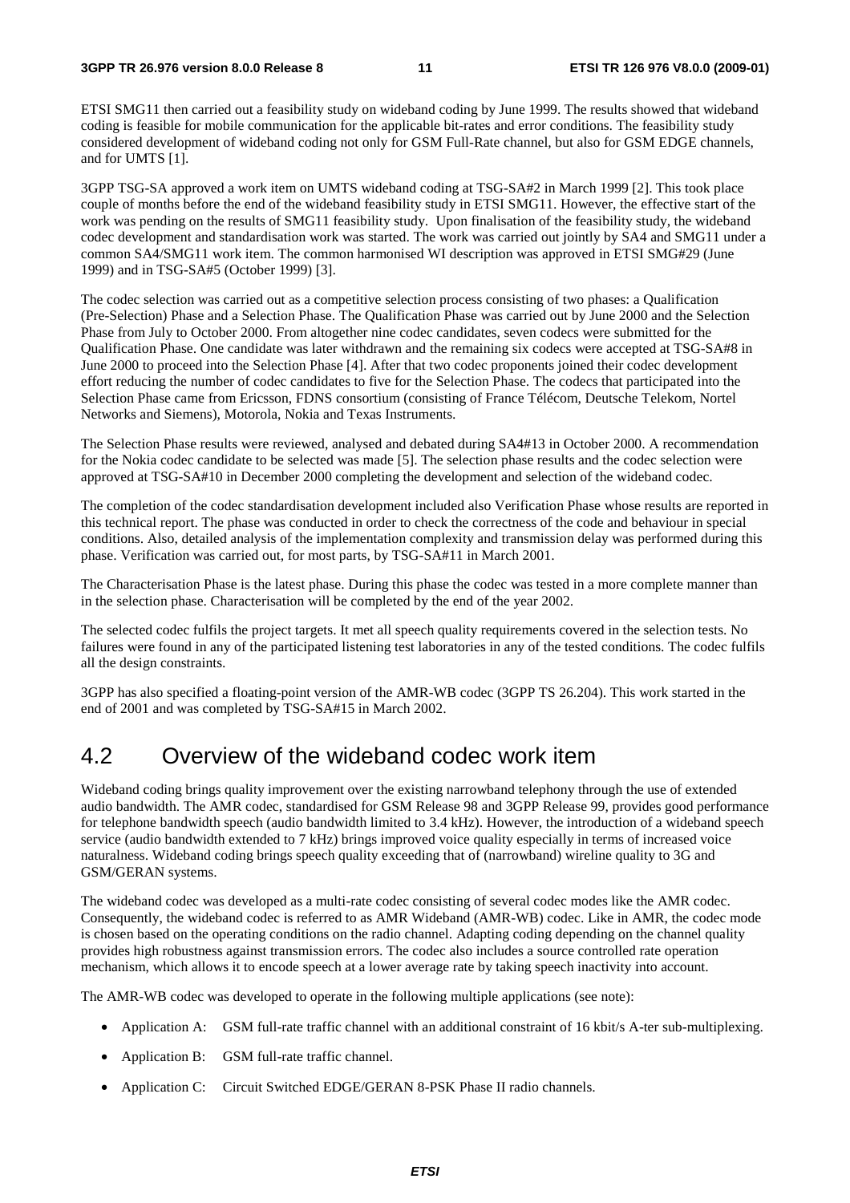ETSI SMG11 then carried out a feasibility study on wideband coding by June 1999. The results showed that wideband coding is feasible for mobile communication for the applicable bit-rates and error conditions. The feasibility study considered development of wideband coding not only for GSM Full-Rate channel, but also for GSM EDGE channels, and for UMTS [1].

3GPP TSG-SA approved a work item on UMTS wideband coding at TSG-SA#2 in March 1999 [2]. This took place couple of months before the end of the wideband feasibility study in ETSI SMG11. However, the effective start of the work was pending on the results of SMG11 feasibility study. Upon finalisation of the feasibility study, the wideband codec development and standardisation work was started. The work was carried out jointly by SA4 and SMG11 under a common SA4/SMG11 work item. The common harmonised WI description was approved in ETSI SMG#29 (June 1999) and in TSG-SA#5 (October 1999) [3].

The codec selection was carried out as a competitive selection process consisting of two phases: a Qualification (Pre-Selection) Phase and a Selection Phase. The Qualification Phase was carried out by June 2000 and the Selection Phase from July to October 2000. From altogether nine codec candidates, seven codecs were submitted for the Qualification Phase. One candidate was later withdrawn and the remaining six codecs were accepted at TSG-SA#8 in June 2000 to proceed into the Selection Phase [4]. After that two codec proponents joined their codec development effort reducing the number of codec candidates to five for the Selection Phase. The codecs that participated into the Selection Phase came from Ericsson, FDNS consortium (consisting of France Télécom, Deutsche Telekom, Nortel Networks and Siemens), Motorola, Nokia and Texas Instruments.

The Selection Phase results were reviewed, analysed and debated during SA4#13 in October 2000. A recommendation for the Nokia codec candidate to be selected was made [5]. The selection phase results and the codec selection were approved at TSG-SA#10 in December 2000 completing the development and selection of the wideband codec.

The completion of the codec standardisation development included also Verification Phase whose results are reported in this technical report. The phase was conducted in order to check the correctness of the code and behaviour in special conditions. Also, detailed analysis of the implementation complexity and transmission delay was performed during this phase. Verification was carried out, for most parts, by TSG-SA#11 in March 2001.

The Characterisation Phase is the latest phase. During this phase the codec was tested in a more complete manner than in the selection phase. Characterisation will be completed by the end of the year 2002.

The selected codec fulfils the project targets. It met all speech quality requirements covered in the selection tests. No failures were found in any of the participated listening test laboratories in any of the tested conditions. The codec fulfils all the design constraints.

3GPP has also specified a floating-point version of the AMR-WB codec (3GPP TS 26.204). This work started in the end of 2001 and was completed by TSG-SA#15 in March 2002.

## 4.2 Overview of the wideband codec work item

Wideband coding brings quality improvement over the existing narrowband telephony through the use of extended audio bandwidth. The AMR codec, standardised for GSM Release 98 and 3GPP Release 99, provides good performance for telephone bandwidth speech (audio bandwidth limited to 3.4 kHz). However, the introduction of a wideband speech service (audio bandwidth extended to 7 kHz) brings improved voice quality especially in terms of increased voice naturalness. Wideband coding brings speech quality exceeding that of (narrowband) wireline quality to 3G and GSM/GERAN systems.

The wideband codec was developed as a multi-rate codec consisting of several codec modes like the AMR codec. Consequently, the wideband codec is referred to as AMR Wideband (AMR-WB) codec. Like in AMR, the codec mode is chosen based on the operating conditions on the radio channel. Adapting coding depending on the channel quality provides high robustness against transmission errors. The codec also includes a source controlled rate operation mechanism, which allows it to encode speech at a lower average rate by taking speech inactivity into account.

The AMR-WB codec was developed to operate in the following multiple applications (see note):

- Application A: GSM full-rate traffic channel with an additional constraint of 16 kbit/s A-ter sub-multiplexing.
- Application B: GSM full-rate traffic channel.
- Application C: Circuit Switched EDGE/GERAN 8-PSK Phase II radio channels.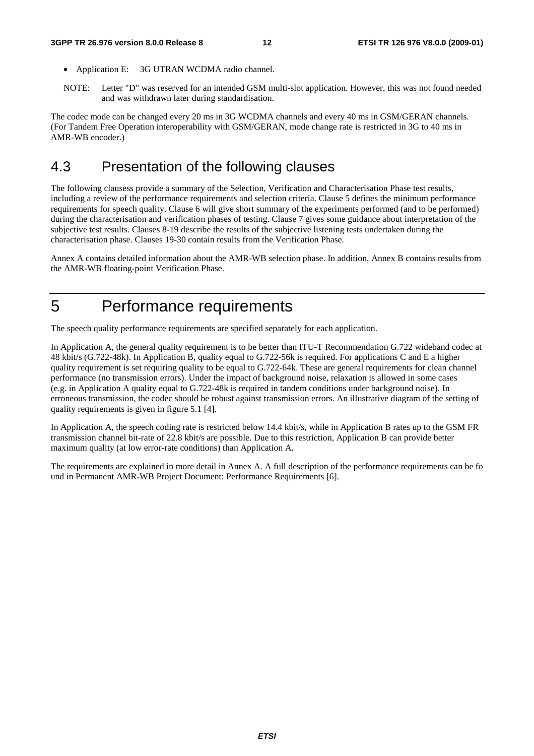- Application E: 3G UTRAN WCDMA radio channel.

NOTE: Letter "D" was reserved for an intended GSM multi-slot application. However, this was not found needed and was withdrawn later during standardisation.

The codec mode can be changed every 20 ms in 3G WCDMA channels and every 40 ms in GSM/GERAN channels. (For Tandem Free Operation interoperability with GSM/GERAN, mode change rate is restricted in 3G to 40 ms in AMR-WB encoder.)

## 4.3 Presentation of the following clauses

The following clausess provide a summary of the Selection, Verification and Characterisation Phase test results, including a review of the performance requirements and selection criteria. Clause 5 defines the minimum performance requirements for speech quality. Clause 6 will give short summary of the experiments performed (and to be performed) during the characterisation and verification phases of testing. Clause 7 gives some guidance about interpretation of the subjective test results. Clauses 8-19 describe the results of the subjective listening tests undertaken during the characterisation phase. Clauses 19-30 contain results from the Verification Phase.

Annex A contains detailed information about the AMR-WB selection phase. In addition, Annex B contains results from the AMR-WB floating-point Verification Phase.

# 5 Performance requirements

The speech quality performance requirements are specified separately for each application.

In Application A, the general quality requirement is to be better than ITU-T Recommendation G.722 wideband codec at 48 kbit/s (G.722-48k). In Application B, quality equal to G.722-56k is required. For applications C and E a higher quality requirement is set requiring quality to be equal to G.722-64k. These are general requirements for clean channel performance (no transmission errors). Under the impact of background noise, relaxation is allowed in some cases (e.g. in Application A quality equal to G.722-48k is required in tandem conditions under background noise). In erroneous transmission, the codec should be robust against transmission errors. An illustrative diagram of the setting of quality requirements is given in figure 5.1 [4].

In Application A, the speech coding rate is restricted below 14.4 kbit/s, while in Application B rates up to the GSM FR transmission channel bit-rate of 22.8 kbit/s are possible. Due to this restriction, Application B can provide better maximum quality (at low error-rate conditions) than Application A.

The requirements are explained in more detail in Annex A. A full description of the performance requirements can be fo und in Permanent AMR-WB Project Document: Performance Requirements [6].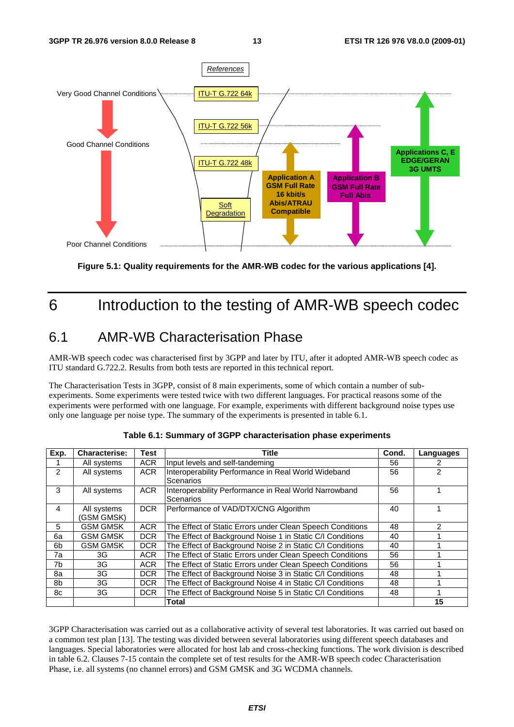Figure 5.1: Quality requirements for the AMR-WB codec for the various applications [4].

# 6 Introduction to the testing of AMR-WB speech codec

## 6.1 AMR-WB Characterisation Phase

AMR-WB speech codec was characterised first by 3GPP and later by ITU, after it adopted AMR-WB speech codec as ITU standard G.722.2. Results from both tests are reported in this technical report.

The Characterisation Tests in 3GPP, consist of 8 main experiments, some of which contain a number of sub-experiments. Some experiments were tested twice with two different languages. For practical reasons some of the experiments were performed with one language. For example, experiments with different background noise types use only one language per noise type. The summary of the experiments is presented in table 6.1.

**Table 6.1: Summary of 3GPP characterisation phase experiments**

| Exp. | Characterise: | Test | Title | Cond. | Languages |
|---|---|---|---|---|---|
| 1 | All systems | ACR | Input levels and self-tandeming | 56 | 2 |
| 2 | All systems | ACR | Interoperability Performance in Real World Wideband Scenarios | 56 | 2 |
| 3 | All systems | ACR | Interoperability Performance in Real World Narrowband Scenarios | 56 | 1 |
| 4 | All systems (GSM GMSK) | DCR | Performance of VAD/DTX/CNG Algorithm | 40 | 1 |
| 5 | GSM GMSK | ACR | The Effect of Static Errors under Clean Speech Conditions | 48 | 2 |
| 6a | GSM GMSK | DCR | The Effect of Background Noise 1 in Static C/I Conditions | 40 | 1 |
| 6b | GSM GMSK | DCR | The Effect of Background Noise 2 in Static C/I Conditions | 40 | 1 |
| 7a | 3G | ACR | The Effect of Static Errors under Clean Speech Conditions | 56 | 1 |
| 7b | 3G | ACR | The Effect of Static Errors under Clean Speech Conditions | 56 | 1 |
| 8a | 3G | DCR | The Effect of Background Noise 3 in Static C/I Conditions | 48 | 1 |
| 8b | 3G | DCR | The Effect of Background Noise 4 in Static C/I Conditions | 48 | 1 |
| 8c | 3G | DCR | The Effect of Background Noise 5 in Static C/I Conditions | 48 | 1 |
| | | | **Total** | | **15** |

3GPP Characterisation was carried out as a collaborative activity of several test laboratories. It was carried out based on a common test plan [13]. The testing was divided between several laboratories using different speech databases and languages. Special laboratories were allocated for host lab and cross-checking functions. The work division is described in table 6.2. Clauses 7-15 contain the complete set of test results for the AMR-WB speech codec Characterisation Phase, i.e. all systems (no channel errors) and GSM GMSK and 3G WCDMA channels.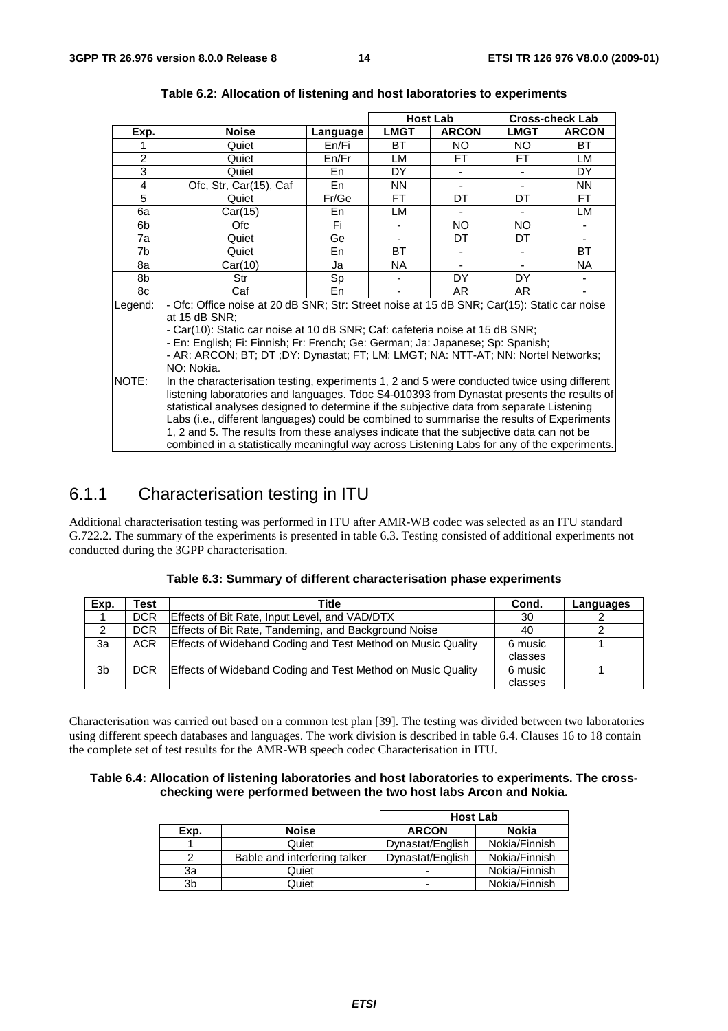**Table 6.2: Allocation of listening and host laboratories to experiments**

| | | | Host Lab | | Cross-check Lab | |
|---|---|---|---|---|---|---|
| **Exp.** | **Noise** | **Language** | **LMGT** | **ARCON** | **LMGT** | **ARCON** |
| 1 | Quiet | En/Fi | BT | NO | NO | BT |
| 2 | Quiet | En/Fr | LM | FT | FT | LM |
| 3 | Quiet | En | DY | - | - | DY |
| 4 | Ofc, Str, Car(15), Caf | En | NN | - | - | NN |
| 5 | Quiet | Fr/Ge | FT | DT | DT | FT |
| 6a | Car(15) | En | LM | - | - | LM |
| 6b | Ofc | Fi | - | NO | NO | - |
| 7a | Quiet | Ge | - | DT | DT | - |
| 7b | Quiet | En | BT | - | - | BT |
| 8a | Car(10) | Ja | NA | - | - | NA |
| 8b | Str | Sp | - | DY | DY | - |
| 8c | Caf | En | - | AR | AR | - |
| Legend: | - Ofc: Office noise at 20 dB SNR; Str: Street noise at 15 dB SNR; Car(15): Static car noise at 15 dB SNR;<br>- Car(10): Static car noise at 10 dB SNR; Caf: cafeteria noise at 15 dB SNR;<br>- En: English; Fi: Finnish; Fr: French; Ge: German; Ja: Japanese; Sp: Spanish;<br>- AR: ARCON; BT; DT ;DY: Dynastat; FT; LM: LMGT; NA: NTT-AT; NN: Nortel Networks; NO: Nokia. | | | | | |
| NOTE: | In the characterisation testing, experiments 1, 2 and 5 were conducted twice using different listening laboratories and languages. Tdoc S4-010393 from Dynastat presents the results of statistical analyses designed to determine if the subjective data from separate Listening Labs (i.e., different languages) could be combined to summarise the results of Experiments 1, 2 and 5. The results from these analyses indicate that the subjective data can not be combined in a statistically meaningful way across Listening Labs for any of the experiments. | | | | | |

### 6.1.1 Characterisation testing in ITU

Additional characterisation testing was performed in ITU after AMR-WB codec was selected as an ITU standard G.722.2. The summary of the experiments is presented in table 6.3. Testing consisted of additional experiments not conducted during the 3GPP characterisation.

**Table 6.3: Summary of different characterisation phase experiments**

| Exp. | Test | Title | Cond. | Languages |
|---|---|---|---|---|
| 1 | DCR | Effects of Bit Rate, Input Level, and VAD/DTX | 30 | 2 |
| 2 | DCR | Effects of Bit Rate, Tandeming, and Background Noise | 40 | 2 |
| 3a | ACR | Effects of Wideband Coding and Test Method on Music Quality | 6 music classes | 1 |
| 3b | DCR | Effects of Wideband Coding and Test Method on Music Quality | 6 music classes | 1 |

Characterisation was carried out based on a common test plan [39]. The testing was divided between two laboratories using different speech databases and languages. The work division is described in table 6.4. Clauses 16 to 18 contain the complete set of test results for the AMR-WB speech codec Characterisation in ITU.

**Table 6.4: Allocation of listening laboratories and host laboratories to experiments. The cross-checking were performed between the two host labs Arcon and Nokia.**

| | | Host Lab | |
|---|---|---|---|
| **Exp.** | **Noise** | **ARCON** | **Nokia** |
| 1 | Quiet | Dynastat/English | Nokia/Finnish |
| 2 | Bable and interfering talker | Dynastat/English | Nokia/Finnish |
| 3a | Quiet | - | Nokia/Finnish |
| 3b | Quiet | - | Nokia/Finnish |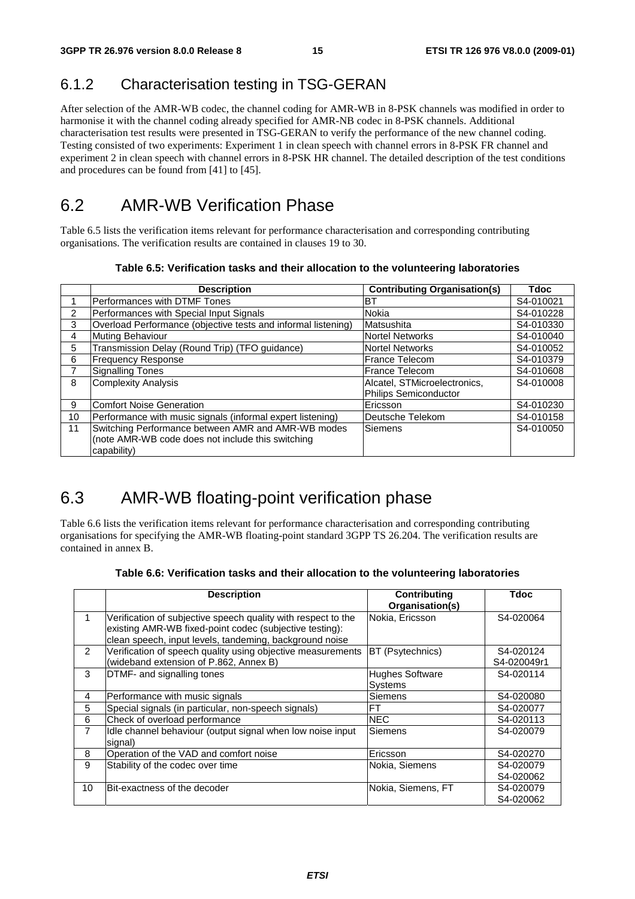### 6.1.2 Characterisation testing in TSG-GERAN

After selection of the AMR-WB codec, the channel coding for AMR-WB in 8-PSK channels was modified in order to harmonise it with the channel coding already specified for AMR-NB codec in 8-PSK channels. Additional characterisation test results were presented in TSG-GERAN to verify the performance of the new channel coding. Testing consisted of two experiments: Experiment 1 in clean speech with channel errors in 8-PSK FR channel and experiment 2 in clean speech with channel errors in 8-PSK HR channel. The detailed description of the test conditions and procedures can be found from [41] to [45].

## 6.2 AMR-WB Verification Phase

Table 6.5 lists the verification items relevant for performance characterisation and corresponding contributing organisations. The verification results are contained in clauses 19 to 30.

**Table 6.5: Verification tasks and their allocation to the volunteering laboratories**

| | Description | Contributing Organisation(s) | Tdoc |
|---|---|---|---|
| 1 | Performances with DTMF Tones | BT | S4-010021 |
| 2 | Performances with Special Input Signals | Nokia | S4-010228 |
| 3 | Overload Performance (objective tests and informal listening) | Matsushita | S4-010330 |
| 4 | Muting Behaviour | Nortel Networks | S4-010040 |
| 5 | Transmission Delay (Round Trip) (TFO guidance) | Nortel Networks | S4-010052 |
| 6 | Frequency Response | France Telecom | S4-010379 |
| 7 | Signalling Tones | France Telecom | S4-010608 |
| 8 | Complexity Analysis | Alcatel, STMicroelectronics, Philips Semiconductor | S4-010008 |
| 9 | Comfort Noise Generation | Ericsson | S4-010230 |
| 10 | Performance with music signals (informal expert listening) | Deutsche Telekom | S4-010158 |
| 11 | Switching Performance between AMR and AMR-WB modes (note AMR-WB code does not include this switching capability) | Siemens | S4-010050 |

## 6.3 AMR-WB floating-point verification phase

Table 6.6 lists the verification items relevant for performance characterisation and corresponding contributing organisations for specifying the AMR-WB floating-point standard 3GPP TS 26.204. The verification results are contained in annex B.

**Table 6.6: Verification tasks and their allocation to the volunteering laboratories**

| | Description | Contributing Organisation(s) | Tdoc |
|---|---|---|---|
| 1 | Verification of subjective speech quality with respect to the existing AMR-WB fixed-point codec (subjective testing): clean speech, input levels, tandeming, background noise | Nokia, Ericsson | S4-020064 |
| 2 | Verification of speech quality using objective measurements (wideband extension of P.862, Annex B) | BT (Psytechnics) | S4-020124<br>S4-020049r1 |
| 3 | DTMF- and signalling tones | Hughes Software Systems | S4-020114 |
| 4 | Performance with music signals | Siemens | S4-020080 |
| 5 | Special signals (in particular, non-speech signals) | FT | S4-020077 |
| 6 | Check of overload performance | NEC | S4-020113 |
| 7 | Idle channel behaviour (output signal when low noise input signal) | Siemens | S4-020079 |
| 8 | Operation of the VAD and comfort noise | Ericsson | S4-020270 |
| 9 | Stability of the codec over time | Nokia, Siemens | S4-020079<br>S4-020062 |
| 10 | Bit-exactness of the decoder | Nokia, Siemens, FT | S4-020079<br>S4-020062 |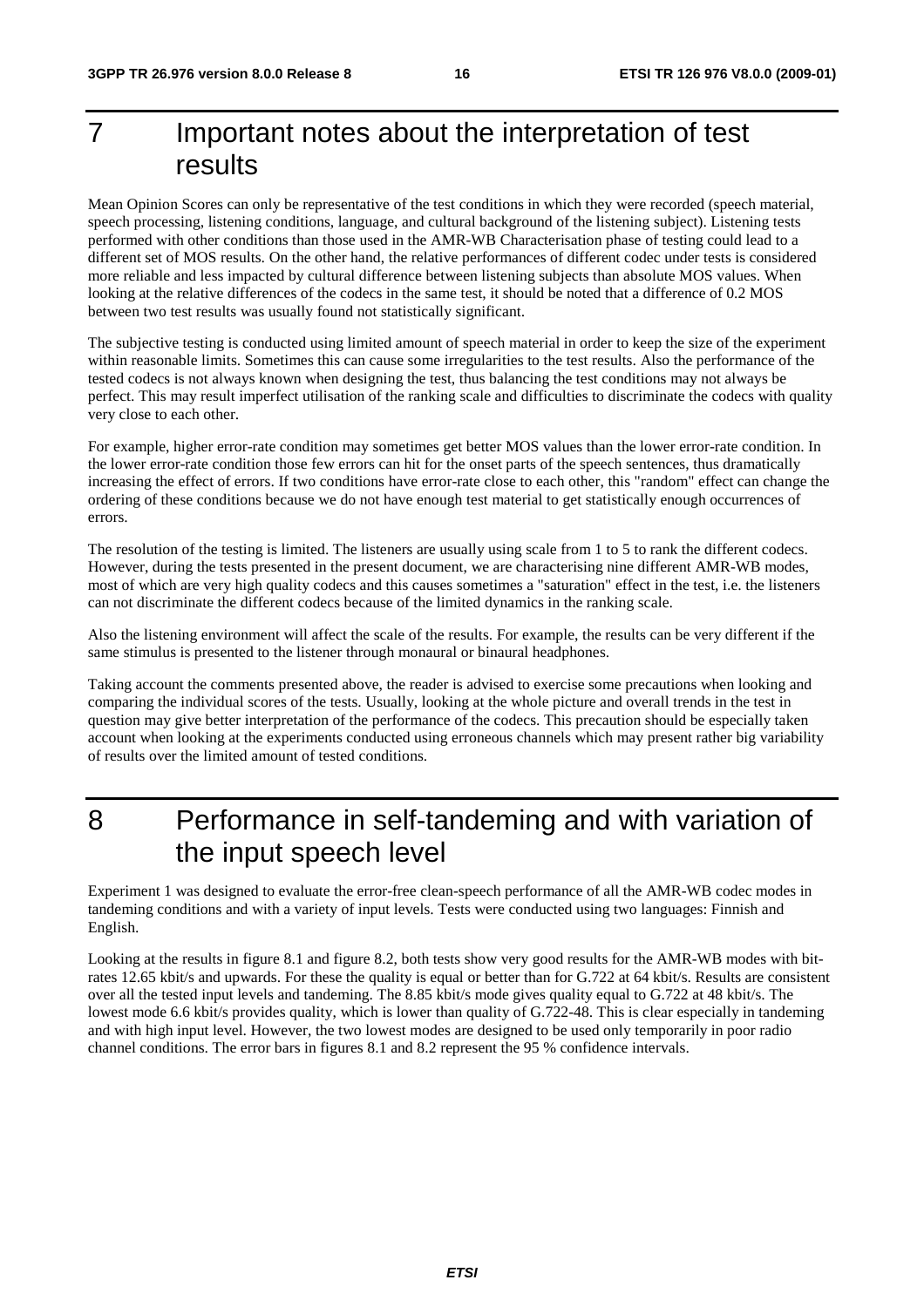# 7 Important notes about the interpretation of test results

Mean Opinion Scores can only be representative of the test conditions in which they were recorded (speech material, speech processing, listening conditions, language, and cultural background of the listening subject). Listening tests performed with other conditions than those used in the AMR-WB Characterisation phase of testing could lead to a different set of MOS results. On the other hand, the relative performances of different codec under tests is considered more reliable and less impacted by cultural difference between listening subjects than absolute MOS values. When looking at the relative differences of the codecs in the same test, it should be noted that a difference of 0.2 MOS between two test results was usually found not statistically significant.

The subjective testing is conducted using limited amount of speech material in order to keep the size of the experiment within reasonable limits. Sometimes this can cause some irregularities to the test results. Also the performance of the tested codecs is not always known when designing the test, thus balancing the test conditions may not always be perfect. This may result imperfect utilisation of the ranking scale and difficulties to discriminate the codecs with quality very close to each other.

For example, higher error-rate condition may sometimes get better MOS values than the lower error-rate condition. In the lower error-rate condition those few errors can hit for the onset parts of the speech sentences, thus dramatically increasing the effect of errors. If two conditions have error-rate close to each other, this "random" effect can change the ordering of these conditions because we do not have enough test material to get statistically enough occurrences of errors.

The resolution of the testing is limited. The listeners are usually using scale from 1 to 5 to rank the different codecs. However, during the tests presented in the present document, we are characterising nine different AMR-WB modes, most of which are very high quality codecs and this causes sometimes a "saturation" effect in the test, i.e. the listeners can not discriminate the different codecs because of the limited dynamics in the ranking scale.

Also the listening environment will affect the scale of the results. For example, the results can be very different if the same stimulus is presented to the listener through monaural or binaural headphones.

Taking account the comments presented above, the reader is advised to exercise some precautions when looking and comparing the individual scores of the tests. Usually, looking at the whole picture and overall trends in the test in question may give better interpretation of the performance of the codecs. This precaution should be especially taken account when looking at the experiments conducted using erroneous channels which may present rather big variability of results over the limited amount of tested conditions.

# 8 Performance in self-tandeming and with variation of the input speech level

Experiment 1 was designed to evaluate the error-free clean-speech performance of all the AMR-WB codec modes in tandeming conditions and with a variety of input levels. Tests were conducted using two languages: Finnish and English.

Looking at the results in figure 8.1 and figure 8.2, both tests show very good results for the AMR-WB modes with bit-rates 12.65 kbit/s and upwards. For these the quality is equal or better than for G.722 at 64 kbit/s. Results are consistent over all the tested input levels and tandeming. The 8.85 kbit/s mode gives quality equal to G.722 at 48 kbit/s. The lowest mode 6.6 kbit/s provides quality, which is lower than quality of G.722-48. This is clear especially in tandeming and with high input level. However, the two lowest modes are designed to be used only temporarily in poor radio channel conditions. The error bars in figures 8.1 and 8.2 represent the 95 % confidence intervals.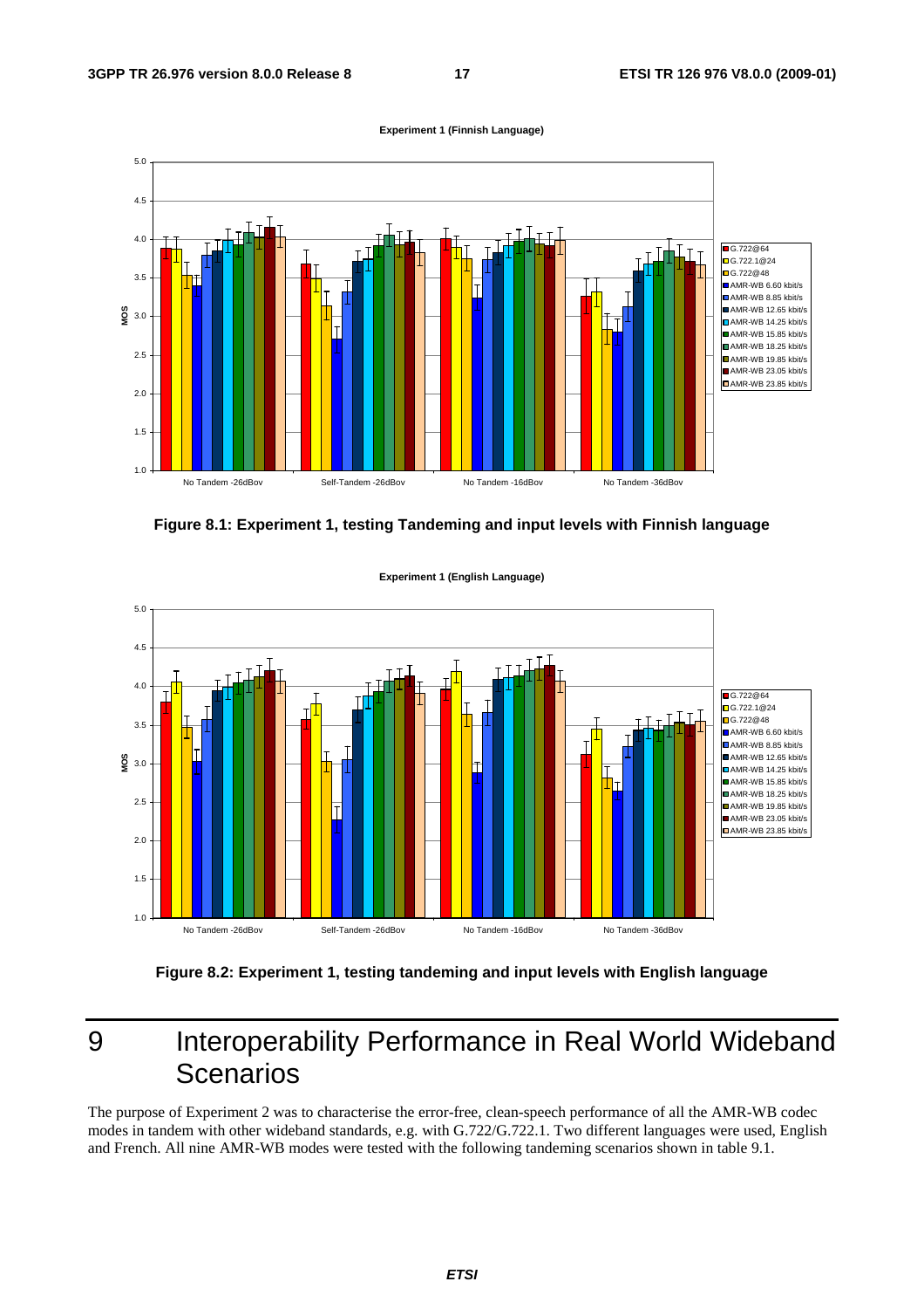Figure 8.1: Experiment 1, testing Tandeming and input levels with Finnish language

Figure 8.2: Experiment 1, testing tandeming and input levels with English language

# 9 Interoperability Performance in Real World Wideband Scenarios

The purpose of Experiment 2 was to characterise the error-free, clean-speech performance of all the AMR-WB codec modes in tandem with other wideband standards, e.g. with G.722/G.722.1. Two different languages were used, English and French. All nine AMR-WB modes were tested with the following tandeming scenarios shown in table 9.1.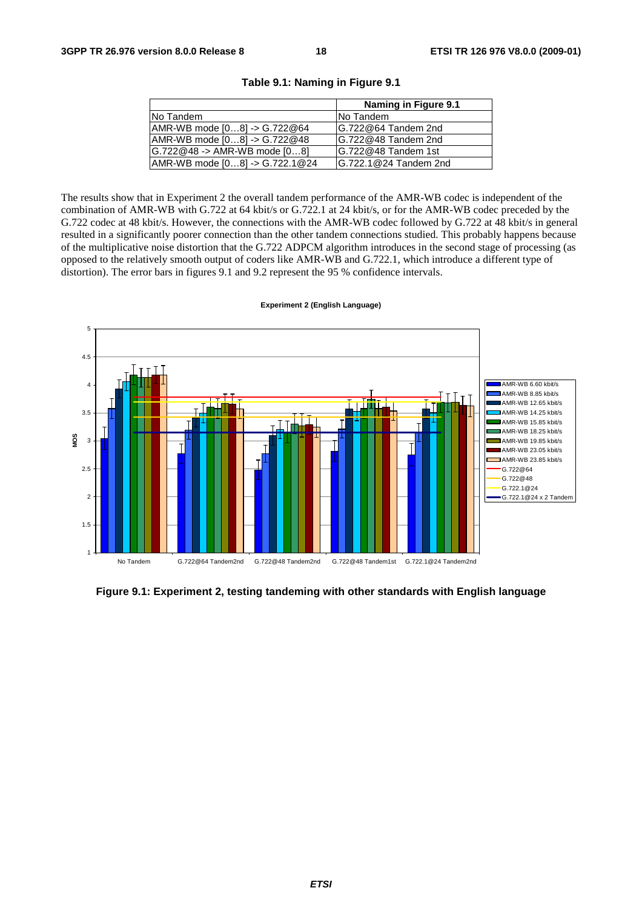**Table 9.1: Naming in Figure 9.1**

| | Naming in Figure 9.1 |
|---|---|
| No Tandem | No Tandem |
| AMR-WB mode [0…8] -> G.722@64 | G.722@64 Tandem 2nd |
| AMR-WB mode [0…8] -> G.722@48 | G.722@48 Tandem 2nd |
| G.722@48 -> AMR-WB mode [0…8] | G.722@48 Tandem 1st |
| AMR-WB mode [0…8] -> G.722.1@24 | G.722.1@24 Tandem 2nd |

The results show that in Experiment 2 the overall tandem performance of the AMR-WB codec is independent of the combination of AMR-WB with G.722 at 64 kbit/s or G.722.1 at 24 kbit/s, or for the AMR-WB codec preceded by the G.722 codec at 48 kbit/s. However, the connections with the AMR-WB codec followed by G.722 at 48 kbit/s in general resulted in a significantly poorer connection than the other tandem connections studied. This probably happens because of the multiplicative noise distortion that the G.722 ADPCM algorithm introduces in the second stage of processing (as opposed to the relatively smooth output of coders like AMR-WB and G.722.1, which introduce a different type of distortion). The error bars in figures 9.1 and 9.2 represent the 95 % confidence intervals.

**Figure 9.1: Experiment 2, testing tandeming with other standards with English language**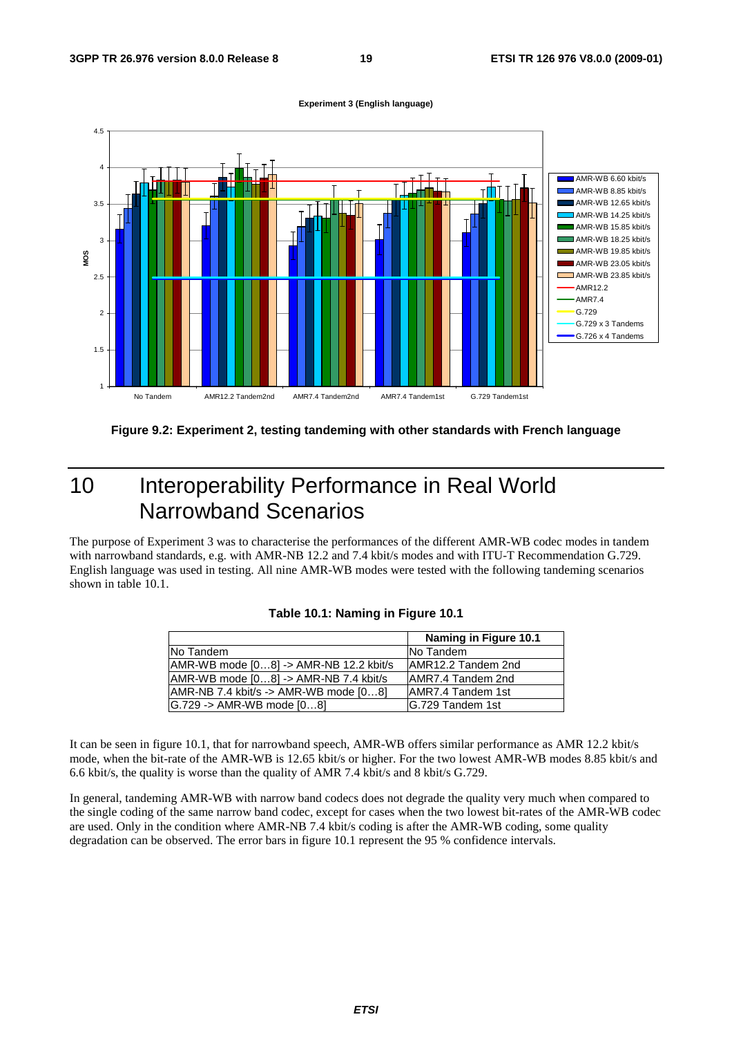**Experiment 3 (English language)**

**Figure 9.2: Experiment 2, testing tandeming with other standards with French language**

# 10 Interoperability Performance in Real World Narrowband Scenarios

The purpose of Experiment 3 was to characterise the performances of the different AMR-WB codec modes in tandem with narrowband standards, e.g. with AMR-NB 12.2 and 7.4 kbit/s modes and with ITU-T Recommendation G.729. English language was used in testing. All nine AMR-WB modes were tested with the following tandeming scenarios shown in table 10.1.

**Table 10.1: Naming in Figure 10.1**

| | Naming in Figure 10.1 |
|---|---|
| No Tandem | No Tandem |
| AMR-WB mode [0…8] -> AMR-NB 12.2 kbit/s | AMR12.2 Tandem 2nd |
| AMR-WB mode [0…8] -> AMR-NB 7.4 kbit/s | AMR7.4 Tandem 2nd |
| AMR-NB 7.4 kbit/s -> AMR-WB mode [0…8] | AMR7.4 Tandem 1st |
| G.729 -> AMR-WB mode [0…8] | G.729 Tandem 1st |

It can be seen in figure 10.1, that for narrowband speech, AMR-WB offers similar performance as AMR 12.2 kbit/s mode, when the bit-rate of the AMR-WB is 12.65 kbit/s or higher. For the two lowest AMR-WB modes 8.85 kbit/s and 6.6 kbit/s, the quality is worse than the quality of AMR 7.4 kbit/s and 8 kbit/s G.729.

In general, tandeming AMR-WB with narrow band codecs does not degrade the quality very much when compared to the single coding of the same narrow band codec, except for cases when the two lowest bit-rates of the AMR-WB codec are used. Only in the condition where AMR-NB 7.4 kbit/s coding is after the AMR-WB coding, some quality degradation can be observed. The error bars in figure 10.1 represent the 95 % confidence intervals.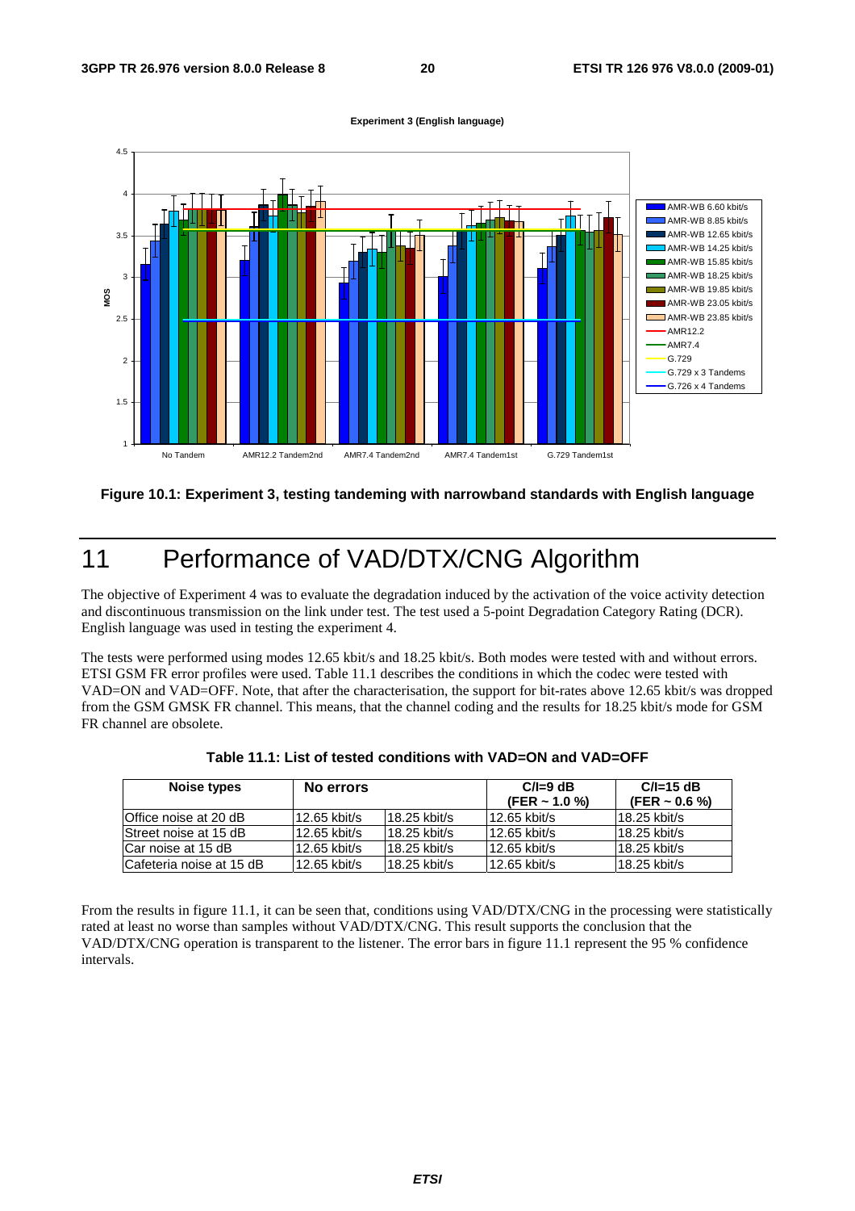Figure 10.1: Experiment 3, testing tandeming with narrowband standards with English language

# 11 Performance of VAD/DTX/CNG Algorithm

The objective of Experiment 4 was to evaluate the degradation induced by the activation of the voice activity detection and discontinuous transmission on the link under test. The test used a 5-point Degradation Category Rating (DCR). English language was used in testing the experiment 4.

The tests were performed using modes 12.65 kbit/s and 18.25 kbit/s. Both modes were tested with and without errors. ETSI GSM FR error profiles were used. Table 11.1 describes the conditions in which the codec were tested with VAD=ON and VAD=OFF. Note, that after the characterisation, the support for bit-rates above 12.65 kbit/s was dropped from the GSM GMSK FR channel. This means, that the channel coding and the results for 18.25 kbit/s mode for GSM FR channel are obsolete.

**Table 11.1: List of tested conditions with VAD=ON and VAD=OFF**

| Noise types | No errors | | C/I=9 dB (FER ~ 1.0 %) | C/I=15 dB (FER ~ 0.6 %) |
|---|---|---|---|---|
| Office noise at 20 dB | 12.65 kbit/s | 18.25 kbit/s | 12.65 kbit/s | 18.25 kbit/s |
| Street noise at 15 dB | 12.65 kbit/s | 18.25 kbit/s | 12.65 kbit/s | 18.25 kbit/s |
| Car noise at 15 dB | 12.65 kbit/s | 18.25 kbit/s | 12.65 kbit/s | 18.25 kbit/s |
| Cafeteria noise at 15 dB | 12.65 kbit/s | 18.25 kbit/s | 12.65 kbit/s | 18.25 kbit/s |

From the results in figure 11.1, it can be seen that, conditions using VAD/DTX/CNG in the processing were statistically rated at least no worse than samples without VAD/DTX/CNG. This result supports the conclusion that the VAD/DTX/CNG operation is transparent to the listener. The error bars in figure 11.1 represent the 95 % confidence intervals.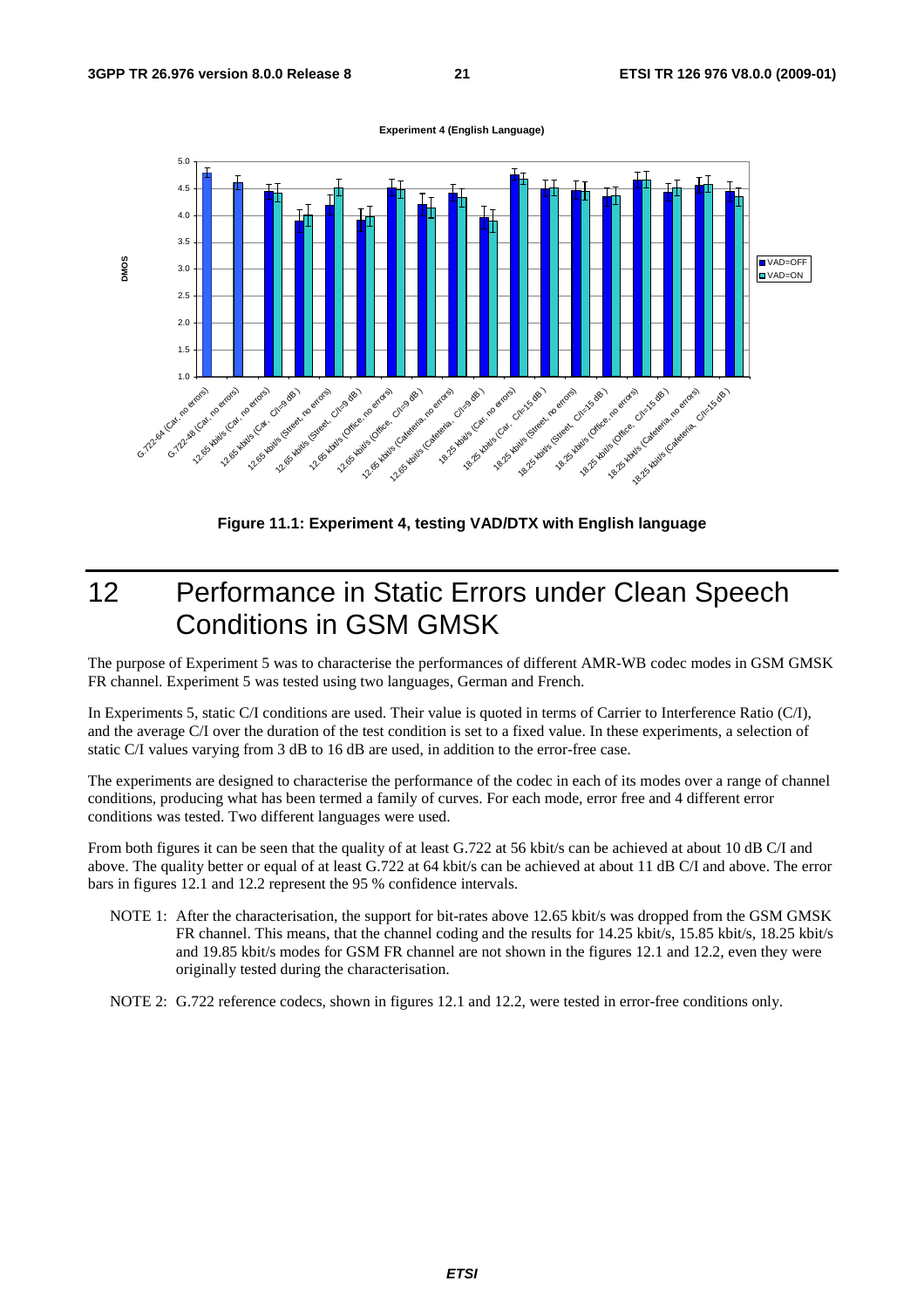Figure 11.1: Experiment 4, testing VAD/DTX with English language

# 12 Performance in Static Errors under Clean Speech Conditions in GSM GMSK

The purpose of Experiment 5 was to characterise the performances of different AMR-WB codec modes in GSM GMSK FR channel. Experiment 5 was tested using two languages, German and French.

In Experiments 5, static C/I conditions are used. Their value is quoted in terms of Carrier to Interference Ratio (C/I), and the average C/I over the duration of the test condition is set to a fixed value. In these experiments, a selection of static C/I values varying from 3 dB to 16 dB are used, in addition to the error-free case.

The experiments are designed to characterise the performance of the codec in each of its modes over a range of channel conditions, producing what has been termed a family of curves. For each mode, error free and 4 different error conditions was tested. Two different languages were used.

From both figures it can be seen that the quality of at least G.722 at 56 kbit/s can be achieved at about 10 dB C/I and above. The quality better or equal of at least G.722 at 64 kbit/s can be achieved at about 11 dB C/I and above. The error bars in figures 12.1 and 12.2 represent the 95 % confidence intervals.

NOTE 1: After the characterisation, the support for bit-rates above 12.65 kbit/s was dropped from the GSM GMSK FR channel. This means, that the channel coding and the results for 14.25 kbit/s, 15.85 kbit/s, 18.25 kbit/s and 19.85 kbit/s modes for GSM FR channel are not shown in the figures 12.1 and 12.2, even they were originally tested during the characterisation.

NOTE 2: G.722 reference codecs, shown in figures 12.1 and 12.2, were tested in error-free conditions only.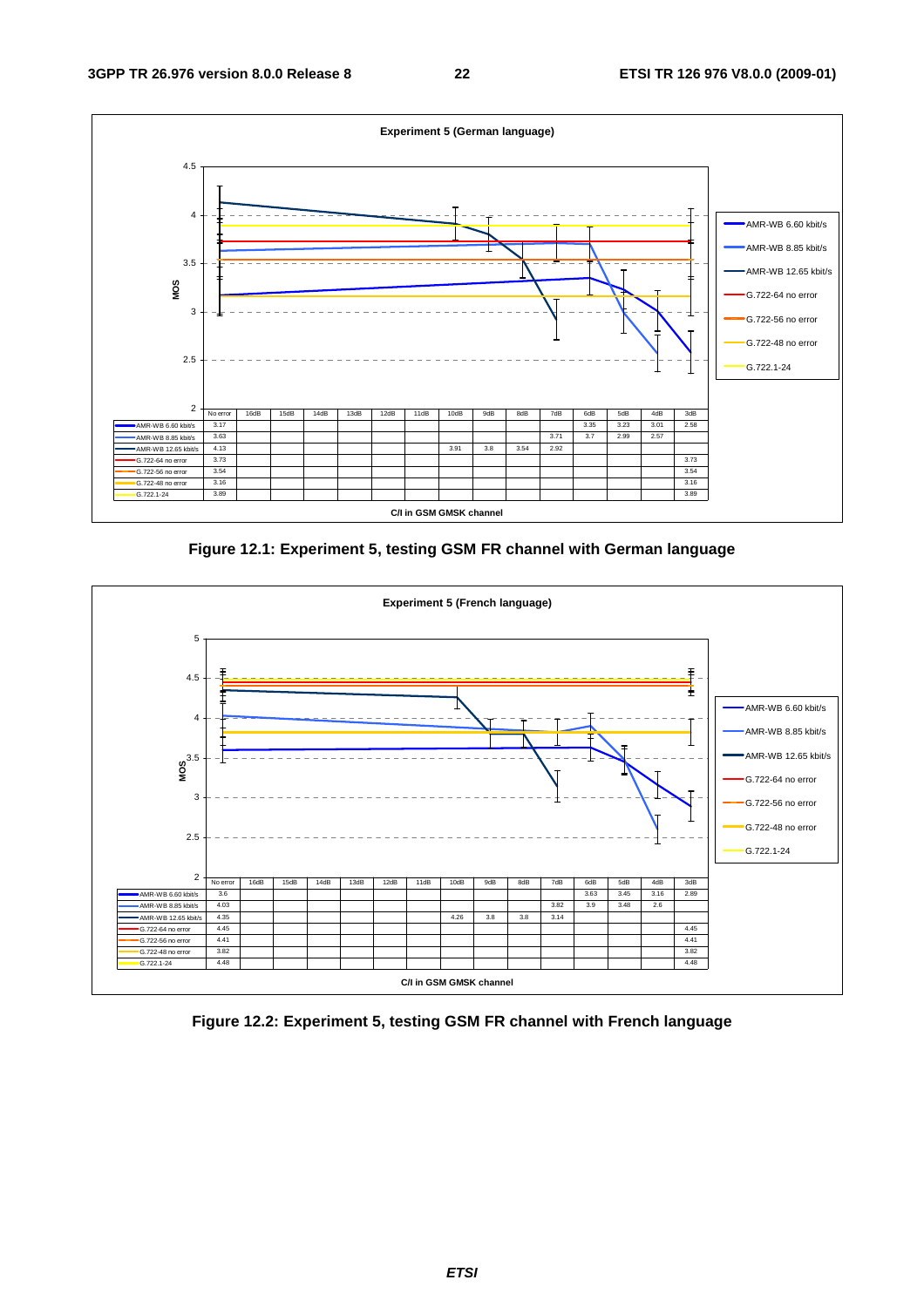**Experiment 5 (German language)**

| | No error | 16dB | 15dB | 14dB | 13dB | 12dB | 11dB | 10dB | 9dB | 8dB | 7dB | 6dB | 5dB | 4dB | 3dB |
|---|---|---|---|---|---|---|---|---|---|---|---|---|---|---|---|
| AMR-WB 6.60 kbit/s | 3.17 | | | | | | | | | | | 3.35 | 3.23 | 3.01 | 2.58 |
| AMR-WB 8.85 kbit/s | 3.63 | | | | | | | | | | 3.71 | 3.7 | 2.99 | 2.57 | |
| AMR-WB 12.65 kbit/s | 4.13 | | | | | | | 3.91 | 3.8 | 3.54 | 2.92 | | | | |
| G.722-64 no error | 3.73 | | | | | | | | | | | | | | 3.73 |
| G.722-56 no error | 3.54 | | | | | | | | | | | | | | 3.54 |
| G.722-48 no error | 3.16 | | | | | | | | | | | | | | 3.16 |
| G.722.1-24 | 3.89 | | | | | | | | | | | | | | 3.89 |

MOS vs. C/I in GSM GMSK channel

**Figure 12.1: Experiment 5, testing GSM FR channel with German language**

**Experiment 5 (French language)**

| | No error | 16dB | 15dB | 14dB | 13dB | 12dB | 11dB | 10dB | 9dB | 8dB | 7dB | 6dB | 5dB | 4dB | 3dB |
|---|---|---|---|---|---|---|---|---|---|---|---|---|---|---|---|
| AMR-WB 6.60 kbit/s | 3.6 | | | | | | | | | | | 3.63 | 3.45 | 3.16 | 2.89 |
| AMR-WB 8.85 kbit/s | 4.03 | | | | | | | | | | 3.82 | 3.9 | 3.48 | 2.6 | |
| AMR-WB 12.65 kbit/s | 4.35 | | | | | | | 4.26 | 3.8 | 3.8 | 3.14 | | | | |
| G.722-64 no error | 4.45 | | | | | | | | | | | | | | 4.45 |
| G.722-56 no error | 4.41 | | | | | | | | | | | | | | 4.41 |
| G.722-48 no error | 3.82 | | | | | | | | | | | | | | 3.82 |
| G.722.1-24 | 4.48 | | | | | | | | | | | | | | 4.48 |

MOS vs. C/I in GSM GMSK channel

**Figure 12.2: Experiment 5, testing GSM FR channel with French language**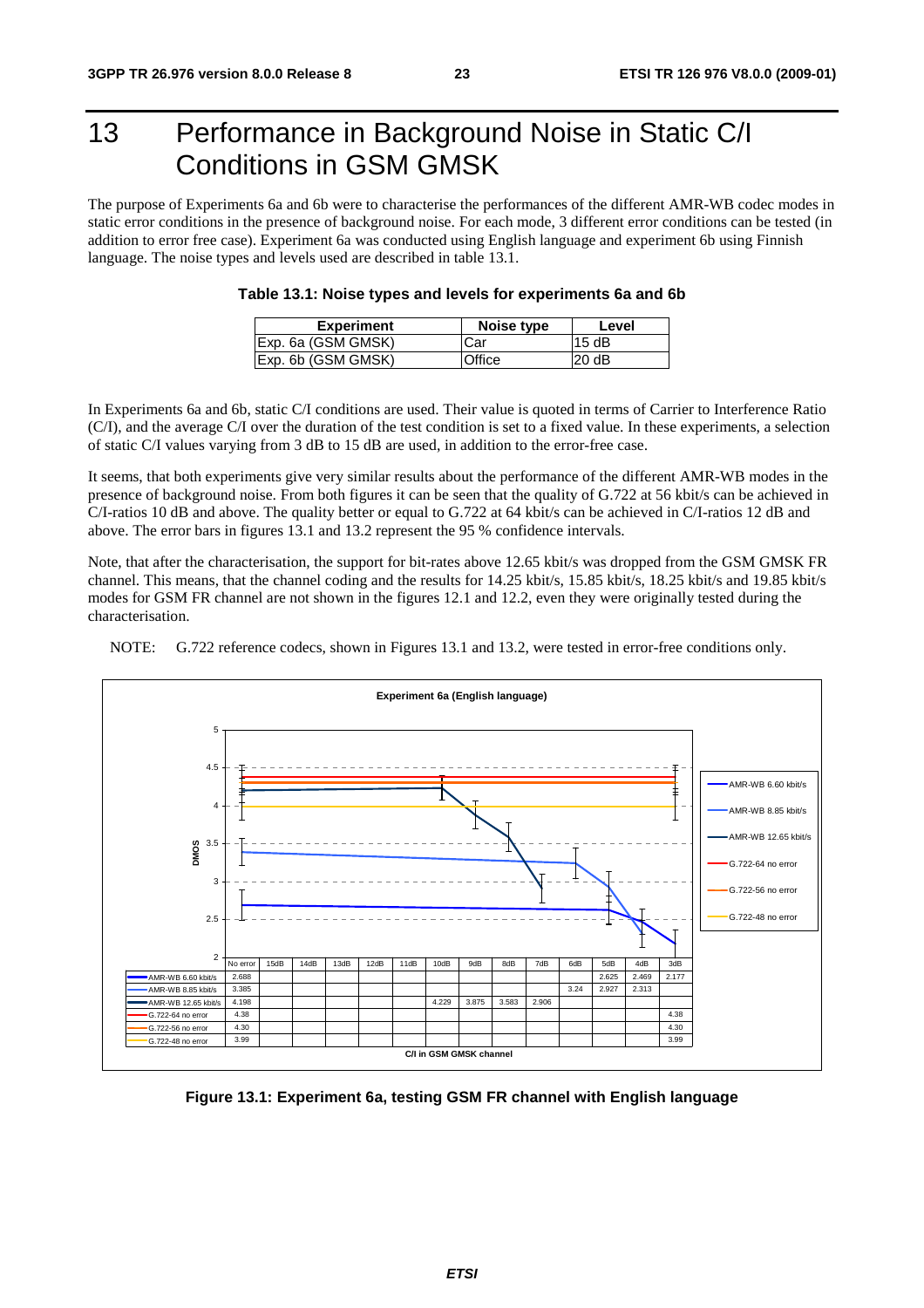# 13 Performance in Background Noise in Static C/I Conditions in GSM GMSK

The purpose of Experiments 6a and 6b were to characterise the performances of the different AMR-WB codec modes in static error conditions in the presence of background noise. For each mode, 3 different error conditions can be tested (in addition to error free case). Experiment 6a was conducted using English language and experiment 6b using Finnish language. The noise types and levels used are described in table 13.1.

**Table 13.1: Noise types and levels for experiments 6a and 6b**

| Experiment | Noise type | Level |
|---|---|---|
| Exp. 6a (GSM GMSK) | Car | 15 dB |
| Exp. 6b (GSM GMSK) | Office | 20 dB |

In Experiments 6a and 6b, static C/I conditions are used. Their value is quoted in terms of Carrier to Interference Ratio (C/I), and the average C/I over the duration of the test condition is set to a fixed value. In these experiments, a selection of static C/I values varying from 3 dB to 15 dB are used, in addition to the error-free case.

It seems, that both experiments give very similar results about the performance of the different AMR-WB modes in the presence of background noise. From both figures it can be seen that the quality of G.722 at 56 kbit/s can be achieved in C/I-ratios 10 dB and above. The quality better or equal to G.722 at 64 kbit/s can be achieved in C/I-ratios 12 dB and above. The error bars in figures 13.1 and 13.2 represent the 95 % confidence intervals.

Note, that after the characterisation, the support for bit-rates above 12.65 kbit/s was dropped from the GSM GMSK FR channel. This means, that the channel coding and the results for 14.25 kbit/s, 15.85 kbit/s, 18.25 kbit/s and 19.85 kbit/s modes for GSM FR channel are not shown in the figures 12.1 and 12.2, even they were originally tested during the characterisation.

NOTE: G.722 reference codecs, shown in Figures 13.1 and 13.2, were tested in error-free conditions only.

**Experiment 6a (English language)**

| C/I in GSM GMSK channel | No error | 15dB | 14dB | 13dB | 12dB | 11dB | 10dB | 9dB | 8dB | 7dB | 6dB | 5dB | 4dB | 3dB |
|---|---|---|---|---|---|---|---|---|---|---|---|---|---|---|
| AMR-WB 6.60 kbit/s | 2.688 | | | | | | | | | | | 2.625 | 2.469 | 2.177 |
| AMR-WB 8.85 kbit/s | 3.385 | | | | | | | | | | 3.24 | 2.927 | 2.313 | |
| AMR-WB 12.65 kbit/s | 4.198 | | | | | | 4.229 | 3.875 | 3.583 | 2.906 | | | | |
| G.722-64 no error | 4.38 | | | | | | | | | | | | | 4.38 |
| G.722-56 no error | 4.30 | | | | | | | | | | | | | 4.30 |
| G.722-48 no error | 3.99 | | | | | | | | | | | | | 3.99 |

**Figure 13.1: Experiment 6a, testing GSM FR channel with English language**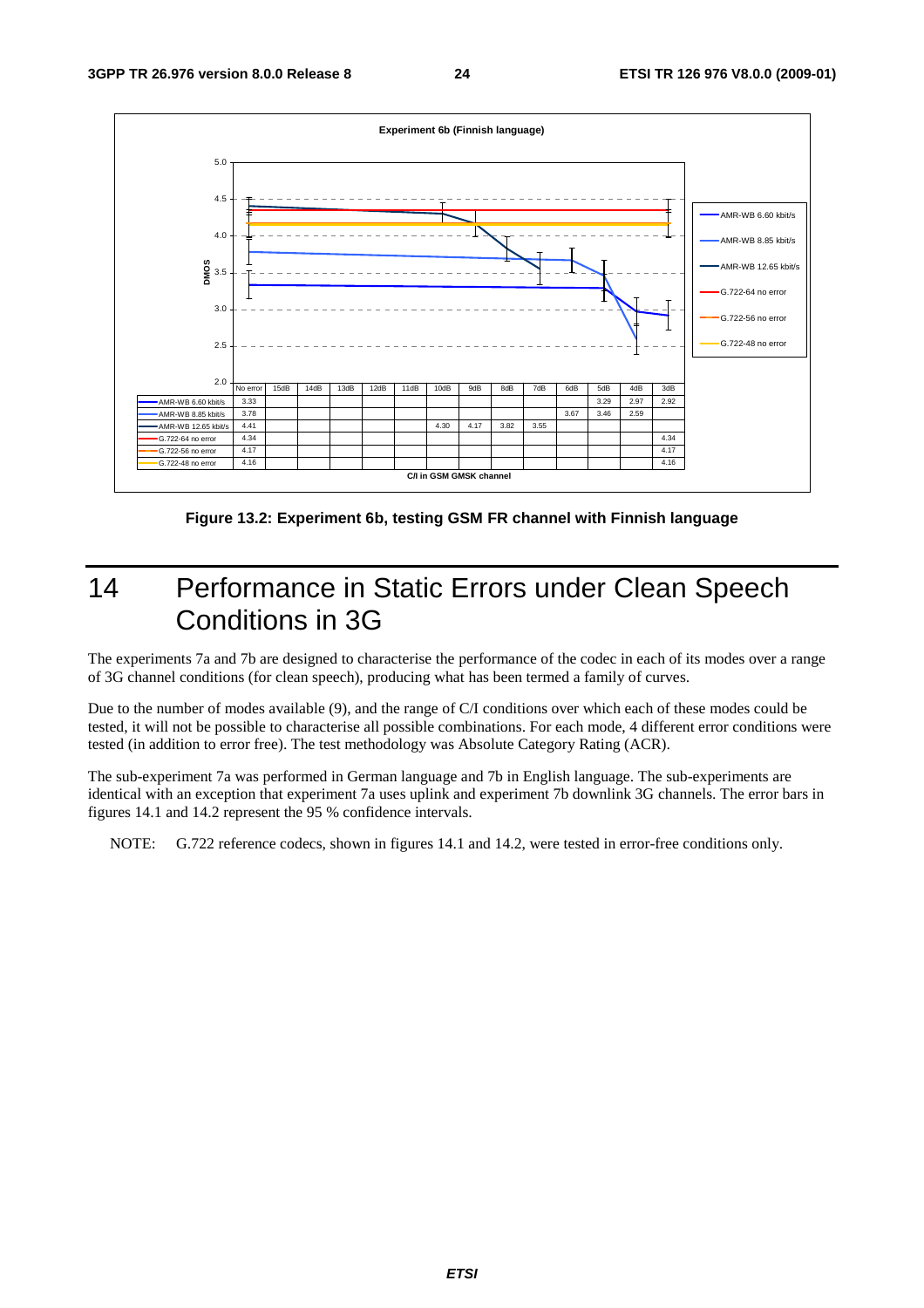**Experiment 6b (Finnish language)**

| | No error | 15dB | 14dB | 13dB | 12dB | 11dB | 10dB | 9dB | 8dB | 7dB | 6dB | 5dB | 4dB | 3dB |
|---|---|---|---|---|---|---|---|---|---|---|---|---|---|---|
| AMR-WB 6.60 kbit/s | 3.33 | | | | | | | | | | | 3.29 | 2.97 | 2.92 |
| AMR-WB 8.85 kbit/s | 3.78 | | | | | | | | | | 3.67 | 3.46 | 2.59 | |
| AMR-WB 12.65 kbit/s | 4.41 | | | | | | 4.30 | 4.17 | 3.82 | 3.55 | | | | |
| G.722-64 no error | 4.34 | | | | | | | | | | | | | 4.34 |
| G.722-56 no error | 4.17 | | | | | | | | | | | | | 4.17 |
| G.722-48 no error | 4.16 | | | | | | | | | | | | | 4.16 |

C/I in GSM GMSK channel (y-axis: DMOS)

**Figure 13.2: Experiment 6b, testing GSM FR channel with Finnish language**

# 14 Performance in Static Errors under Clean Speech Conditions in 3G

The experiments 7a and 7b are designed to characterise the performance of the codec in each of its modes over a range of 3G channel conditions (for clean speech), producing what has been termed a family of curves.

Due to the number of modes available (9), and the range of C/I conditions over which each of these modes could be tested, it will not be possible to characterise all possible combinations. For each mode, 4 different error conditions were tested (in addition to error free). The test methodology was Absolute Category Rating (ACR).

The sub-experiment 7a was performed in German language and 7b in English language. The sub-experiments are identical with an exception that experiment 7a uses uplink and experiment 7b downlink 3G channels. The error bars in figures 14.1 and 14.2 represent the 95 % confidence intervals.

NOTE: G.722 reference codecs, shown in figures 14.1 and 14.2, were tested in error-free conditions only.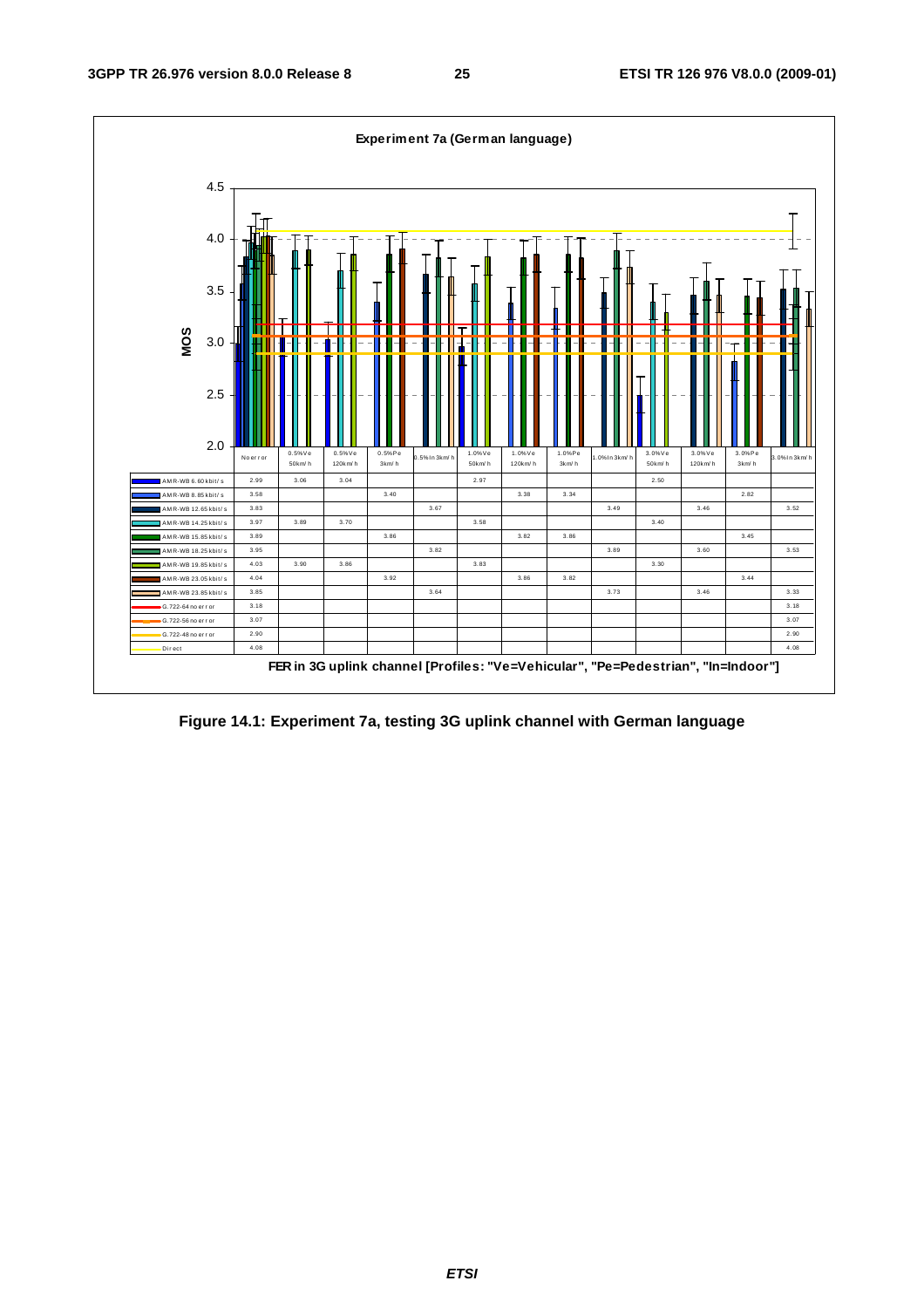**Experiment 7a (German language)**

| | No error | 0.5%Ve 50km/h | 0.5%Ve 120km/h | 0.5%Pe 3km/h | 0.5%In 3km/h | 1.0%Ve 50km/h | 1.0%Ve 120km/h | 1.0%Pe 3km/h | 1.0%In 3km/h | 3.0%Ve 50km/h | 3.0%Ve 120km/h | 3.0%Pe 3km/h | 3.0%In 3km/h |
|---|---|---|---|---|---|---|---|---|---|---|---|---|---|
| AMR-WB 6.60 kbit/s | 2.99 | 3.06 | 3.04 | | | 2.97 | | | | 2.50 | | | |
| AMR-WB 8.85 kbit/s | 3.58 | | | 3.40 | | | 3.38 | 3.34 | | | | 2.82 | |
| AMR-WB 12.65 kbit/s | 3.83 | | | | 3.67 | | | | 3.49 | | 3.46 | | 3.52 |
| AMR-WB 14.25 kbit/s | 3.97 | 3.89 | 3.70 | | | 3.58 | | | | 3.40 | | | |
| AMR-WB 15.85 kbit/s | 3.89 | | | 3.86 | | | 3.82 | 3.86 | | | | 3.45 | |
| AMR-WB 18.25 kbit/s | 3.95 | | | | 3.82 | | | | 3.89 | | 3.60 | | 3.53 |
| AMR-WB 19.85 kbit/s | 4.03 | 3.90 | 3.86 | | | 3.83 | | | | 3.30 | | | |
| AMR-WB 23.05 kbit/s | 4.04 | | | 3.92 | | | 3.86 | 3.82 | | | | 3.44 | |
| AMR-WB 23.85 kbit/s | 3.85 | | | | 3.64 | | | | 3.73 | | 3.46 | | 3.33 |
| G.722-64 no error | 3.18 | | | | | | | | | | | | 3.18 |
| G.722-56 no error | 3.07 | | | | | | | | | | | | 3.07 |
| G.722-48 no error | 2.90 | | | | | | | | | | | | 2.90 |
| Direct | 4.08 | | | | | | | | | | | | 4.08 |

**FER in 3G uplink channel [Profiles: "Ve=Vehicular", "Pe=Pedestrian", "In=Indoor"]**

**Figure 14.1: Experiment 7a, testing 3G uplink channel with German language**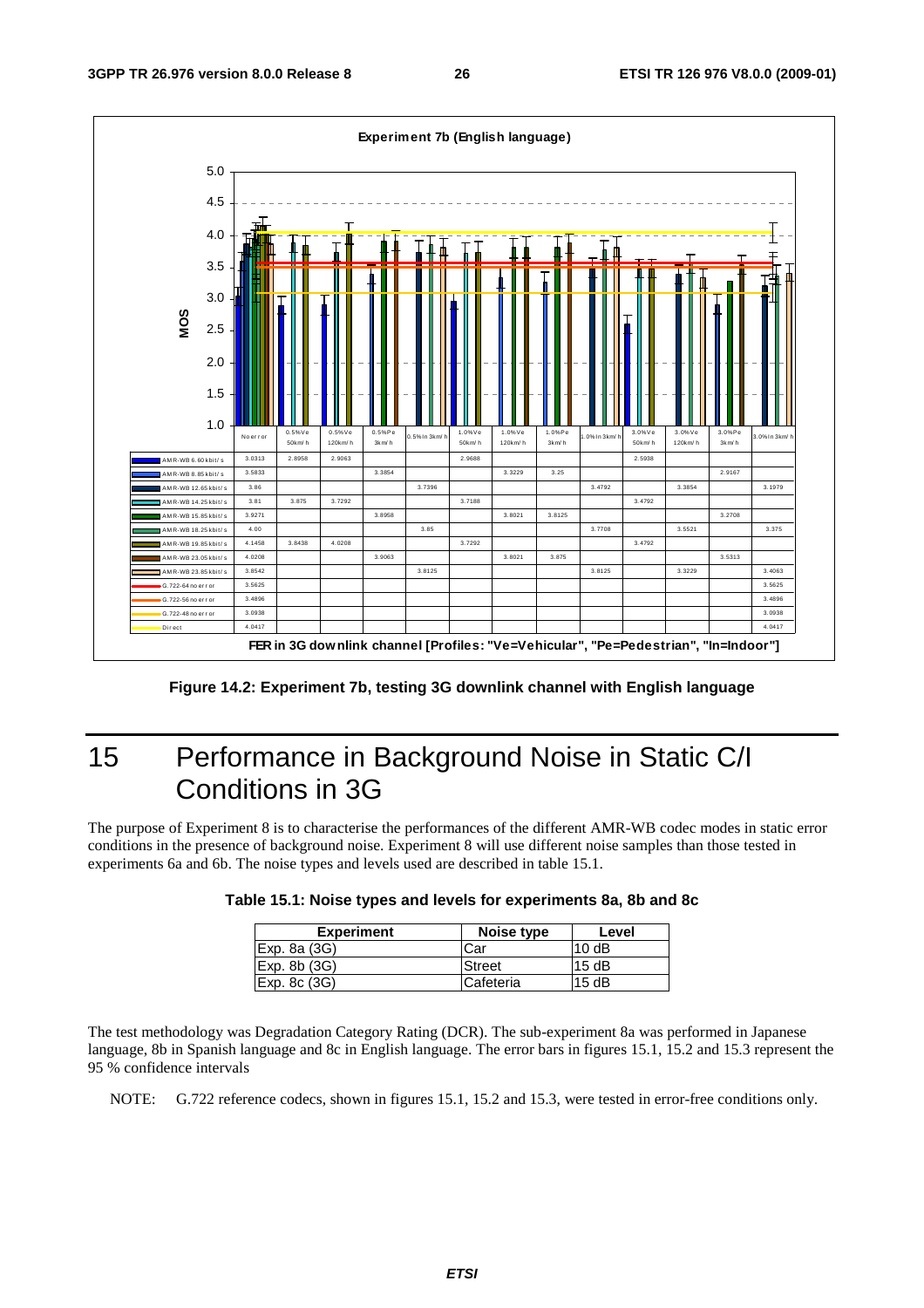**Experiment 7b (English language)**

| | No error | 0.5%Ve 50km/h | 0.5%Ve 120km/h | 0.5%Pe 3km/h | 0.5%In 3km/h | 1.0%Ve 50km/h | 1.0%Ve 120km/h | 1.0%Pe 3km/h | 1.0%In 3km/h | 3.0%Ve 50km/h | 3.0%Ve 120km/h | 3.0%Pe 3km/h | 3.0%In 3km/h |
|---|---|---|---|---|---|---|---|---|---|---|---|---|---|
| AMR-WB 6.60 kbit/s | 3.0313 | 2.8958 | 2.9063 | | | 2.9688 | | | | 2.5938 | | | |
| AMR-WB 8.85 kbit/s | 3.5833 | | | 3.3854 | | | 3.3229 | 3.25 | | | | 2.9167 | |
| AMR-WB 12.65 kbit/s | 3.86 | | | | 3.7396 | | | | 3.4792 | | 3.3854 | | 3.1979 |
| AMR-WB 14.25 kbit/s | 3.81 | 3.875 | 3.7292 | | | 3.7188 | | | | 3.4792 | | | |
| AMR-WB 15.85 kbit/s | 3.9271 | | | 3.8958 | | | 3.8021 | 3.8125 | | | | 3.2708 | |
| AMR-WB 18.25 kbit/s | 4.00 | | | | 3.85 | | | | 3.7708 | | 3.5521 | | 3.375 |
| AMR-WB 19.85 kbit/s | 4.1458 | 3.8438 | 4.0208 | | | 3.7292 | | | | 3.4792 | | | |
| AMR-WB 23.05 kbit/s | 4.0208 | | | 3.9063 | | | 3.8021 | 3.875 | | | | 3.5313 | |
| AMR-WB 23.85 kbit/s | 3.8542 | | | | 3.8125 | | | | 3.8125 | | 3.3229 | | 3.4063 |
| G.722-64 no error | 3.5625 | | | | | | | | | | | | 3.5625 |
| G.722-56 no error | 3.4896 | | | | | | | | | | | | 3.4896 |
| G.722-48 no error | 3.0938 | | | | | | | | | | | | 3.0938 |
| Direct | 4.0417 | | | | | | | | | | | | 4.0417 |

FER in 3G downlink channel [Profiles: "Ve=Vehicular", "Pe=Pedestrian", "In=Indoor"]

**Figure 14.2: Experiment 7b, testing 3G downlink channel with English language**

# 15 Performance in Background Noise in Static C/I Conditions in 3G

The purpose of Experiment 8 is to characterise the performances of the different AMR-WB codec modes in static error conditions in the presence of background noise. Experiment 8 will use different noise samples than those tested in experiments 6a and 6b. The noise types and levels used are described in table 15.1.

**Table 15.1: Noise types and levels for experiments 8a, 8b and 8c**

| Experiment | Noise type | Level |
|---|---|---|
| Exp. 8a (3G) | Car | 10 dB |
| Exp. 8b (3G) | Street | 15 dB |
| Exp. 8c (3G) | Cafeteria | 15 dB |

The test methodology was Degradation Category Rating (DCR). The sub-experiment 8a was performed in Japanese language, 8b in Spanish language and 8c in English language. The error bars in figures 15.1, 15.2 and 15.3 represent the 95 % confidence intervals

NOTE: G.722 reference codecs, shown in figures 15.1, 15.2 and 15.3, were tested in error-free conditions only.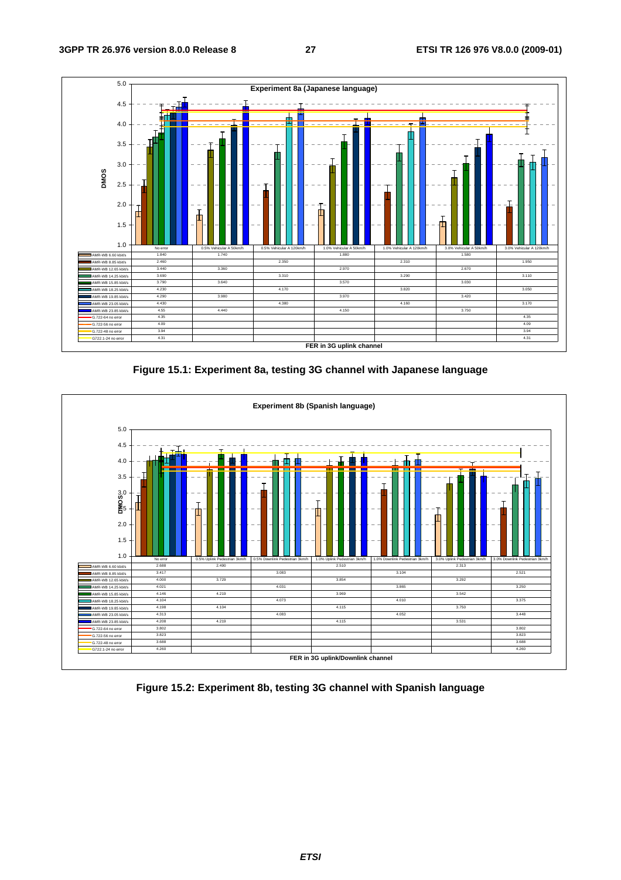**Experiment 8a (Japanese language)**

DMOS

| | No error | 0.5% Vehicular A 50km/h | 0.5% Vehicular A 120km/h | 1.0% Vehicular A 50km/h | 1.0% Vehicular A 120km/h | 3.0% Vehicular A 50km/h | 3.0% Vehicular A 120km/h |
|---|---|---|---|---|---|---|---|
| AMR-WB 6.60 kbit/s | 1.840 | 1.740 | | 1.880 | | 1.580 | |
| AMR-WB 8.85 kbit/s | 2.460 | | 2.350 | | 2.310 | | 1.950 |
| AMR-WB 12.65 kbit/s | 3.440 | 3.360 | | 2.970 | | 2.670 | |
| AMR-WB 14.25 kbit/s | 3.690 | | 3.310 | | 3.290 | | 3.110 |
| AMR-WB 15.85 kbit/s | 3.790 | 3.640 | | 3.570 | | 3.030 | |
| AMR-WB 18.25 kbit/s | 4.230 | | 4.170 | | 3.820 | | 3.050 |
| AMR-WB 19.85 kbit/s | 4.290 | 3.980 | | 3.970 | | 3.420 | |
| AMR-WB 23.05 kbit/s | 4.430 | | 4.380 | | 4.160 | | 3.170 |
| AMR-WB 23.85 kbit/s | 4.55 | 4.440 | | 4.150 | | 3.750 | |
| G.722-64 no error | 4.35 | | | | | | 4.35 |
| G.722-56 no error | 4.09 | | | | | | 4.09 |
| G.722-48 no error | 3.94 | | | | | | 3.94 |
| G722.1-24 no error | 4.31 | | | | | | 4.31 |

FER in 3G uplink channel

**Figure 15.1: Experiment 8a, testing 3G channel with Japanese language**

**Experiment 8b (Spanish language)**

DMOS

| | No error | 0.5% Uplink Pedestrian 3km/h | 0.5% Downlink Pedestrian 3km/h | 1.0% Uplink Pedestrian 3km/h | 1.0% Downlink Pedestrian 3km/h | 3.0% Uplink Pedestrian 3km/h | 3.0% Downlink Pedestrian 3km/h |
|---|---|---|---|---|---|---|---|
| AMR-WB 6.60 kbit/s | 2.688 | 2.490 | | 2.510 | | 2.313 | |
| AMR-WB 8.85 kbit/s | 3.417 | | 3.083 | | 3.104 | | 2.521 |
| AMR-WB 12.65 kbit/s | 4.000 | 3.729 | | 3.854 | | 3.292 | |
| AMR-WB 14.25 kbit/s | 4.021 | | 4.031 | | 3.865 | | 3.250 |
| AMR-WB 15.85 kbit/s | 4.146 | 4.219 | | 3.969 | | 3.542 | |
| AMR-WB 18.25 kbit/s | 4.104 | | 4.073 | | 4.010 | | 3.375 |
| AMR-WB 19.85 kbit/s | 4.198 | 4.104 | | 4.115 | | 3.750 | |
| AMR-WB 23.05 kbit/s | 4.313 | | 4.083 | | 4.052 | | 3.448 |
| AMR-WB 23.85 kbit/s | 4.208 | 4.219 | | 4.115 | | 3.531 | |
| G.722-64 no error | 3.802 | | | | | | 3.802 |
| G.722-56 no error | 3.823 | | | | | | 3.823 |
| G.722-48 no error | 3.688 | | | | | | 3.688 |
| G722.1-24 no error | 4.260 | | | | | | 4.260 |

FER in 3G uplink/Downlink channel

**Figure 15.2: Experiment 8b, testing 3G channel with Spanish language**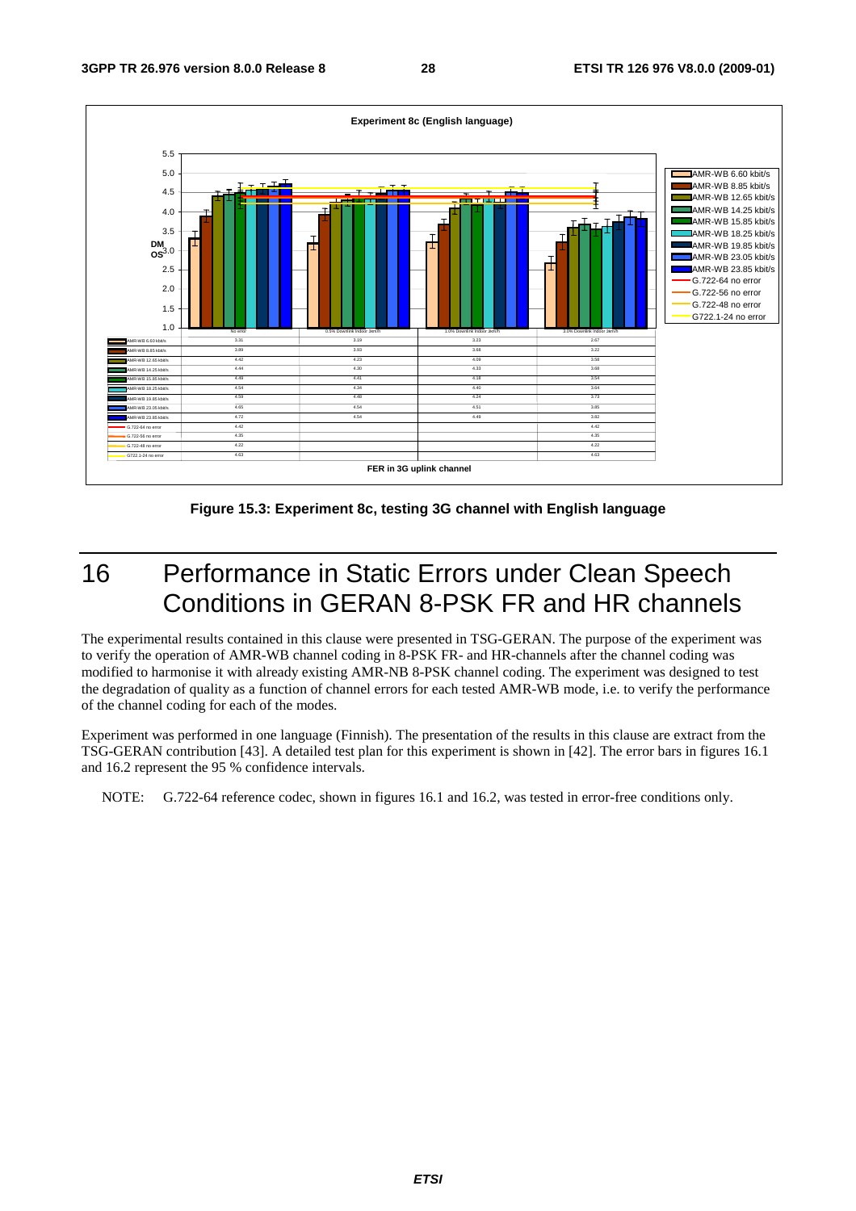**Experiment 8c (English language)**

| | No error | 0.5% Downlink Indoor 3km/h | 1.0% Downlink Indoor 3km/h | 3.0% Downlink Indoor 3km/h |
|---|---|---|---|---|
| AMR-WB 6.60 kbit/s | 3.31 | 3.19 | 3.23 | 2.67 |
| AMR-WB 8.85 kbit/s | 3.89 | 3.93 | 3.68 | 3.22 |
| AMR-WB 12.65 kbit/s | 4.42 | 4.23 | 4.09 | 3.58 |
| AMR-WB 14.25 kbit/s | 4.44 | 4.30 | 4.33 | 3.68 |
| AMR-WB 15.85 kbit/s | 4.49 | 4.41 | 4.18 | 3.54 |
| AMR-WB 18.25 kbit/s | 4.54 | 4.34 | 4.40 | 3.64 |
| AMR-WB 19.85 kbit/s | 4.59 | 4.48 | 4.24 | 3.73 |
| AMR-WB 23.05 kbit/s | 4.65 | 4.54 | 4.51 | 3.85 |
| AMR-WB 23.85 kbit/s | 4.72 | 4.54 | 4.49 | 3.82 |
| G.722-64 no error | 4.42 | | | 4.42 |
| G.722-56 no error | 4.35 | | | 4.35 |
| G.722-48 no error | 4.22 | | | 4.22 |
| G722.1-24 no error | 4.63 | | | 4.63 |

FER in 3G uplink channel

**Figure 15.3: Experiment 8c, testing 3G channel with English language**

# 16 Performance in Static Errors under Clean Speech Conditions in GERAN 8-PSK FR and HR channels

The experimental results contained in this clause were presented in TSG-GERAN. The purpose of the experiment was to verify the operation of AMR-WB channel coding in 8-PSK FR- and HR-channels after the channel coding was modified to harmonise it with already existing AMR-NB 8-PSK channel coding. The experiment was designed to test the degradation of quality as a function of channel errors for each tested AMR-WB mode, i.e. to verify the performance of the channel coding for each of the modes.

Experiment was performed in one language (Finnish). The presentation of the results in this clause are extract from the TSG-GERAN contribution [43]. A detailed test plan for this experiment is shown in [42]. The error bars in figures 16.1 and 16.2 represent the 95 % confidence intervals.

NOTE: G.722-64 reference codec, shown in figures 16.1 and 16.2, was tested in error-free conditions only.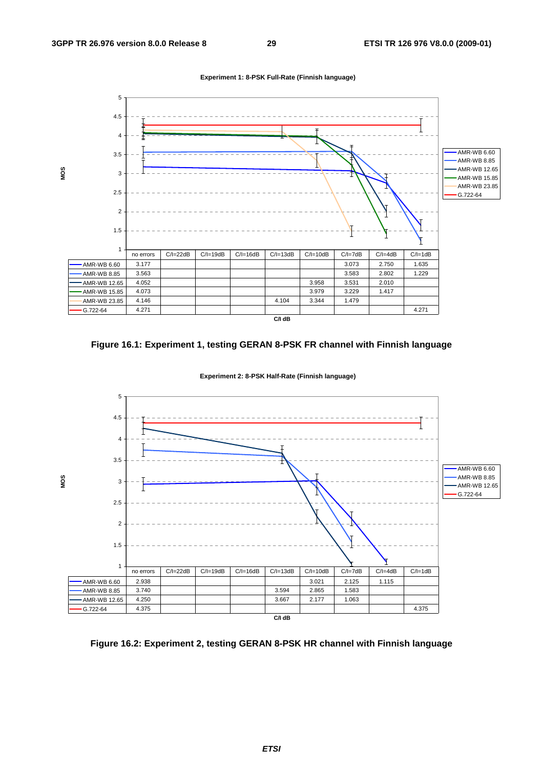**Experiment 1: 8-PSK Full-Rate (Finnish language)**

| | no errors | C/I=22dB | C/I=19dB | C/I=16dB | C/I=13dB | C/I=10dB | C/I=7dB | C/I=4dB | C/I=1dB |
|---|---|---|---|---|---|---|---|---|---|
| AMR-WB 6.60 | 3.177 | | | | | | 3.073 | 2.750 | 1.635 |
| AMR-WB 8.85 | 3.563 | | | | | | 3.583 | 2.802 | 1.229 |
| AMR-WB 12.65 | 4.052 | | | | | 3.958 | 3.531 | 2.010 | |
| AMR-WB 15.85 | 4.073 | | | | | 3.979 | 3.229 | 1.417 | |
| AMR-WB 23.85 | 4.146 | | | | 4.104 | 3.344 | 1.479 | | |
| G.722-64 | 4.271 | | | | | | | | 4.271 |

**Figure 16.1: Experiment 1, testing GERAN 8-PSK FR channel with Finnish language**

**Experiment 2: 8-PSK Half-Rate (Finnish language)**

| | no errors | C/I=22dB | C/I=19dB | C/I=16dB | C/I=13dB | C/I=10dB | C/I=7dB | C/I=4dB | C/I=1dB |
|---|---|---|---|---|---|---|---|---|---|
| AMR-WB 6.60 | 2.938 | | | | | 3.021 | 2.125 | 1.115 | |
| AMR-WB 8.85 | 3.740 | | | | 3.594 | 2.865 | 1.583 | | |
| AMR-WB 12.65 | 4.250 | | | | 3.667 | 2.177 | 1.063 | | |
| G.722-64 | 4.375 | | | | | | | | 4.375 |

**Figure 16.2: Experiment 2, testing GERAN 8-PSK HR channel with Finnish language**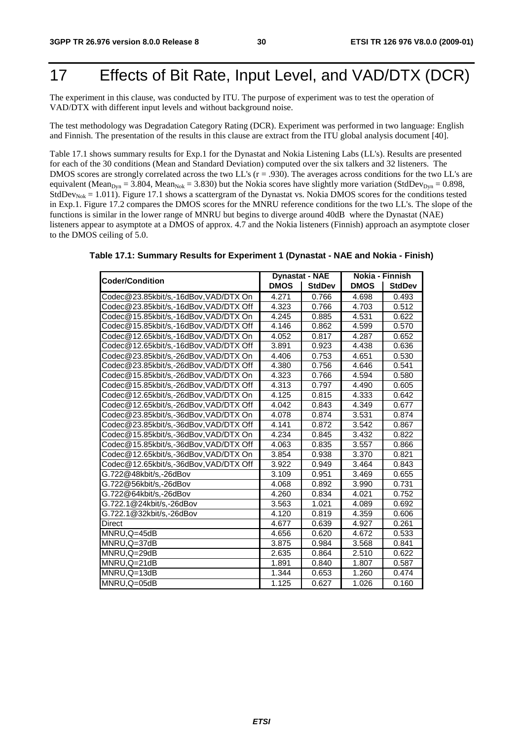# 17 Effects of Bit Rate, Input Level, and VAD/DTX (DCR)

The experiment in this clause, was conducted by ITU. The purpose of experiment was to test the operation of VAD/DTX with different input levels and without background noise.

The test methodology was Degradation Category Rating (DCR). Experiment was performed in two language: English and Finnish. The presentation of the results in this clause are extract from the ITU global analysis document [40].

Table 17.1 shows summary results for Exp.1 for the Dynastat and Nokia Listening Labs (LL's). Results are presented for each of the 30 conditions (Mean and Standard Deviation) computed over the six talkers and 32 listeners. The DMOS scores are strongly correlated across the two LL's (r = .930). The averages across conditions for the two LL's are equivalent ($Mean_{Dyn}$ = 3.804, $Mean_{Nok}$ = 3.830) but the Nokia scores have slightly more variation ($StdDev_{Dyn}$ = 0.898, $StdDev_{Nok}$ = 1.011). Figure 17.1 shows a scattergram of the Dynastat vs. Nokia DMOS scores for the conditions tested in Exp.1. Figure 17.2 compares the DMOS scores for the MNRU reference conditions for the two LL's. The slope of the functions is similar in the lower range of MNRU but begins to diverge around 40dB where the Dynastat (NAE) listeners appear to asymptote at a DMOS of approx. 4.7 and the Nokia listeners (Finnish) approach an asymptote closer to the DMOS ceiling of 5.0.

**Table 17.1: Summary Results for Experiment 1 (Dynastat - NAE and Nokia - Finish)**

| Coder/Condition | Dynastat - NAE | | Nokia - Finnish | |
|---|---|---|---|---|
| | DMOS | StdDev | DMOS | StdDev |
| Codec@23.85kbit/s,-16dBov,VAD/DTX On | 4.271 | 0.766 | 4.698 | 0.493 |
| Codec@23.85kbit/s,-16dBov,VAD/DTX Off | 4.323 | 0.766 | 4.703 | 0.512 |
| Codec@15.85kbit/s,-16dBov,VAD/DTX On | 4.245 | 0.885 | 4.531 | 0.622 |
| Codec@15.85kbit/s,-16dBov,VAD/DTX Off | 4.146 | 0.862 | 4.599 | 0.570 |
| Codec@12.65kbit/s,-16dBov,VAD/DTX On | 4.052 | 0.817 | 4.287 | 0.652 |
| Codec@12.65kbit/s,-16dBov,VAD/DTX Off | 3.891 | 0.923 | 4.438 | 0.636 |
| Codec@23.85kbit/s,-26dBov,VAD/DTX On | 4.406 | 0.753 | 4.651 | 0.530 |
| Codec@23.85kbit/s,-26dBov,VAD/DTX Off | 4.380 | 0.756 | 4.646 | 0.541 |
| Codec@15.85kbit/s,-26dBov,VAD/DTX On | 4.323 | 0.766 | 4.594 | 0.580 |
| Codec@15.85kbit/s,-26dBov,VAD/DTX Off | 4.313 | 0.797 | 4.490 | 0.605 |
| Codec@12.65kbit/s,-26dBov,VAD/DTX On | 4.125 | 0.815 | 4.333 | 0.642 |
| Codec@12.65kbit/s,-26dBov,VAD/DTX Off | 4.042 | 0.843 | 4.349 | 0.677 |
| Codec@23.85kbit/s,-36dBov,VAD/DTX On | 4.078 | 0.874 | 3.531 | 0.874 |
| Codec@23.85kbit/s,-36dBov,VAD/DTX Off | 4.141 | 0.872 | 3.542 | 0.867 |
| Codec@15.85kbit/s,-36dBov,VAD/DTX On | 4.234 | 0.845 | 3.432 | 0.822 |
| Codec@15.85kbit/s,-36dBov,VAD/DTX Off | 4.063 | 0.835 | 3.557 | 0.866 |
| Codec@12.65kbit/s,-36dBov,VAD/DTX On | 3.854 | 0.938 | 3.370 | 0.821 |
| Codec@12.65kbit/s,-36dBov,VAD/DTX Off | 3.922 | 0.949 | 3.464 | 0.843 |
| G.722@48kbit/s,-26dBov | 3.109 | 0.951 | 3.469 | 0.655 |
| G.722@56kbit/s,-26dBov | 4.068 | 0.892 | 3.990 | 0.731 |
| G.722@64kbit/s,-26dBov | 4.260 | 0.834 | 4.021 | 0.752 |
| G.722.1@24kbit/s,-26dBov | 3.563 | 1.021 | 4.089 | 0.692 |
| G.722.1@32kbit/s,-26dBov | 4.120 | 0.819 | 4.359 | 0.606 |
| Direct | 4.677 | 0.639 | 4.927 | 0.261 |
| MNRU,Q=45dB | 4.656 | 0.620 | 4.672 | 0.533 |
| MNRU,Q=37dB | 3.875 | 0.984 | 3.568 | 0.841 |
| MNRU,Q=29dB | 2.635 | 0.864 | 2.510 | 0.622 |
| MNRU,Q=21dB | 1.891 | 0.840 | 1.807 | 0.587 |
| MNRU,Q=13dB | 1.344 | 0.653 | 1.260 | 0.474 |
| MNRU,Q=05dB | 1.125 | 0.627 | 1.026 | 0.160 |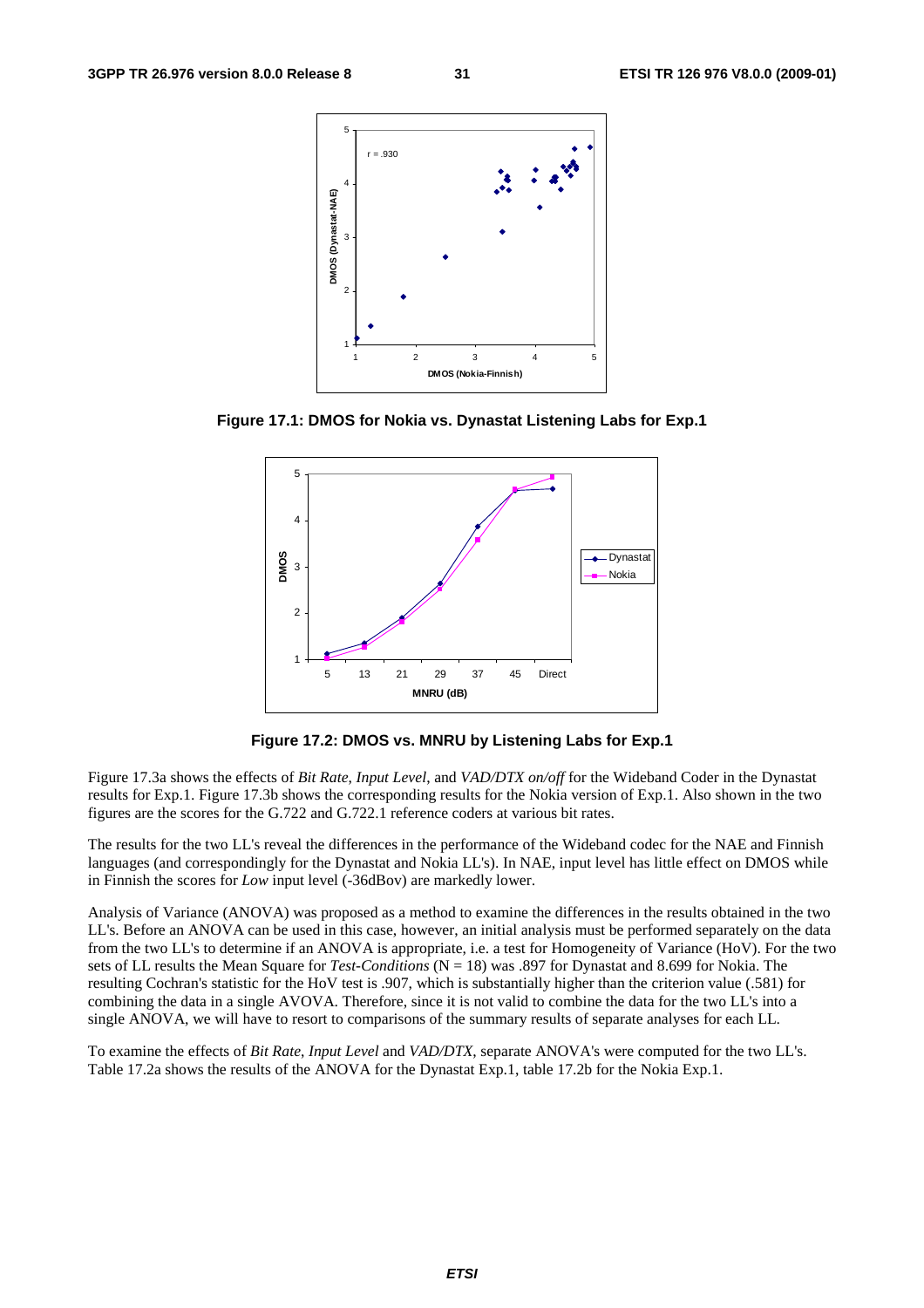**Figure 17.1: DMOS for Nokia vs. Dynastat Listening Labs for Exp.1**

**Figure 17.2: DMOS vs. MNRU by Listening Labs for Exp.1**

Figure 17.3a shows the effects of *Bit Rate*, *Input Level*, and *VAD/DTX on/off* for the Wideband Coder in the Dynastat results for Exp.1. Figure 17.3b shows the corresponding results for the Nokia version of Exp.1. Also shown in the two figures are the scores for the G.722 and G.722.1 reference coders at various bit rates.

The results for the two LL's reveal the differences in the performance of the Wideband codec for the NAE and Finnish languages (and correspondingly for the Dynastat and Nokia LL's). In NAE, input level has little effect on DMOS while in Finnish the scores for *Low* input level (-36dBov) are markedly lower.

Analysis of Variance (ANOVA) was proposed as a method to examine the differences in the results obtained in the two LL's. Before an ANOVA can be used in this case, however, an initial analysis must be performed separately on the data from the two LL's to determine if an ANOVA is appropriate, i.e. a test for Homogeneity of Variance (HoV). For the two sets of LL results the Mean Square for *Test-Conditions* (N = 18) was .897 for Dynastat and 8.699 for Nokia. The resulting Cochran's statistic for the HoV test is .907, which is substantially higher than the criterion value (.581) for combining the data in a single AVOVA. Therefore, since it is not valid to combine the data for the two LL's into a single ANOVA, we will have to resort to comparisons of the summary results of separate analyses for each LL.

To examine the effects of *Bit Rate*, *Input Level* and *VAD/DTX*, separate ANOVA's were computed for the two LL's. Table 17.2a shows the results of the ANOVA for the Dynastat Exp.1, table 17.2b for the Nokia Exp.1.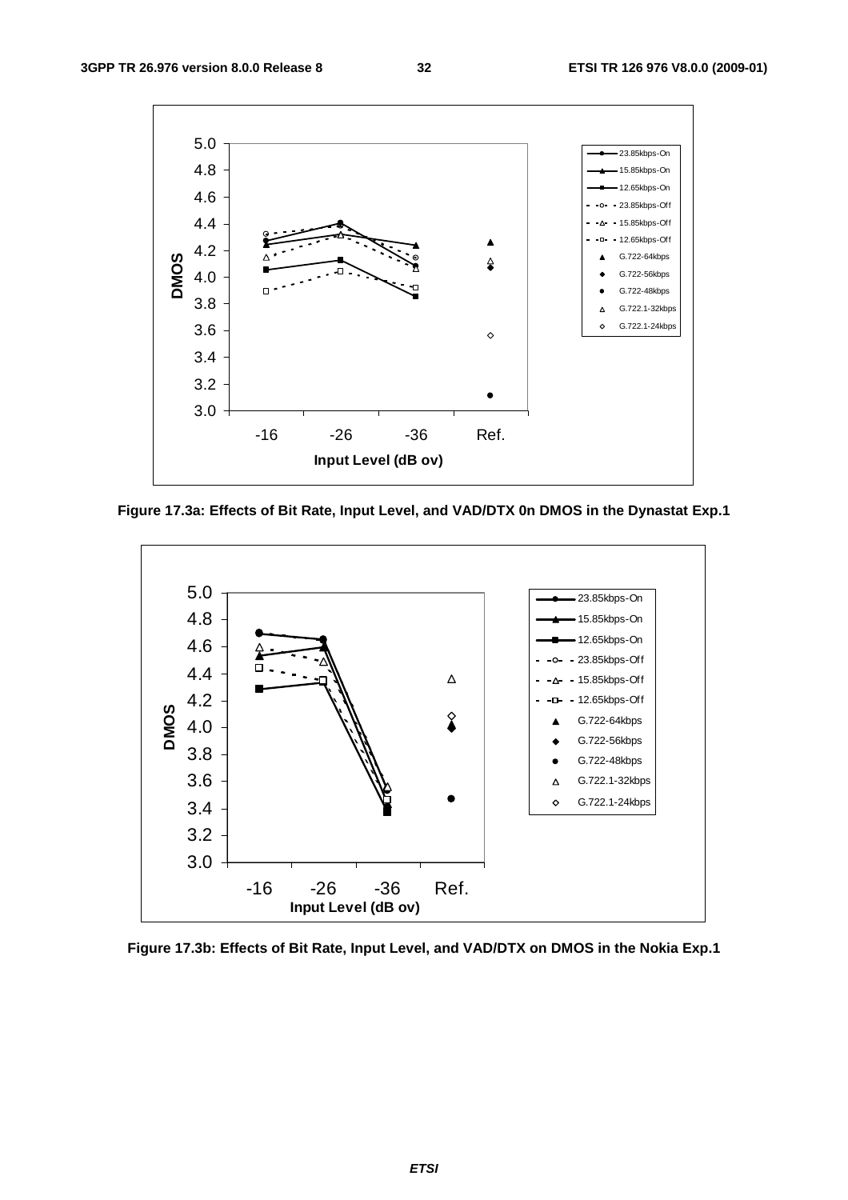Figure 17.3a: Effects of Bit Rate, Input Level, and VAD/DTX 0n DMOS in the Dynastat Exp.1

Figure 17.3b: Effects of Bit Rate, Input Level, and VAD/DTX on DMOS in the Nokia Exp.1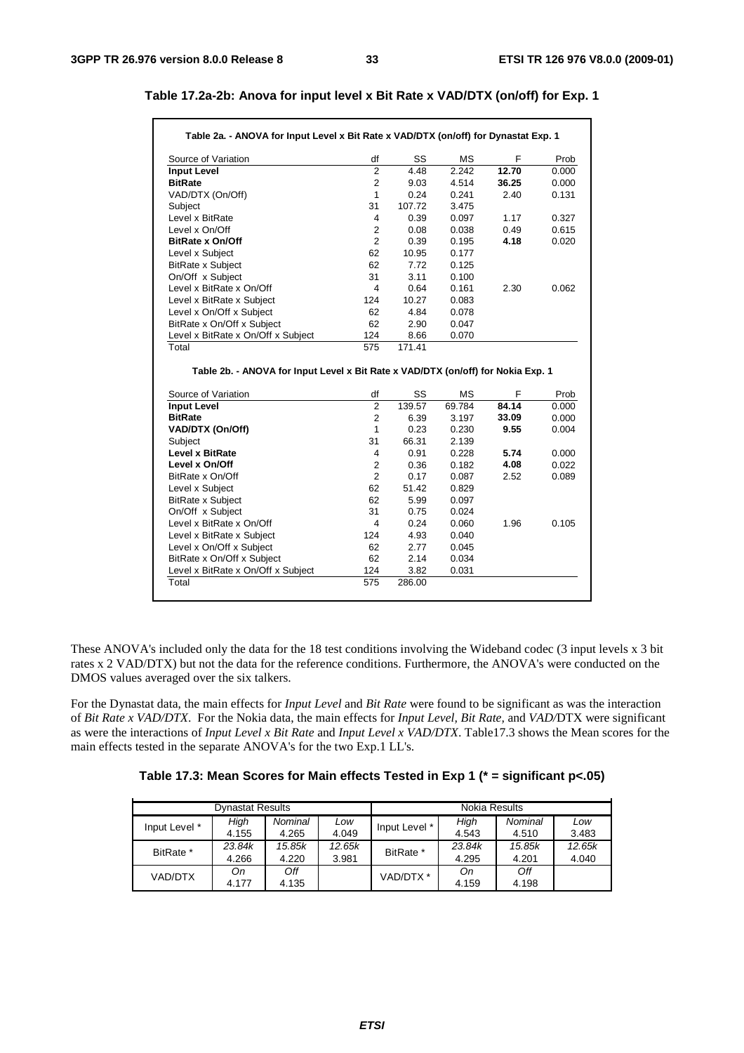**Table 17.2a-2b: Anova for input level x Bit Rate x VAD/DTX (on/off) for Exp. 1**

**Table 2a. - ANOVA for Input Level x Bit Rate x VAD/DTX (on/off) for Dynastat Exp. 1**

| Source of Variation | df | SS | MS | F | Prob |
|---|---|---|---|---|---|
| **Input Level** | 2 | 4.48 | 2.242 | **12.70** | 0.000 |
| **BitRate** | 2 | 9.03 | 4.514 | **36.25** | 0.000 |
| VAD/DTX (On/Off) | 1 | 0.24 | 0.241 | 2.40 | 0.131 |
| Subject | 31 | 107.72 | 3.475 | | |
| Level x BitRate | 4 | 0.39 | 0.097 | 1.17 | 0.327 |
| Level x On/Off | 2 | 0.08 | 0.038 | 0.49 | 0.615 |
| **BitRate x On/Off** | 2 | 0.39 | 0.195 | **4.18** | 0.020 |
| Level x Subject | 62 | 10.95 | 0.177 | | |
| BitRate x Subject | 62 | 7.72 | 0.125 | | |
| On/Off x Subject | 31 | 3.11 | 0.100 | | |
| Level x BitRate x On/Off | 4 | 0.64 | 0.161 | 2.30 | 0.062 |
| Level x BitRate x Subject | 124 | 10.27 | 0.083 | | |
| Level x On/Off x Subject | 62 | 4.84 | 0.078 | | |
| BitRate x On/Off x Subject | 62 | 2.90 | 0.047 | | |
| Level x BitRate x On/Off x Subject | 124 | 8.66 | 0.070 | | |
| Total | 575 | 171.41 | | | |

**Table 2b. - ANOVA for Input Level x Bit Rate x VAD/DTX (on/off) for Nokia Exp. 1**

| Source of Variation | df | SS | MS | F | Prob |
|---|---|---|---|---|---|
| **Input Level** | 2 | 139.57 | 69.784 | **84.14** | 0.000 |
| **BitRate** | 2 | 6.39 | 3.197 | **33.09** | 0.000 |
| **VAD/DTX (On/Off)** | 1 | 0.23 | 0.230 | **9.55** | 0.004 |
| Subject | 31 | 66.31 | 2.139 | | |
| **Level x BitRate** | 4 | 0.91 | 0.228 | **5.74** | 0.000 |
| **Level x On/Off** | 2 | 0.36 | 0.182 | **4.08** | 0.022 |
| BitRate x On/Off | 2 | 0.17 | 0.087 | 2.52 | 0.089 |
| Level x Subject | 62 | 51.42 | 0.829 | | |
| BitRate x Subject | 62 | 5.99 | 0.097 | | |
| On/Off x Subject | 31 | 0.75 | 0.024 | | |
| Level x BitRate x On/Off | 4 | 0.24 | 0.060 | 1.96 | 0.105 |
| Level x BitRate x Subject | 124 | 4.93 | 0.040 | | |
| Level x On/Off x Subject | 62 | 2.77 | 0.045 | | |
| BitRate x On/Off x Subject | 62 | 2.14 | 0.034 | | |
| Level x BitRate x On/Off x Subject | 124 | 3.82 | 0.031 | | |
| Total | 575 | 286.00 | | | |

These ANOVA's included only the data for the 18 test conditions involving the Wideband codec (3 input levels x 3 bit rates x 2 VAD/DTX) but not the data for the reference conditions. Furthermore, the ANOVA's were conducted on the DMOS values averaged over the six talkers.

For the Dynastat data, the main effects for *Input Level* and *Bit Rate* were found to be significant as was the interaction of *Bit Rate x VAD/DTX*. For the Nokia data, the main effects for *Input Level, Bit Rate,* and *VAD/*DTX were significant as were the interactions of *Input Level x Bit Rate* and *Input Level x VAD/DTX*. Table17.3 shows the Mean scores for the main effects tested in the separate ANOVA's for the two Exp.1 LL's.

**Table 17.3: Mean Scores for Main effects Tested in Exp 1 (* = significant p<.05)**

| Dynastat Results | | | | Nokia Results | | | |
|---|---|---|---|---|---|---|---|
| Input Level * | *High* 4.155 | *Nominal* 4.265 | *Low* 4.049 | Input Level * | *High* 4.543 | *Nominal* 4.510 | *Low* 3.483 |
| BitRate * | *23.84k* 4.266 | *15.85k* 4.220 | *12.65k* 3.981 | BitRate * | *23.84k* 4.295 | *15.85k* 4.201 | *12.65k* 4.040 |
| VAD/DTX | *On* 4.177 | *Off* 4.135 | | VAD/DTX * | *On* 4.159 | *Off* 4.198 | |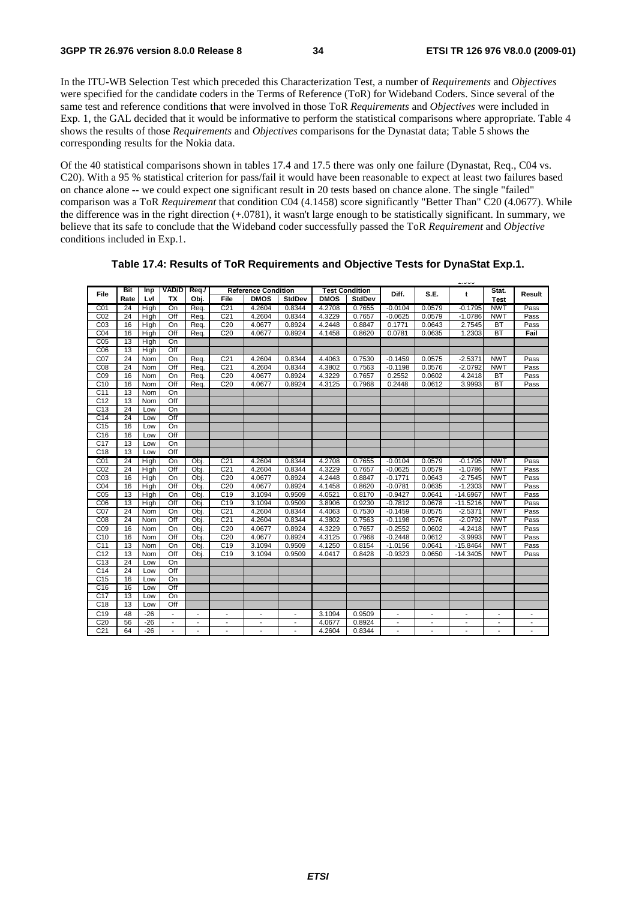In the ITU-WB Selection Test which preceded this Characterization Test, a number of *Requirements* and *Objectives* were specified for the candidate coders in the Terms of Reference (ToR) for Wideband Coders. Since several of the same test and reference conditions that were involved in those ToR *Requirements* and *Objectives* were included in Exp. 1, the GAL decided that it would be informative to perform the statistical comparisons where appropriate. Table 4 shows the results of those *Requirements* and *Objectives* comparisons for the Dynastat data; Table 5 shows the corresponding results for the Nokia data.

Of the 40 statistical comparisons shown in tables 17.4 and 17.5 there was only one failure (Dynastat, Req., C04 vs. C20). With a 95 % statistical criterion for pass/fail it would have been reasonable to expect at least two failures based on chance alone -- we could expect one significant result in 20 tests based on chance alone. The single "failed" comparison was a ToR *Requirement* that condition C04 (4.1458) score significantly "Better Than" C20 (4.0677). While the difference was in the right direction (+.0781), it wasn't large enough to be statistically significant. In summary, we believe that its safe to conclude that the Wideband coder successfully passed the ToR *Requirement* and *Objective* conditions included in Exp.1.

**Table 17.4: Results of ToR Requirements and Objective Tests for DynaStat Exp.1.**

| File | Bit Rate | Inp Lvl | VAD/DTX | Req./Obj. | Reference Condition | | | Test Condition | | Diff. | S.E. | t | Stat. Test | Result |
|---|---|---|---|---|---|---|---|---|---|---|---|---|---|---|
| | | | | | File | DMOS | StdDev | DMOS | StdDev | | | | | |
| C01 | 24 | High | On | Req. | C21 | 4.2604 | 0.8344 | 4.2708 | 0.7655 | -0.0104 | 0.0579 | -0.1795 | NWT | Pass |
| C02 | 24 | High | Off | Req. | C21 | 4.2604 | 0.8344 | 4.3229 | 0.7657 | -0.0625 | 0.0579 | -1.0786 | NWT | Pass |
| C03 | 16 | High | On | Req. | C20 | 4.0677 | 0.8924 | 4.2448 | 0.8847 | 0.1771 | 0.0643 | 2.7545 | BT | Pass |
| C04 | 16 | High | Off | Req. | C20 | 4.0677 | 0.8924 | 4.1458 | 0.8620 | 0.0781 | 0.0635 | 1.2303 | BT | **Fail** |
| C05 | 13 | High | On | | | | | | | | | | | |
| C06 | 13 | High | Off | | | | | | | | | | | |
| C07 | 24 | Nom | On | Req. | C21 | 4.2604 | 0.8344 | 4.4063 | 0.7530 | -0.1459 | 0.0575 | -2.5371 | NWT | Pass |
| C08 | 24 | Nom | Off | Req. | C21 | 4.2604 | 0.8344 | 4.3802 | 0.7563 | -0.1198 | 0.0576 | -2.0792 | NWT | Pass |
| C09 | 16 | Nom | On | Req. | C20 | 4.0677 | 0.8924 | 4.3229 | 0.7657 | 0.2552 | 0.0602 | 4.2418 | BT | Pass |
| C10 | 16 | Nom | Off | Req. | C20 | 4.0677 | 0.8924 | 4.3125 | 0.7968 | 0.2448 | 0.0612 | 3.9993 | BT | Pass |
| C11 | 13 | Nom | On | | | | | | | | | | | |
| C12 | 13 | Nom | Off | | | | | | | | | | | |
| C13 | 24 | Low | On | | | | | | | | | | | |
| C14 | 24 | Low | Off | | | | | | | | | | | |
| C15 | 16 | Low | On | | | | | | | | | | | |
| C16 | 16 | Low | Off | | | | | | | | | | | |
| C17 | 13 | Low | On | | | | | | | | | | | |
| C18 | 13 | Low | Off | | | | | | | | | | | |
| C01 | 24 | High | On | Obj. | C21 | 4.2604 | 0.8344 | 4.2708 | 0.7655 | -0.0104 | 0.0579 | -0.1795 | NWT | Pass |
| C02 | 24 | High | Off | Obj. | C21 | 4.2604 | 0.8344 | 4.3229 | 0.7657 | -0.0625 | 0.0579 | -1.0786 | NWT | Pass |
| C03 | 16 | High | On | Obj. | C20 | 4.0677 | 0.8924 | 4.2448 | 0.8847 | -0.1771 | 0.0643 | -2.7545 | NWT | Pass |
| C04 | 16 | High | Off | Obj. | C20 | 4.0677 | 0.8924 | 4.1458 | 0.8620 | -0.0781 | 0.0635 | -1.2303 | NWT | Pass |
| C05 | 13 | High | On | Obj. | C19 | 3.1094 | 0.9509 | 4.0521 | 0.8170 | -0.9427 | 0.0641 | -14.6967 | NWT | Pass |
| C06 | 13 | High | Off | Obj. | C19 | 3.1094 | 0.9509 | 3.8906 | 0.9230 | -0.7812 | 0.0678 | -11.5216 | NWT | Pass |
| C07 | 24 | Nom | On | Obj. | C21 | 4.2604 | 0.8344 | 4.4063 | 0.7530 | -0.1459 | 0.0575 | -2.5371 | NWT | Pass |
| C08 | 24 | Nom | Off | Obj. | C21 | 4.2604 | 0.8344 | 4.3802 | 0.7563 | -0.1198 | 0.0576 | -2.0792 | NWT | Pass |
| C09 | 16 | Nom | On | Obj. | C20 | 4.0677 | 0.8924 | 4.3229 | 0.7657 | -0.2552 | 0.0602 | -4.2418 | NWT | Pass |
| C10 | 16 | Nom | Off | Obj. | C20 | 4.0677 | 0.8924 | 4.3125 | 0.7968 | -0.2448 | 0.0612 | -3.9993 | NWT | Pass |
| C11 | 13 | Nom | On | Obj. | C19 | 3.1094 | 0.9509 | 4.1250 | 0.8154 | -1.0156 | 0.0641 | -15.8464 | NWT | Pass |
| C12 | 13 | Nom | Off | Obj. | C19 | 3.1094 | 0.9509 | 4.0417 | 0.8428 | -0.9323 | 0.0650 | -14.3405 | NWT | Pass |
| C13 | 24 | Low | On | | | | | | | | | | | |
| C14 | 24 | Low | Off | | | | | | | | | | | |
| C15 | 16 | Low | On | | | | | | | | | | | |
| C16 | 16 | Low | Off | | | | | | | | | | | |
| C17 | 13 | Low | On | | | | | | | | | | | |
| C18 | 13 | Low | Off | | | | | | | | | | | |
| C19 | 48 | -26 | - | - | - | - | - | 3.1094 | 0.9509 | - | - | - | - | - |
| C20 | 56 | -26 | - | - | - | - | - | 4.0677 | 0.8924 | - | - | - | - | - |
| C21 | 64 | -26 | - | - | - | - | - | 4.2604 | 0.8344 | - | - | - | - | - |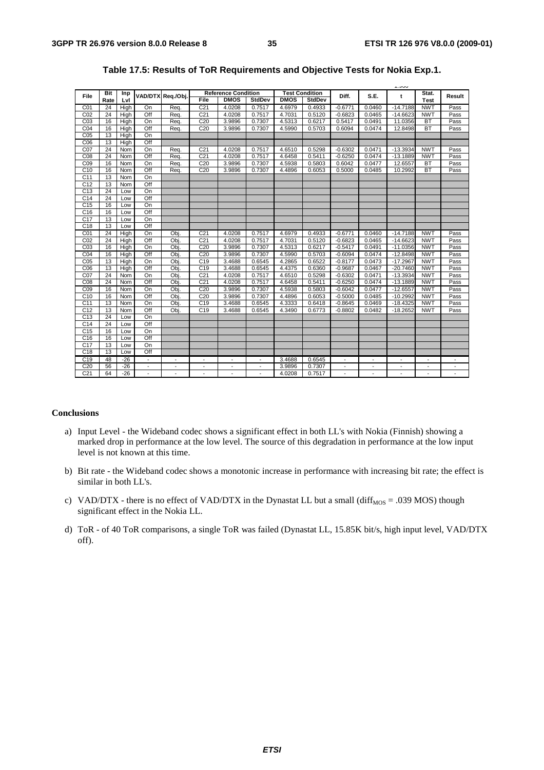**Table 17.5: Results of ToR Requirements and Objective Tests for Nokia Exp.1.**

| File | Bit Rate | Inp Lvl | VAD/DTX | Req./Obj. | Reference Condition | | | Test Condition | | Diff. | S.E. | t | Stat. Test | Result |
|---|---|---|---|---|---|---|---|---|---|---|---|---|---|---|
| | | | | | File | DMOS | StdDev | DMOS | StdDev | | | 1.960 | | |
| C01 | 24 | High | On | Req. | C21 | 4.0208 | 0.7517 | 4.6979 | 0.4933 | -0.6771 | 0.0460 | -14.7188 | NWT | Pass |
| C02 | 24 | High | Off | Req. | C21 | 4.0208 | 0.7517 | 4.7031 | 0.5120 | -0.6823 | 0.0465 | -14.6623 | NWT | Pass |
| C03 | 16 | High | On | Req. | C20 | 3.9896 | 0.7307 | 4.5313 | 0.6217 | 0.5417 | 0.0491 | 11.0356 | BT | Pass |
| C04 | 16 | High | Off | Req. | C20 | 3.9896 | 0.7307 | 4.5990 | 0.5703 | 0.6094 | 0.0474 | 12.8498 | BT | Pass |
| C05 | 13 | High | On | | | | | | | | | | | |
| C06 | 13 | High | Off | | | | | | | | | | | |
| C07 | 24 | Nom | On | Req. | C21 | 4.0208 | 0.7517 | 4.6510 | 0.5298 | -0.6302 | 0.0471 | -13.3934 | NWT | Pass |
| C08 | 24 | Nom | Off | Req. | C21 | 4.0208 | 0.7517 | 4.6458 | 0.5411 | -0.6250 | 0.0474 | -13.1889 | NWT | Pass |
| C09 | 16 | Nom | On | Req. | C20 | 3.9896 | 0.7307 | 4.5938 | 0.5803 | 0.6042 | 0.0477 | 12.6557 | BT | Pass |
| C10 | 16 | Nom | Off | Req. | C20 | 3.9896 | 0.7307 | 4.4896 | 0.6053 | 0.5000 | 0.0485 | 10.2992 | BT | Pass |
| C11 | 13 | Nom | On | | | | | | | | | | | |
| C12 | 13 | Nom | Off | | | | | | | | | | | |
| C13 | 24 | Low | On | | | | | | | | | | | |
| C14 | 24 | Low | Off | | | | | | | | | | | |
| C15 | 16 | Low | On | | | | | | | | | | | |
| C16 | 16 | Low | Off | | | | | | | | | | | |
| C17 | 13 | Low | On | | | | | | | | | | | |
| C18 | 13 | Low | Off | | | | | | | | | | | |
| C01 | 24 | High | On | Obj. | C21 | 4.0208 | 0.7517 | 4.6979 | 0.4933 | -0.6771 | 0.0460 | -14.7188 | NWT | Pass |
| C02 | 24 | High | Off | Obj. | C21 | 4.0208 | 0.7517 | 4.7031 | 0.5120 | -0.6823 | 0.0465 | -14.6623 | NWT | Pass |
| C03 | 16 | High | On | Obj. | C20 | 3.9896 | 0.7307 | 4.5313 | 0.6217 | -0.5417 | 0.0491 | -11.0356 | NWT | Pass |
| C04 | 16 | High | Off | Obj. | C20 | 3.9896 | 0.7307 | 4.5990 | 0.5703 | -0.6094 | 0.0474 | -12.8498 | NWT | Pass |
| C05 | 13 | High | On | Obj. | C19 | 3.4688 | 0.6545 | 4.2865 | 0.6522 | -0.8177 | 0.0473 | -17.2967 | NWT | Pass |
| C06 | 13 | High | Off | Obj. | C19 | 3.4688 | 0.6545 | 4.4375 | 0.6360 | -0.9687 | 0.0467 | -20.7460 | NWT | Pass |
| C07 | 24 | Nom | On | Obj. | C21 | 4.0208 | 0.7517 | 4.6510 | 0.5298 | -0.6302 | 0.0471 | -13.3934 | NWT | Pass |
| C08 | 24 | Nom | Off | Obj. | C21 | 4.0208 | 0.7517 | 4.6458 | 0.5411 | -0.6250 | 0.0474 | -13.1889 | NWT | Pass |
| C09 | 16 | Nom | On | Obj. | C20 | 3.9896 | 0.7307 | 4.5938 | 0.5803 | -0.6042 | 0.0477 | -12.6557 | NWT | Pass |
| C10 | 16 | Nom | Off | Obj. | C20 | 3.9896 | 0.7307 | 4.4896 | 0.6053 | -0.5000 | 0.0485 | -10.2992 | NWT | Pass |
| C11 | 13 | Nom | On | Obj. | C19 | 3.4688 | 0.6545 | 4.3333 | 0.6418 | -0.8645 | 0.0469 | -18.4325 | NWT | Pass |
| C12 | 13 | Nom | Off | Obj. | C19 | 3.4688 | 0.6545 | 4.3490 | 0.6773 | -0.8802 | 0.0482 | -18.2652 | NWT | Pass |
| C13 | 24 | Low | On | | | | | | | | | | | |
| C14 | 24 | Low | Off | | | | | | | | | | | |
| C15 | 16 | Low | On | | | | | | | | | | | |
| C16 | 16 | Low | Off | | | | | | | | | | | |
| C17 | 13 | Low | On | | | | | | | | | | | |
| C18 | 13 | Low | Off | | | | | | | | | | | |
| C19 | 48 | -26 | - | - | - | - | - | 3.4688 | 0.6545 | - | - | - | - | - |
| C20 | 56 | -26 | - | - | - | - | - | 3.9896 | 0.7307 | - | - | - | - | - |
| C21 | 64 | -26 | - | - | - | - | - | 4.0208 | 0.7517 | - | - | - | - | - |

**Conclusions**

a) Input Level - the Wideband codec shows a significant effect in both LL's with Nokia (Finnish) showing a marked drop in performance at the low level. The source of this degradation in performance at the low input level is not known at this time.

b) Bit rate - the Wideband codec shows a monotonic increase in performance with increasing bit rate; the effect is similar in both LL's.

c) VAD/DTX - there is no effect of VAD/DTX in the Dynastat LL but a small ($diff_{MOS}$ = .039 MOS) though significant effect in the Nokia LL.

d) ToR - of 40 ToR comparisons, a single ToR was failed (Dynastat LL, 15.85K bit/s, high input level, VAD/DTX off).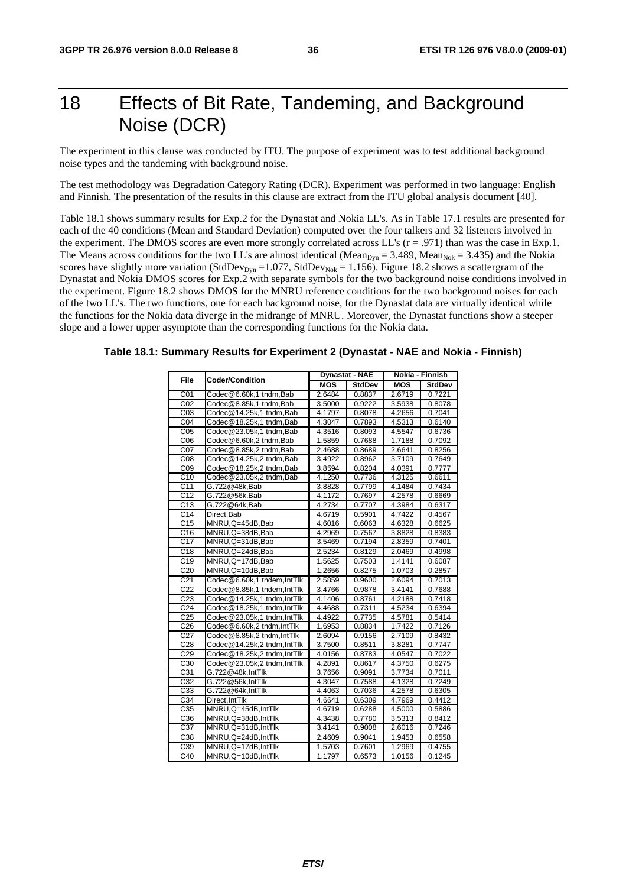# 18 Effects of Bit Rate, Tandeming, and Background Noise (DCR)

The experiment in this clause was conducted by ITU. The purpose of experiment was to test additional background noise types and the tandeming with background noise.

The test methodology was Degradation Category Rating (DCR). Experiment was performed in two language: English and Finnish. The presentation of the results in this clause are extract from the ITU global analysis document [40].

Table 18.1 shows summary results for Exp.2 for the Dynastat and Nokia LL's. As in Table 17.1 results are presented for each of the 40 conditions (Mean and Standard Deviation) computed over the four talkers and 32 listeners involved in the experiment. The DMOS scores are even more strongly correlated across LL's (r = .971) than was the case in Exp.1. The Means across conditions for the two LL's are almost identical ($Mean_{Dyn} = 3.489$, $Mean_{Nok} = 3.435$) and the Nokia scores have slightly more variation ($StdDev_{Dyn} = 1.077$, $StdDev_{Nok} = 1.156$). Figure 18.2 shows a scattergram of the Dynastat and Nokia DMOS scores for Exp.2 with separate symbols for the two background noise conditions involved in the experiment. Figure 18.2 shows DMOS for the MNRU reference conditions for the two background noises for each of the two LL's. The two functions, one for each background noise, for the Dynastat data are virtually identical while the functions for the Nokia data diverge in the midrange of MNRU. Moreover, the Dynastat functions show a steeper slope and a lower upper asymptote than the corresponding functions for the Nokia data.

**Table 18.1: Summary Results for Experiment 2 (Dynastat - NAE and Nokia - Finnish)**

| File | Coder/Condition | Dynastat - NAE | | Nokia - Finnish | |
|---|---|---|---|---|---|
| | | MOS | StdDev | MOS | StdDev |
| C01 | Codec@6.60k,1 tndm,Bab | 2.6484 | 0.8837 | 2.6719 | 0.7221 |
| C02 | Codec@8.85k,1 tndm,Bab | 3.5000 | 0.9222 | 3.5938 | 0.8078 |
| C03 | Codec@14.25k,1 tndm,Bab | 4.1797 | 0.8078 | 4.2656 | 0.7041 |
| C04 | Codec@18.25k,1 tndm,Bab | 4.3047 | 0.7893 | 4.5313 | 0.6140 |
| C05 | Codec@23.05k,1 tndm,Bab | 4.3516 | 0.8093 | 4.5547 | 0.6736 |
| C06 | Codec@6.60k,2 tndm,Bab | 1.5859 | 0.7688 | 1.7188 | 0.7092 |
| C07 | Codec@8.85k,2 tndm,Bab | 2.4688 | 0.8689 | 2.6641 | 0.8256 |
| C08 | Codec@14.25k,2 tndm,Bab | 3.4922 | 0.8962 | 3.7109 | 0.7649 |
| C09 | Codec@18.25k,2 tndm,Bab | 3.8594 | 0.8204 | 4.0391 | 0.7777 |
| C10 | Codec@23.05k,2 tndm,Bab | 4.1250 | 0.7736 | 4.3125 | 0.6611 |
| C11 | G.722@48k,Bab | 3.8828 | 0.7799 | 4.1484 | 0.7434 |
| C12 | G.722@56k,Bab | 4.1172 | 0.7697 | 4.2578 | 0.6669 |
| C13 | G.722@64k,Bab | 4.2734 | 0.7707 | 4.3984 | 0.6317 |
| C14 | Direct,Bab | 4.6719 | 0.5901 | 4.7422 | 0.4567 |
| C15 | MNRU,Q=45dB,Bab | 4.6016 | 0.6063 | 4.6328 | 0.6625 |
| C16 | MNRU,Q=38dB,Bab | 4.2969 | 0.7567 | 3.8828 | 0.8383 |
| C17 | MNRU,Q=31dB,Bab | 3.5469 | 0.7194 | 2.8359 | 0.7401 |
| C18 | MNRU,Q=24dB,Bab | 2.5234 | 0.8129 | 2.0469 | 0.4998 |
| C19 | MNRU,Q=17dB,Bab | 1.5625 | 0.7503 | 1.4141 | 0.6087 |
| C20 | MNRU,Q=10dB,Bab | 1.2656 | 0.8275 | 1.0703 | 0.2857 |
| C21 | Codec@6.60k,1 tndem,IntTlk | 2.5859 | 0.9600 | 2.6094 | 0.7013 |
| C22 | Codec@8.85k,1 tndem,IntTlk | 3.4766 | 0.9878 | 3.4141 | 0.7688 |
| C23 | Codec@14.25k,1 tndm,IntTlk | 4.1406 | 0.8761 | 4.2188 | 0.7418 |
| C24 | Codec@18.25k,1 tndm,IntTlk | 4.4688 | 0.7311 | 4.5234 | 0.6394 |
| C25 | Codec@23.05k,1 tndm,IntTlk | 4.4922 | 0.7735 | 4.5781 | 0.5414 |
| C26 | Codec@6.60k,2 tndm,IntTlk | 1.6953 | 0.8834 | 1.7422 | 0.7126 |
| C27 | Codec@8.85k,2 tndm,IntTlk | 2.6094 | 0.9156 | 2.7109 | 0.8432 |
| C28 | Codec@14.25k,2 tndm,IntTlk | 3.7500 | 0.8511 | 3.8281 | 0.7747 |
| C29 | Codec@18.25k,2 tndm,IntTlk | 4.0156 | 0.8783 | 4.0547 | 0.7022 |
| C30 | Codec@23.05k,2 tndm,IntTlk | 4.2891 | 0.8617 | 4.3750 | 0.6275 |
| C31 | G.722@48k,IntTlk | 3.7656 | 0.9091 | 3.7734 | 0.7011 |
| C32 | G.722@56k,IntTlk | 4.3047 | 0.7588 | 4.1328 | 0.7249 |
| C33 | G.722@64k,IntTlk | 4.4063 | 0.7036 | 4.2578 | 0.6305 |
| C34 | Direct,IntTlk | 4.6641 | 0.6309 | 4.7969 | 0.4412 |
| C35 | MNRU,Q=45dB,IntTlk | 4.6719 | 0.6288 | 4.5000 | 0.5886 |
| C36 | MNRU,Q=38dB,IntTlk | 4.3438 | 0.7780 | 3.5313 | 0.8412 |
| C37 | MNRU,Q=31dB,IntTlk | 3.4141 | 0.9008 | 2.6016 | 0.7246 |
| C38 | MNRU,Q=24dB,IntTlk | 2.4609 | 0.9041 | 1.9453 | 0.6558 |
| C39 | MNRU,Q=17dB,IntTlk | 1.5703 | 0.7601 | 1.2969 | 0.4755 |
| C40 | MNRU,Q=10dB,IntTlk | 1.1797 | 0.6573 | 1.0156 | 0.1245 |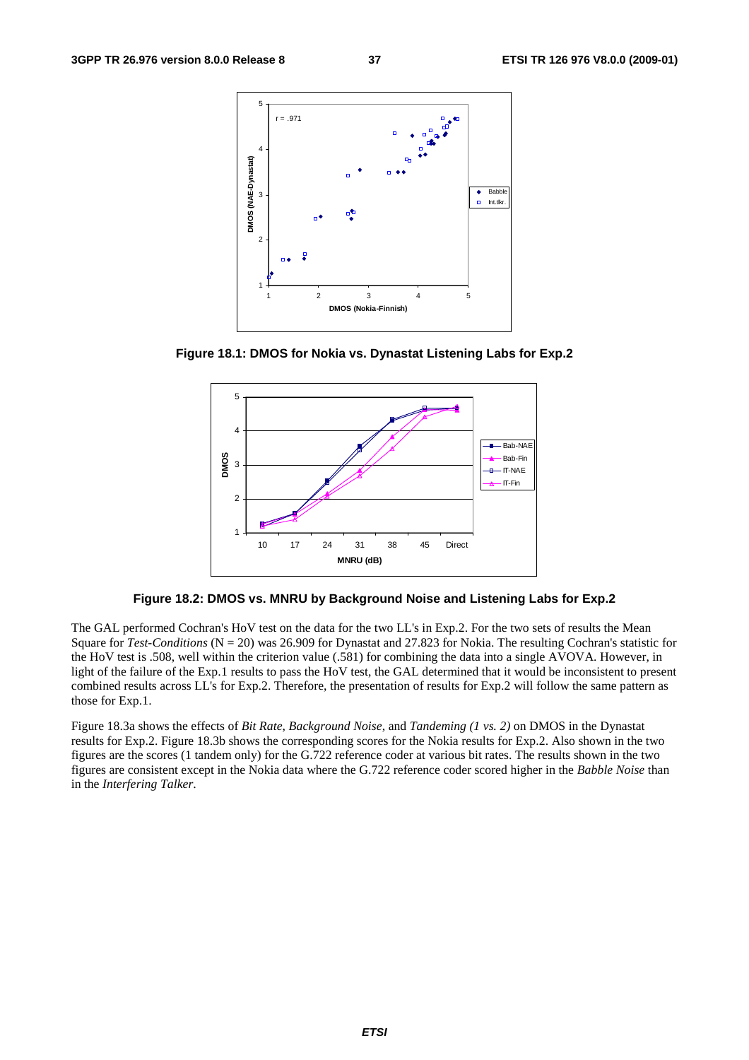**Figure 18.1: DMOS for Nokia vs. Dynastat Listening Labs for Exp.2**

**Figure 18.2: DMOS vs. MNRU by Background Noise and Listening Labs for Exp.2**

The GAL performed Cochran's HoV test on the data for the two LL's in Exp.2. For the two sets of results the Mean Square for *Test-Conditions* (N = 20) was 26.909 for Dynastat and 27.823 for Nokia. The resulting Cochran's statistic for the HoV test is .508, well within the criterion value (.581) for combining the data into a single AVOVA. However, in light of the failure of the Exp.1 results to pass the HoV test, the GAL determined that it would be inconsistent to present combined results across LL's for Exp.2. Therefore, the presentation of results for Exp.2 will follow the same pattern as those for Exp.1.

Figure 18.3a shows the effects of *Bit Rate*, *Background Noise*, and *Tandeming (1 vs. 2)* on DMOS in the Dynastat results for Exp.2. Figure 18.3b shows the corresponding scores for the Nokia results for Exp.2. Also shown in the two figures are the scores (1 tandem only) for the G.722 reference coder at various bit rates. The results shown in the two figures are consistent except in the Nokia data where the G.722 reference coder scored higher in the *Babble Noise* than in the *Interfering Talker*.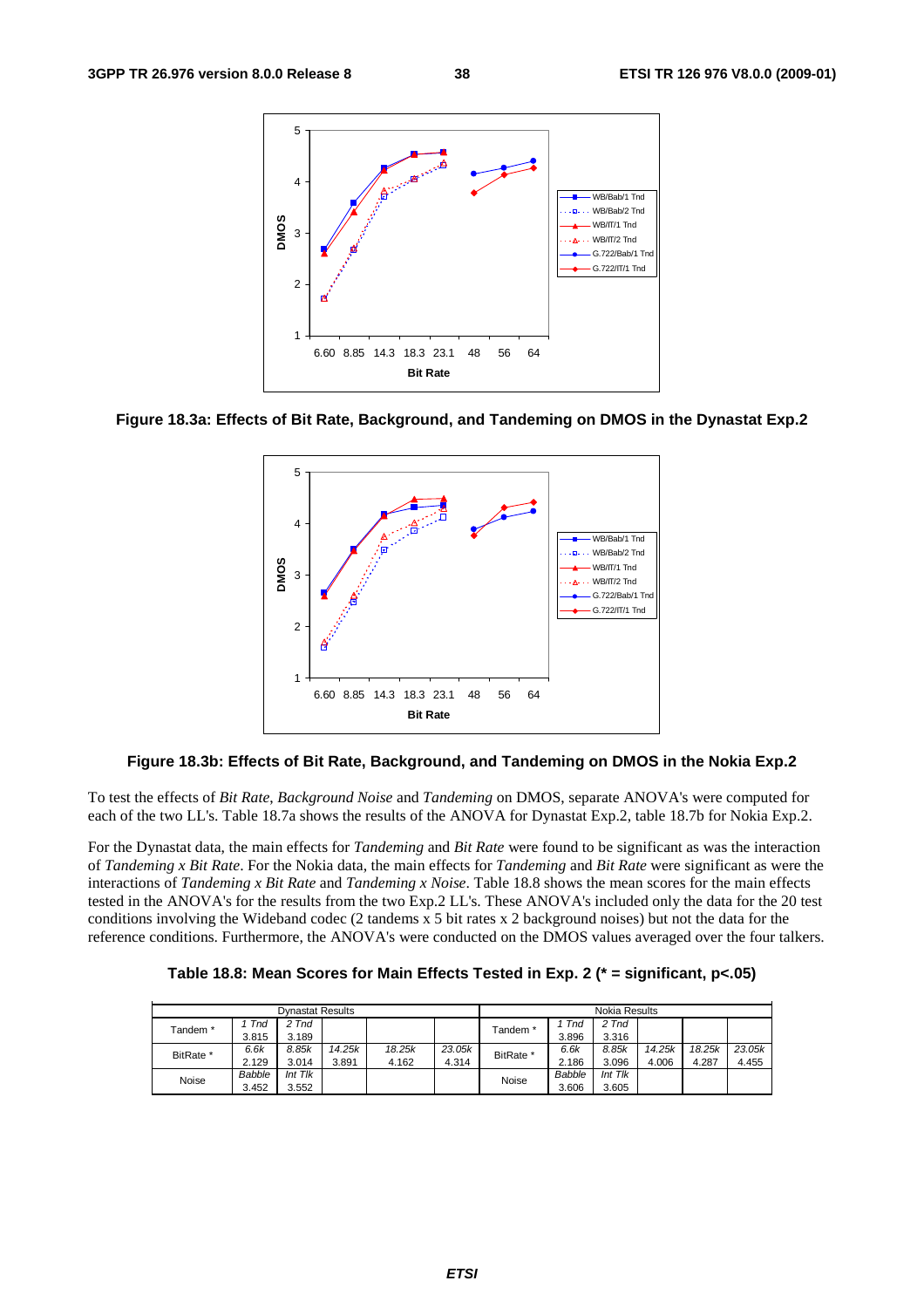**Figure 18.3a: Effects of Bit Rate, Background, and Tandeming on DMOS in the Dynastat Exp.2**

**Figure 18.3b: Effects of Bit Rate, Background, and Tandeming on DMOS in the Nokia Exp.2**

To test the effects of *Bit Rate, Background Noise* and *Tandeming* on DMOS, separate ANOVA's were computed for each of the two LL's. Table 18.7a shows the results of the ANOVA for Dynastat Exp.2, table 18.7b for Nokia Exp.2.

For the Dynastat data, the main effects for *Tandeming* and *Bit Rate* were found to be significant as was the interaction of *Tandeming x Bit Rate*. For the Nokia data, the main effects for *Tandeming* and *Bit Rate* were significant as were the interactions of *Tandeming x Bit Rate* and *Tandeming x Noise*. Table 18.8 shows the mean scores for the main effects tested in the ANOVA for the results from the two Exp.2 LL's. These ANOVA's included only the data for the 20 test conditions involving the Wideband codec (2 tandems x 5 bit rates x 2 background noises) but not the data for the reference conditions. Furthermore, the ANOVA's were conducted on the DMOS values averaged over the four talkers.

**Table 18.8: Mean Scores for Main Effects Tested in Exp. 2 (* = significant, p<.05)**

| Dynastat Results | | | | | | Nokia Results | | | | | |
|---|---|---|---|---|---|---|---|---|---|---|---|
| Tandem * | *1 Tnd* | *2 Tnd* | | | | Tandem * | *1 Tnd* | *2 Tnd* | | | |
| | 3.815 | 3.189 | | | | | 3.896 | 3.316 | | | |
| BitRate * | *6.6k* | *8.85k* | *14.25k* | *18.25k* | *23.05k* | BitRate * | *6.6k* | *8.85k* | *14.25k* | *18.25k* | *23.05k* |
| | 2.129 | 3.014 | 3.891 | 4.162 | 4.314 | | 2.186 | 3.096 | 4.006 | 4.287 | 4.455 |
| Noise | *Babble* | *Int Tlk* | | | | Noise | *Babble* | *Int Tlk* | | | |
| | 3.452 | 3.552 | | | | | 3.606 | 3.605 | | | |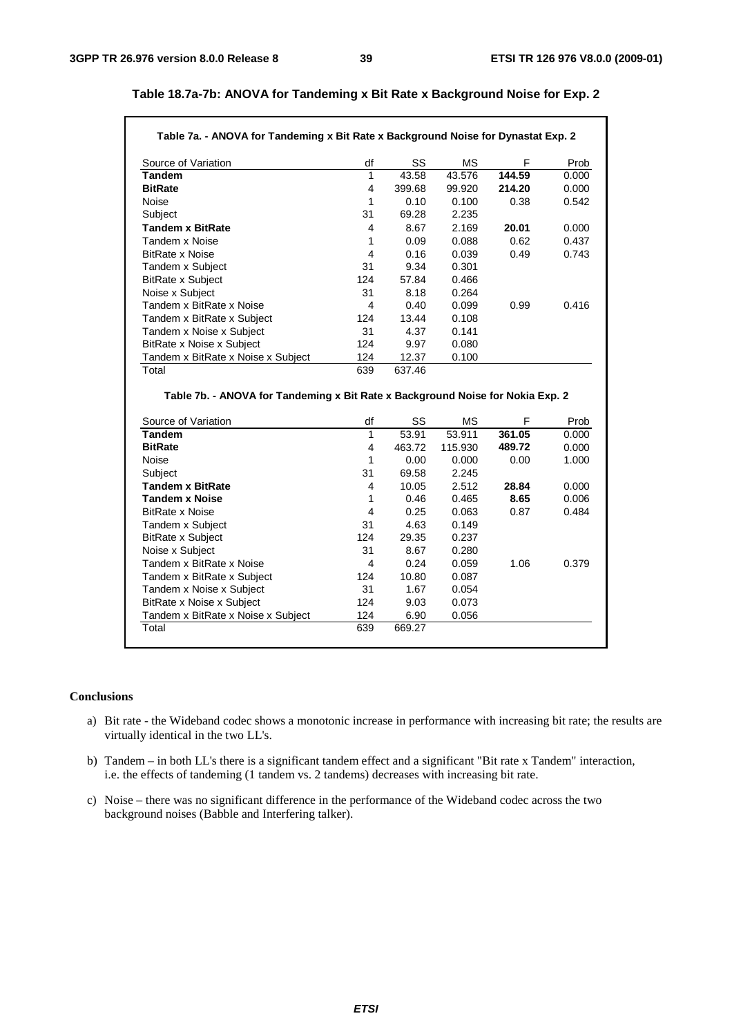**Table 18.7a-7b: ANOVA for Tandeming x Bit Rate x Background Noise for Exp. 2**

**Table 7a. - ANOVA for Tandeming x Bit Rate x Background Noise for Dynastat Exp. 2**

| Source of Variation | df | SS | MS | F | Prob |
|---|---|---|---|---|---|
| **Tandem** | 1 | 43.58 | 43.576 | **144.59** | 0.000 |
| **BitRate** | 4 | 399.68 | 99.920 | **214.20** | 0.000 |
| Noise | 1 | 0.10 | 0.100 | 0.38 | 0.542 |
| Subject | 31 | 69.28 | 2.235 | | |
| **Tandem x BitRate** | 4 | 8.67 | 2.169 | **20.01** | 0.000 |
| Tandem x Noise | 1 | 0.09 | 0.088 | 0.62 | 0.437 |
| BitRate x Noise | 4 | 0.16 | 0.039 | 0.49 | 0.743 |
| Tandem x Subject | 31 | 9.34 | 0.301 | | |
| BitRate x Subject | 124 | 57.84 | 0.466 | | |
| Noise x Subject | 31 | 8.18 | 0.264 | | |
| Tandem x BitRate x Noise | 4 | 0.40 | 0.099 | 0.99 | 0.416 |
| Tandem x BitRate x Subject | 124 | 13.44 | 0.108 | | |
| Tandem x Noise x Subject | 31 | 4.37 | 0.141 | | |
| BitRate x Noise x Subject | 124 | 9.97 | 0.080 | | |
| Tandem x BitRate x Noise x Subject | 124 | 12.37 | 0.100 | | |
| Total | 639 | 637.46 | | | |

**Table 7b. - ANOVA for Tandeming x Bit Rate x Background Noise for Nokia Exp. 2**

| Source of Variation | df | SS | MS | F | Prob |
|---|---|---|---|---|---|
| **Tandem** | 1 | 53.91 | 53.911 | **361.05** | 0.000 |
| **BitRate** | 4 | 463.72 | 115.930 | **489.72** | 0.000 |
| Noise | 1 | 0.00 | 0.000 | 0.00 | 1.000 |
| Subject | 31 | 69.58 | 2.245 | | |
| **Tandem x BitRate** | 4 | 10.05 | 2.512 | **28.84** | 0.000 |
| **Tandem x Noise** | 1 | 0.46 | 0.465 | **8.65** | 0.006 |
| BitRate x Noise | 4 | 0.25 | 0.063 | 0.87 | 0.484 |
| Tandem x Subject | 31 | 4.63 | 0.149 | | |
| BitRate x Subject | 124 | 29.35 | 0.237 | | |
| Noise x Subject | 31 | 8.67 | 0.280 | | |
| Tandem x BitRate x Noise | 4 | 0.24 | 0.059 | 1.06 | 0.379 |
| Tandem x BitRate x Subject | 124 | 10.80 | 0.087 | | |
| Tandem x Noise x Subject | 31 | 1.67 | 0.054 | | |
| BitRate x Noise x Subject | 124 | 9.03 | 0.073 | | |
| Tandem x BitRate x Noise x Subject | 124 | 6.90 | 0.056 | | |
| Total | 639 | 669.27 | | | |

**Conclusions**

a) Bit rate - the Wideband codec shows a monotonic increase in performance with increasing bit rate; the results are virtually identical in the two LL's.

b) Tandem – in both LL's there is a significant tandem effect and a significant "Bit rate x Tandem" interaction, i.e. the effects of tandeming (1 tandem vs. 2 tandems) decreases with increasing bit rate.

c) Noise – there was no significant difference in the performance of the Wideband codec across the two background noises (Babble and Interfering talker).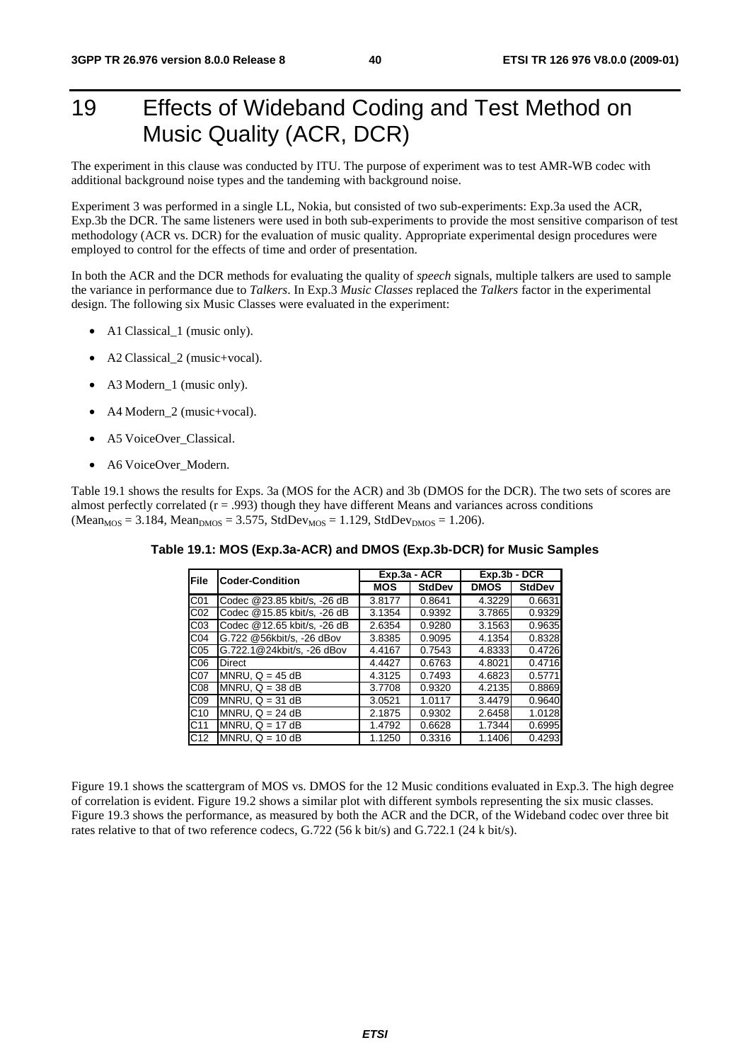# 19 Effects of Wideband Coding and Test Method on Music Quality (ACR, DCR)

The experiment in this clause was conducted by ITU. The purpose of experiment was to test AMR-WB codec with additional background noise types and the tandeming with background noise.

Experiment 3 was performed in a single LL, Nokia, but consisted of two sub-experiments: Exp.3a used the ACR, Exp.3b the DCR. The same listeners were used in both sub-experiments to provide the most sensitive comparison of test methodology (ACR vs. DCR) for the evaluation of music quality. Appropriate experimental design procedures were employed to control for the effects of time and order of presentation.

In both the ACR and the DCR methods for evaluating the quality of *speech* signals, multiple talkers are used to sample the variance in performance due to *Talkers*. In Exp.3 *Music Classes* replaced the *Talkers* factor in the experimental design. The following six Music Classes were evaluated in the experiment:

- A1 Classical_1 (music only).
- A2 Classical_2 (music+vocal).
- A3 Modern_1 (music only).
- A4 Modern_2 (music+vocal).
- A5 VoiceOver_Classical.
- A6 VoiceOver_Modern.

Table 19.1 shows the results for Exps. 3a (MOS for the ACR) and 3b (DMOS for the DCR). The two sets of scores are almost perfectly correlated (r = .993) though they have different Means and variances across conditions ($Mean_{MOS}$ = 3.184, $Mean_{DMOS}$ = 3.575, $StdDev_{MOS}$ = 1.129, $StdDev_{DMOS}$ = 1.206).

**Table 19.1: MOS (Exp.3a-ACR) and DMOS (Exp.3b-DCR) for Music Samples**

| File | Coder-Condition | Exp.3a - ACR | | Exp.3b - DCR | |
|---|---|---|---|---|---|
| | | MOS | StdDev | DMOS | StdDev |
| C01 | Codec @23.85 kbit/s, -26 dB | 3.8177 | 0.8641 | 4.3229 | 0.6631 |
| C02 | Codec @15.85 kbit/s, -26 dB | 3.1354 | 0.9392 | 3.7865 | 0.9329 |
| C03 | Codec @12.65 kbit/s, -26 dB | 2.6354 | 0.9280 | 3.1563 | 0.9635 |
| C04 | G.722 @56kbit/s, -26 dBov | 3.8385 | 0.9095 | 4.1354 | 0.8328 |
| C05 | G.722.1@24kbit/s, -26 dBov | 4.4167 | 0.7543 | 4.8333 | 0.4726 |
| C06 | Direct | 4.4427 | 0.6763 | 4.8021 | 0.4716 |
| C07 | MNRU, Q = 45 dB | 4.3125 | 0.7493 | 4.6823 | 0.5771 |
| C08 | MNRU, Q = 38 dB | 3.7708 | 0.9320 | 4.2135 | 0.8869 |
| C09 | MNRU, Q = 31 dB | 3.0521 | 1.0117 | 3.4479 | 0.9640 |
| C10 | MNRU, Q = 24 dB | 2.1875 | 0.9302 | 2.6458 | 1.0128 |
| C11 | MNRU, Q = 17 dB | 1.4792 | 0.6628 | 1.7344 | 0.6995 |
| C12 | MNRU, Q = 10 dB | 1.1250 | 0.3316 | 1.1406 | 0.4293 |

Figure 19.1 shows the scattergram of MOS vs. DMOS for the 12 Music conditions evaluated in Exp.3. The high degree of correlation is evident. Figure 19.2 shows a similar plot with different symbols representing the six music classes. Figure 19.3 shows the performance, as measured by both the ACR and the DCR, of the Wideband codec over three bit rates relative to that of two reference codecs, G.722 (56 k bit/s) and G.722.1 (24 k bit/s).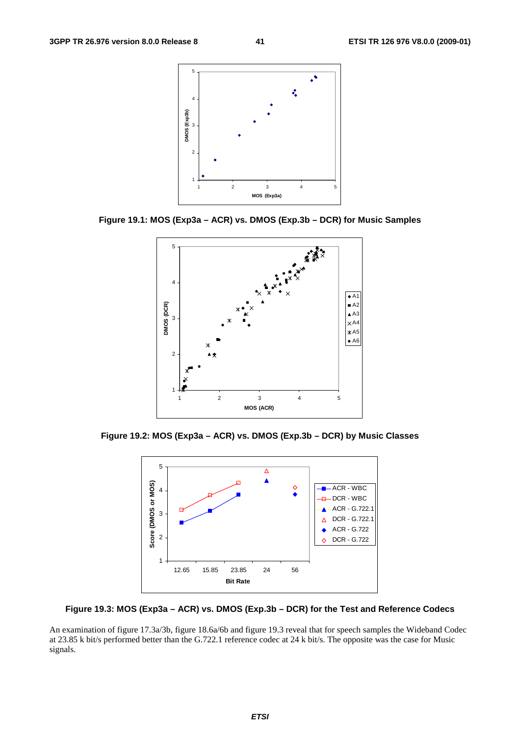Figure 19.1: MOS (Exp3a – ACR) vs. DMOS (Exp.3b – DCR) for Music Samples

Figure 19.2: MOS (Exp3a – ACR) vs. DMOS (Exp.3b – DCR) by Music Classes

Figure 19.3: MOS (Exp3a – ACR) vs. DMOS (Exp.3b – DCR) for the Test and Reference Codecs

An examination of figure 17.3a/3b, figure 18.6a/6b and figure 19.3 reveal that for speech samples the Wideband Codec at 23.85 k bit/s performed better than the G.722.1 reference codec at 24 k bit/s. The opposite was the case for Music signals.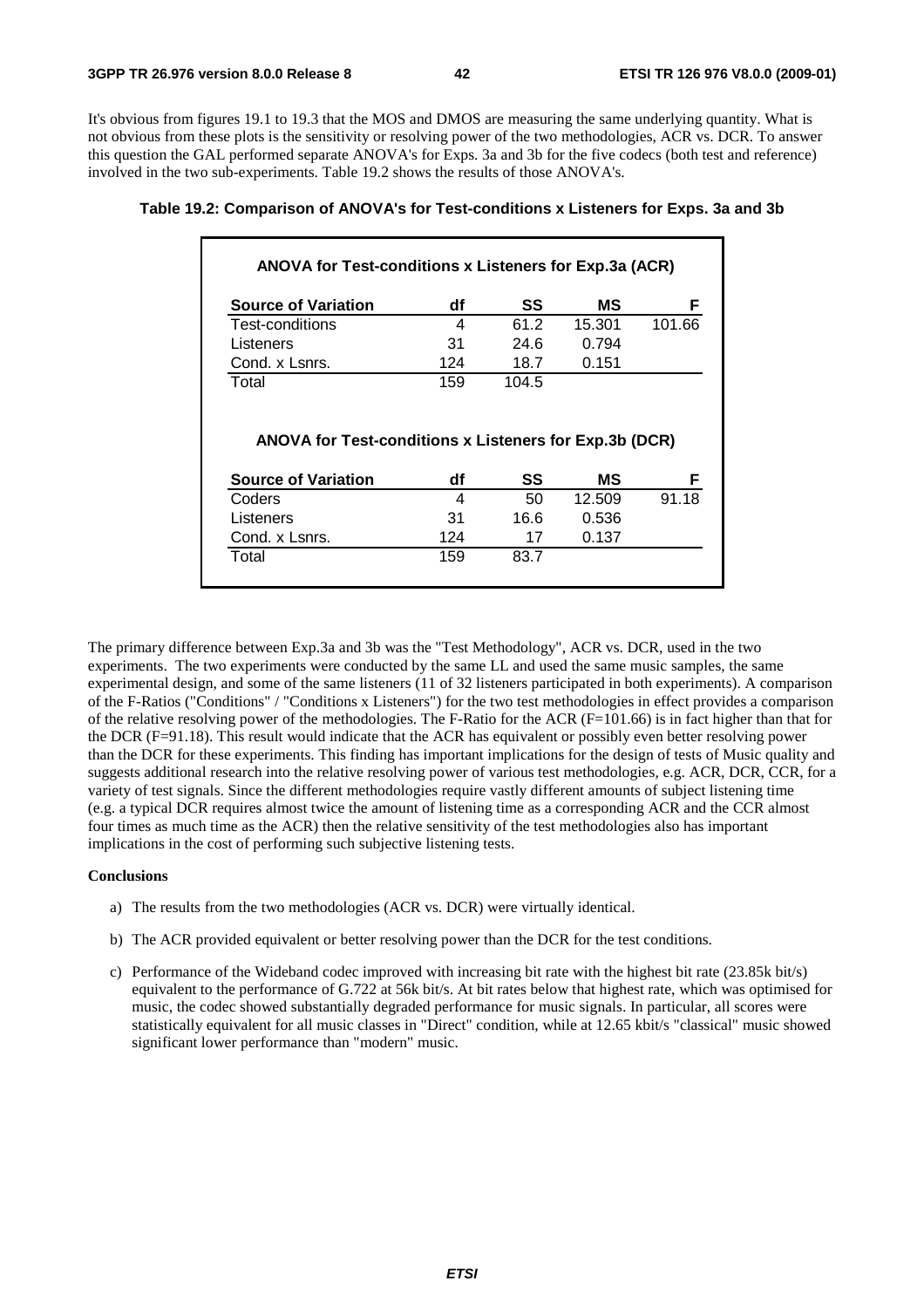It's obvious from figures 19.1 to 19.3 that the MOS and DMOS are measuring the same underlying quantity. What is not obvious from these plots is the sensitivity or resolving power of the two methodologies, ACR vs. DCR. To answer this question the GAL performed separate ANOVA's for Exps. 3a and 3b for the five codecs (both test and reference) involved in the two sub-experiments. Table 19.2 shows the results of those ANOVA's.

**Table 19.2: Comparison of ANOVA's for Test-conditions x Listeners for Exps. 3a and 3b**

**ANOVA for Test-conditions x Listeners for Exp.3a (ACR)**

| Source of Variation | df | SS | MS | F |
|---|---|---|---|---|
| Test-conditions | 4 | 61.2 | 15.301 | 101.66 |
| Listeners | 31 | 24.6 | 0.794 | |
| Cond. x Lsnrs. | 124 | 18.7 | 0.151 | |
| Total | 159 | 104.5 | | |

**ANOVA for Test-conditions x Listeners for Exp.3b (DCR)**

| Source of Variation | df | SS | MS | F |
|---|---|---|---|---|
| Coders | 4 | 50 | 12.509 | 91.18 |
| Listeners | 31 | 16.6 | 0.536 | |
| Cond. x Lsnrs. | 124 | 17 | 0.137 | |
| Total | 159 | 83.7 | | |

The primary difference between Exp.3a and 3b was the "Test Methodology", ACR vs. DCR, used in the two experiments. The two experiments were conducted by the same LL and used the same music samples, the same experimental design, and some of the same listeners (11 of 32 listeners participated in both experiments). A comparison of the F-Ratios ("Conditions" / "Conditions x Listeners") for the two test methodologies in effect provides a comparison of the relative resolving power of the methodologies. The F-Ratio for the ACR ($F=101.66$) is in fact higher than that for the DCR ($F=91.18$). This result would indicate that the ACR has equivalent or possibly even better resolving power than the DCR for these experiments. This finding has important implications for the design of tests of Music quality and suggests additional research into the relative resolving power of various test methodologies, e.g. ACR, DCR, CCR, for a variety of test signals. Since the different methodologies require vastly different amounts of subject listening time (e.g. a typical DCR requires almost twice the amount of listening time as a corresponding ACR and the CCR almost four times as much time as the ACR) then the relative sensitivity of the test methodologies also has important implications in the cost of performing such subjective listening tests.

**Conclusions**

a) The results from the two methodologies (ACR vs. DCR) were virtually identical.

b) The ACR provided equivalent or better resolving power than the DCR for the test conditions.

c) Performance of the Wideband codec improved with increasing bit rate with the highest bit rate (23.85k bit/s) equivalent to the performance of G.722 at 56k bit/s. At bit rates below that highest rate, which was optimised for music, the codec showed substantially degraded performance for music signals. In particular, all scores were statistically equivalent for all music classes in "Direct" condition, while at 12.65 kbit/s "classical" music showed significant lower performance than "modern" music.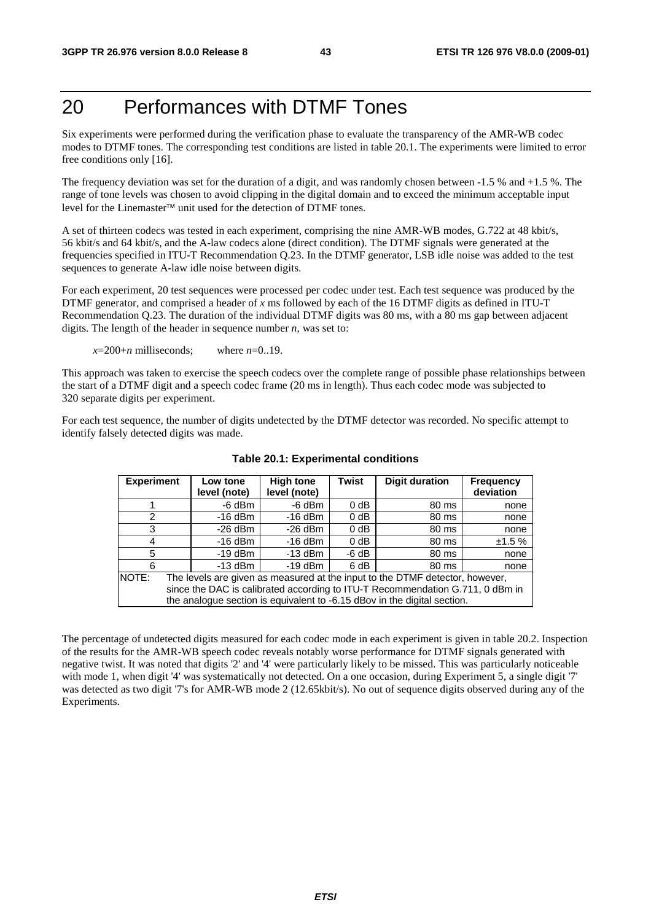# 20 Performances with DTMF Tones

Six experiments were performed during the verification phase to evaluate the transparency of the AMR-WB codec modes to DTMF tones. The corresponding test conditions are listed in table 20.1. The experiments were limited to error free conditions only [16].

The frequency deviation was set for the duration of a digit, and was randomly chosen between -1.5 % and +1.5 %. The range of tone levels was chosen to avoid clipping in the digital domain and to exceed the minimum acceptable input level for the Linemaster™ unit used for the detection of DTMF tones.

A set of thirteen codecs was tested in each experiment, comprising the nine AMR-WB modes, G.722 at 48 kbit/s, 56 kbit/s and 64 kbit/s, and the A-law codecs alone (direct condition). The DTMF signals were generated at the frequencies specified in ITU-T Recommendation Q.23. In the DTMF generator, LSB idle noise was added to the test sequences to generate A-law idle noise between digits.

For each experiment, 20 test sequences were processed per codec under test. Each test sequence was produced by the DTMF generator, and comprised a header of *x* ms followed by each of the 16 DTMF digits as defined in ITU-T Recommendation Q.23. The duration of the individual DTMF digits was 80 ms, with a 80 ms gap between adjacent digits. The length of the header in sequence number *n*, was set to:

$x=200+n$ milliseconds; where $n=0..19$.

This approach was taken to exercise the speech codecs over the complete range of possible phase relationships between the start of a DTMF digit and a speech codec frame (20 ms in length). Thus each codec mode was subjected to 320 separate digits per experiment.

For each test sequence, the number of digits undetected by the DTMF detector was recorded. No specific attempt to identify falsely detected digits was made.

**Table 20.1: Experimental conditions**

| Experiment | Low tone level (note) | High tone level (note) | Twist | Digit duration | Frequency deviation |
|---|---|---|---|---|---|
| 1 | -6 dBm | -6 dBm | 0 dB | 80 ms | none |
| 2 | -16 dBm | -16 dBm | 0 dB | 80 ms | none |
| 3 | -26 dBm | -26 dBm | 0 dB | 80 ms | none |
| 4 | -16 dBm | -16 dBm | 0 dB | 80 ms | ±1.5 % |
| 5 | -19 dBm | -13 dBm | -6 dB | 80 ms | none |
| 6 | -13 dBm | -19 dBm | 6 dB | 80 ms | none |
| NOTE: The levels are given as measured at the input to the DTMF detector, however, since the DAC is calibrated according to ITU-T Recommendation G.711, 0 dBm in the analogue section is equivalent to -6.15 dBov in the digital section. | | | | | |

The percentage of undetected digits measured for each codec mode in each experiment is given in table 20.2. Inspection of the results for the AMR-WB speech codec reveals notably worse performance for DTMF signals generated with negative twist. It was noted that digits '2' and '4' were particularly likely to be missed. This was particularly noticeable with mode 1, when digit '4' was systematically not detected. On a one occasion, during Experiment 5, a single digit '7' was detected as two digit '7's for AMR-WB mode 2 (12.65kbit/s). No out of sequence digits observed during any of the Experiments.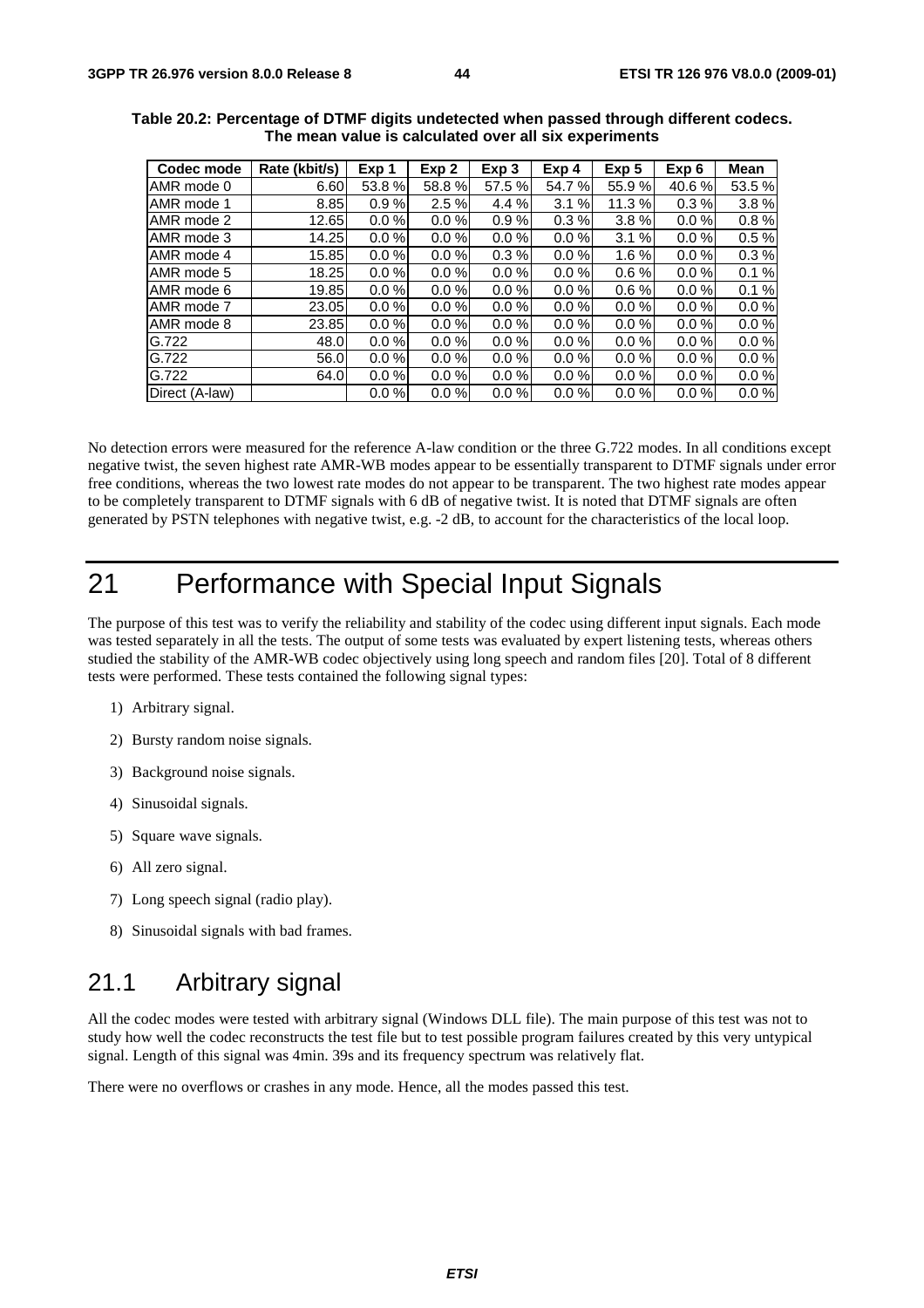**Table 20.2: Percentage of DTMF digits undetected when passed through different codecs. The mean value is calculated over all six experiments**

| Codec mode | Rate (kbit/s) | Exp 1 | Exp 2 | Exp 3 | Exp 4 | Exp 5 | Exp 6 | Mean |
|---|---|---|---|---|---|---|---|---|
| AMR mode 0 | 6.60 | 53.8 % | 58.8 % | 57.5 % | 54.7 % | 55.9 % | 40.6 % | 53.5 % |
| AMR mode 1 | 8.85 | 0.9 % | 2.5 % | 4.4 % | 3.1 % | 11.3 % | 0.3 % | 3.8 % |
| AMR mode 2 | 12.65 | 0.0 % | 0.0 % | 0.9 % | 0.3 % | 3.8 % | 0.0 % | 0.8 % |
| AMR mode 3 | 14.25 | 0.0 % | 0.0 % | 0.0 % | 0.0 % | 3.1 % | 0.0 % | 0.5 % |
| AMR mode 4 | 15.85 | 0.0 % | 0.0 % | 0.3 % | 0.0 % | 1.6 % | 0.0 % | 0.3 % |
| AMR mode 5 | 18.25 | 0.0 % | 0.0 % | 0.0 % | 0.0 % | 0.6 % | 0.0 % | 0.1 % |
| AMR mode 6 | 19.85 | 0.0 % | 0.0 % | 0.0 % | 0.0 % | 0.6 % | 0.0 % | 0.1 % |
| AMR mode 7 | 23.05 | 0.0 % | 0.0 % | 0.0 % | 0.0 % | 0.0 % | 0.0 % | 0.0 % |
| AMR mode 8 | 23.85 | 0.0 % | 0.0 % | 0.0 % | 0.0 % | 0.0 % | 0.0 % | 0.0 % |
| G.722 | 48.0 | 0.0 % | 0.0 % | 0.0 % | 0.0 % | 0.0 % | 0.0 % | 0.0 % |
| G.722 | 56.0 | 0.0 % | 0.0 % | 0.0 % | 0.0 % | 0.0 % | 0.0 % | 0.0 % |
| G.722 | 64.0 | 0.0 % | 0.0 % | 0.0 % | 0.0 % | 0.0 % | 0.0 % | 0.0 % |
| Direct (A-law) | | 0.0 % | 0.0 % | 0.0 % | 0.0 % | 0.0 % | 0.0 % | 0.0 % |

No detection errors were measured for the reference A-law condition or the three G.722 modes. In all conditions except negative twist, the seven highest rate AMR-WB modes appear to be essentially transparent to DTMF signals under error free conditions, whereas the two lowest rate modes do not appear to be transparent. The two highest rate modes appear to be completely transparent to DTMF signals with 6 dB of negative twist. It is noted that DTMF signals are often generated by PSTN telephones with negative twist, e.g. -2 dB, to account for the characteristics of the local loop.

# 21 Performance with Special Input Signals

The purpose of this test was to verify the reliability and stability of the codec using different input signals. Each mode was tested separately in all the tests. The output of some tests was evaluated by expert listening tests, whereas others studied the stability of the AMR-WB codec objectively using long speech and random files [20]. Total of 8 different tests were performed. These tests contained the following signal types:

1) Arbitrary signal.
2) Bursty random noise signals.
3) Background noise signals.
4) Sinusoidal signals.
5) Square wave signals.
6) All zero signal.
7) Long speech signal (radio play).
8) Sinusoidal signals with bad frames.

## 21.1 Arbitrary signal

All the codec modes were tested with arbitrary signal (Windows DLL file). The main purpose of this test was not to study how well the codec reconstructs the test file but to test possible program failures created by this very untypical signal. Length of this signal was 4min. 39s and its frequency spectrum was relatively flat.

There were no overflows or crashes in any mode. Hence, all the modes passed this test.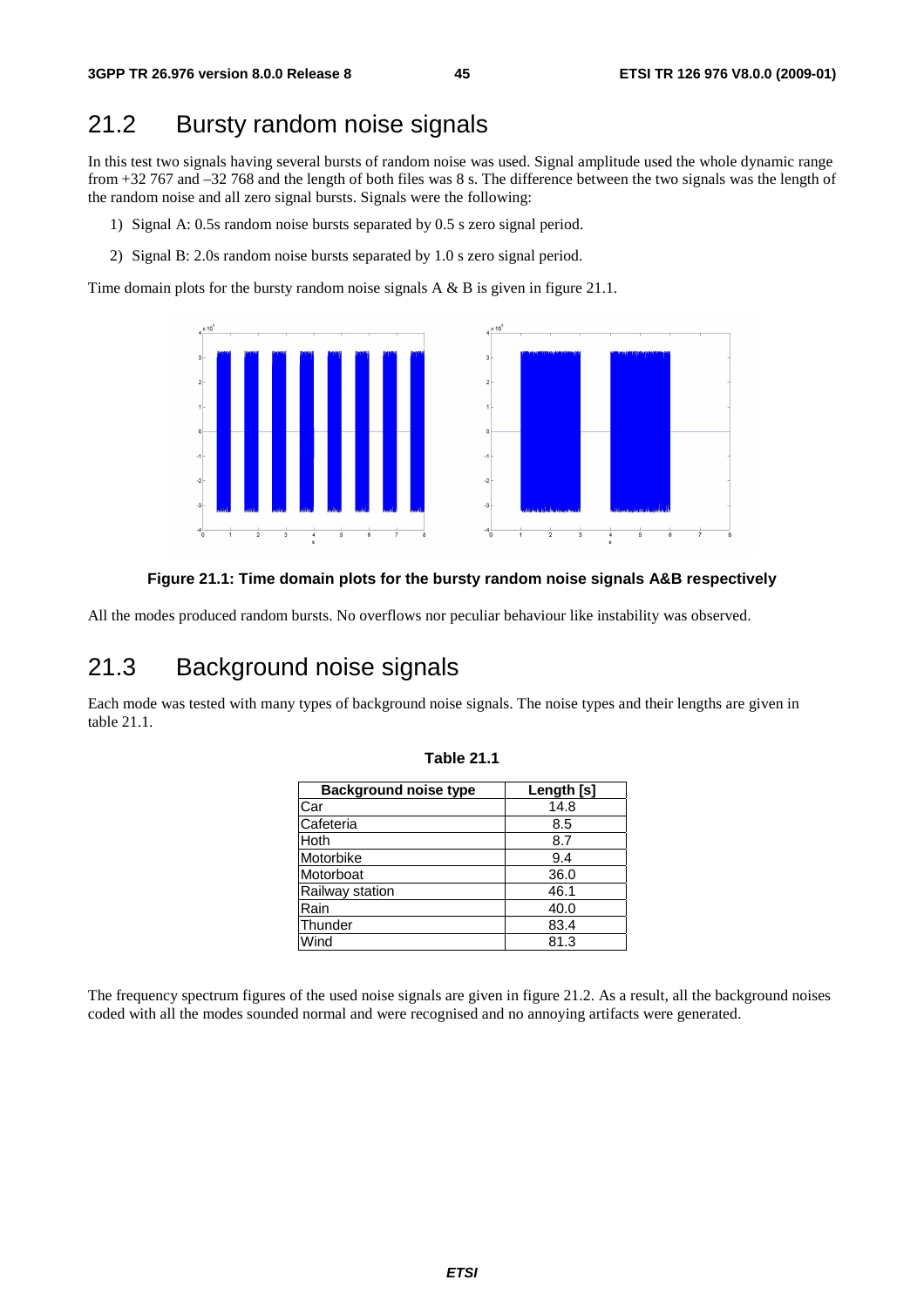## 21.2 Bursty random noise signals

In this test two signals having several bursts of random noise was used. Signal amplitude used the whole dynamic range from +32 767 and –32 768 and the length of both files was 8 s. The difference between the two signals was the length of the random noise and all zero signal bursts. Signals were the following:

1) Signal A: 0.5s random noise bursts separated by 0.5 s zero signal period.

2) Signal B: 2.0s random noise bursts separated by 1.0 s zero signal period.

Time domain plots for the bursty random noise signals A & B is given in figure 21.1.

**Figure 21.1: Time domain plots for the bursty random noise signals A&B respectively**

All the modes produced random bursts. No overflows nor peculiar behaviour like instability was observed.

## 21.3 Background noise signals

Each mode was tested with many types of background noise signals. The noise types and their lengths are given in table 21.1.

**Table 21.1**

| Background noise type | Length [s] |
|---|---|
| Car | 14.8 |
| Cafeteria | 8.5 |
| Hoth | 8.7 |
| Motorbike | 9.4 |
| Motorboat | 36.0 |
| Railway station | 46.1 |
| Rain | 40.0 |
| Thunder | 83.4 |
| Wind | 81.3 |

The frequency spectrum figures of the used noise signals are given in figure 21.2. As a result, all the background noises coded with all the modes sounded normal and were recognised and no annoying artifacts were generated.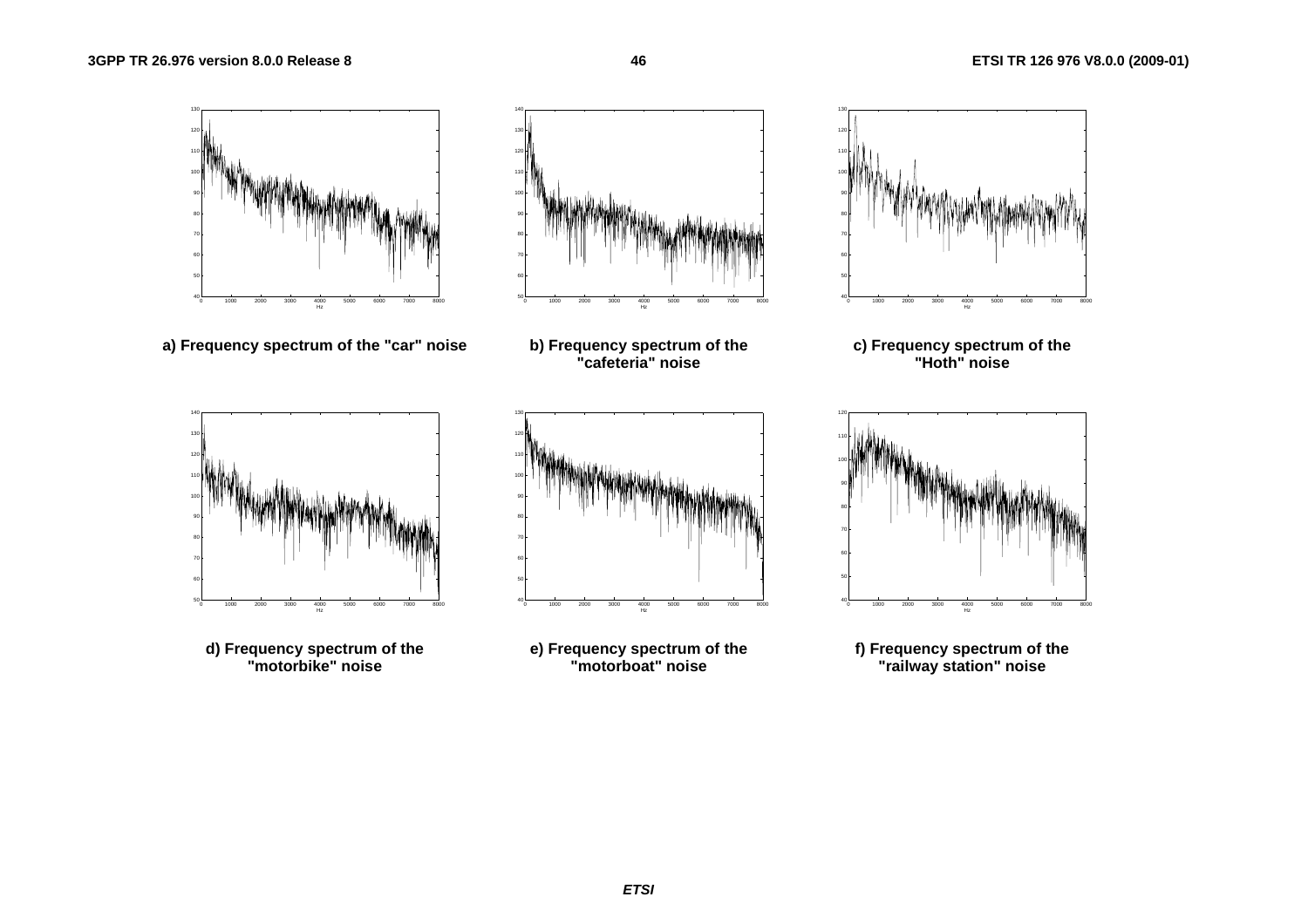a) Frequency spectrum of the "car" noise

b) Frequency spectrum of the "cafeteria" noise

c) Frequency spectrum of the "Hoth" noise

d) Frequency spectrum of the "motorbike" noise

e) Frequency spectrum of the "motorboat" noise

f) Frequency spectrum of the "railway station" noise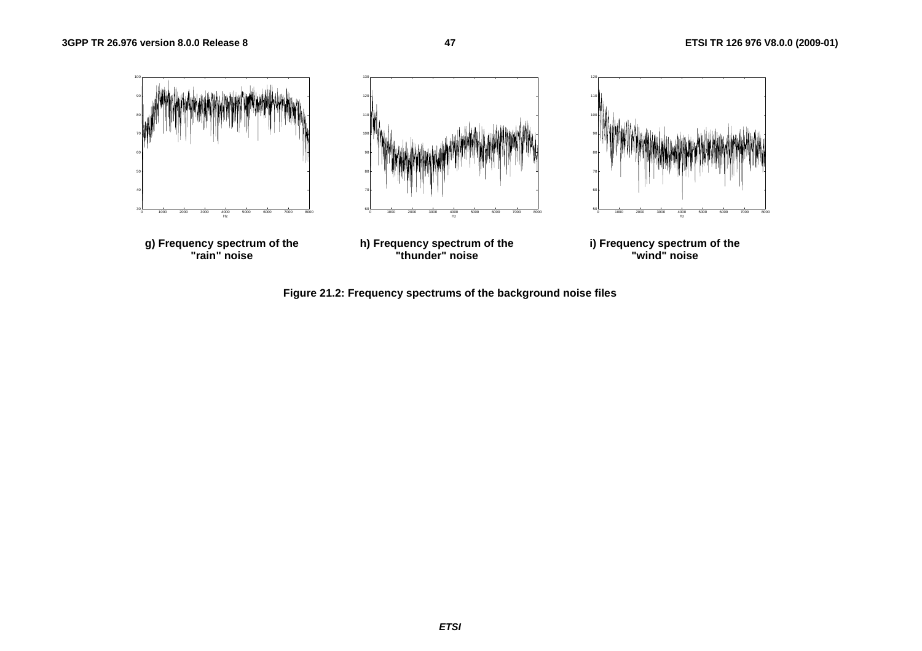g) Frequency spectrum of the "rain" noise

h) Frequency spectrum of the "thunder" noise

i) Frequency spectrum of the "wind" noise

**Figure 21.2: Frequency spectrums of the background noise files**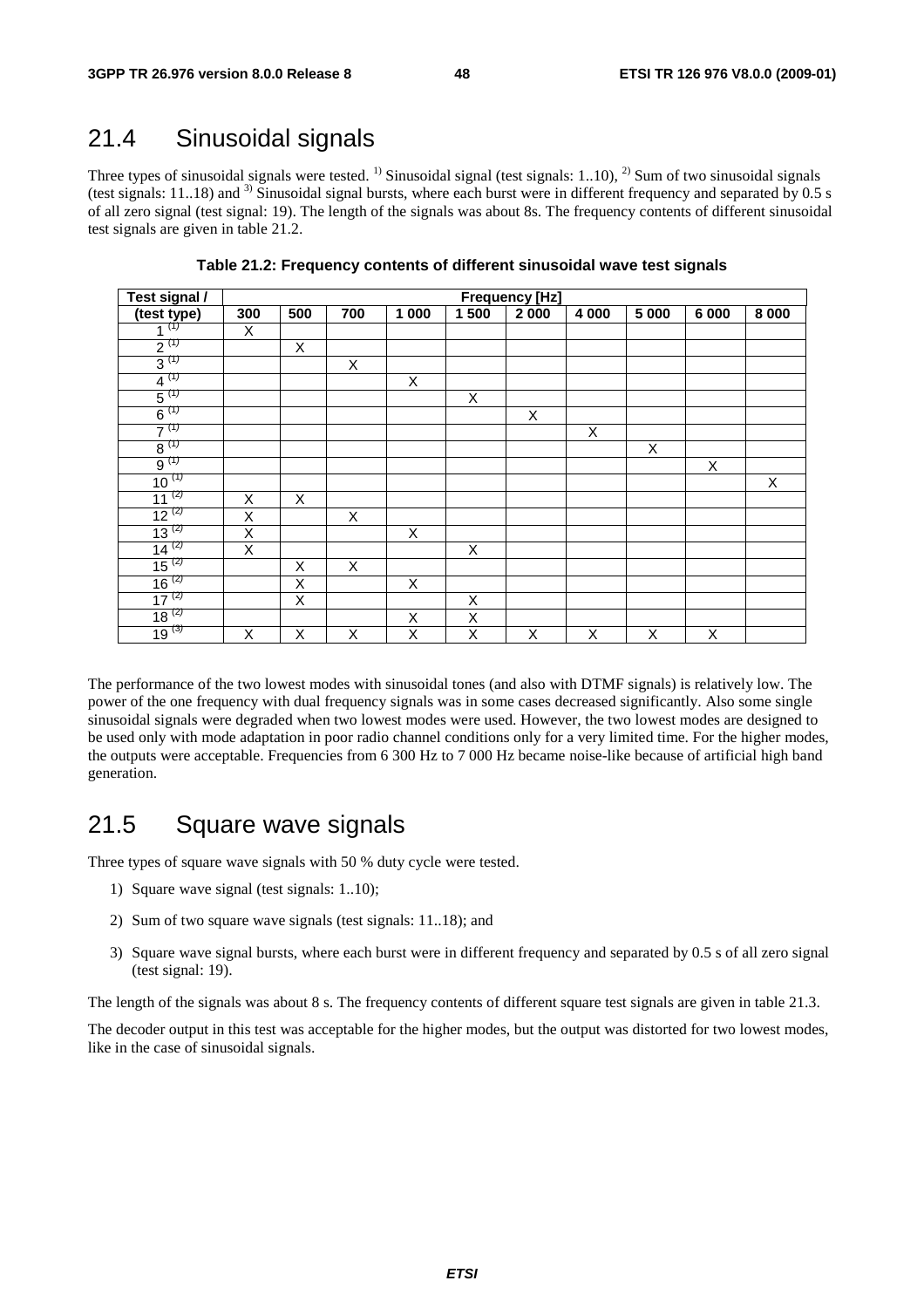## 21.4 Sinusoidal signals

Three types of sinusoidal signals were tested. [1)] Sinusoidal signal (test signals: 1..10), [2)] Sum of two sinusoidal signals (test signals: 11..18) and [3)] Sinusoidal signal bursts, where each burst were in different frequency and separated by 0.5 s of all zero signal (test signal: 19). The length of the signals was about 8s. The frequency contents of different sinusoidal test signals are given in table 21.2.

**Table 21.2: Frequency contents of different sinusoidal wave test signals**

| Test signal / | Frequency [Hz] | | | | | | | | | |
|---|---|---|---|---|---|---|---|---|---|---|
| (test type) | 300 | 500 | 700 | 1 000 | 1 500 | 2 000 | 4 000 | 5 000 | 6 000 | 8 000 |
| 1 (1) | X | | | | | | | | | |
| 2 (1) | | X | | | | | | | | |
| 3 (1) | | | X | | | | | | | |
| 4 (1) | | | | X | | | | | | |
| 5 (1) | | | | | X | | | | | |
| 6 (1) | | | | | | X | | | | |
| 7 (1) | | | | | | | X | | | |
| 8 (1) | | | | | | | | X | | |
| 9 (1) | | | | | | | | | X | |
| 10 (1) | | | | | | | | | | X |
| 11 (2) | X | X | | | | | | | | |
| 12 (2) | X | | X | | | | | | | |
| 13 (2) | X | | | X | | | | | | |
| 14 (2) | X | | | | X | | | | | |
| 15 (2) | | X | X | | | | | | | |
| 16 (2) | | X | | X | | | | | | |
| 17 (2) | | X | | | X | | | | | |
| 18 (2) | | | | X | X | | | | | |
| 19 (3) | X | X | X | X | X | X | X | X | X | |

The performance of the two lowest modes with sinusoidal tones (and also with DTMF signals) is relatively low. The power of the one frequency with dual frequency signals was in some cases decreased significantly. Also some single sinusoidal signals were degraded when two lowest modes were used. However, the two lowest modes are designed to be used only with mode adaptation in poor radio channel conditions only for a very limited time. For the higher modes, the outputs were acceptable. Frequencies from 6 300 Hz to 7 000 Hz became noise-like because of artificial high band generation.

## 21.5 Square wave signals

Three types of square wave signals with 50 % duty cycle were tested.

1) Square wave signal (test signals: 1..10);
2) Sum of two square wave signals (test signals: 11..18); and
3) Square wave signal bursts, where each burst were in different frequency and separated by 0.5 s of all zero signal (test signal: 19).

The length of the signals was about 8 s. The frequency contents of different square test signals are given in table 21.3.

The decoder output in this test was acceptable for the higher modes, but the output was distorted for two lowest modes, like in the case of sinusoidal signals.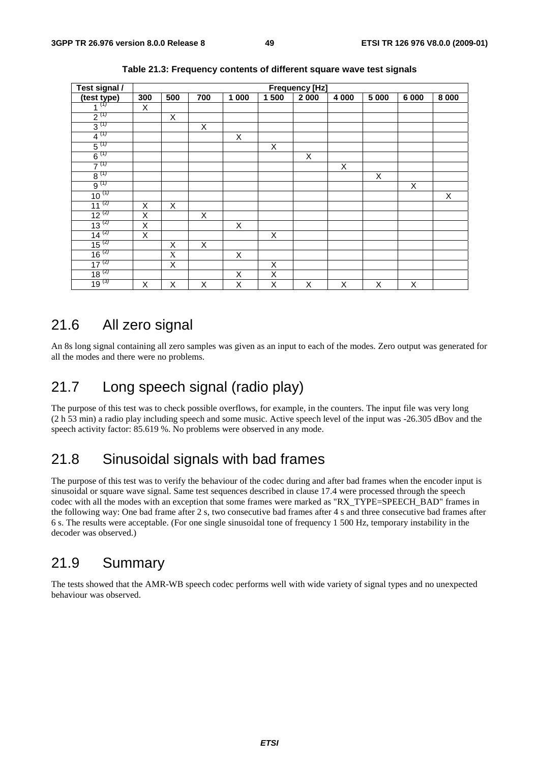**Table 21.3: Frequency contents of different square wave test signals**

| Test signal / | Frequency [Hz] | | | | | | | | | |
|---|---|---|---|---|---|---|---|---|---|---|
| (test type) | 300 | 500 | 700 | 1 000 | 1 500 | 2 000 | 4 000 | 5 000 | 6 000 | 8 000 |
| 1 (1) | X | | | | | | | | | |
| 2 (1) | | X | | | | | | | | |
| 3 (1) | | | X | | | | | | | |
| 4 (1) | | | | X | | | | | | |
| 5 (1) | | | | | X | | | | | |
| 6 (1) | | | | | | X | | | | |
| 7 (1) | | | | | | | X | | | |
| 8 (1) | | | | | | | | X | | |
| 9 (1) | | | | | | | | | X | |
| 10 (1) | | | | | | | | | | X |
| 11 (2) | X | X | | | | | | | | |
| 12 (2) | X | | X | | | | | | | |
| 13 (2) | X | | | X | | | | | | |
| 14 (2) | X | | | | X | | | | | |
| 15 (2) | | X | X | | | | | | | |
| 16 (2) | | X | | X | | | | | | |
| 17 (2) | | X | | | X | | | | | |
| 18 (2) | | | | X | X | | | | | |
| 19 (3) | X | X | X | X | X | X | X | X | X | |

## 21.6 All zero signal

An 8s long signal containing all zero samples was given as an input to each of the modes. Zero output was generated for all the modes and there were no problems.

## 21.7 Long speech signal (radio play)

The purpose of this test was to check possible overflows, for example, in the counters. The input file was very long (2 h 53 min) a radio play including speech and some music. Active speech level of the input was -26.305 dBov and the speech activity factor: 85.619 %. No problems were observed in any mode.

## 21.8 Sinusoidal signals with bad frames

The purpose of this test was to verify the behaviour of the codec during and after bad frames when the encoder input is sinusoidal or square wave signal. Same test sequences described in clause 17.4 were processed through the speech codec with all the modes with an exception that some frames were marked as "RX_TYPE=SPEECH_BAD" frames in the following way: One bad frame after 2 s, two consecutive bad frames after 4 s and three consecutive bad frames after 6 s. The results were acceptable. (For one single sinusoidal tone of frequency 1 500 Hz, temporary instability in the decoder was observed.)

## 21.9 Summary

The tests showed that the AMR-WB speech codec performs well with wide variety of signal types and no unexpected behaviour was observed.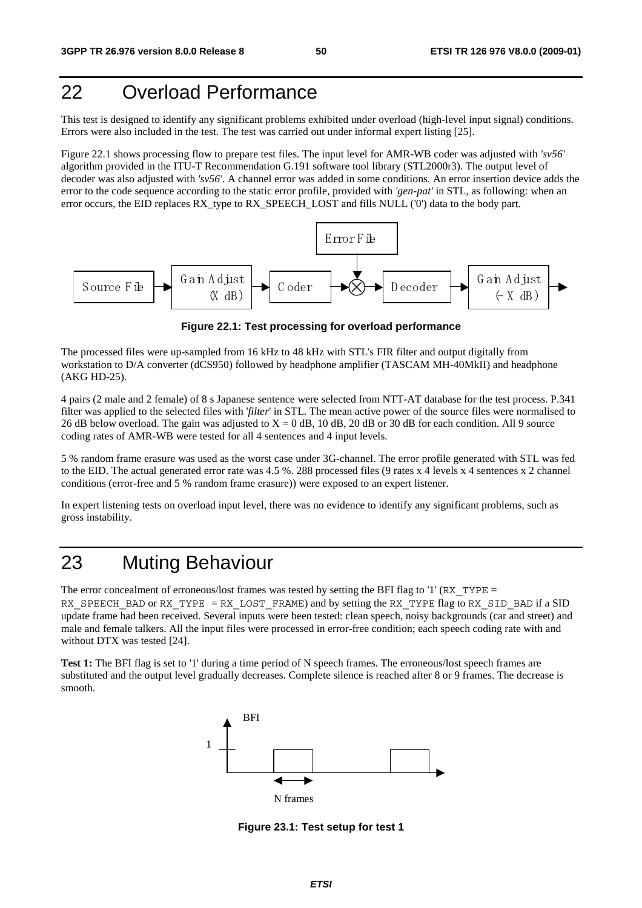# 22 Overload Performance

This test is designed to identify any significant problems exhibited under overload (high-level input signal) conditions. Errors were also included in the test. The test was carried out under informal expert listing [25].

Figure 22.1 shows processing flow to prepare test files. The input level for AMR-WB coder was adjusted with *'sv56'* algorithm provided in the ITU-T Recommendation G.191 software tool library (STL2000r3). The output level of decoder was also adjusted with *'sv56'*. A channel error was added in some conditions. An error insertion device adds the error to the code sequence according to the static error profile, provided with *'gen-pat'* in STL, as following: when an error occurs, the EID replaces RX_type to RX_SPEECH_LOST and fills NULL ('0') data to the body part.

Source File → Gain Adjust (X dB) → Coder → ⊗ (Error File) → Decoder → Gain Adjust (-X dB) →

**Figure 22.1: Test processing for overload performance**

The processed files were up-sampled from 16 kHz to 48 kHz with STL's FIR filter and output digitally from workstation to D/A converter (dCS950) followed by headphone amplifier (TASCAM MH-40MkII) and headphone (AKG HD-25).

4 pairs (2 male and 2 female) of 8 s Japanese sentence were selected from NTT-AT database for the test process. P.341 filter was applied to the selected files with '*filter*' in STL. The mean active power of the source files were normalised to 26 dB below overload. The gain was adjusted to X = 0 dB, 10 dB, 20 dB or 30 dB for each condition. All 9 source coding rates of AMR-WB were tested for all 4 sentences and 4 input levels.

5 % random frame erasure was used as the worst case under 3G-channel. The error profile generated with STL was fed to the EID. The actual generated error rate was 4.5 %. 288 processed files (9 rates x 4 levels x 4 sentences x 2 channel conditions (error-free and 5 % random frame erasure)) were exposed to an expert listener.

In expert listening tests on overload input level, there was no evidence to identify any significant problems, such as gross instability.

# 23 Muting Behaviour

The error concealment of erroneous/lost frames was tested by setting the BFI flag to '1' (`RX_TYPE = RX_SPEECH_BAD` or `RX_TYPE = RX_LOST_FRAME`) and by setting the `RX_TYPE` flag to `RX_SID_BAD` if a SID update frame had been received. Several inputs were been tested: clean speech, noisy backgrounds (car and street) and male and female talkers. All the input files were processed in error-free condition; each speech coding rate with and without DTX was tested [24].

**Test 1:** The BFI flag is set to '1' during a time period of N speech frames. The erroneous/lost speech frames are substituted and the output level gradually decreases. Complete silence is reached after 8 or 9 frames. The decrease is smooth.

BFI

1

N frames

**Figure 23.1: Test setup for test 1**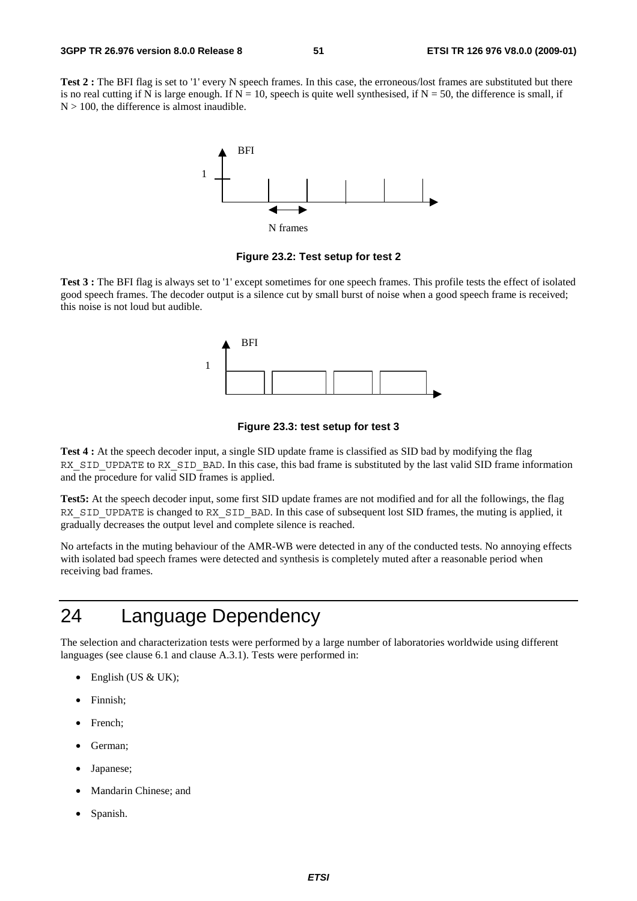**Test 2 :** The BFI flag is set to '1' every N speech frames. In this case, the erroneous/lost frames are substituted but there is no real cutting if N is large enough. If N = 10, speech is quite well synthesised, if N = 50, the difference is small, if N > 100, the difference is almost inaudible.

**Figure 23.2: Test setup for test 2**

**Test 3 :** The BFI flag is always set to '1' except sometimes for one speech frames. This profile tests the effect of isolated good speech frames. The decoder output is a silence cut by small burst of noise when a good speech frame is received; this noise is not loud but audible.

**Figure 23.3: test setup for test 3**

**Test 4 :** At the speech decoder input, a single SID update frame is classified as SID bad by modifying the flag `RX_SID_UPDATE` to `RX_SID_BAD`. In this case, this bad frame is substituted by the last valid SID frame information and the procedure for valid SID frames is applied.

**Test5:** At the speech decoder input, some first SID update frames are not modified and for all the followings, the flag `RX_SID_UPDATE` is changed to `RX_SID_BAD`. In this case of subsequent lost SID frames, the muting is applied, it gradually decreases the output level and complete silence is reached.

No artefacts in the muting behaviour of the AMR-WB were detected in any of the conducted tests. No annoying effects with isolated bad speech frames were detected and synthesis is completely muted after a reasonable period when receiving bad frames.

# 24 Language Dependency

The selection and characterization tests were performed by a large number of laboratories worldwide using different languages (see clause 6.1 and clause A.3.1). Tests were performed in:

- English (US & UK);
- Finnish;
- French;
- German;
- Japanese;
- Mandarin Chinese; and
- Spanish.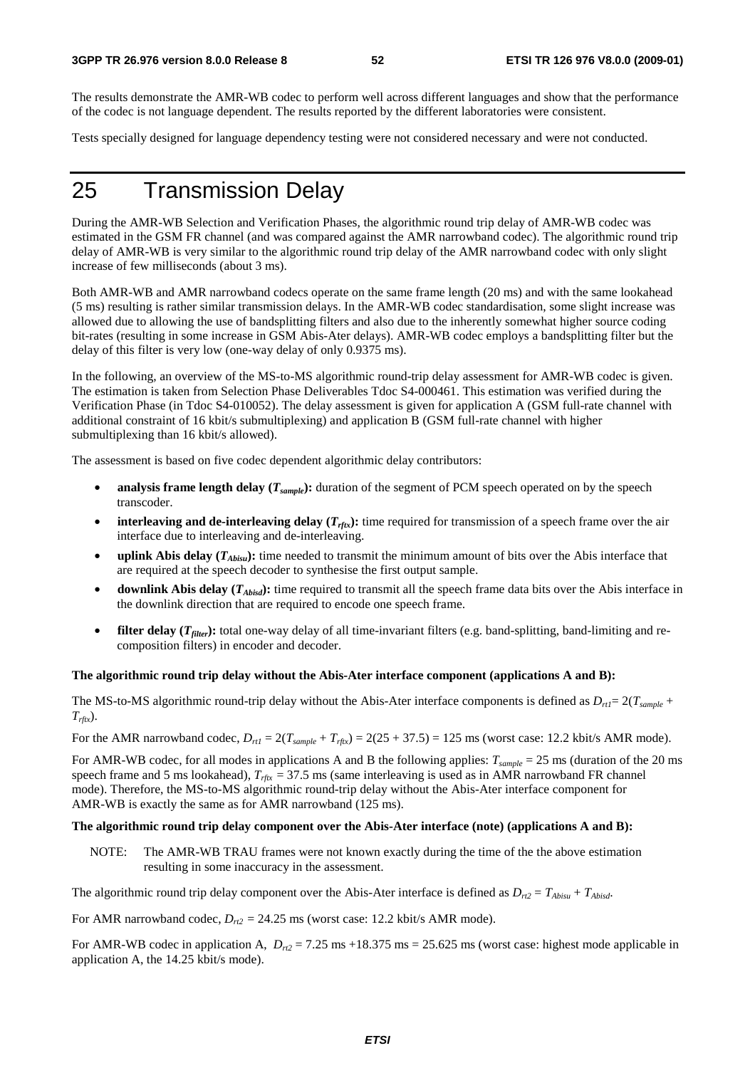The results demonstrate the AMR-WB codec to perform well across different languages and show that the performance of the codec is not language dependent. The results reported by the different laboratories were consistent.

Tests specially designed for language dependency testing were not considered necessary and were not conducted.

# 25 Transmission Delay

During the AMR-WB Selection and Verification Phases, the algorithmic round trip delay of AMR-WB codec was estimated in the GSM FR channel (and was compared against the AMR narrowband codec). The algorithmic round trip delay of AMR-WB is very similar to the algorithmic round trip delay of the AMR narrowband codec with only slight increase of few milliseconds (about 3 ms).

Both AMR-WB and AMR narrowband codecs operate on the same frame length (20 ms) and with the same lookahead (5 ms) resulting is rather similar transmission delays. In the AMR-WB codec standardisation, some slight increase was allowed due to allowing the use of bandsplitting filters and also due to the inherently somewhat higher source coding bit-rates (resulting in some increase in GSM Abis-Ater delays). AMR-WB codec employs a bandsplitting filter but the delay of this filter is very low (one-way delay of only 0.9375 ms).

In the following, an overview of the MS-to-MS algorithmic round-trip delay assessment for AMR-WB codec is given. The estimation is taken from Selection Phase Deliverables Tdoc S4-000461. This estimation was verified during the Verification Phase (in Tdoc S4-010052). The delay assessment is given for application A (GSM full-rate channel with additional constraint of 16 kbit/s submultiplexing) and application B (GSM full-rate channel with higher submultiplexing than 16 kbit/s allowed).

The assessment is based on five codec dependent algorithmic delay contributors:

- **analysis frame length delay ($T_{sample}$):** duration of the segment of PCM speech operated on by the speech transcoder.
- **interleaving and de-interleaving delay ($T_{rftx}$):** time required for transmission of a speech frame over the air interface due to interleaving and de-interleaving.
- **uplink Abis delay ($T_{Abisu}$):** time needed to transmit the minimum amount of bits over the Abis interface that are required at the speech decoder to synthesise the first output sample.
- **downlink Abis delay ($T_{Abisd}$):** time required to transmit all the speech frame data bits over the Abis interface in the downlink direction that are required to encode one speech frame.
- **filter delay ($T_{filter}$):** total one-way delay of all time-invariant filters (e.g. band-splitting, band-limiting and re-composition filters) in encoder and decoder.

**The algorithmic round trip delay without the Abis-Ater interface component (applications A and B):**

The MS-to-MS algorithmic round-trip delay without the Abis-Ater interface components is defined as $D_{rt1} = 2(T_{sample} + T_{rftx})$.

For the AMR narrowband codec, $D_{rt1} = 2(T_{sample} + T_{rftx}) = 2(25 + 37.5) = 125$ ms (worst case: 12.2 kbit/s AMR mode).

For AMR-WB codec, for all modes in applications A and B the following applies: $T_{sample} = 25$ ms (duration of the 20 ms speech frame and 5 ms lookahead), $T_{rftx} = 37.5$ ms (same interleaving is used as in AMR narrowband FR channel mode). Therefore, the MS-to-MS algorithmic round-trip delay without the Abis-Ater interface component for AMR-WB is exactly the same as for AMR narrowband (125 ms).

**The algorithmic round trip delay component over the Abis-Ater interface (note) (applications A and B):**

NOTE: The AMR-WB TRAU frames were not known exactly during the time of the the above estimation resulting in some inaccuracy in the assessment.

The algorithmic round trip delay component over the Abis-Ater interface is defined as $D_{rt2} = T_{Abisu} + T_{Abisd}$.

For AMR narrowband codec, $D_{rt2} = 24.25$ ms (worst case: 12.2 kbit/s AMR mode).

For AMR-WB codec in application A, $D_{rt2} = 7.25$ ms $+18.375$ ms $= 25.625$ ms (worst case: highest mode applicable in application A, the 14.25 kbit/s mode).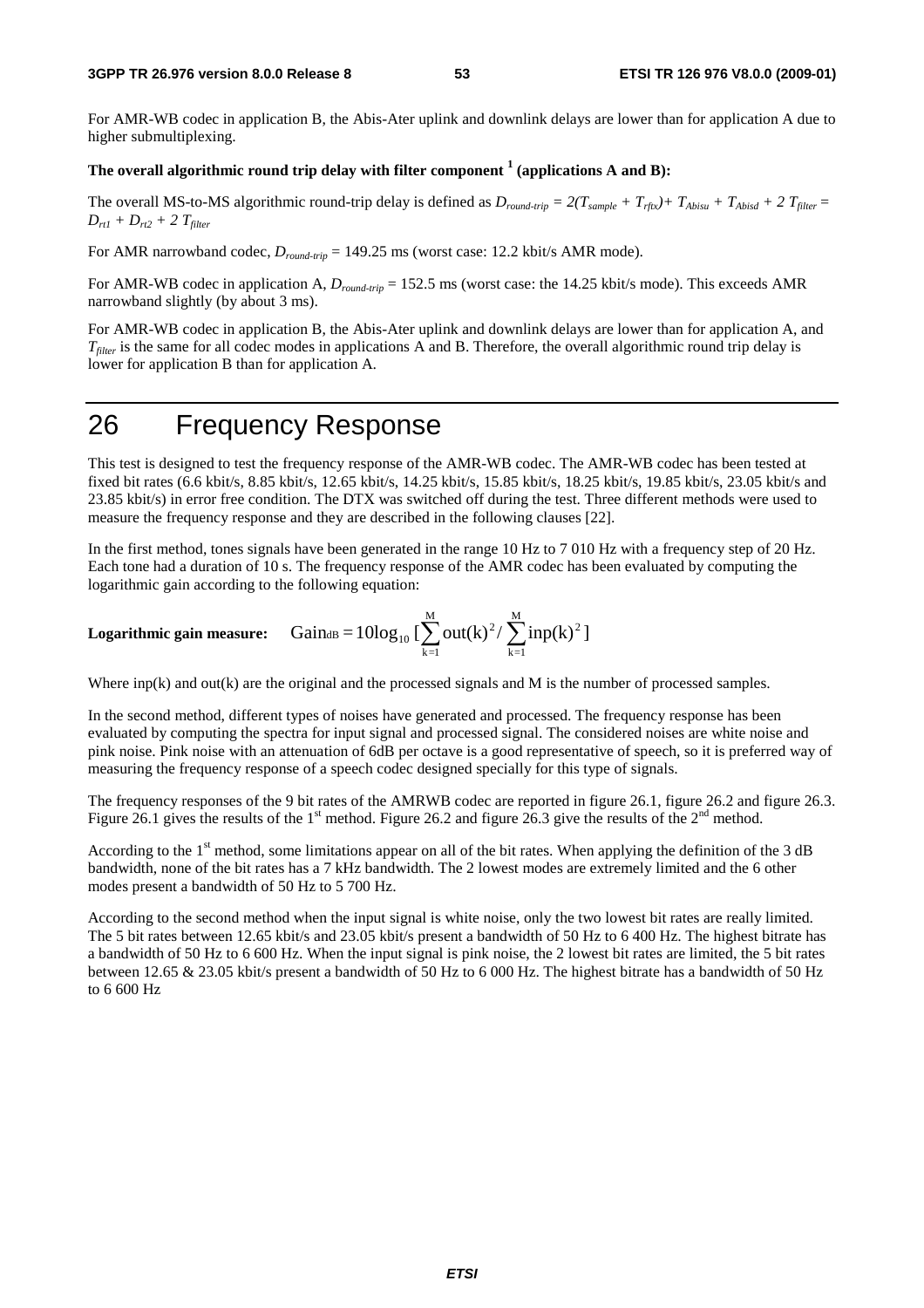For AMR-WB codec in application B, the Abis-Ater uplink and downlink delays are lower than for application A due to higher submultiplexing.

**The overall algorithmic round trip delay with filter component [1] (applications A and B):**

The overall MS-to-MS algorithmic round-trip delay is defined as $D_{round\text{-}trip} = 2(T_{sample} + T_{rftx}) + T_{Abisu} + T_{Abisd} + 2\ T_{filter} = D_{rt1} + D_{rt2} + 2\ T_{filter}$

For AMR narrowband codec, $D_{round\text{-}trip}$ = 149.25 ms (worst case: 12.2 kbit/s AMR mode).

For AMR-WB codec in application A, $D_{round\text{-}trip}$ = 152.5 ms (worst case: the 14.25 kbit/s mode). This exceeds AMR narrowband slightly (by about 3 ms).

For AMR-WB codec in application B, the Abis-Ater uplink and downlink delays are lower than for application A, and $T_{filter}$ is the same for all codec modes in applications A and B. Therefore, the overall algorithmic round trip delay is lower for application B than for application A.

# 26 Frequency Response

This test is designed to test the frequency response of the AMR-WB codec. The AMR-WB codec has been tested at fixed bit rates (6.6 kbit/s, 8.85 kbit/s, 12.65 kbit/s, 14.25 kbit/s, 15.85 kbit/s, 18.25 kbit/s, 19.85 kbit/s, 23.05 kbit/s and 23.85 kbit/s) in error free condition. The DTX was switched off during the test. Three different methods were used to measure the frequency response and they are described in the following clauses [22].

In the first method, tones signals have been generated in the range 10 Hz to 7 010 Hz with a frequency step of 20 Hz. Each tone had a duration of 10 s. The frequency response of the AMR codec has been evaluated by computing the logarithmic gain according to the following equation:

**Logarithmic gain measure:** $$\text{Gain}_{\text{dB}} = 10\log_{10}\left[\sum_{k=1}^{M}\text{out}(k)^2 / \sum_{k=1}^{M}\text{inp}(k)^2\right]$$

Where inp(k) and out(k) are the original and the processed signals and M is the number of processed samples.

In the second method, different types of noises have generated and processed. The frequency response has been evaluated by computing the spectra for input signal and processed signal. The considered noises are white noise and pink noise. Pink noise with an attenuation of 6dB per octave is a good representative of speech, so it is preferred way of measuring the frequency response of a speech codec designed specially for this type of signals.

The frequency responses of the 9 bit rates of the AMRWB codec are reported in figure 26.1, figure 26.2 and figure 26.3. Figure 26.1 gives the results of the 1st method. Figure 26.2 and figure 26.3 give the results of the 2nd method.

According to the 1st method, some limitations appear on all of the bit rates. When applying the definition of the 3 dB bandwidth, none of the bit rates has a 7 kHz bandwidth. The 2 lowest modes are extremely limited and the 6 other modes present a bandwidth of 50 Hz to 5 700 Hz.

According to the second method when the input signal is white noise, only the two lowest bit rates are really limited. The 5 bit rates between 12.65 kbit/s and 23.05 kbit/s present a bandwidth of 50 Hz to 6 400 Hz. The highest bitrate has a bandwidth of 50 Hz to 6 600 Hz. When the input signal is pink noise, the 2 lowest bit rates are limited, the 5 bit rates between 12.65 & 23.05 kbit/s present a bandwidth of 50 Hz to 6 000 Hz. The highest bitrate has a bandwidth of 50 Hz to 6 600 Hz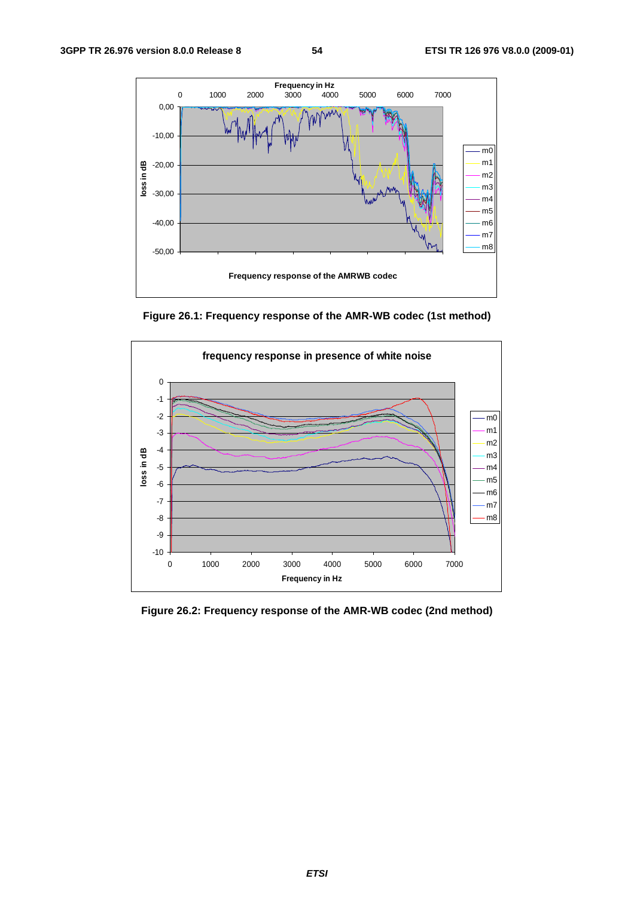Figure 26.1: Frequency response of the AMR-WB codec (1st method)

Figure 26.2: Frequency response of the AMR-WB codec (2nd method)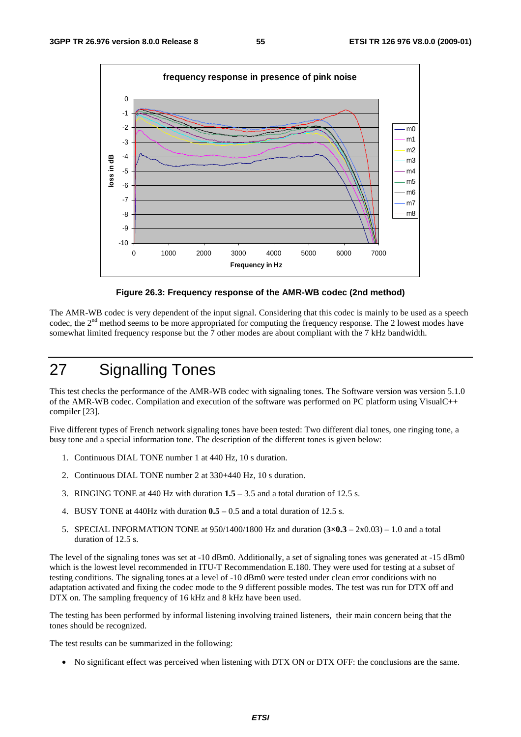**Figure 26.3: Frequency response of the AMR-WB codec (2nd method)**

The AMR-WB codec is very dependent of the input signal. Considering that this codec is mainly to be used as a speech codec, the 2[nd] method seems to be more appropriated for computing the frequency response. The 2 lowest modes have somewhat limited frequency response but the 7 other modes are about compliant with the 7 kHz bandwidth.

# 27 Signalling Tones

This test checks the performance of the AMR-WB codec with signaling tones. The Software version was version 5.1.0 of the AMR-WB codec. Compilation and execution of the software was performed on PC platform using VisualC++ compiler [23].

Five different types of French network signaling tones have been tested: Two different dial tones, one ringing tone, a busy tone and a special information tone. The description of the different tones is given below:

1. Continuous DIAL TONE number 1 at 440 Hz, 10 s duration.
2. Continuous DIAL TONE number 2 at 330+440 Hz, 10 s duration.
3. RINGING TONE at 440 Hz with duration **1.5** – 3.5 and a total duration of 12.5 s.
4. BUSY TONE at 440Hz with duration **0.5** – 0.5 and a total duration of 12.5 s.
5. SPECIAL INFORMATION TONE at 950/1400/1800 Hz and duration (**3×0.3** – 2x0.03) – 1.0 and a total duration of 12.5 s.

The level of the signaling tones was set at -10 dBm0. Additionally, a set of signaling tones was generated at -15 dBm0 which is the lowest level recommended in ITU-T Recommendation E.180. They were used for testing at a subset of testing conditions. The signaling tones at a level of -10 dBm0 were tested under clean error conditions with no adaptation activated and fixing the codec mode to the 9 different possible modes. The test was run for DTX off and DTX on. The sampling frequency of 16 kHz and 8 kHz have been used.

The testing has been performed by informal listening involving trained listeners, their main concern being that the tones should be recognized.

The test results can be summarized in the following:

- No significant effect was perceived when listening with DTX ON or DTX OFF: the conclusions are the same.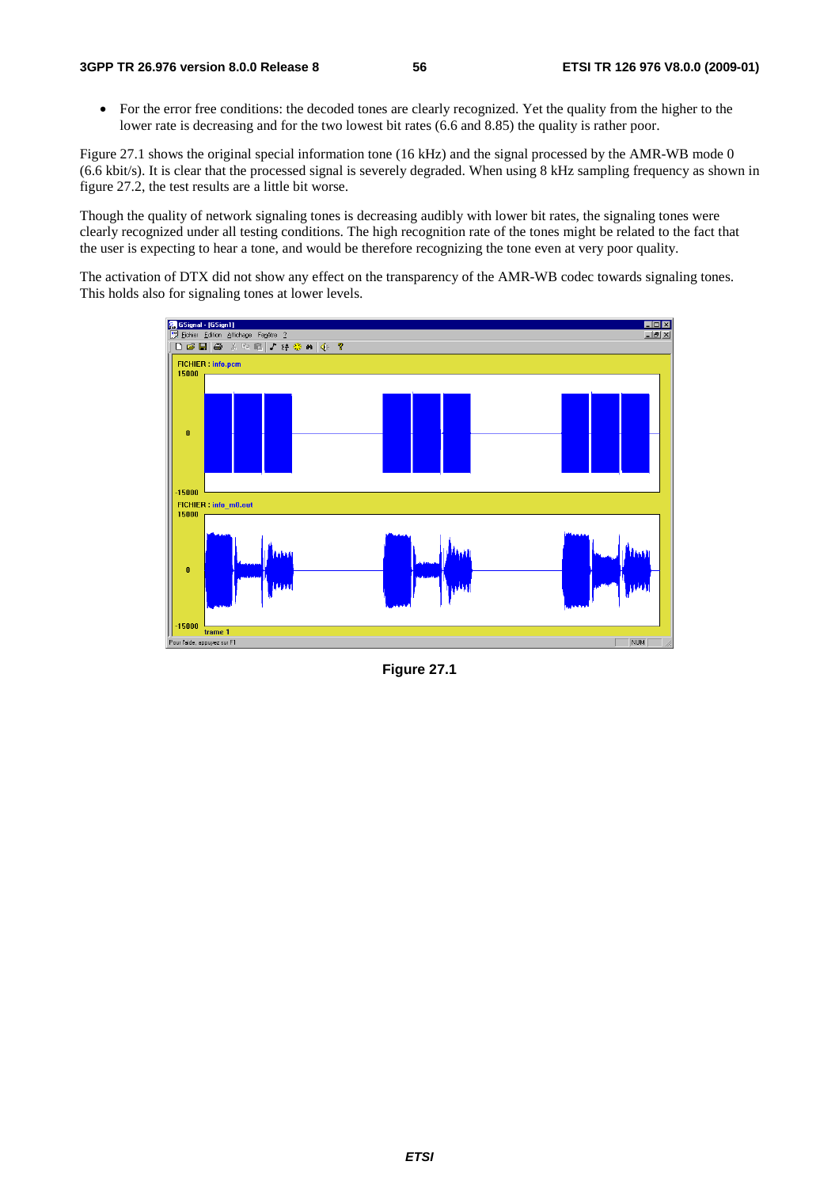- For the error free conditions: the decoded tones are clearly recognized. Yet the quality from the higher to the lower rate is decreasing and for the two lowest bit rates (6.6 and 8.85) the quality is rather poor.

Figure 27.1 shows the original special information tone (16 kHz) and the signal processed by the AMR-WB mode 0 (6.6 kbit/s). It is clear that the processed signal is severely degraded. When using 8 kHz sampling frequency as shown in figure 27.2, the test results are a little bit worse.

Though the quality of network signaling tones is decreasing audibly with lower bit rates, the signaling tones were clearly recognized under all testing conditions. The high recognition rate of the tones might be related to the fact that the user is expecting to hear a tone, and would be therefore recognizing the tone even at very poor quality.

The activation of DTX did not show any effect on the transparency of the AMR-WB codec towards signaling tones. This holds also for signaling tones at lower levels.

**Figure 27.1**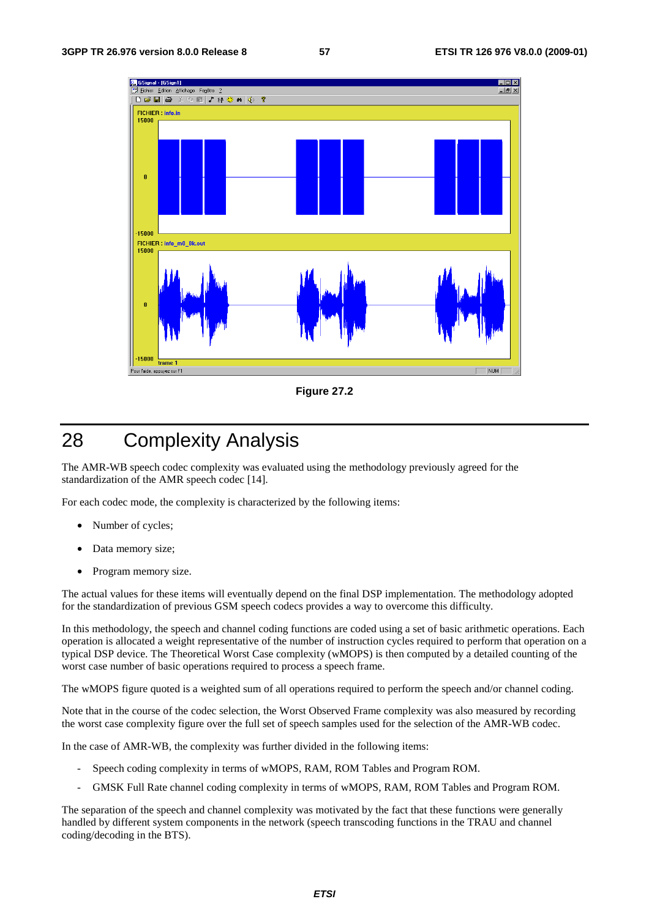Figure 27.2

# 28 Complexity Analysis

The AMR-WB speech codec complexity was evaluated using the methodology previously agreed for the standardization of the AMR speech codec [14].

For each codec mode, the complexity is characterized by the following items:

- Number of cycles;
- Data memory size;
- Program memory size.

The actual values for these items will eventually depend on the final DSP implementation. The methodology adopted for the standardization of previous GSM speech codecs provides a way to overcome this difficulty.

In this methodology, the speech and channel coding functions are coded using a set of basic arithmetic operations. Each operation is allocated a weight representative of the number of instruction cycles required to perform that operation on a typical DSP device. The Theoretical Worst Case complexity (wMOPS) is then computed by a detailed counting of the worst case number of basic operations required to process a speech frame.

The wMOPS figure quoted is a weighted sum of all operations required to perform the speech and/or channel coding.

Note that in the course of the codec selection, the Worst Observed Frame complexity was also measured by recording the worst case complexity figure over the full set of speech samples used for the selection of the AMR-WB codec.

In the case of AMR-WB, the complexity was further divided in the following items:

- Speech coding complexity in terms of wMOPS, RAM, ROM Tables and Program ROM.
- GMSK Full Rate channel coding complexity in terms of wMOPS, RAM, ROM Tables and Program ROM.

The separation of the speech and channel complexity was motivated by the fact that these functions were generally handled by different system components in the network (speech transcoding functions in the TRAU and channel coding/decoding in the BTS).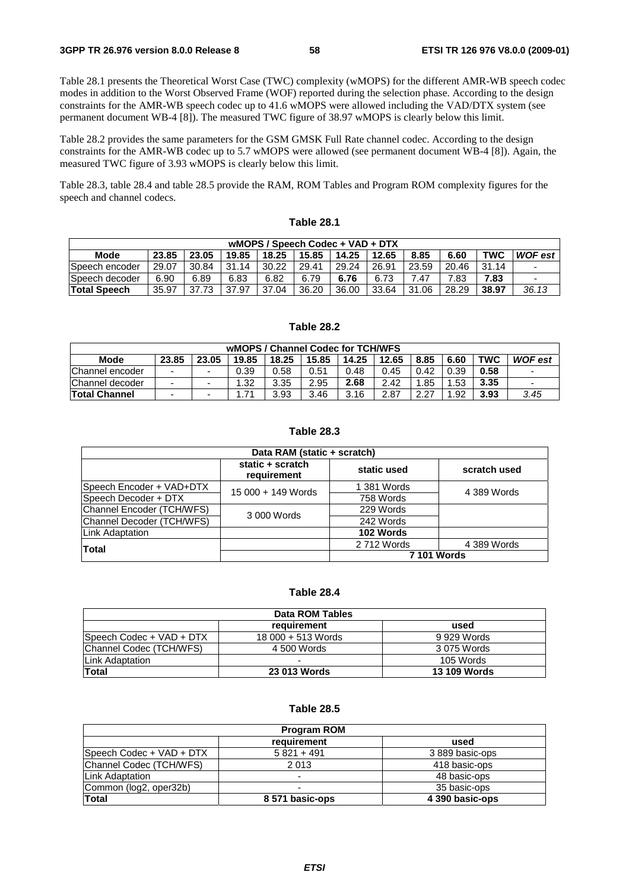Table 28.1 presents the Theoretical Worst Case (TWC) complexity (wMOPS) for the different AMR-WB speech codec modes in addition to the Worst Observed Frame (WOF) reported during the selection phase. According to the design constraints for the AMR-WB speech codec up to 41.6 wMOPS were allowed including the VAD/DTX system (see permanent document WB-4 [8]). The measured TWC figure of 38.97 wMOPS is clearly below this limit.

Table 28.2 provides the same parameters for the GSM GMSK Full Rate channel codec. According to the design constraints for the AMR-WB codec up to 5.7 wMOPS were allowed (see permanent document WB-4 [8]). Again, the measured TWC figure of 3.93 wMOPS is clearly below this limit.

Table 28.3, table 28.4 and table 28.5 provide the RAM, ROM Tables and Program ROM complexity figures for the speech and channel codecs.

**Table 28.1**

| wMOPS / Speech Codec + VAD + DTX | | | | | | | | | | | |
|---|---|---|---|---|---|---|---|---|---|---|---|
| **Mode** | **23.85** | **23.05** | **19.85** | **18.25** | **15.85** | **14.25** | **12.65** | **8.85** | **6.60** | **TWC** | ***WOF est*** |
| Speech encoder | 29.07 | 30.84 | 31.14 | 30.22 | 29.41 | 29.24 | 26.91 | 23.59 | 20.46 | 31.14 | - |
| Speech decoder | 6.90 | 6.89 | 6.83 | 6.82 | 6.79 | **6.76** | 6.73 | 7.47 | 7.83 | **7.83** | - |
| **Total Speech** | 35.97 | 37.73 | 37.97 | 37.04 | 36.20 | 36.00 | 33.64 | 31.06 | 28.29 | **38.97** | *36.13* |

**Table 28.2**

| wMOPS / Channel Codec for TCH/WFS | | | | | | | | | | | |
|---|---|---|---|---|---|---|---|---|---|---|---|
| **Mode** | **23.85** | **23.05** | **19.85** | **18.25** | **15.85** | **14.25** | **12.65** | **8.85** | **6.60** | **TWC** | ***WOF est*** |
| Channel encoder | - | - | 0.39 | 0.58 | 0.51 | 0.48 | 0.45 | 0.42 | 0.39 | **0.58** | - |
| Channel decoder | - | - | 1.32 | 3.35 | 2.95 | **2.68** | 2.42 | 1.85 | 1.53 | **3.35** | - |
| **Total Channel** | - | - | 1.71 | 3.93 | 3.46 | 3.16 | 2.87 | 2.27 | 1.92 | **3.93** | *3.45* |

**Table 28.3**

| Data RAM (static + scratch) | | | |
|---|---|---|---|
| | **static + scratch requirement** | **static used** | **scratch used** |
| Speech Encoder + VAD+DTX | 15 000 + 149 Words | 1 381 Words | 4 389 Words |
| Speech Decoder + DTX | | 758 Words | |
| Channel Encoder (TCH/WFS) | 3 000 Words | 229 Words | |
| Channel Decoder (TCH/WFS) | | 242 Words | |
| Link Adaptation | | **102 Words** | |
| **Total** | | 2 712 Words | 4 389 Words |
| | | **7 101 Words** | |

**Table 28.4**

| Data ROM Tables | | |
|---|---|---|
| | **requirement** | **used** |
| Speech Codec + VAD + DTX | 18 000 + 513 Words | 9 929 Words |
| Channel Codec (TCH/WFS) | 4 500 Words | 3 075 Words |
| Link Adaptation | - | 105 Words |
| **Total** | **23 013 Words** | **13 109 Words** |

**Table 28.5**

| Program ROM | | |
|---|---|---|
| | **requirement** | **used** |
| Speech Codec + VAD + DTX | 5 821 + 491 | 3 889 basic-ops |
| Channel Codec (TCH/WFS) | 2 013 | 418 basic-ops |
| Link Adaptation | - | 48 basic-ops |
| Common (log2, oper32b) | - | 35 basic-ops |
| **Total** | **8 571 basic-ops** | **4 390 basic-ops** |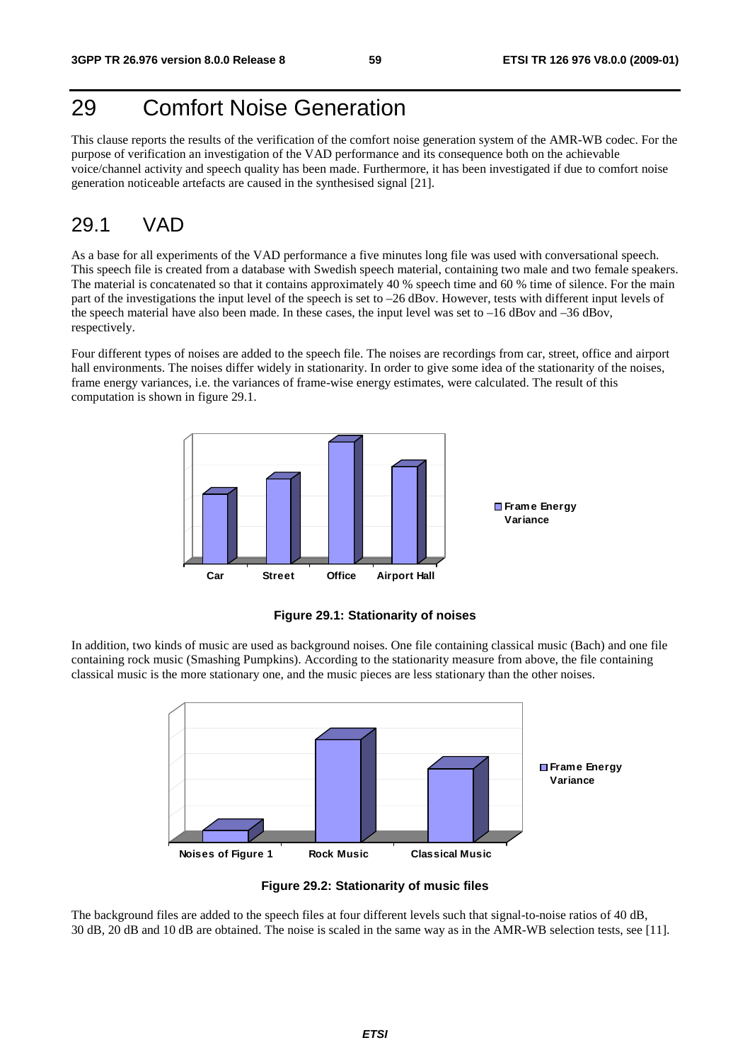# 29 Comfort Noise Generation

This clause reports the results of the verification of the comfort noise generation system of the AMR-WB codec. For the purpose of verification an investigation of the VAD performance and its consequence both on the achievable voice/channel activity and speech quality has been made. Furthermore, it has been investigated if due to comfort noise generation noticeable artefacts are caused in the synthesised signal [21].

## 29.1 VAD

As a base for all experiments of the VAD performance a five minutes long file was used with conversational speech. This speech file is created from a database with Swedish speech material, containing two male and two female speakers. The material is concatenated so that it contains approximately 40 % speech time and 60 % time of silence. For the main part of the investigations the input level of the speech is set to –26 dBov. However, tests with different input levels of the speech material have also been made. In these cases, the input level was set to –16 dBov and –36 dBov, respectively.

Four different types of noises are added to the speech file. The noises are recordings from car, street, office and airport hall environments. The noises differ widely in stationarity. In order to give some idea of the stationarity of the noises, frame energy variances, i.e. the variances of frame-wise energy estimates, were calculated. The result of this computation is shown in figure 29.1.

**Figure 29.1: Stationarity of noises**

In addition, two kinds of music are used as background noises. One file containing classical music (Bach) and one file containing rock music (Smashing Pumpkins). According to the stationarity measure from above, the file containing classical music is the more stationary one, and the music pieces are less stationary than the other noises.

**Figure 29.2: Stationarity of music files**

The background files are added to the speech files at four different levels such that signal-to-noise ratios of 40 dB, 30 dB, 20 dB and 10 dB are obtained. The noise is scaled in the same way as in the AMR-WB selection tests, see [11].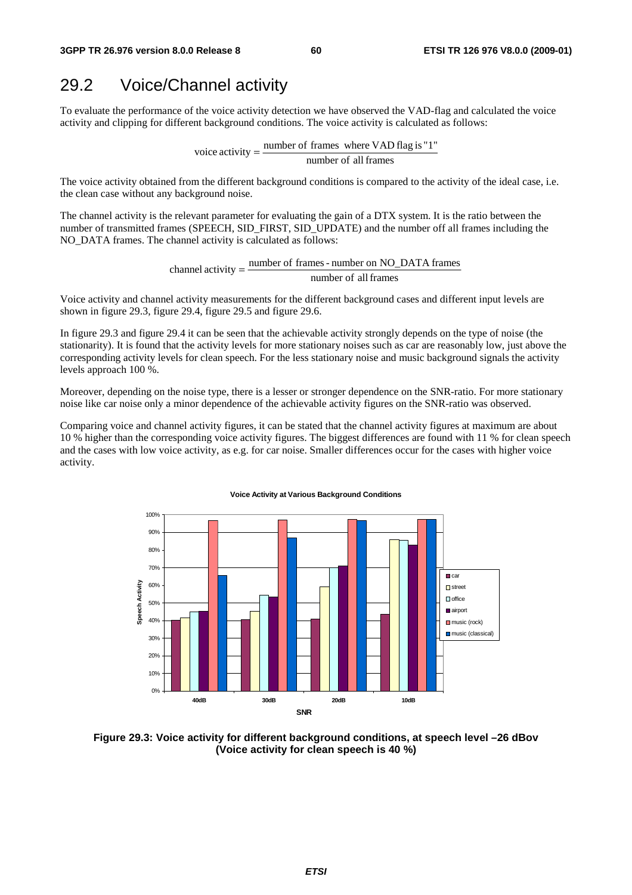## 29.2 Voice/Channel activity

To evaluate the performance of the voice activity detection we have observed the VAD-flag and calculated the voice activity and clipping for different background conditions. The voice activity is calculated as follows:

$$\text{voice activity} = \frac{\text{number of frames where VAD flag is "1"}}{\text{number of all frames}}$$

The voice activity obtained from the different background conditions is compared to the activity of the ideal case, i.e. the clean case without any background noise.

The channel activity is the relevant parameter for evaluating the gain of a DTX system. It is the ratio between the number of transmitted frames (SPEECH, SID_FIRST, SID_UPDATE) and the number off all frames including the NO_DATA frames. The channel activity is calculated as follows:

$$\text{channel activity} = \frac{\text{number of frames - number on NO\_DATA frames}}{\text{number of all frames}}$$

Voice activity and channel activity measurements for the different background cases and different input levels are shown in figure 29.3, figure 29.4, figure 29.5 and figure 29.6.

In figure 29.3 and figure 29.4 it can be seen that the achievable activity strongly depends on the type of noise (the stationarity). It is found that the activity levels for more stationary noises such as car are reasonably low, just above the corresponding activity levels for clean speech. For the less stationary noise and music background signals the activity levels approach 100 %.

Moreover, depending on the noise type, there is a lesser or stronger dependence on the SNR-ratio. For more stationary noise like car noise only a minor dependence of the achievable activity figures on the SNR-ratio was observed.

Comparing voice and channel activity figures, it can be stated that the channel activity figures at maximum are about 10 % higher than the corresponding voice activity figures. The biggest differences are found with 11 % for clean speech and the cases with low voice activity, as e.g. for car noise. Smaller differences occur for the cases with higher voice activity.

**Figure 29.3: Voice activity for different background conditions, at speech level –26 dBov (Voice activity for clean speech is 40 %)**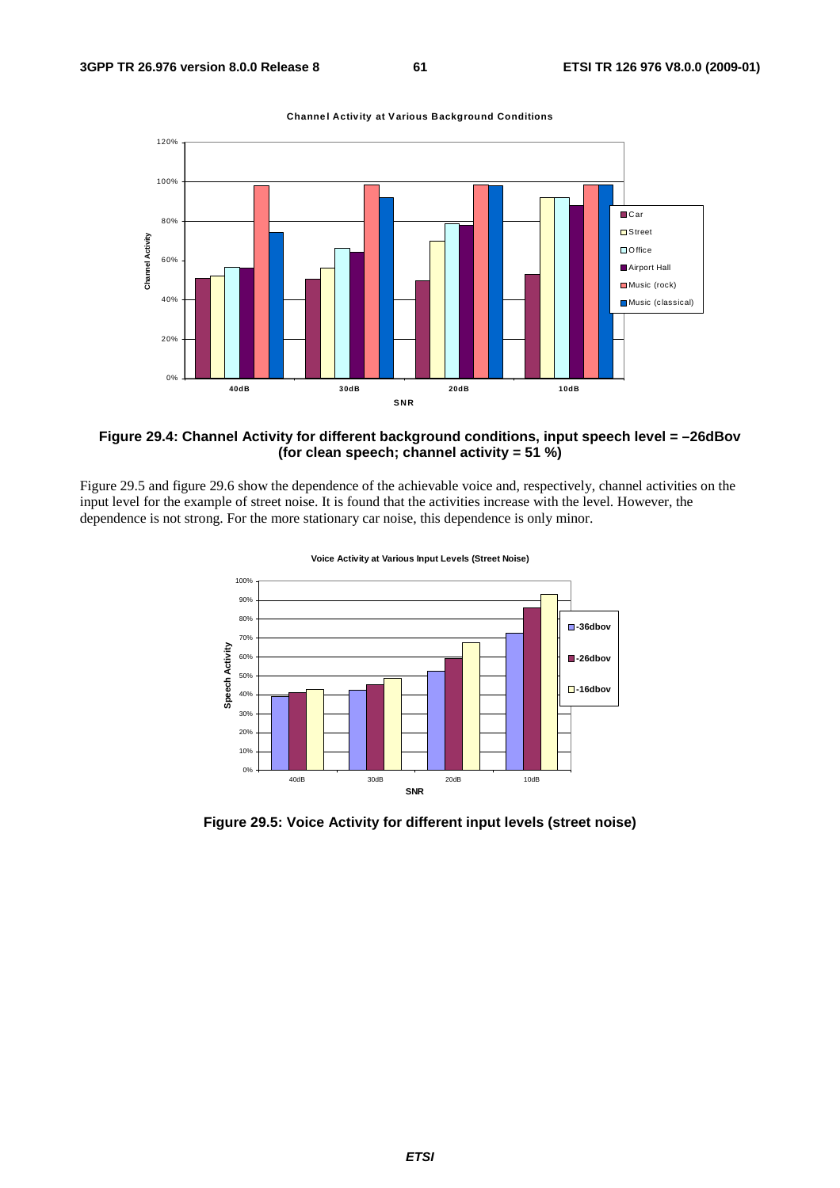Figure 29.4: Channel Activity for different background conditions, input speech level = –26dBov (for clean speech; channel activity = 51 %)

Figure 29.5 and figure 29.6 show the dependence of the achievable voice and, respectively, channel activities on the input level for the example of street noise. It is found that the activities increase with the level. However, the dependence is not strong. For the more stationary car noise, this dependence is only minor.

Figure 29.5: Voice Activity for different input levels (street noise)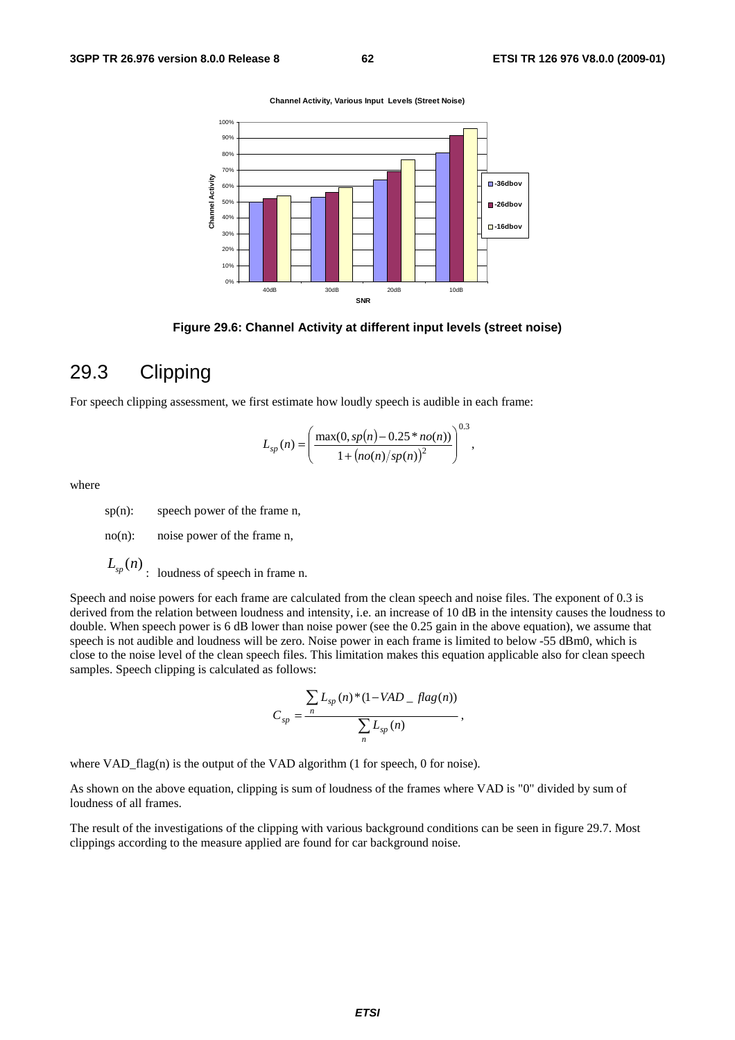Figure 29.6: Channel Activity at different input levels (street noise)

## 29.3 Clipping

For speech clipping assessment, we first estimate how loudly speech is audible in each frame:

$$L_{sp}(n) = \left( \frac{\max(0, sp(n) - 0.25 * no(n))}{1 + (no(n)/sp(n))^2} \right)^{0.3},$$

where

sp(n): speech power of the frame n,

no(n): noise power of the frame n,

$L_{sp}(n)$: loudness of speech in frame n.

Speech and noise powers for each frame are calculated from the clean speech and noise files. The exponent of 0.3 is derived from the relation between loudness and intensity, i.e. an increase of 10 dB in the intensity causes the loudness to double. When speech power is 6 dB lower than noise power (see the 0.25 gain in the above equation), we assume that speech is not audible and loudness will be zero. Noise power in each frame is limited to below -55 dBm0, which is close to the noise level of the clean speech files. This limitation makes this equation applicable also for clean speech samples. Speech clipping is calculated as follows:

$$C_{sp} = \frac{\sum_n L_{sp}(n) * (1 - VAD\_flag(n))}{\sum_n L_{sp}(n)},$$

where VAD_flag(n) is the output of the VAD algorithm (1 for speech, 0 for noise).

As shown on the above equation, clipping is sum of loudness of the frames where VAD is "0" divided by sum of loudness of all frames.

The result of the investigations of the clipping with various background conditions can be seen in figure 29.7. Most clippings according to the measure applied are found for car background noise.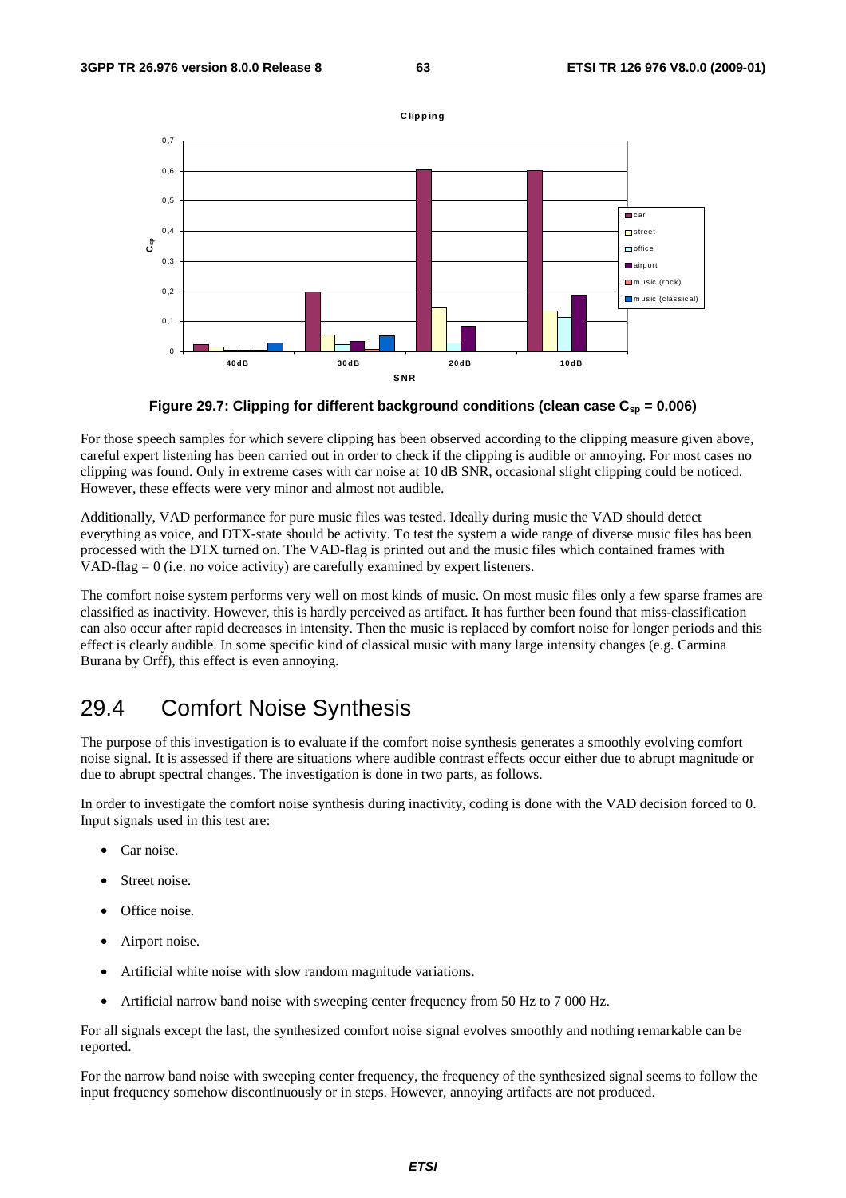Figure 29.7: Clipping for different background conditions (clean case $C_{sp}$ = 0.006)

For those speech samples for which severe clipping has been observed according to the clipping measure given above, careful expert listening has been carried out in order to check if the clipping is audible or annoying. For most cases no clipping was found. Only in extreme cases with car noise at 10 dB SNR, occasional slight clipping could be noticed. However, these effects were very minor and almost not audible.

Additionally, VAD performance for pure music files was tested. Ideally during music the VAD should detect everything as voice, and DTX-state should be activity. To test the system a wide range of diverse music files has been processed with the DTX turned on. The VAD-flag is printed out and the music files which contained frames with VAD-flag = 0 (i.e. no voice activity) are carefully examined by expert listeners.

The comfort noise system performs very well on most kinds of music. On most music files only a few sparse frames are classified as inactivity. However, this is hardly perceived as artifact. It has further been found that miss-classification can also occur after rapid decreases in intensity. Then the music is replaced by comfort noise for longer periods and this effect is clearly audible. In some specific kind of classical music with many large intensity changes (e.g. Carmina Burana by Orff), this effect is even annoying.

## 29.4 Comfort Noise Synthesis

The purpose of this investigation is to evaluate if the comfort noise synthesis generates a smoothly evolving comfort noise signal. It is assessed if there are situations where audible contrast effects occur either due to abrupt magnitude or due to abrupt spectral changes. The investigation is done in two parts, as follows.

In order to investigate the comfort noise synthesis during inactivity, coding is done with the VAD decision forced to 0. Input signals used in this test are:

- Car noise.
- Street noise.
- Office noise.
- Airport noise.
- Artificial white noise with slow random magnitude variations.
- Artificial narrow band noise with sweeping center frequency from 50 Hz to 7 000 Hz.

For all signals except the last, the synthesized comfort noise signal evolves smoothly and nothing remarkable can be reported.

For the narrow band noise with sweeping center frequency, the frequency of the synthesized signal seems to follow the input frequency somehow discontinuously or in steps. However, annoying artifacts are not produced.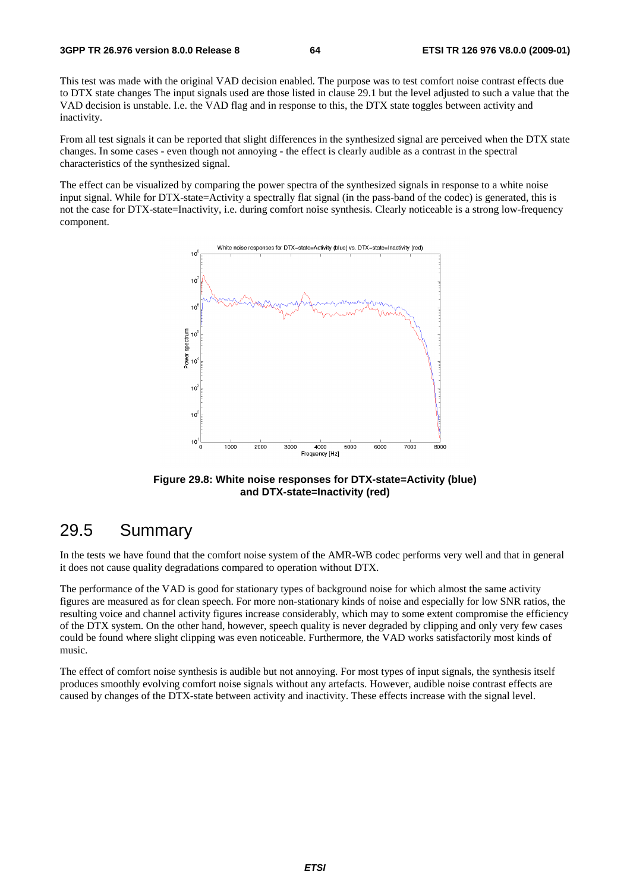This test was made with the original VAD decision enabled. The purpose was to test comfort noise contrast effects due to DTX state changes The input signals used are those listed in clause 29.1 but the level adjusted to such a value that the VAD decision is unstable. I.e. the VAD flag and in response to this, the DTX state toggles between activity and inactivity.

From all test signals it can be reported that slight differences in the synthesized signal are perceived when the DTX state changes. In some cases - even though not annoying - the effect is clearly audible as a contrast in the spectral characteristics of the synthesized signal.

The effect can be visualized by comparing the power spectra of the synthesized signals in response to a white noise input signal. While for DTX-state=Activity a spectrally flat signal (in the pass-band of the codec) is generated, this is not the case for DTX-state=Inactivity, i.e. during comfort noise synthesis. Clearly noticeable is a strong low-frequency component.

**Figure 29.8: White noise responses for DTX-state=Activity (blue) and DTX-state=Inactivity (red)**

## 29.5 Summary

In the tests we have found that the comfort noise system of the AMR-WB codec performs very well and that in general it does not cause quality degradations compared to operation without DTX.

The performance of the VAD is good for stationary types of background noise for which almost the same activity figures are measured as for clean speech. For more non-stationary kinds of noise and especially for low SNR ratios, the resulting voice and channel activity figures increase considerably, which may to some extent compromise the efficiency of the DTX system. On the other hand, however, speech quality is never degraded by clipping and only very few cases could be found where slight clipping was even noticeable. Furthermore, the VAD works satisfactorily most kinds of music.

The effect of comfort noise synthesis is audible but not annoying. For most types of input signals, the synthesis itself produces smoothly evolving comfort noise signals without any artefacts. However, audible noise contrast effects are caused by changes of the DTX-state between activity and inactivity. These effects increase with the signal level.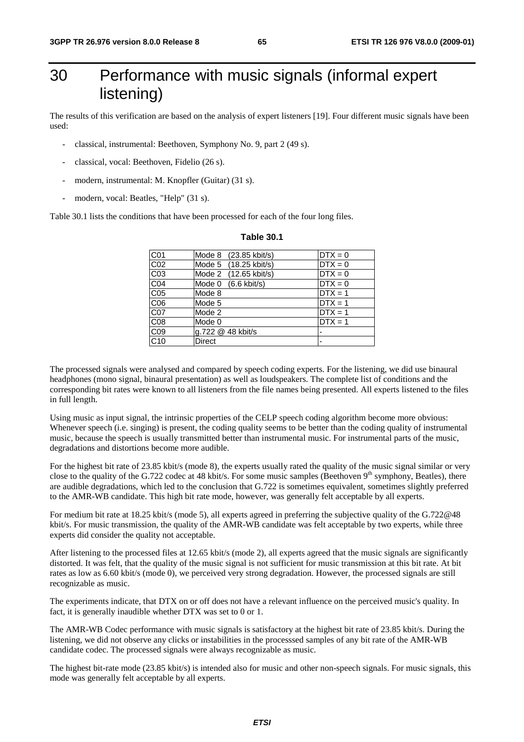# 30 Performance with music signals (informal expert listening)

The results of this verification are based on the analysis of expert listeners [19]. Four different music signals have been used:

- classical, instrumental: Beethoven, Symphony No. 9, part 2 (49 s).
- classical, vocal: Beethoven, Fidelio (26 s).
- modern, instrumental: M. Knopfler (Guitar) (31 s).
- modern, vocal: Beatles, "Help" (31 s).

Table 30.1 lists the conditions that have been processed for each of the four long files.

**Table 30.1**

| | | |
|---|---|---|
| C01 | Mode 8 (23.85 kbit/s) | DTX = 0 |
| C02 | Mode 5 (18.25 kbit/s) | DTX = 0 |
| C03 | Mode 2 (12.65 kbit/s) | DTX = 0 |
| C04 | Mode 0 (6.6 kbit/s) | DTX = 0 |
| C05 | Mode 8 | DTX = 1 |
| C06 | Mode 5 | DTX = 1 |
| C07 | Mode 2 | DTX = 1 |
| C08 | Mode 0 | DTX = 1 |
| C09 | g.722 @ 48 kbit/s | - |
| C10 | Direct | - |

The processed signals were analysed and compared by speech coding experts. For the listening, we did use binaural headphones (mono signal, binaural presentation) as well as loudspeakers. The complete list of conditions and the corresponding bit rates were known to all listeners from the file names being presented. All experts listened to the files in full length.

Using music as input signal, the intrinsic properties of the CELP speech coding algorithm become more obvious: Whenever speech (i.e. singing) is present, the coding quality seems to be better than the coding quality of instrumental music, because the speech is usually transmitted better than instrumental music. For instrumental parts of the music, degradations and distortions become more audible.

For the highest bit rate of 23.85 kbit/s (mode 8), the experts usually rated the quality of the music signal similar or very close to the quality of the G.722 codec at 48 kbit/s. For some music samples (Beethoven 9th symphony, Beatles), there are audible degradations, which led to the conclusion that G.722 is sometimes equivalent, sometimes slightly preferred to the AMR-WB candidate. This high bit rate mode, however, was generally felt acceptable by all experts.

For medium bit rate at 18.25 kbit/s (mode 5), all experts agreed in preferring the subjective quality of the G.722@48 kbit/s. For music transmission, the quality of the AMR-WB candidate was felt acceptable by two experts, while three experts did consider the quality not acceptable.

After listening to the processed files at 12.65 kbit/s (mode 2), all experts agreed that the music signals are significantly distorted. It was felt, that the quality of the music signal is not sufficient for music transmission at this bit rate. At bit rates as low as 6.60 kbit/s (mode 0), we perceived very strong degradation. However, the processed signals are still recognizable as music.

The experiments indicate, that DTX on or off does not have a relevant influence on the perceived music's quality. In fact, it is generally inaudible whether DTX was set to 0 or 1.

The AMR-WB Codec performance with music signals is satisfactory at the highest bit rate of 23.85 kbit/s. During the listening, we did not observe any clicks or instabilities in the processsed samples of any bit rate of the AMR-WB candidate codec. The processed signals were always recognizable as music.

The highest bit-rate mode (23.85 kbit/s) is intended also for music and other non-speech signals. For music signals, this mode was generally felt acceptable by all experts.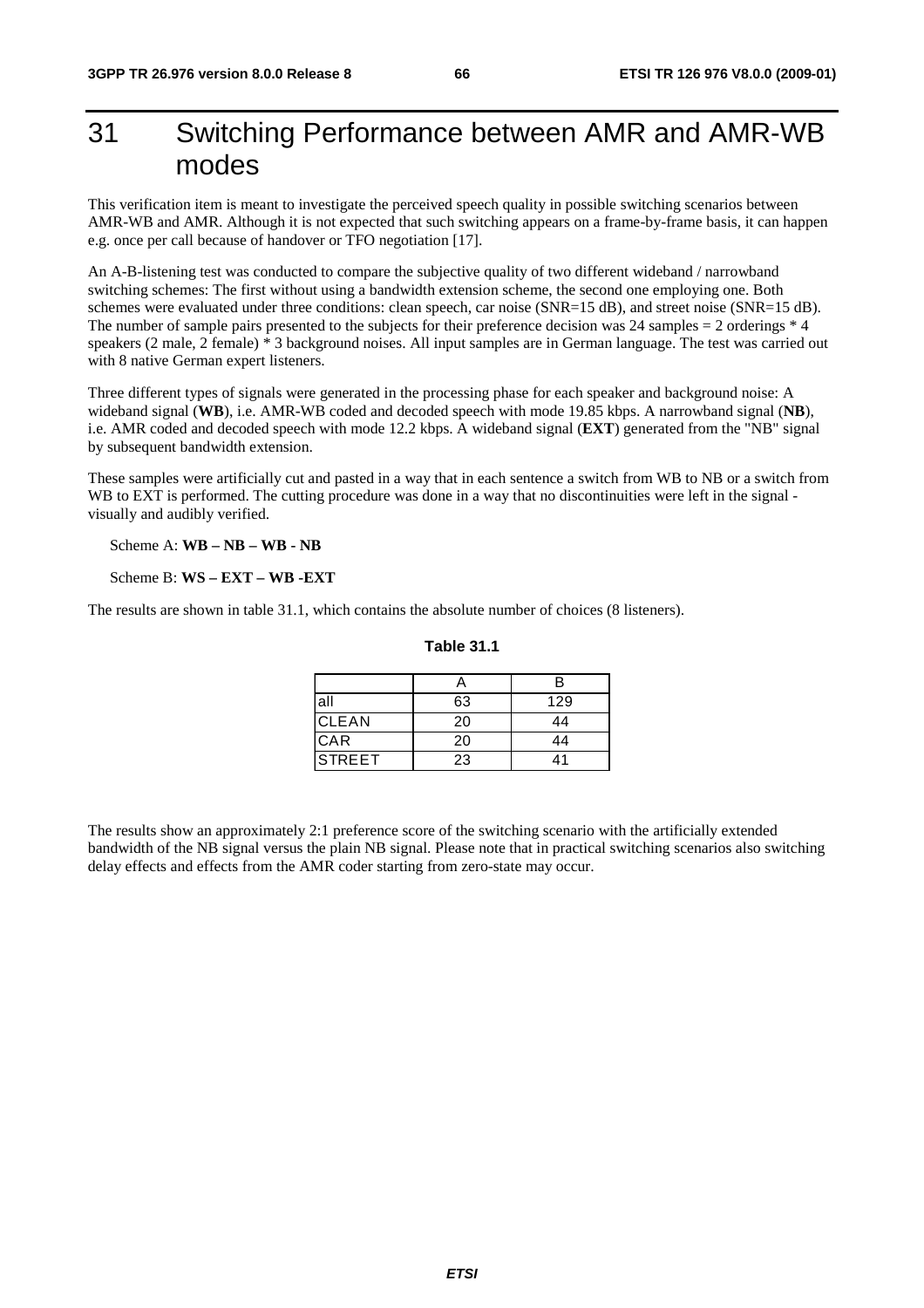# 31 Switching Performance between AMR and AMR-WB modes

This verification item is meant to investigate the perceived speech quality in possible switching scenarios between AMR-WB and AMR. Although it is not expected that such switching appears on a frame-by-frame basis, it can happen e.g. once per call because of handover or TFO negotiation [17].

An A-B-listening test was conducted to compare the subjective quality of two different wideband / narrowband switching schemes: The first without using a bandwidth extension scheme, the second one employing one. Both schemes were evaluated under three conditions: clean speech, car noise (SNR=15 dB), and street noise (SNR=15 dB). The number of sample pairs presented to the subjects for their preference decision was 24 samples = 2 orderings * 4 speakers (2 male, 2 female) * 3 background noises. All input samples are in German language. The test was carried out with 8 native German expert listeners.

Three different types of signals were generated in the processing phase for each speaker and background noise: A wideband signal (**WB**), i.e. AMR-WB coded and decoded speech with mode 19.85 kbps. A narrowband signal (**NB**), i.e. AMR coded and decoded speech with mode 12.2 kbps. A wideband signal (**EXT**) generated from the "NB" signal by subsequent bandwidth extension.

These samples were artificially cut and pasted in a way that in each sentence a switch from WB to NB or a switch from WB to EXT is performed. The cutting procedure was done in a way that no discontinuities were left in the signal - visually and audibly verified.

Scheme A: **WB – NB – WB - NB**

Scheme B: **WS – EXT – WB -EXT**

The results are shown in table 31.1, which contains the absolute number of choices (8 listeners).

**Table 31.1**

| | A | B |
|---|---|---|
| all | 63 | 129 |
| CLEAN | 20 | 44 |
| CAR | 20 | 44 |
| STREET | 23 | 41 |

The results show an approximately 2:1 preference score of the switching scenario with the artificially extended bandwidth of the NB signal versus the plain NB signal. Please note that in practical switching scenarios also switching delay effects and effects from the AMR coder starting from zero-state may occur.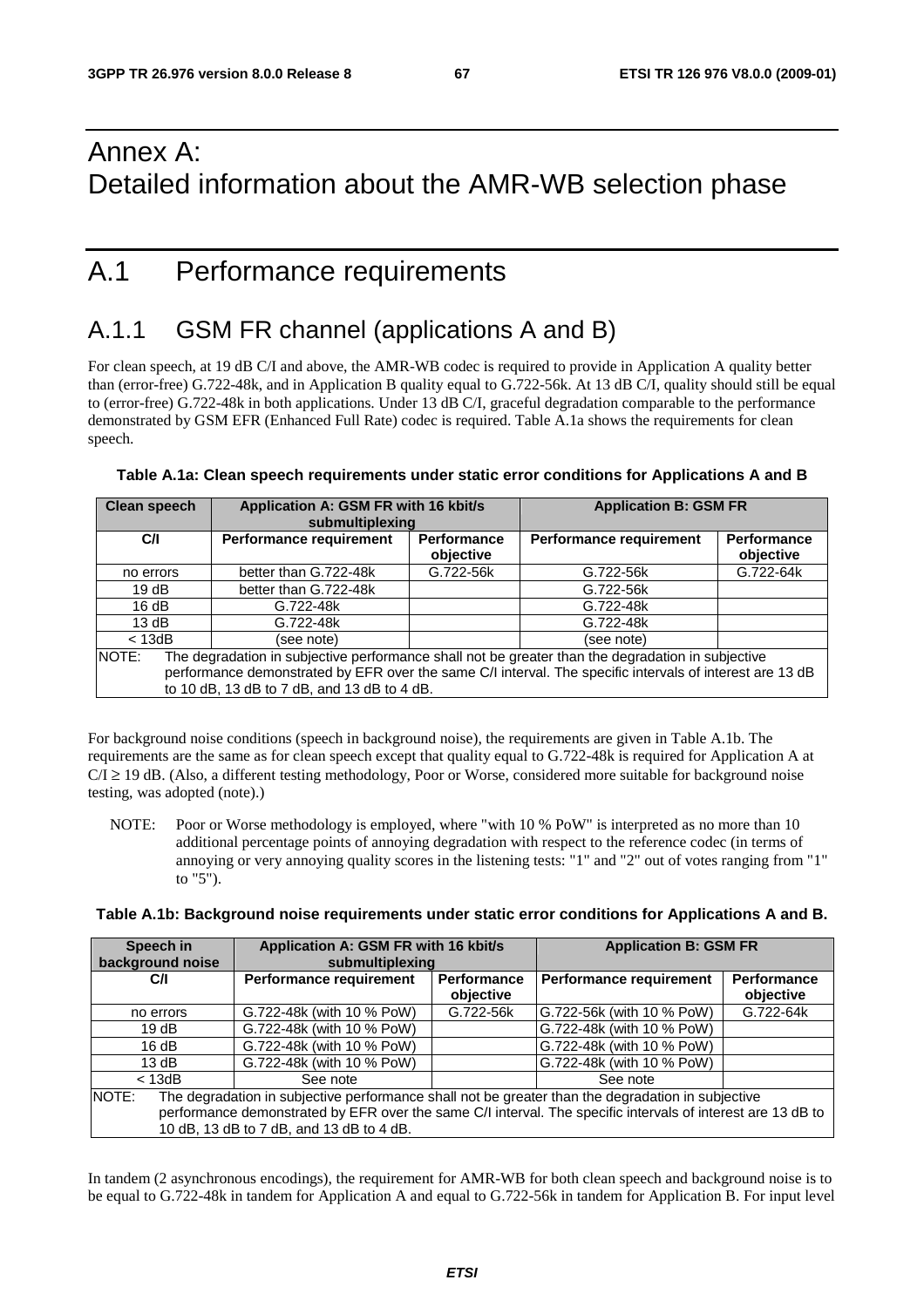# Annex A: Detailed information about the AMR-WB selection phase

# A.1 Performance requirements

## A.1.1 GSM FR channel (applications A and B)

For clean speech, at 19 dB C/I and above, the AMR-WB codec is required to provide in Application A quality better than (error-free) G.722-48k, and in Application B quality equal to G.722-56k. At 13 dB C/I, quality should still be equal to (error-free) G.722-48k in both applications. Under 13 dB C/I, graceful degradation comparable to the performance demonstrated by GSM EFR (Enhanced Full Rate) codec is required. Table A.1a shows the requirements for clean speech.

**Table A.1a: Clean speech requirements under static error conditions for Applications A and B**

| Clean speech | Application A: GSM FR with 16 kbit/s submultiplexing | | Application B: GSM FR | |
|---|---|---|---|---|
| C/I | Performance requirement | Performance objective | Performance requirement | Performance objective |
| no errors | better than G.722-48k | G.722-56k | G.722-56k | G.722-64k |
| 19 dB | better than G.722-48k | | G.722-56k | |
| 16 dB | G.722-48k | | G.722-48k | |
| 13 dB | G.722-48k | | G.722-48k | |
| < 13dB | (see note) | | (see note) | |
| NOTE: The degradation in subjective performance shall not be greater than the degradation in subjective performance demonstrated by EFR over the same C/I interval. The specific intervals of interest are 13 dB to 10 dB, 13 dB to 7 dB, and 13 dB to 4 dB. | | | | |

For background noise conditions (speech in background noise), the requirements are given in Table A.1b. The requirements are the same as for clean speech except that quality equal to G.722-48k is required for Application A at C/I ≥ 19 dB. (Also, a different testing methodology, Poor or Worse, considered more suitable for background noise testing, was adopted (note).)

NOTE: Poor or Worse methodology is employed, where "with 10 % PoW" is interpreted as no more than 10 additional percentage points of annoying degradation with respect to the reference codec (in terms of annoying or very annoying quality scores in the listening tests: "1" and "2" out of votes ranging from "1" to "5").

**Table A.1b: Background noise requirements under static error conditions for Applications A and B.**

| Speech in background noise | Application A: GSM FR with 16 kbit/s submultiplexing | | Application B: GSM FR | |
|---|---|---|---|---|
| C/I | Performance requirement | Performance objective | Performance requirement | Performance objective |
| no errors | G.722-48k (with 10 % PoW) | G.722-56k | G.722-56k (with 10 % PoW) | G.722-64k |
| 19 dB | G.722-48k (with 10 % PoW) | | G.722-48k (with 10 % PoW) | |
| 16 dB | G.722-48k (with 10 % PoW) | | G.722-48k (with 10 % PoW) | |
| 13 dB | G.722-48k (with 10 % PoW) | | G.722-48k (with 10 % PoW) | |
| < 13dB | See note | | See note | |
| NOTE: The degradation in subjective performance shall not be greater than the degradation in subjective performance demonstrated by EFR over the same C/I interval. The specific intervals of interest are 13 dB to 10 dB, 13 dB to 7 dB, and 13 dB to 4 dB. | | | | |

In tandem (2 asynchronous encodings), the requirement for AMR-WB for both clean speech and background noise is to be equal to G.722-48k in tandem for Application A and equal to G.722-56k in tandem for Application B. For input level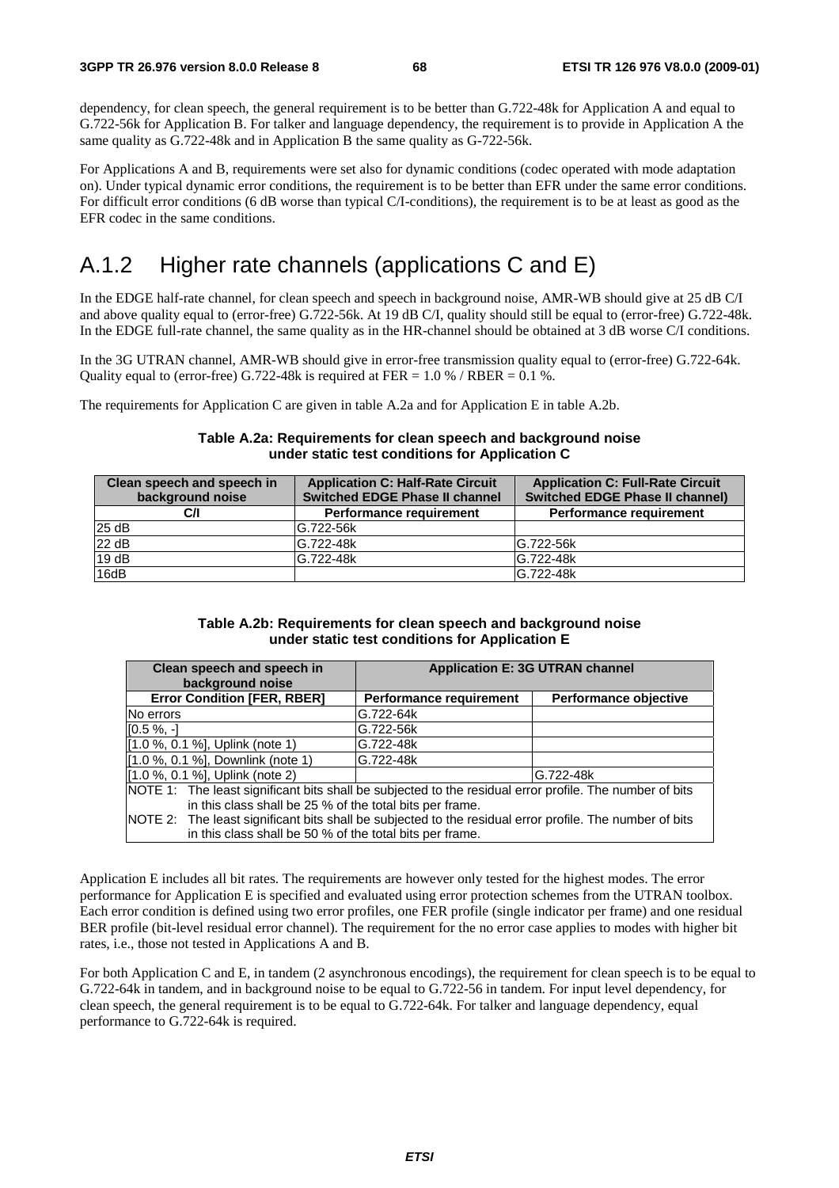dependency, for clean speech, the general requirement is to be better than G.722-48k for Application A and equal to G.722-56k for Application B. For talker and language dependency, the requirement is to provide in Application A the same quality as G.722-48k and in Application B the same quality as G-722-56k.

For Applications A and B, requirements were set also for dynamic conditions (codec operated with mode adaptation on). Under typical dynamic error conditions, the requirement is to be better than EFR under the same error conditions. For difficult error conditions (6 dB worse than typical C/I-conditions), the requirement is to be at least as good as the EFR codec in the same conditions.

## A.1.2 Higher rate channels (applications C and E)

In the EDGE half-rate channel, for clean speech and speech in background noise, AMR-WB should give at 25 dB C/I and above quality equal to (error-free) G.722-56k. At 19 dB C/I, quality should still be equal to (error-free) G.722-48k. In the EDGE full-rate channel, the same quality as in the HR-channel should be obtained at 3 dB worse C/I conditions.

In the 3G UTRAN channel, AMR-WB should give in error-free transmission quality equal to (error-free) G.722-64k. Quality equal to (error-free) G.722-48k is required at FER = 1.0 % / RBER = 0.1 %.

The requirements for Application C are given in table A.2a and for Application E in table A.2b.

**Table A.2a: Requirements for clean speech and background noise under static test conditions for Application C**

| Clean speech and speech in background noise | Application C: Half-Rate Circuit Switched EDGE Phase II channel | Application C: Full-Rate Circuit Switched EDGE Phase II channel) |
|---|---|---|
| **C/I** | **Performance requirement** | **Performance requirement** |
| 25 dB | G.722-56k | |
| 22 dB | G.722-48k | G.722-56k |
| 19 dB | G.722-48k | G.722-48k |
| 16dB | | G.722-48k |

**Table A.2b: Requirements for clean speech and background noise under static test conditions for Application E**

| Clean speech and speech in background noise | Application E: 3G UTRAN channel | |
|---|---|---|
| **Error Condition [FER, RBER]** | **Performance requirement** | **Performance objective** |
| No errors | G.722-64k | |
| [0.5 %, -] | G.722-56k | |
| [1.0 %, 0.1 %], Uplink (note 1) | G.722-48k | |
| [1.0 %, 0.1 %], Downlink (note 1) | G.722-48k | |
| [1.0 %, 0.1 %], Uplink (note 2) | | G.722-48k |
| NOTE 1: The least significant bits shall be subjected to the residual error profile. The number of bits in this class shall be 25 % of the total bits per frame. | | |
| NOTE 2: The least significant bits shall be subjected to the residual error profile. The number of bits in this class shall be 50 % of the total bits per frame. | | |

Application E includes all bit rates. The requirements are however only tested for the highest modes. The error performance for Application E is specified and evaluated using error protection schemes from the UTRAN toolbox. Each error condition is defined using two error profiles, one FER profile (single indicator per frame) and one residual BER profile (bit-level residual error channel). The requirement for the no error case applies to modes with higher bit rates, i.e., those not tested in Applications A and B.

For both Application C and E, in tandem (2 asynchronous encodings), the requirement for clean speech is to be equal to G.722-64k in tandem, and in background noise to be equal to G.722-56 in tandem. For input level dependency, for clean speech, the general requirement is to be equal to G.722-64k. For talker and language dependency, equal performance to G.722-64k is required.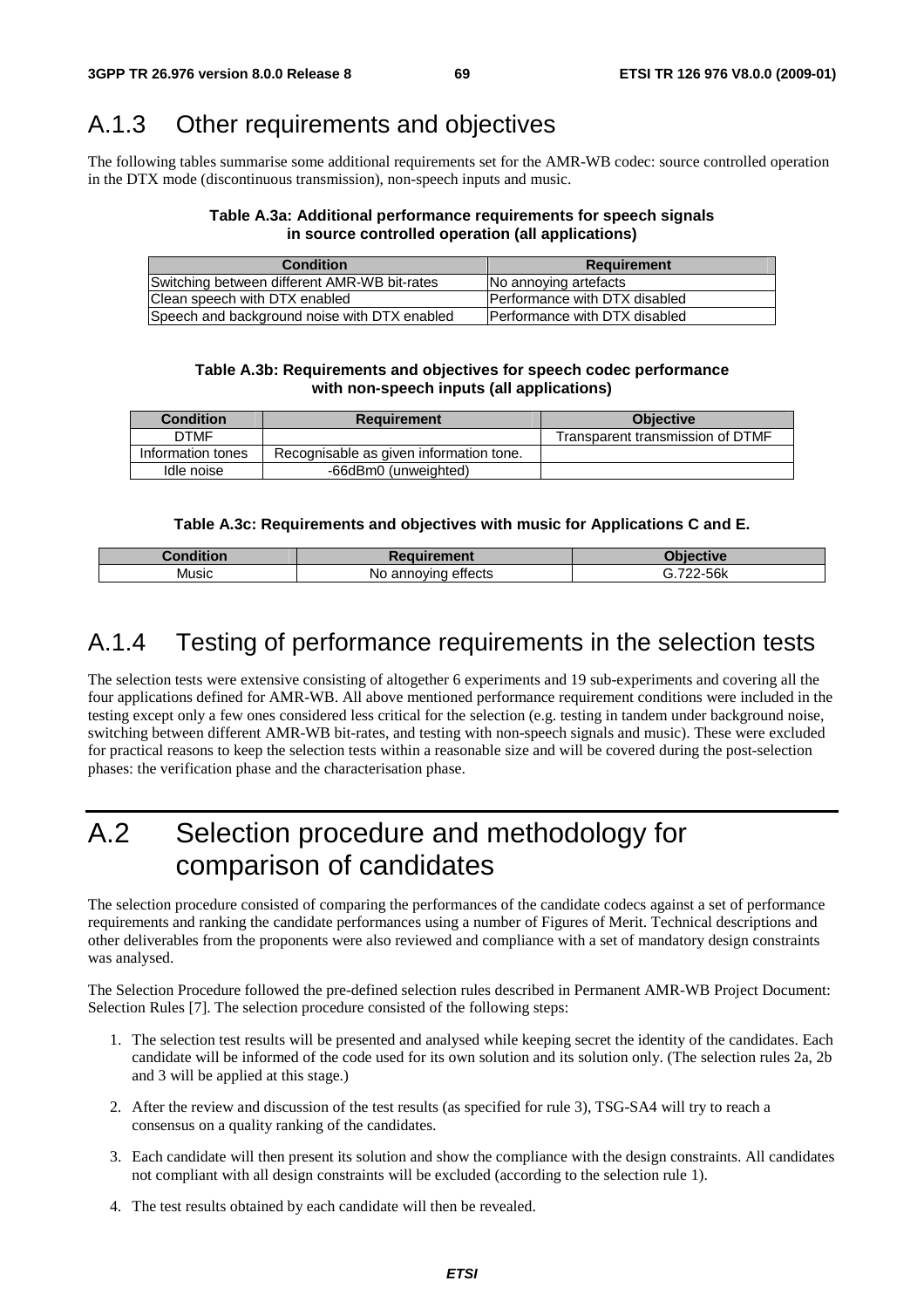## A.1.3 Other requirements and objectives

The following tables summarise some additional requirements set for the AMR-WB codec: source controlled operation in the DTX mode (discontinuous transmission), non-speech inputs and music.

**Table A.3a: Additional performance requirements for speech signals in source controlled operation (all applications)**

| Condition | Requirement |
|---|---|
| Switching between different AMR-WB bit-rates | No annoying artefacts |
| Clean speech with DTX enabled | Performance with DTX disabled |
| Speech and background noise with DTX enabled | Performance with DTX disabled |

**Table A.3b: Requirements and objectives for speech codec performance with non-speech inputs (all applications)**

| Condition | Requirement | Objective |
|---|---|---|
| DTMF | | Transparent transmission of DTMF |
| Information tones | Recognisable as given information tone. | |
| Idle noise | -66dBm0 (unweighted) | |

**Table A.3c: Requirements and objectives with music for Applications C and E.**

| Condition | Requirement | Objective |
|---|---|---|
| Music | No annoying effects | G.722-56k |

## A.1.4 Testing of performance requirements in the selection tests

The selection tests were extensive consisting of altogether 6 experiments and 19 sub-experiments and covering all the four applications defined for AMR-WB. All above mentioned performance requirement conditions were included in the testing except only a few ones considered less critical for the selection (e.g. testing in tandem under background noise, switching between different AMR-WB bit-rates, and testing with non-speech signals and music). These were excluded for practical reasons to keep the selection tests within a reasonable size and will be covered during the post-selection phases: the verification phase and the characterisation phase.

# A.2 Selection procedure and methodology for comparison of candidates

The selection procedure consisted of comparing the performances of the candidate codecs against a set of performance requirements and ranking the candidate performances using a number of Figures of Merit. Technical descriptions and other deliverables from the proponents were also reviewed and compliance with a set of mandatory design constraints was analysed.

The Selection Procedure followed the pre-defined selection rules described in Permanent AMR-WB Project Document: Selection Rules [7]. The selection procedure consisted of the following steps:

1. The selection test results will be presented and analysed while keeping secret the identity of the candidates. Each candidate will be informed of the code used for its own solution and its solution only. (The selection rules 2a, 2b and 3 will be applied at this stage.)

2. After the review and discussion of the test results (as specified for rule 3), TSG-SA4 will try to reach a consensus on a quality ranking of the candidates.

3. Each candidate will then present its solution and show the compliance with the design constraints. All candidates not compliant with all design constraints will be excluded (according to the selection rule 1).

4. The test results obtained by each candidate will then be revealed.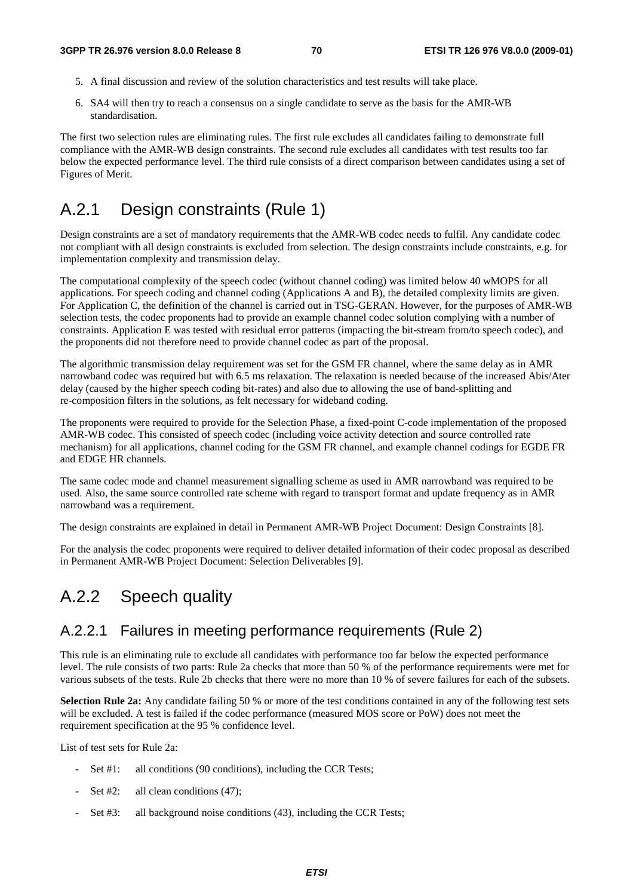5. A final discussion and review of the solution characteristics and test results will take place.

6. SA4 will then try to reach a consensus on a single candidate to serve as the basis for the AMR-WB standardisation.

The first two selection rules are eliminating rules. The first rule excludes all candidates failing to demonstrate full compliance with the AMR-WB design constraints. The second rule excludes all candidates with test results too far below the expected performance level. The third rule consists of a direct comparison between candidates using a set of Figures of Merit.

## A.2.1 Design constraints (Rule 1)

Design constraints are a set of mandatory requirements that the AMR-WB codec needs to fulfil. Any candidate codec not compliant with all design constraints is excluded from selection. The design constraints include constraints, e.g. for implementation complexity and transmission delay.

The computational complexity of the speech codec (without channel coding) was limited below 40 wMOPS for all applications. For speech coding and channel coding (Applications A and B), the detailed complexity limits are given. For Application C, the definition of the channel is carried out in TSG-GERAN. However, for the purposes of AMR-WB selection tests, the codec proponents had to provide an example channel codec solution complying with a number of constraints. Application E was tested with residual error patterns (impacting the bit-stream from/to speech codec), and the proponents did not therefore need to provide channel codec as part of the proposal.

The algorithmic transmission delay requirement was set for the GSM FR channel, where the same delay as in AMR narrowband codec was required but with 6.5 ms relaxation. The relaxation is needed because of the increased Abis/Ater delay (caused by the higher speech coding bit-rates) and also due to allowing the use of band-splitting and re-composition filters in the solutions, as felt necessary for wideband coding.

The proponents were required to provide for the Selection Phase, a fixed-point C-code implementation of the proposed AMR-WB codec. This consisted of speech codec (including voice activity detection and source controlled rate mechanism) for all applications, channel coding for the GSM FR channel, and example channel codings for EGDE FR and EDGE HR channels.

The same codec mode and channel measurement signalling scheme as used in AMR narrowband was required to be used. Also, the same source controlled rate scheme with regard to transport format and update frequency as in AMR narrowband was a requirement.

The design constraints are explained in detail in Permanent AMR-WB Project Document: Design Constraints [8].

For the analysis the codec proponents were required to deliver detailed information of their codec proposal as described in Permanent AMR-WB Project Document: Selection Deliverables [9].

## A.2.2 Speech quality

### A.2.2.1 Failures in meeting performance requirements (Rule 2)

This rule is an eliminating rule to exclude all candidates with performance too far below the expected performance level. The rule consists of two parts: Rule 2a checks that more than 50 % of the performance requirements were met for various subsets of the tests. Rule 2b checks that there were no more than 10 % of severe failures for each of the subsets.

**Selection Rule 2a:** Any candidate failing 50 % or more of the test conditions contained in any of the following test sets will be excluded. A test is failed if the codec performance (measured MOS score or PoW) does not meet the requirement specification at the 95 % confidence level.

List of test sets for Rule 2a:

- Set #1: all conditions (90 conditions), including the CCR Tests;
- Set #2: all clean conditions (47);
- Set #3: all background noise conditions (43), including the CCR Tests;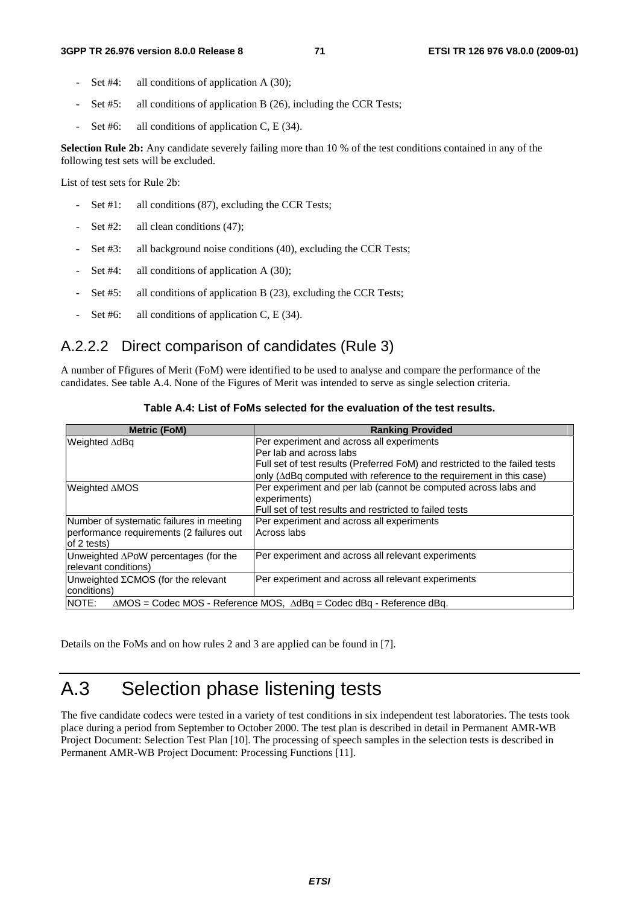- Set #4: all conditions of application A (30);
- Set #5: all conditions of application B (26), including the CCR Tests;
- Set #6: all conditions of application C, E (34).

**Selection Rule 2b:** Any candidate severely failing more than 10 % of the test conditions contained in any of the following test sets will be excluded.

List of test sets for Rule 2b:

- Set #1: all conditions (87), excluding the CCR Tests;
- Set #2: all clean conditions (47);
- Set #3: all background noise conditions (40), excluding the CCR Tests;
- Set #4: all conditions of application A (30);
- Set #5: all conditions of application B (23), excluding the CCR Tests;
- Set #6: all conditions of application C, E (34).

### A.2.2.2 Direct comparison of candidates (Rule 3)

A number of Ffigures of Merit (FoM) were identified to be used to analyse and compare the performance of the candidates. See table A.4. None of the Figures of Merit was intended to serve as single selection criteria.

**Table A.4: List of FoMs selected for the evaluation of the test results.**

| Metric (FoM) | Ranking Provided |
|---|---|
| Weighted ∆dBq | Per experiment and across all experiments<br>Per lab and across labs<br>Full set of test results (Preferred FoM) and restricted to the failed tests only (∆dBq computed with reference to the requirement in this case) |
| Weighted ∆MOS | Per experiment and per lab (cannot be computed across labs and experiments)<br>Full set of test results and restricted to failed tests |
| Number of systematic failures in meeting performance requirements (2 failures out of 2 tests) | Per experiment and across all experiments<br>Across labs |
| Unweighted ∆PoW percentages (for the relevant conditions) | Per experiment and across all relevant experiments |
| Unweighted ΣCMOS (for the relevant conditions) | Per experiment and across all relevant experiments |
| NOTE: ∆MOS = Codec MOS - Reference MOS, ∆dBq = Codec dBq - Reference dBq. | |

Details on the FoMs and on how rules 2 and 3 are applied can be found in [7].

# A.3 Selection phase listening tests

The five candidate codecs were tested in a variety of test conditions in six independent test laboratories. The tests took place during a period from September to October 2000. The test plan is described in detail in Permanent AMR-WB Project Document: Selection Test Plan [10]. The processing of speech samples in the selection tests is described in Permanent AMR-WB Project Document: Processing Functions [11].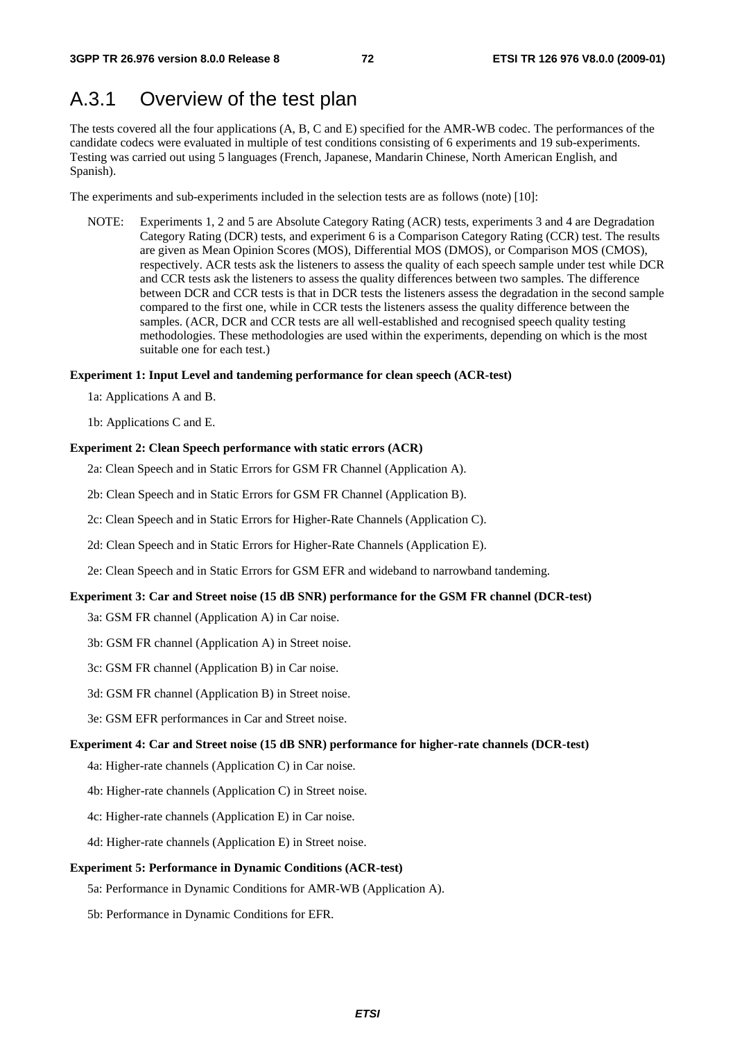## A.3.1 Overview of the test plan

The tests covered all the four applications (A, B, C and E) specified for the AMR-WB codec. The performances of the candidate codecs were evaluated in multiple of test conditions consisting of 6 experiments and 19 sub-experiments. Testing was carried out using 5 languages (French, Japanese, Mandarin Chinese, North American English, and Spanish).

The experiments and sub-experiments included in the selection tests are as follows (note) [10]:

NOTE: Experiments 1, 2 and 5 are Absolute Category Rating (ACR) tests, experiments 3 and 4 are Degradation Category Rating (DCR) tests, and experiment 6 is a Comparison Category Rating (CCR) test. The results are given as Mean Opinion Scores (MOS), Differential MOS (DMOS), or Comparison MOS (CMOS), respectively. ACR tests ask the listeners to assess the quality of each speech sample under test while DCR and CCR tests ask the listeners to assess the quality differences between two samples. The difference between DCR and CCR tests is that in DCR tests the listeners assess the degradation in the second sample compared to the first one, while in CCR tests the listeners assess the quality difference between the samples. (ACR, DCR and CCR tests are all well-established and recognised speech quality testing methodologies. These methodologies are used within the experiments, depending on which is the most suitable one for each test.)

**Experiment 1: Input Level and tandeming performance for clean speech (ACR-test)**

1a: Applications A and B.

1b: Applications C and E.

**Experiment 2: Clean Speech performance with static errors (ACR)**

2a: Clean Speech and in Static Errors for GSM FR Channel (Application A).

2b: Clean Speech and in Static Errors for GSM FR Channel (Application B).

2c: Clean Speech and in Static Errors for Higher-Rate Channels (Application C).

2d: Clean Speech and in Static Errors for Higher-Rate Channels (Application E).

2e: Clean Speech and in Static Errors for GSM EFR and wideband to narrowband tandeming.

**Experiment 3: Car and Street noise (15 dB SNR) performance for the GSM FR channel (DCR-test)**

3a: GSM FR channel (Application A) in Car noise.

3b: GSM FR channel (Application A) in Street noise.

3c: GSM FR channel (Application B) in Car noise.

3d: GSM FR channel (Application B) in Street noise.

3e: GSM EFR performances in Car and Street noise.

**Experiment 4: Car and Street noise (15 dB SNR) performance for higher-rate channels (DCR-test)**

4a: Higher-rate channels (Application C) in Car noise.

4b: Higher-rate channels (Application C) in Street noise.

4c: Higher-rate channels (Application E) in Car noise.

4d: Higher-rate channels (Application E) in Street noise.

**Experiment 5: Performance in Dynamic Conditions (ACR-test)**

5a: Performance in Dynamic Conditions for AMR-WB (Application A).

5b: Performance in Dynamic Conditions for EFR.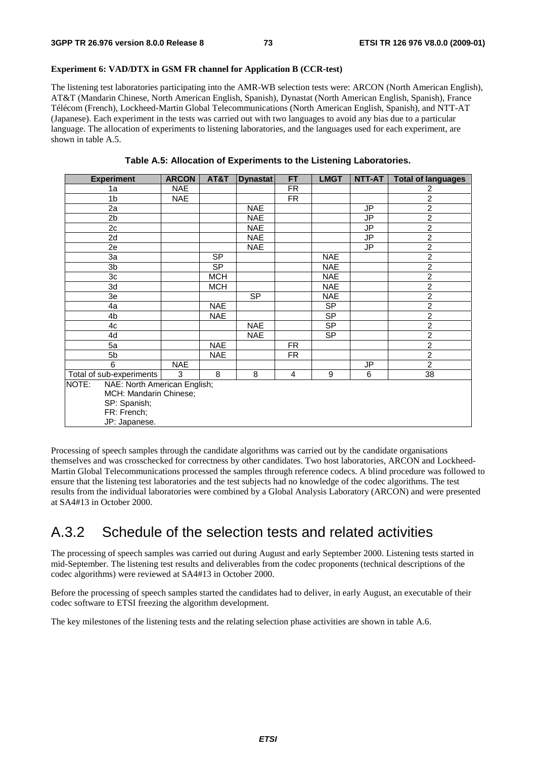**Experiment 6: VAD/DTX in GSM FR channel for Application B (CCR-test)**

The listening test laboratories participating into the AMR-WB selection tests were: ARCON (North American English), AT&T (Mandarin Chinese, North American English, Spanish), Dynastat (North American English, Spanish), France Télécom (French), Lockheed-Martin Global Telecommunications (North American English, Spanish), and NTT-AT (Japanese). Each experiment in the tests was carried out with two languages to avoid any bias due to a particular language. The allocation of experiments to listening laboratories, and the languages used for each experiment, are shown in table A.5.

**Table A.5: Allocation of Experiments to the Listening Laboratories.**

| Experiment | ARCON | AT&T | Dynastat | FT | LMGT | NTT-AT | Total of languages |
|---|---|---|---|---|---|---|---|
| 1a | NAE | | | FR | | | 2 |
| 1b | NAE | | | FR | | | 2 |
| 2a | | | NAE | | | JP | 2 |
| 2b | | | NAE | | | JP | 2 |
| 2c | | | NAE | | | JP | 2 |
| 2d | | | NAE | | | JP | 2 |
| 2e | | | NAE | | | JP | 2 |
| 3a | | SP | | | NAE | | 2 |
| 3b | | SP | | | NAE | | 2 |
| 3c | | MCH | | | NAE | | 2 |
| 3d | | MCH | | | NAE | | 2 |
| 3e | | | SP | | NAE | | 2 |
| 4a | | NAE | | | SP | | 2 |
| 4b | | NAE | | | SP | | 2 |
| 4c | | | NAE | | SP | | 2 |
| 4d | | | NAE | | SP | | 2 |
| 5a | | NAE | | FR | | | 2 |
| 5b | | NAE | | FR | | | 2 |
| 6 | NAE | | | | | JP | 2 |
| Total of sub-experiments | 3 | 8 | 8 | 4 | 9 | 6 | 38 |
| NOTE: NAE: North American English; MCH: Mandarin Chinese; SP: Spanish; FR: French; JP: Japanese. | | | | | | | |

Processing of speech samples through the candidate algorithms was carried out by the candidate organisations themselves and was crosschecked for correctness by other candidates. Two host laboratories, ARCON and Lockheed-Martin Global Telecommunications processed the samples through reference codecs. A blind procedure was followed to ensure that the listening test laboratories and the test subjects had no knowledge of the codec algorithms. The test results from the individual laboratories were combined by a Global Analysis Laboratory (ARCON) and were presented at SA4#13 in October 2000.

## A.3.2 Schedule of the selection tests and related activities

The processing of speech samples was carried out during August and early September 2000. Listening tests started in mid-September. The listening test results and deliverables from the codec proponents (technical descriptions of the codec algorithms) were reviewed at SA4#13 in October 2000.

Before the processing of speech samples started the candidates had to deliver, in early August, an executable of their codec software to ETSI freezing the algorithm development.

The key milestones of the listening tests and the relating selection phase activities are shown in table A.6.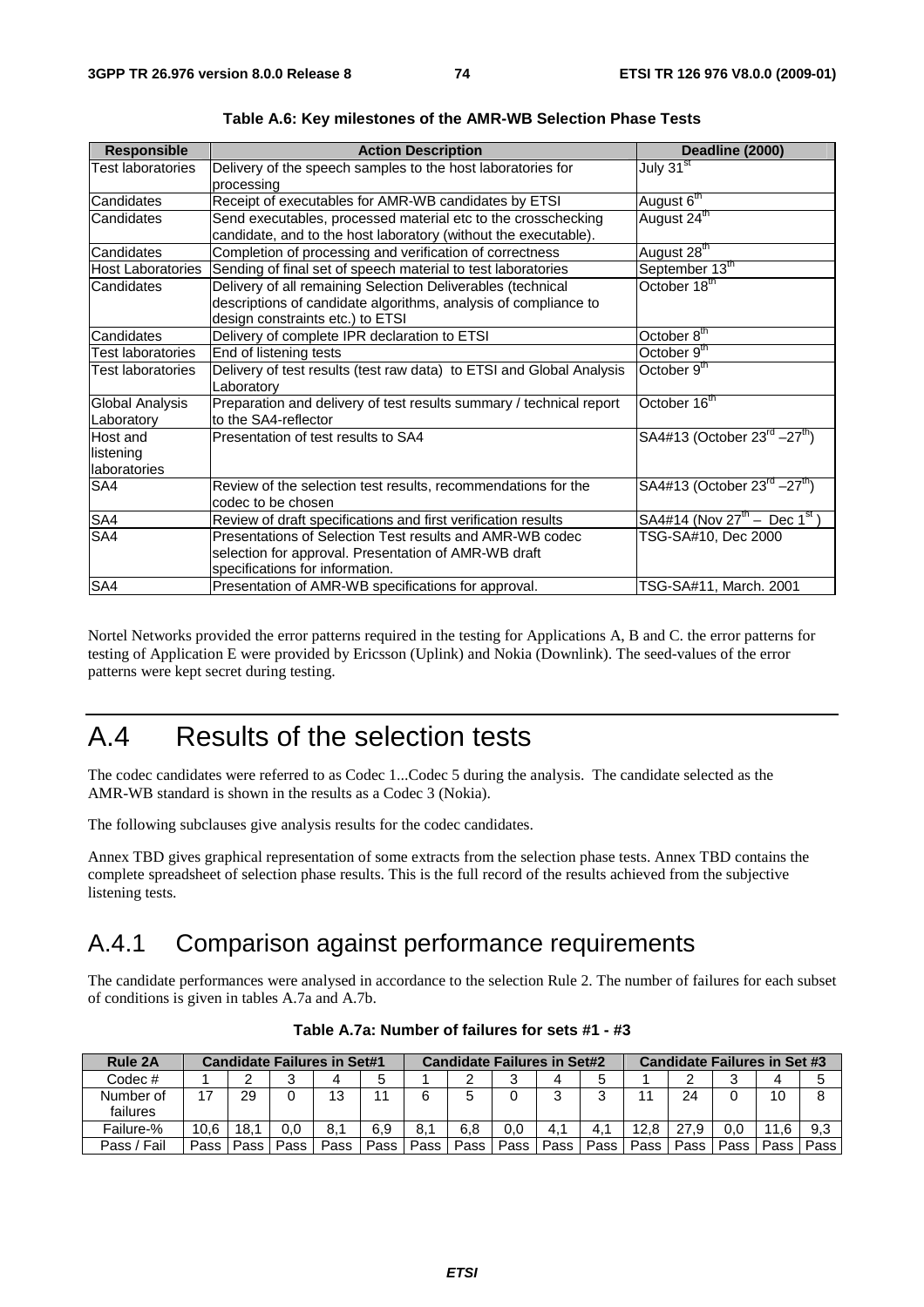Table A.6: Key milestones of the AMR-WB Selection Phase Tests

| Responsible | Action Description | Deadline (2000) |
|---|---|---|
| Test laboratories | Delivery of the speech samples to the host laboratories for processing | July 31st |
| Candidates | Receipt of executables for AMR-WB candidates by ETSI | August 6th |
| Candidates | Send executables, processed material etc to the crosschecking candidate, and to the host laboratory (without the executable). | August 24th |
| Candidates | Completion of processing and verification of correctness | August 28th |
| Host Laboratories | Sending of final set of speech material to test laboratories | September 13th |
| Candidates | Delivery of all remaining Selection Deliverables (technical descriptions of candidate algorithms, analysis of compliance to design constraints etc.) to ETSI | October 18th |
| Candidates | Delivery of complete IPR declaration to ETSI | October 8th |
| Test laboratories | End of listening tests | October 9th |
| Test laboratories | Delivery of test results (test raw data) to ETSI and Global Analysis Laboratory | October 9th |
| Global Analysis Laboratory | Preparation and delivery of test results summary / technical report to the SA4-reflector | October 16th |
| Host and listening laboratories | Presentation of test results to SA4 | SA4#13 (October 23rd –27th) |
| SA4 | Review of the selection test results, recommendations for the codec to be chosen | SA4#13 (October 23rd –27th) |
| SA4 | Review of draft specifications and first verification results | SA4#14 (Nov 27th – Dec 1st ) |
| SA4 | Presentations of Selection Test results and AMR-WB codec selection for approval. Presentation of AMR-WB draft specifications for information. | TSG-SA#10, Dec 2000 |
| SA4 | Presentation of AMR-WB specifications for approval. | TSG-SA#11, March. 2001 |

Nortel Networks provided the error patterns required in the testing for Applications A, B and C. the error patterns for testing of Application E were provided by Ericsson (Uplink) and Nokia (Downlink). The seed-values of the error patterns were kept secret during testing.

# A.4 Results of the selection tests

The codec candidates were referred to as Codec 1...Codec 5 during the analysis. The candidate selected as the AMR-WB standard is shown in the results as a Codec 3 (Nokia).

The following subclauses give analysis results for the codec candidates.

Annex TBD gives graphical representation of some extracts from the selection phase tests. Annex TBD contains the complete spreadsheet of selection phase results. This is the full record of the results achieved from the subjective listening tests.

## A.4.1 Comparison against performance requirements

The candidate performances were analysed in accordance to the selection Rule 2. The number of failures for each subset of conditions is given in tables A.7a and A.7b.

Table A.7a: Number of failures for sets #1 - #3

| Rule 2A | Candidate Failures in Set#1 | | | | | Candidate Failures in Set#2 | | | | | Candidate Failures in Set #3 | | | | |
|---|---|---|---|---|---|---|---|---|---|---|---|---|---|---|---|
| Codec # | 1 | 2 | 3 | 4 | 5 | 1 | 2 | 3 | 4 | 5 | 1 | 2 | 3 | 4 | 5 |
| Number of failures | 17 | 29 | 0 | 13 | 11 | 6 | 5 | 0 | 3 | 3 | 11 | 24 | 0 | 10 | 8 |
| Failure-% | 10,6 | 18,1 | 0,0 | 8,1 | 6,9 | 8,1 | 6,8 | 0,0 | 4,1 | 4,1 | 12,8 | 27,9 | 0,0 | 11,6 | 9,3 |
| Pass / Fail | Pass | Pass | Pass | Pass | Pass | Pass | Pass | Pass | Pass | Pass | Pass | Pass | Pass | Pass | Pass |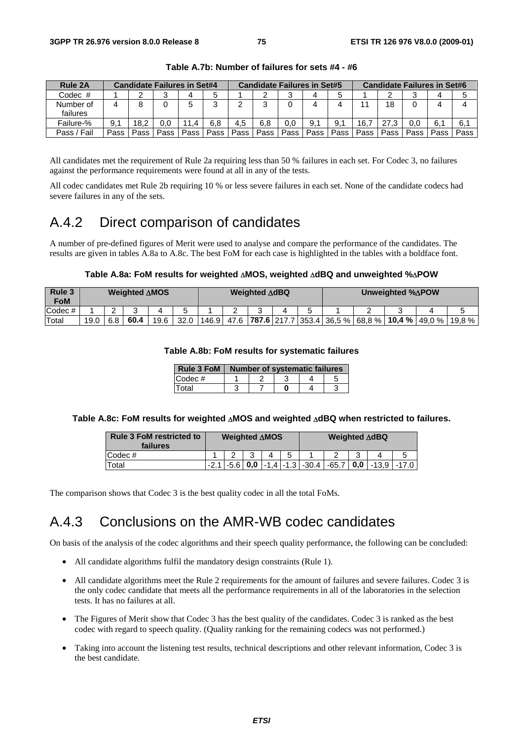**Table A.7b: Number of failures for sets #4 - #6**

| Rule 2A | Candidate Failures in Set#4 | | | | | Candidate Failures in Set#5 | | | | | Candidate Failures in Set#6 | | | | |
|---|---|---|---|---|---|---|---|---|---|---|---|---|---|---|---|
| Codec # | 1 | 2 | 3 | 4 | 5 | 1 | 2 | 3 | 4 | 5 | 1 | 2 | 3 | 4 | 5 |
| Number of failures | 4 | 8 | 0 | 5 | 3 | 2 | 3 | 0 | 4 | 4 | 11 | 18 | 0 | 4 | 4 |
| Failure-% | 9,1 | 18,2 | 0,0 | 11,4 | 6,8 | 4,5 | 6,8 | 0,0 | 9,1 | 9,1 | 16,7 | 27,3 | 0,0 | 6,1 | 6,1 |
| Pass / Fail | Pass | Pass | Pass | Pass | Pass | Pass | Pass | Pass | Pass | Pass | Pass | Pass | Pass | Pass | Pass |

All candidates met the requirement of Rule 2a requiring less than 50 % failures in each set. For Codec 3, no failures against the performance requirements were found at all in any of the tests.

All codec candidates met Rule 2b requiring 10 % or less severe failures in each set. None of the candidate codecs had severe failures in any of the sets.

## A.4.2 Direct comparison of candidates

A number of pre-defined figures of Merit were used to analyse and compare the performance of the candidates. The results are given in tables A.8a to A.8c. The best FoM for each case is highlighted in the tables with a boldface font.

**Table A.8a: FoM results for weighted ΔMOS, weighted ΔdBQ and unweighted %ΔPOW**

| Rule 3 FoM | Weighted ΔMOS | | | | | Weighted ΔdBQ | | | | | Unweighted %ΔPOW | | | | |
|---|---|---|---|---|---|---|---|---|---|---|---|---|---|---|---|
| Codec # | 1 | 2 | 3 | 4 | 5 | 1 | 2 | 3 | 4 | 5 | 1 | 2 | 3 | 4 | 5 |
| Total | 19.0 | 6.8 | **60.4** | 19.6 | 32.0 | 146.9 | 47.6 | **787.6** | 217.7 | 353.4 | 36,5 % | 68,8 % | **10,4 %** | 49,0 % | 19,8 % |

**Table A.8b: FoM results for systematic failures**

| Rule 3 FoM | Number of systematic failures | | | | |
|---|---|---|---|---|---|
| Codec # | 1 | 2 | 3 | 4 | 5 |
| Total | 3 | 7 | **0** | 4 | 3 |

**Table A.8c: FoM results for weighted ΔMOS and weighted ΔdBQ when restricted to failures.**

| Rule 3 FoM restricted to failures | Weighted ΔMOS | | | | | Weighted ΔdBQ | | | | |
|---|---|---|---|---|---|---|---|---|---|---|
| Codec # | 1 | 2 | 3 | 4 | 5 | 1 | 2 | 3 | 4 | 5 |
| Total | -2.1 | -5.6 | **0,0** | -1,4 | -1.3 | -30.4 | -65.7 | **0,0** | -13,9 | -17.0 |

The comparison shows that Codec 3 is the best quality codec in all the total FoMs.

## A.4.3 Conclusions on the AMR-WB codec candidates

On basis of the analysis of the codec algorithms and their speech quality performance, the following can be concluded:

- All candidate algorithms fulfil the mandatory design constraints (Rule 1).
- All candidate algorithms meet the Rule 2 requirements for the amount of failures and severe failures. Codec 3 is the only codec candidate that meets all the performance requirements in all of the laboratories in the selection tests. It has no failures at all.
- The Figures of Merit show that Codec 3 has the best quality of the candidates. Codec 3 is ranked as the best codec with regard to speech quality. (Quality ranking for the remaining codecs was not performed.)
- Taking into account the listening test results, technical descriptions and other relevant information, Codec 3 is the best candidate.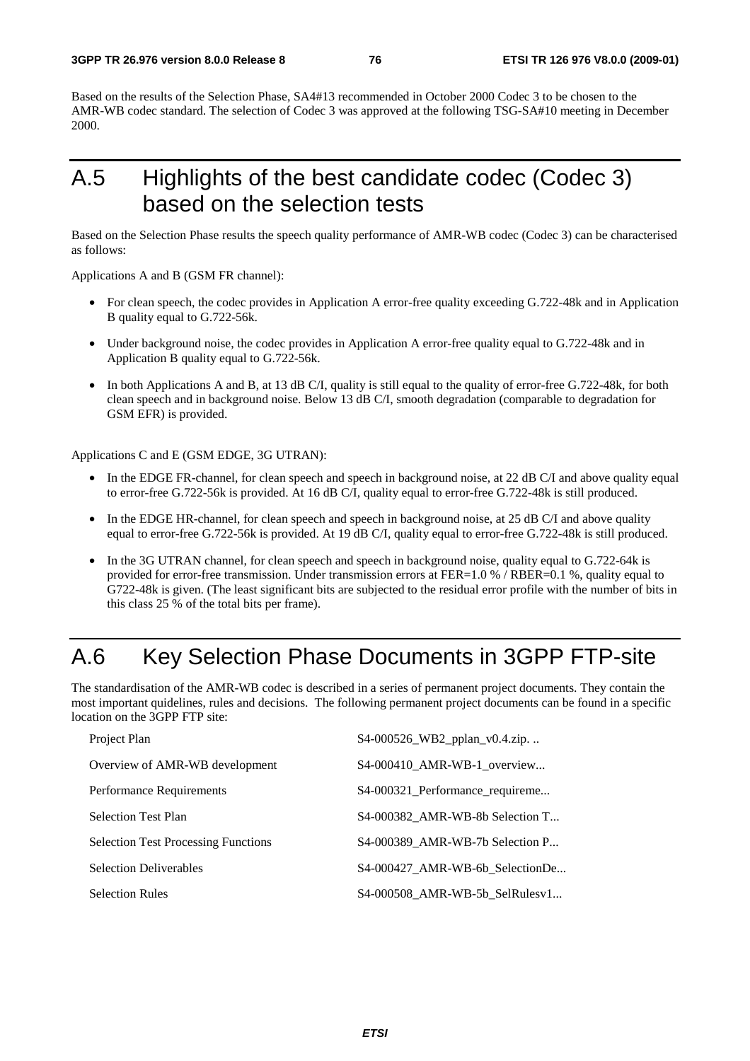Based on the results of the Selection Phase, SA4#13 recommended in October 2000 Codec 3 to be chosen to the AMR-WB codec standard. The selection of Codec 3 was approved at the following TSG-SA#10 meeting in December 2000.

# A.5 Highlights of the best candidate codec (Codec 3) based on the selection tests

Based on the Selection Phase results the speech quality performance of AMR-WB codec (Codec 3) can be characterised as follows:

Applications A and B (GSM FR channel):

- For clean speech, the codec provides in Application A error-free quality exceeding G.722-48k and in Application B quality equal to G.722-56k.
- Under background noise, the codec provides in Application A error-free quality equal to G.722-48k and in Application B quality equal to G.722-56k.
- In both Applications A and B, at 13 dB C/I, quality is still equal to the quality of error-free G.722-48k, for both clean speech and in background noise. Below 13 dB C/I, smooth degradation (comparable to degradation for GSM EFR) is provided.

Applications C and E (GSM EDGE, 3G UTRAN):

- In the EDGE FR-channel, for clean speech and speech in background noise, at 22 dB C/I and above quality equal to error-free G.722-56k is provided. At 16 dB C/I, quality equal to error-free G.722-48k is still produced.
- In the EDGE HR-channel, for clean speech and speech in background noise, at 25 dB C/I and above quality equal to error-free G.722-56k is provided. At 19 dB C/I, quality equal to error-free G.722-48k is still produced.
- In the 3G UTRAN channel, for clean speech and speech in background noise, quality equal to G.722-64k is provided for error-free transmission. Under transmission errors at FER=1.0 % / RBER=0.1 %, quality equal to G722-48k is given. (The least significant bits are subjected to the residual error profile with the number of bits in this class 25 % of the total bits per frame).

# A.6 Key Selection Phase Documents in 3GPP FTP-site

The standardisation of the AMR-WB codec is described in a series of permanent project documents. They contain the most important quidelines, rules and decisions. The following permanent project documents can be found in a specific location on the 3GPP FTP site:

| | |
|---|---|
| Project Plan | S4-000526_WB2_pplan_v0.4.zip. .. |
| Overview of AMR-WB development | S4-000410_AMR-WB-1_overview... |
| Performance Requirements | S4-000321_Performance_requireme... |
| Selection Test Plan | S4-000382_AMR-WB-8b Selection T... |
| Selection Test Processing Functions | S4-000389_AMR-WB-7b Selection P... |
| Selection Deliverables | S4-000427_AMR-WB-6b_SelectionDe... |
| Selection Rules | S4-000508_AMR-WB-5b_SelRulesv1... |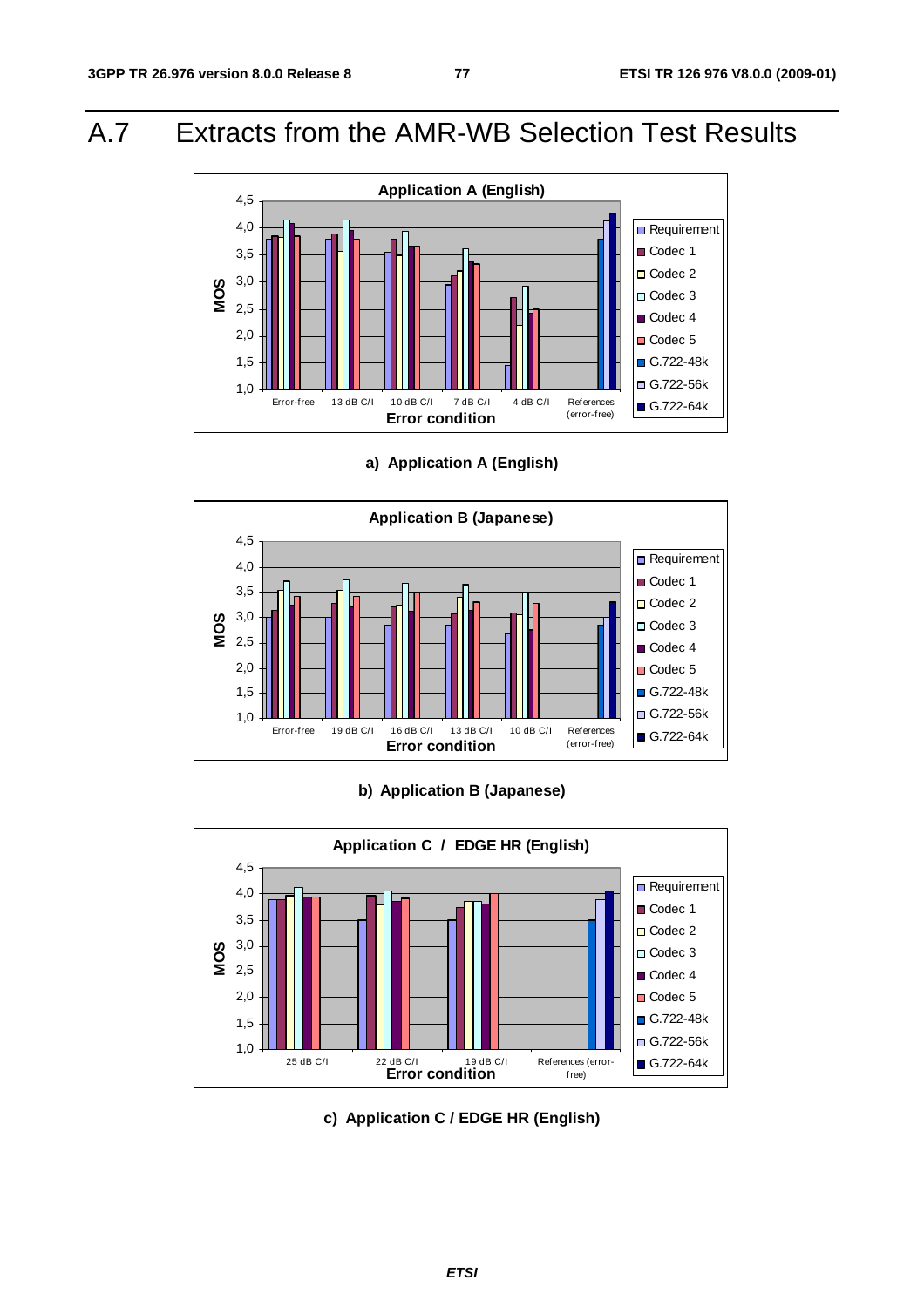# A.7 Extracts from the AMR-WB Selection Test Results

**a) Application A (English)**

**b) Application B (Japanese)**

**c) Application C / EDGE HR (English)**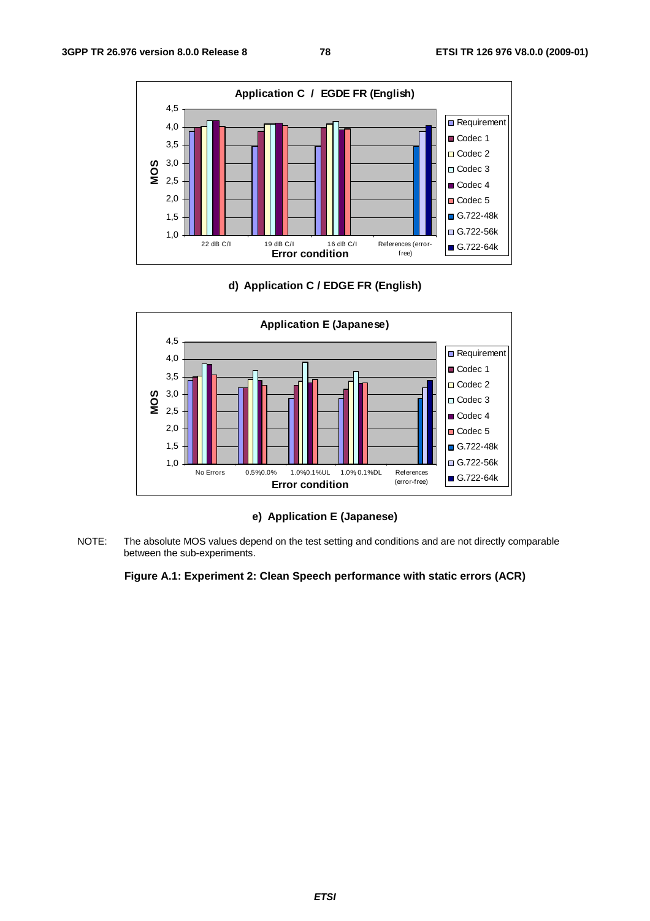d) Application C / EDGE FR (English)

e) Application E (Japanese)

NOTE: The absolute MOS values depend on the test setting and conditions and are not directly comparable between the sub-experiments.

**Figure A.1: Experiment 2: Clean Speech performance with static errors (ACR)**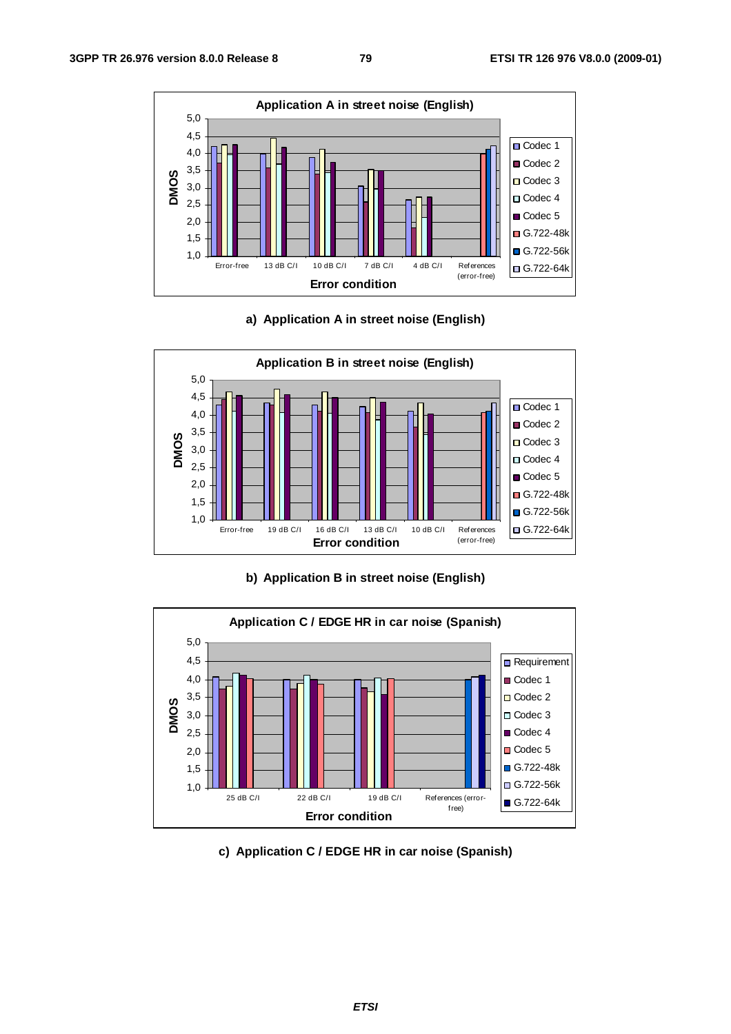a) Application A in street noise (English)

b) Application B in street noise (English)

c) Application C / EDGE HR in car noise (Spanish)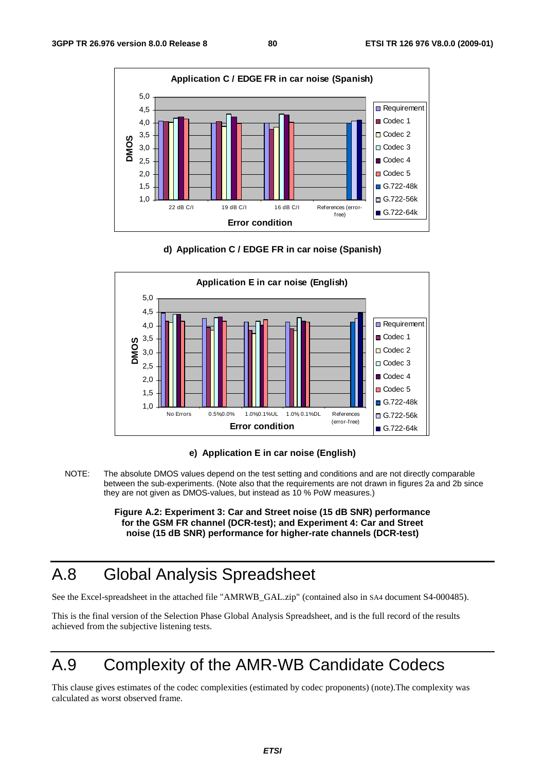d) Application C / EDGE FR in car noise (Spanish)

e) Application E in car noise (English)

NOTE: The absolute DMOS values depend on the test setting and conditions and are not directly comparable between the sub-experiments. (Note also that the requirements are not drawn in figures 2a and 2b since they are not given as DMOS-values, but instead as 10 % PoW measures.)

**Figure A.2: Experiment 3: Car and Street noise (15 dB SNR) performance for the GSM FR channel (DCR-test); and Experiment 4: Car and Street noise (15 dB SNR) performance for higher-rate channels (DCR-test)**

# A.8 Global Analysis Spreadsheet

See the Excel-spreadsheet in the attached file "AMRWB_GAL.zip" (contained also in SA4 document S4-000485).

This is the final version of the Selection Phase Global Analysis Spreadsheet, and is the full record of the results achieved from the subjective listening tests.

# A.9 Complexity of the AMR-WB Candidate Codecs

This clause gives estimates of the codec complexities (estimated by codec proponents) (note).The complexity was calculated as worst observed frame.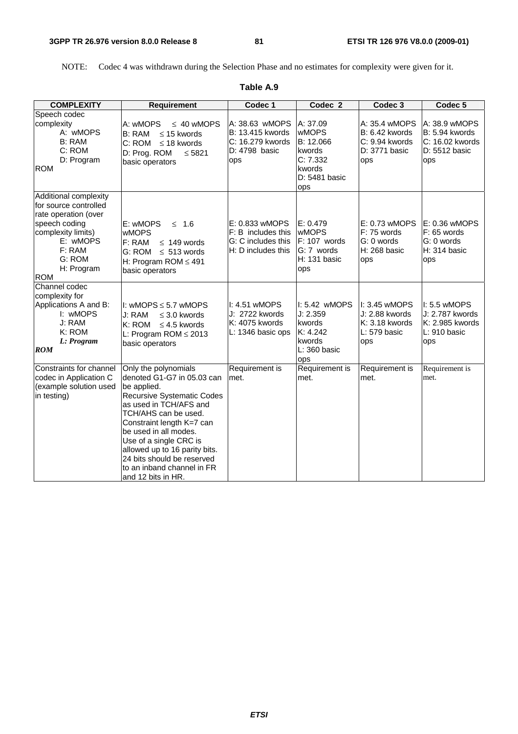NOTE: Codec 4 was withdrawn during the Selection Phase and no estimates for complexity were given for it.

**Table A.9**

| COMPLEXITY | Requirement | Codec 1 | Codec 2 | Codec 3 | Codec 5 |
|---|---|---|---|---|---|
| Speech codec complexity<br>A: wMOPS<br>B: RAM<br>C: ROM<br>D: Program ROM | A: wMOPS ≤ 40 wMOPS<br>B: RAM ≤ 15 kwords<br>C: ROM ≤ 18 kwords<br>D: Prog. ROM ≤ 5821 basic operators | A: 38.63 wMOPS<br>B: 13.415 kwords<br>C: 16.279 kwords<br>D: 4798 basic ops | A: 37.09 wMOPS<br>B: 12.066 kwords<br>C: 7.332 kwords<br>D: 5481 basic ops | A: 35.4 wMOPS<br>B: 6.42 kwords<br>C: 9.94 kwords<br>D: 3771 basic ops | A: 38.9 wMOPS<br>B: 5.94 kwords<br>C: 16.02 kwords<br>D: 5512 basic ops |
| Additional complexity for source controlled rate operation (over speech coding complexity limits)<br>E: wMOPS<br>F: RAM<br>G: ROM<br>H: Program ROM | E: wMOPS ≤ 1.6 wMOPS<br>F: RAM ≤ 149 words<br>G: ROM ≤ 513 words<br>H: Program ROM ≤ 491 basic operators | E: 0.833 wMOPS<br>F: B includes this<br>G: C includes this<br>H: D includes this | E: 0.479 wMOPS<br>F: 107 words<br>G: 7 words<br>H: 131 basic ops | E: 0.73 wMOPS<br>F: 75 words<br>G: 0 words<br>H: 268 basic ops | E: 0.36 wMOPS<br>F: 65 words<br>G: 0 words<br>H: 314 basic ops |
| Channel codec complexity for Applications A and B:<br>I: wMOPS<br>J: RAM<br>K: ROM<br>*L: Program ROM* | I: wMOPS ≤ 5.7 wMOPS<br>J: RAM ≤ 3.0 kwords<br>K: ROM ≤ 4.5 kwords<br>L: Program ROM ≤ 2013 basic operators | I: 4.51 wMOPS<br>J: 2722 kwords<br>K: 4075 kwords<br>L: 1346 basic ops | I: 5.42 wMOPS<br>J: 2.359 kwords<br>K: 4.242 kwords<br>L: 360 basic ops | I: 3.45 wMOPS<br>J: 2.88 kwords<br>K: 3.18 kwords<br>L: 579 basic ops | I: 5.5 wMOPS<br>J: 2.787 kwords<br>K: 2.985 kwords<br>L: 910 basic ops |
| Constraints for channel codec in Application C (example solution used in testing) | Only the polynomials denoted G1-G7 in 05.03 can be applied.<br>Recursive Systematic Codes as used in TCH/AFS and TCH/AHS can be used.<br>Constraint length K=7 can be used in all modes.<br>Use of a single CRC is allowed up to 16 parity bits.<br>24 bits should be reserved to an inband channel in FR and 12 bits in HR. | Requirement is met. | Requirement is met. | Requirement is met. | Requirement is met. |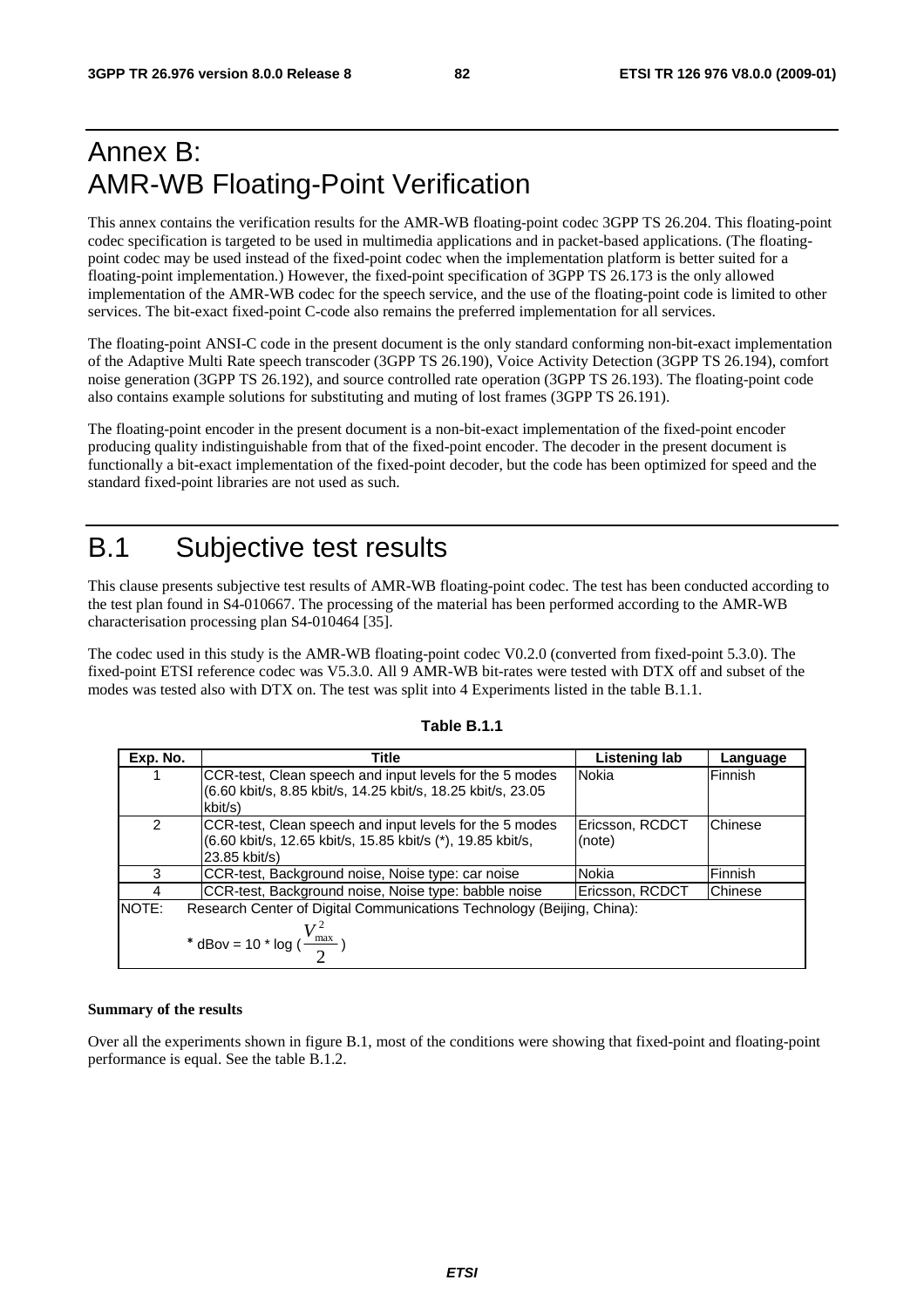# Annex B: AMR-WB Floating-Point Verification

This annex contains the verification results for the AMR-WB floating-point codec 3GPP TS 26.204. This floating-point codec specification is targeted to be used in multimedia applications and in packet-based applications. (The floating-point codec may be used instead of the fixed-point codec when the implementation platform is better suited for a floating-point implementation.) However, the fixed-point specification of 3GPP TS 26.173 is the only allowed implementation of the AMR-WB codec for the speech service, and the use of the floating-point code is limited to other services. The bit-exact fixed-point C-code also remains the preferred implementation for all services.

The floating-point ANSI-C code in the present document is the only standard conforming non-bit-exact implementation of the Adaptive Multi Rate speech transcoder (3GPP TS 26.190), Voice Activity Detection (3GPP TS 26.194), comfort noise generation (3GPP TS 26.192), and source controlled rate operation (3GPP TS 26.193). The floating-point code also contains example solutions for substituting and muting of lost frames (3GPP TS 26.191).

The floating-point encoder in the present document is a non-bit-exact implementation of the fixed-point encoder producing quality indistinguishable from that of the fixed-point encoder. The decoder in the present document is functionally a bit-exact implementation of the fixed-point decoder, but the code has been optimized for speed and the standard fixed-point libraries are not used as such.

# B.1 Subjective test results

This clause presents subjective test results of AMR-WB floating-point codec. The test has been conducted according to the test plan found in S4-010667. The processing of the material has been performed according to the AMR-WB characterisation processing plan S4-010464 [35].

The codec used in this study is the AMR-WB floating-point codec V0.2.0 (converted from fixed-point 5.3.0). The fixed-point ETSI reference codec was V5.3.0. All 9 AMR-WB bit-rates were tested with DTX off and subset of the modes was tested also with DTX on. The test was split into 4 Experiments listed in the table B.1.1.

**Table B.1.1**

| Exp. No. | Title | Listening lab | Language |
|---|---|---|---|
| 1 | CCR-test, Clean speech and input levels for the 5 modes (6.60 kbit/s, 8.85 kbit/s, 14.25 kbit/s, 18.25 kbit/s, 23.05 kbit/s) | Nokia | Finnish |
| 2 | CCR-test, Clean speech and input levels for the 5 modes (6.60 kbit/s, 12.65 kbit/s, 15.85 kbit/s (*), 19.85 kbit/s, 23.85 kbit/s) | Ericsson, RCDCT (note) | Chinese |
| 3 | CCR-test, Background noise, Noise type: car noise | Nokia | Finnish |
| 4 | CCR-test, Background noise, Noise type: babble noise | Ericsson, RCDCT | Chinese |
| NOTE: Research Center of Digital Communications Technology (Beijing, China): * dBov = 10 * log ( $\frac{V_{max}^2}{2}$ ) | | | |

**Summary of the results**

Over all the experiments shown in figure B.1, most of the conditions were showing that fixed-point and floating-point performance is equal. See the table B.1.2.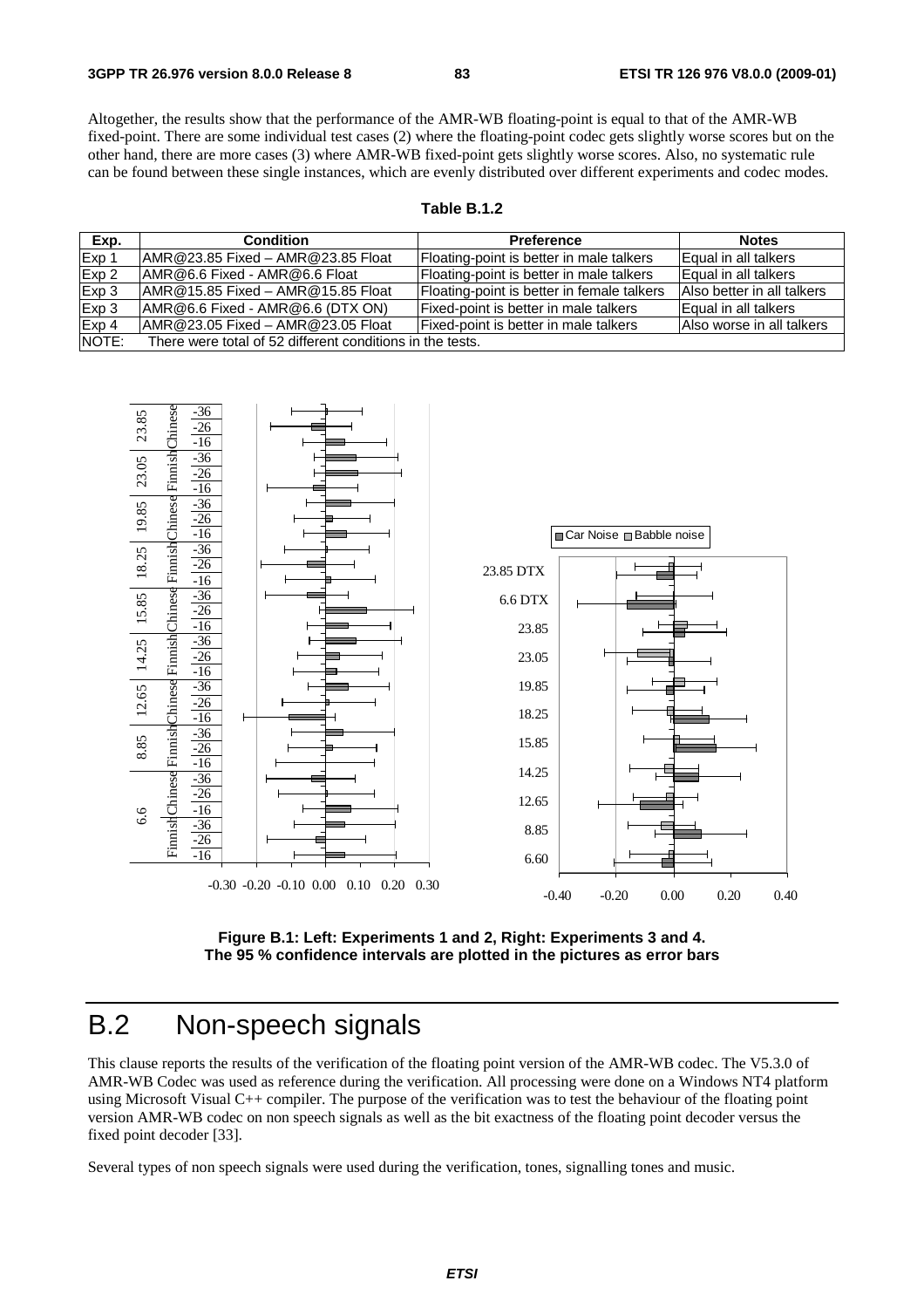Altogether, the results show that the performance of the AMR-WB floating-point is equal to that of the AMR-WB fixed-point. There are some individual test cases (2) where the floating-point codec gets slightly worse scores but on the other hand, there are more cases (3) where AMR-WB fixed-point gets slightly worse scores. Also, no systematic rule can be found between these single instances, which are evenly distributed over different experiments and codec modes.

**Table B.1.2**

| Exp. | Condition | Preference | Notes |
|---|---|---|---|
| Exp 1 | AMR@23.85 Fixed – AMR@23.85 Float | Floating-point is better in male talkers | Equal in all talkers |
| Exp 2 | AMR@6.6 Fixed - AMR@6.6 Float | Floating-point is better in male talkers | Equal in all talkers |
| Exp 3 | AMR@15.85 Fixed – AMR@15.85 Float | Floating-point is better in female talkers | Also better in all talkers |
| Exp 3 | AMR@6.6 Fixed - AMR@6.6 (DTX ON) | Fixed-point is better in male talkers | Equal in all talkers |
| Exp 4 | AMR@23.05 Fixed – AMR@23.05 Float | Fixed-point is better in male talkers | Also worse in all talkers |
| NOTE: | There were total of 52 different conditions in the tests. | | |

**Figure B.1: Left: Experiments 1 and 2, Right: Experiments 3 and 4. The 95 % confidence intervals are plotted in the pictures as error bars**

# B.2 Non-speech signals

This clause reports the results of the verification of the floating point version of the AMR-WB codec. The V5.3.0 of AMR-WB Codec was used as reference during the verification. All processing were done on a Windows NT4 platform using Microsoft Visual C++ compiler. The purpose of the verification was to test the behaviour of the floating point version AMR-WB codec on non speech signals as well as the bit exactness of the floating point decoder versus the fixed point decoder [33].

Several types of non speech signals were used during the verification, tones, signalling tones and music.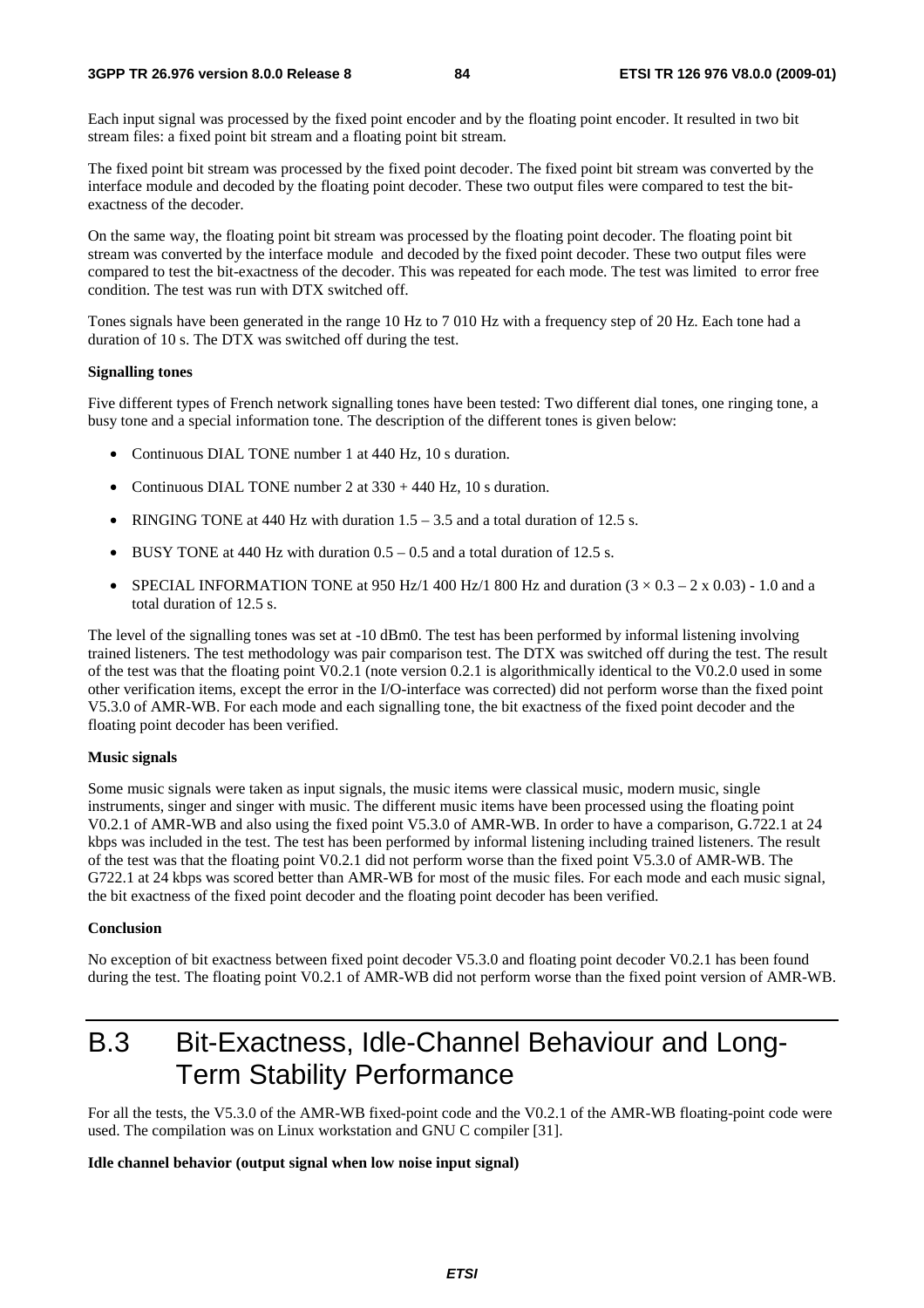Each input signal was processed by the fixed point encoder and by the floating point encoder. It resulted in two bit stream files: a fixed point bit stream and a floating point bit stream.

The fixed point bit stream was processed by the fixed point decoder. The fixed point bit stream was converted by the interface module and decoded by the floating point decoder. These two output files were compared to test the bit-exactness of the decoder.

On the same way, the floating point bit stream was processed by the floating point decoder. The floating point bit stream was converted by the interface module and decoded by the fixed point decoder. These two output files were compared to test the bit-exactness of the decoder. This was repeated for each mode. The test was limited to error free condition. The test was run with DTX switched off.

Tones signals have been generated in the range 10 Hz to 7 010 Hz with a frequency step of 20 Hz. Each tone had a duration of 10 s. The DTX was switched off during the test.

**Signalling tones**

Five different types of French network signalling tones have been tested: Two different dial tones, one ringing tone, a busy tone and a special information tone. The description of the different tones is given below:

- Continuous DIAL TONE number 1 at 440 Hz, 10 s duration.
- Continuous DIAL TONE number 2 at 330 + 440 Hz, 10 s duration.
- RINGING TONE at 440 Hz with duration 1.5 – 3.5 and a total duration of 12.5 s.
- BUSY TONE at 440 Hz with duration 0.5 – 0.5 and a total duration of 12.5 s.
- SPECIAL INFORMATION TONE at 950 Hz/1 400 Hz/1 800 Hz and duration ($3 \times 0.3 – 2 \times 0.03$) - 1.0 and a total duration of 12.5 s.

The level of the signalling tones was set at -10 dBm0. The test has been performed by informal listening involving trained listeners. The test methodology was pair comparison test. The DTX was switched off during the test. The result of the test was that the floating point V0.2.1 (note version 0.2.1 is algorithmically identical to the V0.2.0 used in some other verification items, except the error in the I/O-interface was corrected) did not perform worse than the fixed point V5.3.0 of AMR-WB. For each mode and each signalling tone, the bit exactness of the fixed point decoder and the floating point decoder has been verified.

**Music signals**

Some music signals were taken as input signals, the music items were classical music, modern music, single instruments, singer and singer with music. The different music items have been processed using the floating point V0.2.1 of AMR-WB and also using the fixed point V5.3.0 of AMR-WB. In order to have a comparison, G.722.1 at 24 kbps was included in the test. The test has been performed by informal listening including trained listeners. The result of the test was that the floating point V0.2.1 did not perform worse than the fixed point V5.3.0 of AMR-WB. The G722.1 at 24 kbps was scored better than AMR-WB for most of the music files. For each mode and each music signal, the bit exactness of the fixed point decoder and the floating point decoder has been verified.

**Conclusion**

No exception of bit exactness between fixed point decoder V5.3.0 and floating point decoder V0.2.1 has been found during the test. The floating point V0.2.1 of AMR-WB did not perform worse than the fixed point version of AMR-WB.

# B.3 Bit-Exactness, Idle-Channel Behaviour and Long-Term Stability Performance

For all the tests, the V5.3.0 of the AMR-WB fixed-point code and the V0.2.1 of the AMR-WB floating-point code were used. The compilation was on Linux workstation and GNU C compiler [31].

**Idle channel behavior (output signal when low noise input signal)**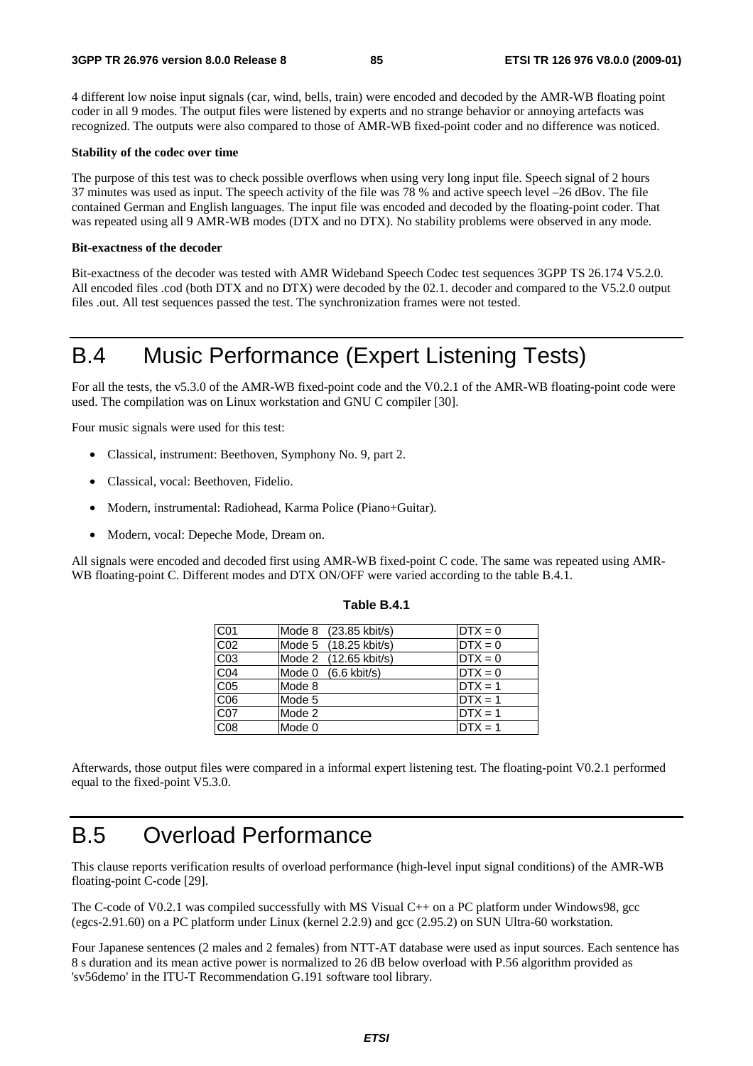4 different low noise input signals (car, wind, bells, train) were encoded and decoded by the AMR-WB floating point coder in all 9 modes. The output files were listened by experts and no strange behavior or annoying artefacts was recognized. The outputs were also compared to those of AMR-WB fixed-point coder and no difference was noticed.

**Stability of the codec over time**

The purpose of this test was to check possible overflows when using very long input file. Speech signal of 2 hours 37 minutes was used as input. The speech activity of the file was 78 % and active speech level –26 dBov. The file contained German and English languages. The input file was encoded and decoded by the floating-point coder. That was repeated using all 9 AMR-WB modes (DTX and no DTX). No stability problems were observed in any mode.

**Bit-exactness of the decoder**

Bit-exactness of the decoder was tested with AMR Wideband Speech Codec test sequences 3GPP TS 26.174 V5.2.0. All encoded files .cod (both DTX and no DTX) were decoded by the 02.1. decoder and compared to the V5.2.0 output files .out. All test sequences passed the test. The synchronization frames were not tested.

# B.4 Music Performance (Expert Listening Tests)

For all the tests, the v5.3.0 of the AMR-WB fixed-point code and the V0.2.1 of the AMR-WB floating-point code were used. The compilation was on Linux workstation and GNU C compiler [30].

Four music signals were used for this test:

- Classical, instrument: Beethoven, Symphony No. 9, part 2.
- Classical, vocal: Beethoven, Fidelio.
- Modern, instrumental: Radiohead, Karma Police (Piano+Guitar).
- Modern, vocal: Depeche Mode, Dream on.

All signals were encoded and decoded first using AMR-WB fixed-point C code. The same was repeated using AMR-WB floating-point C. Different modes and DTX ON/OFF were varied according to the table B.4.1.

**Table B.4.1**

| | | |
|---|---|---|
| C01 | Mode 8 (23.85 kbit/s) | DTX = 0 |
| C02 | Mode 5 (18.25 kbit/s) | DTX = 0 |
| C03 | Mode 2 (12.65 kbit/s) | DTX = 0 |
| C04 | Mode 0 (6.6 kbit/s) | DTX = 0 |
| C05 | Mode 8 | DTX = 1 |
| C06 | Mode 5 | DTX = 1 |
| C07 | Mode 2 | DTX = 1 |
| C08 | Mode 0 | DTX = 1 |

Afterwards, those output files were compared in a informal expert listening test. The floating-point V0.2.1 performed equal to the fixed-point V5.3.0.

# B.5 Overload Performance

This clause reports verification results of overload performance (high-level input signal conditions) of the AMR-WB floating-point C-code [29].

The C-code of V0.2.1 was compiled successfully with MS Visual C++ on a PC platform under Windows98, gcc (egcs-2.91.60) on a PC platform under Linux (kernel 2.2.9) and gcc (2.95.2) on SUN Ultra-60 workstation.

Four Japanese sentences (2 males and 2 females) from NTT-AT database were used as input sources. Each sentence has 8 s duration and its mean active power is normalized to 26 dB below overload with P.56 algorithm provided as 'sv56demo' in the ITU-T Recommendation G.191 software tool library.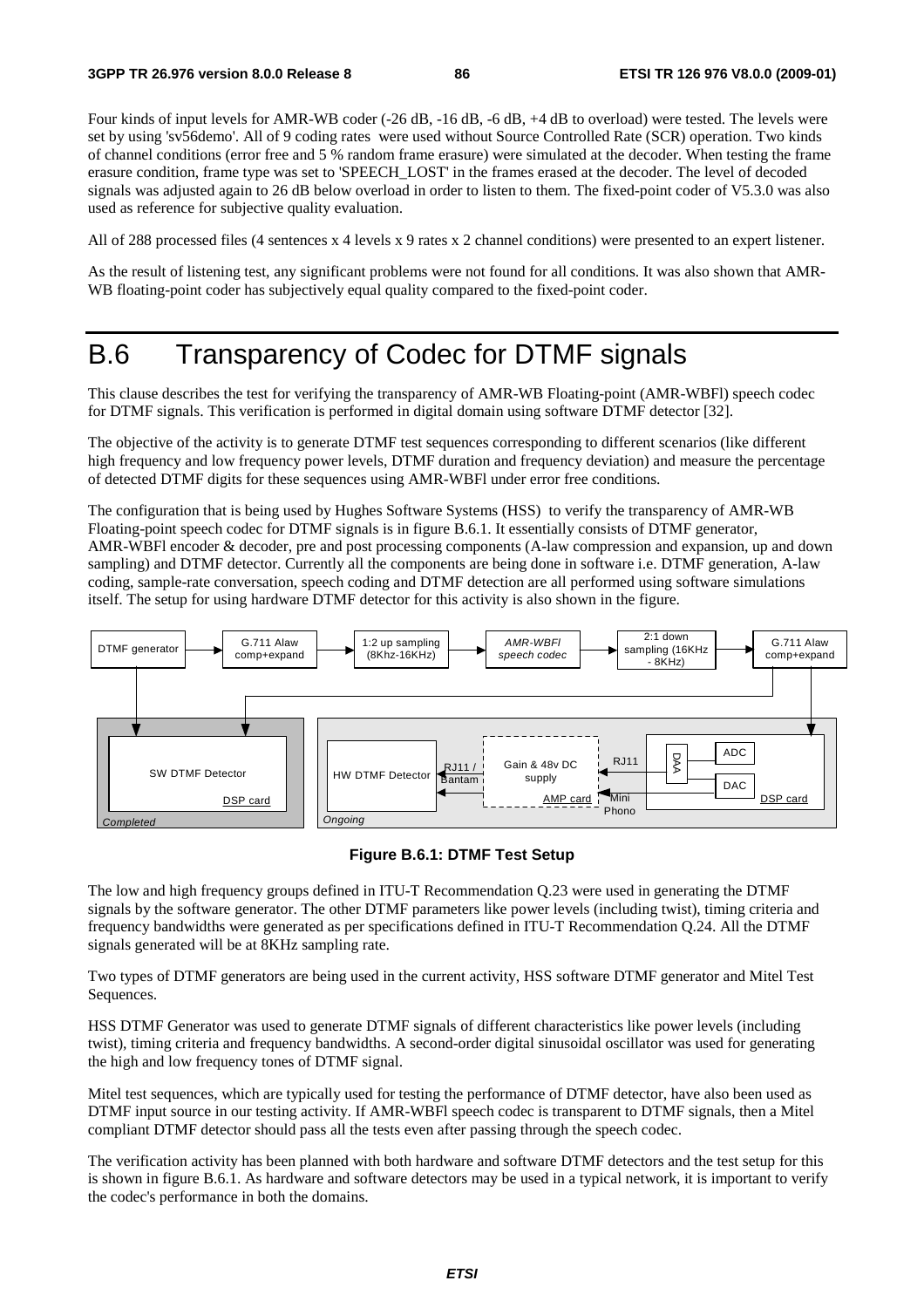Four kinds of input levels for AMR-WB coder (-26 dB, -16 dB, -6 dB, +4 dB to overload) were tested. The levels were set by using 'sv56demo'. All of 9 coding rates were used without Source Controlled Rate (SCR) operation. Two kinds of channel conditions (error free and 5 % random frame erasure) were simulated at the decoder. When testing the frame erasure condition, frame type was set to 'SPEECH_LOST' in the frames erased at the decoder. The level of decoded signals was adjusted again to 26 dB below overload in order to listen to them. The fixed-point coder of V5.3.0 was also used as reference for subjective quality evaluation.

All of 288 processed files (4 sentences x 4 levels x 9 rates x 2 channel conditions) were presented to an expert listener.

As the result of listening test, any significant problems were not found for all conditions. It was also shown that AMR-WB floating-point coder has subjectively equal quality compared to the fixed-point coder.

# B.6 Transparency of Codec for DTMF signals

This clause describes the test for verifying the transparency of AMR-WB Floating-point (AMR-WBFl) speech codec for DTMF signals. This verification is performed in digital domain using software DTMF detector [32].

The objective of the activity is to generate DTMF test sequences corresponding to different scenarios (like different high frequency and low frequency power levels, DTMF duration and frequency deviation) and measure the percentage of detected DTMF digits for these sequences using AMR-WBFl under error free conditions.

The configuration that is being used by Hughes Software Systems (HSS) to verify the transparency of AMR-WB Floating-point speech codec for DTMF signals is in figure B.6.1. It essentially consists of DTMF generator, AMR-WBFl encoder & decoder, pre and post processing components (A-law compression and expansion, up and down sampling) and DTMF detector. Currently all the components are being done in software i.e. DTMF generation, A-law coding, sample-rate conversation, speech coding and DTMF detection are all performed using software simulations itself. The setup for using hardware DTMF detector for this activity is also shown in the figure.

**Figure B.6.1: DTMF Test Setup**

The low and high frequency groups defined in ITU-T Recommendation Q.23 were used in generating the DTMF signals by the software generator. The other DTMF parameters like power levels (including twist), timing criteria and frequency bandwidths were generated as per specifications defined in ITU-T Recommendation Q.24. All the DTMF signals generated will be at 8KHz sampling rate.

Two types of DTMF generators are being used in the current activity, HSS software DTMF generator and Mitel Test Sequences.

HSS DTMF Generator was used to generate DTMF signals of different characteristics like power levels (including twist), timing criteria and frequency bandwidths. A second-order digital sinusoidal oscillator was used for generating the high and low frequency tones of DTMF signal.

Mitel test sequences, which are typically used for testing the performance of DTMF detector, have also been used as DTMF input source in our testing activity. If AMR-WBFl speech codec is transparent to DTMF signals, then a Mitel compliant DTMF detector should pass all the tests even after passing through the speech codec.

The verification activity has been planned with both hardware and software DTMF detectors and the test setup for this is shown in figure B.6.1. As hardware and software detectors may be used in a typical network, it is important to verify the codec's performance in both the domains.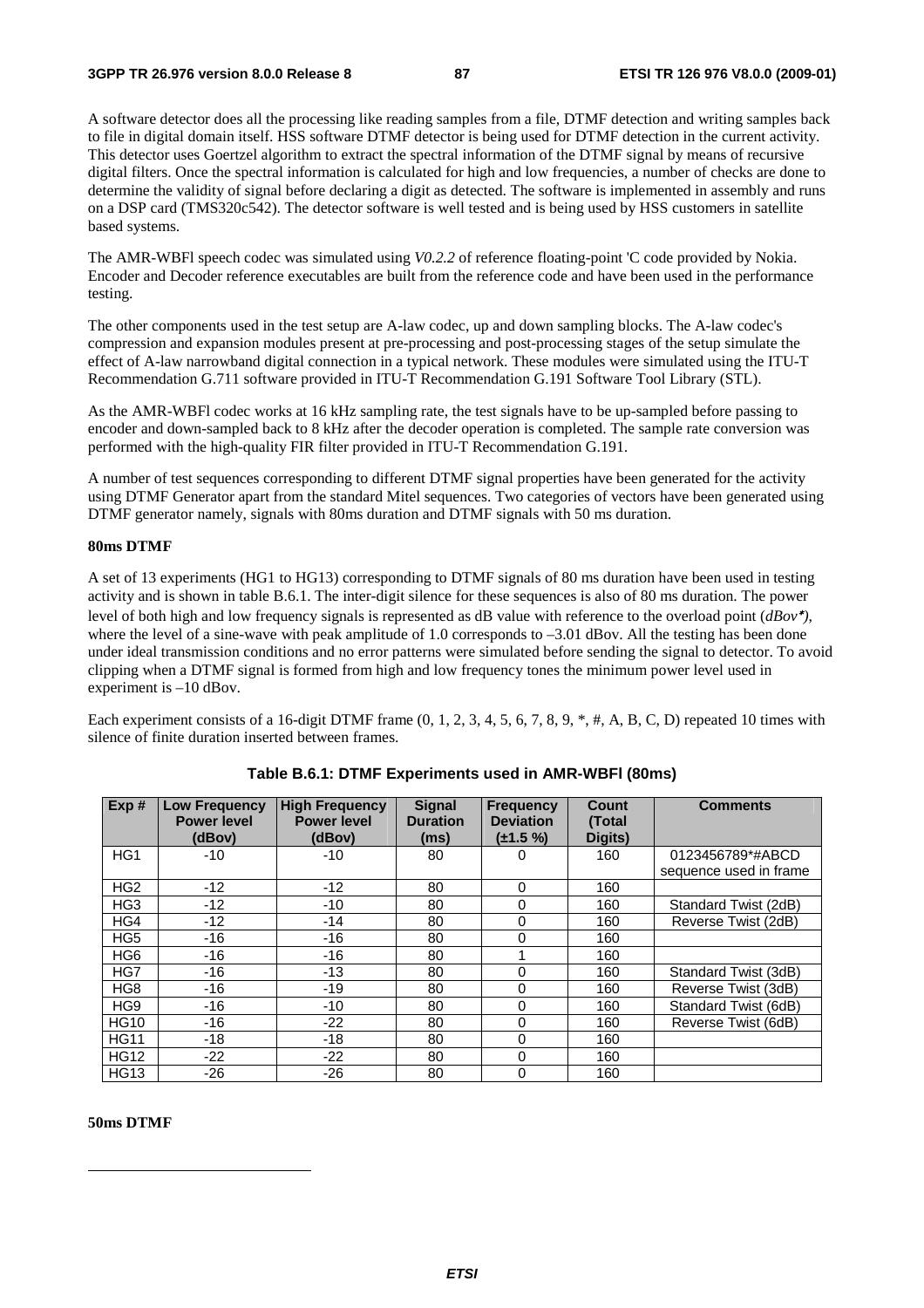A software detector does all the processing like reading samples from a file, DTMF detection and writing samples back to file in digital domain itself. HSS software DTMF detector is being used for DTMF detection in the current activity. This detector uses Goertzel algorithm to extract the spectral information of the DTMF signal by means of recursive digital filters. Once the spectral information is calculated for high and low frequencies, a number of checks are done to determine the validity of signal before declaring a digit as detected. The software is implemented in assembly and runs on a DSP card (TMS320c542). The detector software is well tested and is being used by HSS customers in satellite based systems.

The AMR-WBFl speech codec was simulated using *V0.2.2* of reference floating-point 'C code provided by Nokia. Encoder and Decoder reference executables are built from the reference code and have been used in the performance testing.

The other components used in the test setup are A-law codec, up and down sampling blocks. The A-law codec's compression and expansion modules present at pre-processing and post-processing stages of the setup simulate the effect of A-law narrowband digital connection in a typical network. These modules were simulated using the ITU-T Recommendation G.711 software provided in ITU-T Recommendation G.191 Software Tool Library (STL).

As the AMR-WBFl codec works at 16 kHz sampling rate, the test signals have to be up-sampled before passing to encoder and down-sampled back to 8 kHz after the decoder operation is completed. The sample rate conversion was performed with the high-quality FIR filter provided in ITU-T Recommendation G.191.

A number of test sequences corresponding to different DTMF signal properties have been generated for the activity using DTMF Generator apart from the standard Mitel sequences. Two categories of vectors have been generated using DTMF generator namely, signals with 80ms duration and DTMF signals with 50 ms duration.

**80ms DTMF**

A set of 13 experiments (HG1 to HG13) corresponding to DTMF signals of 80 ms duration have been used in testing activity and is shown in table B.6.1. The inter-digit silence for these sequences is also of 80 ms duration. The power level of both high and low frequency signals is represented as dB value with reference to the overload point (*dBov*\*), where the level of a sine-wave with peak amplitude of 1.0 corresponds to –3.01 dBov. All the testing has been done under ideal transmission conditions and no error patterns were simulated before sending the signal to detector. To avoid clipping when a DTMF signal is formed from high and low frequency tones the minimum power level used in experiment is –10 dBov.

Each experiment consists of a 16-digit DTMF frame (0, 1, 2, 3, 4, 5, 6, 7, 8, 9, *, #, A, B, C, D) repeated 10 times with silence of finite duration inserted between frames.

**Table B.6.1: DTMF Experiments used in AMR-WBFl (80ms)**

| Exp # | Low Frequency Power level (dBov) | High Frequency Power level (dBov) | Signal Duration (ms) | Frequency Deviation (±1.5 %) | Count (Total Digits) | Comments |
|---|---|---|---|---|---|---|
| HG1 | -10 | -10 | 80 | 0 | 160 | 0123456789*#ABCD sequence used in frame |
| HG2 | -12 | -12 | 80 | 0 | 160 | |
| HG3 | -12 | -10 | 80 | 0 | 160 | Standard Twist (2dB) |
| HG4 | -12 | -14 | 80 | 0 | 160 | Reverse Twist (2dB) |
| HG5 | -16 | -16 | 80 | 0 | 160 | |
| HG6 | -16 | -16 | 80 | 1 | 160 | |
| HG7 | -16 | -13 | 80 | 0 | 160 | Standard Twist (3dB) |
| HG8 | -16 | -19 | 80 | 0 | 160 | Reverse Twist (3dB) |
| HG9 | -16 | -10 | 80 | 0 | 160 | Standard Twist (6dB) |
| HG10 | -16 | -22 | 80 | 0 | 160 | Reverse Twist (6dB) |
| HG11 | -18 | -18 | 80 | 0 | 160 | |
| HG12 | -22 | -22 | 80 | 0 | 160 | |
| HG13 | -26 | -26 | 80 | 0 | 160 | |

**50ms DTMF**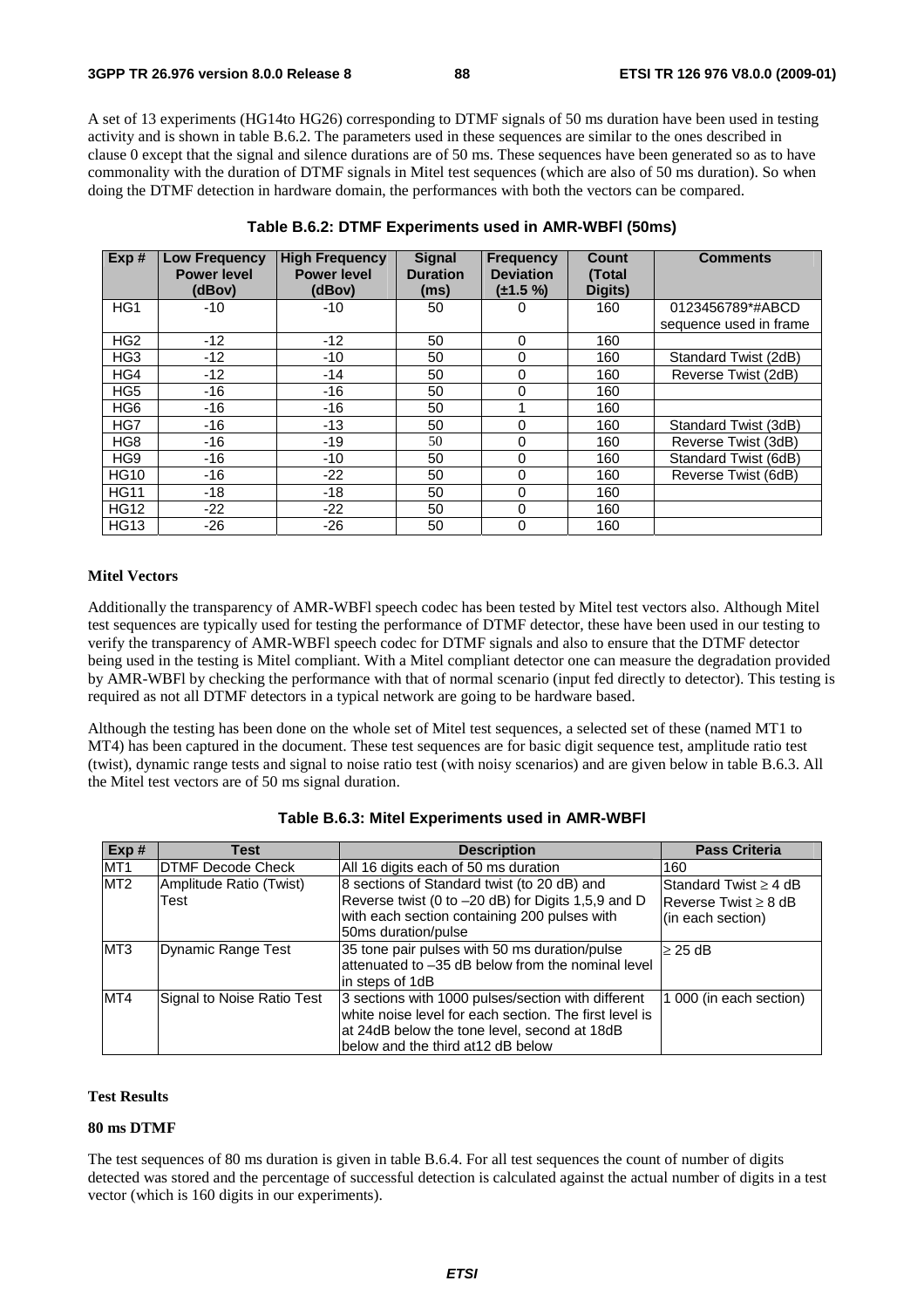A set of 13 experiments (HG14to HG26) corresponding to DTMF signals of 50 ms duration have been used in testing activity and is shown in table B.6.2. The parameters used in these sequences are similar to the ones described in clause 0 except that the signal and silence durations are of 50 ms. These sequences have been generated so as to have commonality with the duration of DTMF signals in Mitel test sequences (which are also of 50 ms duration). So when doing the DTMF detection in hardware domain, the performances with both the vectors can be compared.

**Table B.6.2: DTMF Experiments used in AMR-WBFl (50ms)**

| Exp # | Low Frequency Power level (dBov) | High Frequency Power level (dBov) | Signal Duration (ms) | Frequency Deviation (±1.5 %) | Count (Total Digits) | Comments |
|---|---|---|---|---|---|---|
| HG1 | -10 | -10 | 50 | 0 | 160 | 0123456789*#ABCD sequence used in frame |
| HG2 | -12 | -12 | 50 | 0 | 160 | |
| HG3 | -12 | -10 | 50 | 0 | 160 | Standard Twist (2dB) |
| HG4 | -12 | -14 | 50 | 0 | 160 | Reverse Twist (2dB) |
| HG5 | -16 | -16 | 50 | 0 | 160 | |
| HG6 | -16 | -16 | 50 | 1 | 160 | |
| HG7 | -16 | -13 | 50 | 0 | 160 | Standard Twist (3dB) |
| HG8 | -16 | -19 | 50 | 0 | 160 | Reverse Twist (3dB) |
| HG9 | -16 | -10 | 50 | 0 | 160 | Standard Twist (6dB) |
| HG10 | -16 | -22 | 50 | 0 | 160 | Reverse Twist (6dB) |
| HG11 | -18 | -18 | 50 | 0 | 160 | |
| HG12 | -22 | -22 | 50 | 0 | 160 | |
| HG13 | -26 | -26 | 50 | 0 | 160 | |

**Mitel Vectors**

Additionally the transparency of AMR-WBFl speech codec has been tested by Mitel test vectors also. Although Mitel test sequences are typically used for testing the performance of DTMF detector, these have been used in our testing to verify the transparency of AMR-WBFl speech codec for DTMF signals and also to ensure that the DTMF detector being used in the testing is Mitel compliant. With a Mitel compliant detector one can measure the degradation provided by AMR-WBFl by checking the performance with that of normal scenario (input fed directly to detector). This testing is required as not all DTMF detectors in a typical network are going to be hardware based.

Although the testing has been done on the whole set of Mitel test sequences, a selected set of these (named MT1 to MT4) has been captured in the document. These test sequences are for basic digit sequence test, amplitude ratio test (twist), dynamic range tests and signal to noise ratio test (with noisy scenarios) and are given below in table B.6.3. All the Mitel test vectors are of 50 ms signal duration.

**Table B.6.3: Mitel Experiments used in AMR-WBFl**

| Exp # | Test | Description | Pass Criteria |
|---|---|---|---|
| MT1 | DTMF Decode Check | All 16 digits each of 50 ms duration | 160 |
| MT2 | Amplitude Ratio (Twist) Test | 8 sections of Standard twist (to 20 dB) and Reverse twist (0 to –20 dB) for Digits 1,5,9 and D with each section containing 200 pulses with 50ms duration/pulse | Standard Twist ≥ 4 dB Reverse Twist ≥ 8 dB (in each section) |
| MT3 | Dynamic Range Test | 35 tone pair pulses with 50 ms duration/pulse attenuated to –35 dB below from the nominal level in steps of 1dB | ≥ 25 dB |
| MT4 | Signal to Noise Ratio Test | 3 sections with 1000 pulses/section with different white noise level for each section. The first level is at 24dB below the tone level, second at 18dB below and the third at12 dB below | 1 000 (in each section) |

**Test Results**

**80 ms DTMF**

The test sequences of 80 ms duration is given in table B.6.4. For all test sequences the count of number of digits detected was stored and the percentage of successful detection is calculated against the actual number of digits in a test vector (which is 160 digits in our experiments).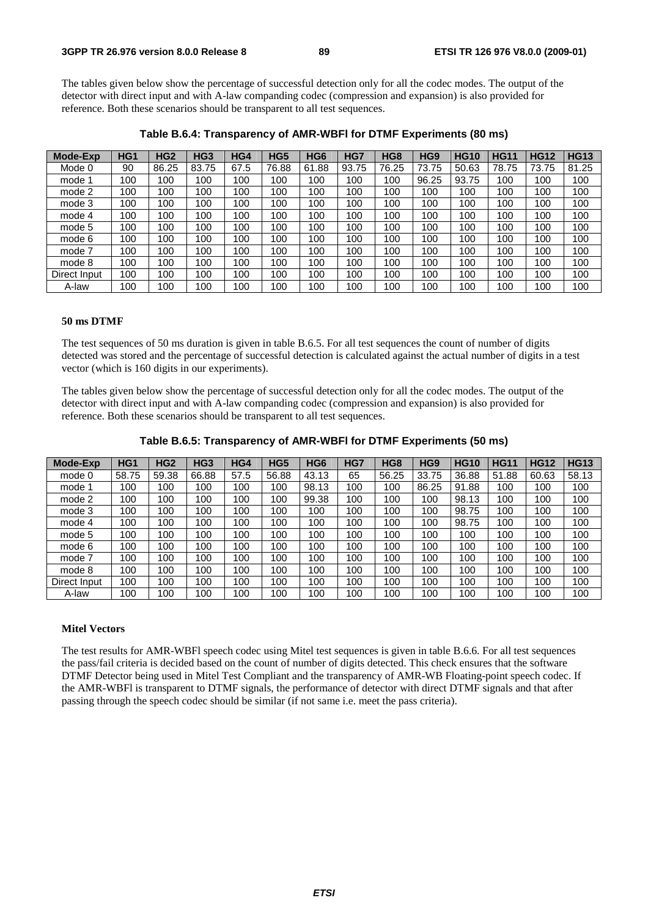The tables given below show the percentage of successful detection only for all the codec modes. The output of the detector with direct input and with A-law companding codec (compression and expansion) is also provided for reference. Both these scenarios should be transparent to all test sequences.

**Table B.6.4: Transparency of AMR-WBFl for DTMF Experiments (80 ms)**

| Mode-Exp | HG1 | HG2 | HG3 | HG4 | HG5 | HG6 | HG7 | HG8 | HG9 | HG10 | HG11 | HG12 | HG13 |
|---|---|---|---|---|---|---|---|---|---|---|---|---|---|
| Mode 0 | 90 | 86.25 | 83.75 | 67.5 | 76.88 | 61.88 | 93.75 | 76.25 | 73.75 | 50.63 | 78.75 | 73.75 | 81.25 |
| mode 1 | 100 | 100 | 100 | 100 | 100 | 100 | 100 | 100 | 96.25 | 93.75 | 100 | 100 | 100 |
| mode 2 | 100 | 100 | 100 | 100 | 100 | 100 | 100 | 100 | 100 | 100 | 100 | 100 | 100 |
| mode 3 | 100 | 100 | 100 | 100 | 100 | 100 | 100 | 100 | 100 | 100 | 100 | 100 | 100 |
| mode 4 | 100 | 100 | 100 | 100 | 100 | 100 | 100 | 100 | 100 | 100 | 100 | 100 | 100 |
| mode 5 | 100 | 100 | 100 | 100 | 100 | 100 | 100 | 100 | 100 | 100 | 100 | 100 | 100 |
| mode 6 | 100 | 100 | 100 | 100 | 100 | 100 | 100 | 100 | 100 | 100 | 100 | 100 | 100 |
| mode 7 | 100 | 100 | 100 | 100 | 100 | 100 | 100 | 100 | 100 | 100 | 100 | 100 | 100 |
| mode 8 | 100 | 100 | 100 | 100 | 100 | 100 | 100 | 100 | 100 | 100 | 100 | 100 | 100 |
| Direct Input | 100 | 100 | 100 | 100 | 100 | 100 | 100 | 100 | 100 | 100 | 100 | 100 | 100 |
| A-law | 100 | 100 | 100 | 100 | 100 | 100 | 100 | 100 | 100 | 100 | 100 | 100 | 100 |

**50 ms DTMF**

The test sequences of 50 ms duration is given in table B.6.5. For all test sequences the count of number of digits detected was stored and the percentage of successful detection is calculated against the actual number of digits in a test vector (which is 160 digits in our experiments).

The tables given below show the percentage of successful detection only for all the codec modes. The output of the detector with direct input and with A-law companding codec (compression and expansion) is also provided for reference. Both these scenarios should be transparent to all test sequences.

**Table B.6.5: Transparency of AMR-WBFl for DTMF Experiments (50 ms)**

| Mode-Exp | HG1 | HG2 | HG3 | HG4 | HG5 | HG6 | HG7 | HG8 | HG9 | HG10 | HG11 | HG12 | HG13 |
|---|---|---|---|---|---|---|---|---|---|---|---|---|---|
| mode 0 | 58.75 | 59.38 | 66.88 | 57.5 | 56.88 | 43.13 | 65 | 56.25 | 33.75 | 36.88 | 51.88 | 60.63 | 58.13 |
| mode 1 | 100 | 100 | 100 | 100 | 100 | 98.13 | 100 | 100 | 86.25 | 91.88 | 100 | 100 | 100 |
| mode 2 | 100 | 100 | 100 | 100 | 100 | 99.38 | 100 | 100 | 100 | 98.13 | 100 | 100 | 100 |
| mode 3 | 100 | 100 | 100 | 100 | 100 | 100 | 100 | 100 | 100 | 98.75 | 100 | 100 | 100 |
| mode 4 | 100 | 100 | 100 | 100 | 100 | 100 | 100 | 100 | 100 | 98.75 | 100 | 100 | 100 |
| mode 5 | 100 | 100 | 100 | 100 | 100 | 100 | 100 | 100 | 100 | 100 | 100 | 100 | 100 |
| mode 6 | 100 | 100 | 100 | 100 | 100 | 100 | 100 | 100 | 100 | 100 | 100 | 100 | 100 |
| mode 7 | 100 | 100 | 100 | 100 | 100 | 100 | 100 | 100 | 100 | 100 | 100 | 100 | 100 |
| mode 8 | 100 | 100 | 100 | 100 | 100 | 100 | 100 | 100 | 100 | 100 | 100 | 100 | 100 |
| Direct Input | 100 | 100 | 100 | 100 | 100 | 100 | 100 | 100 | 100 | 100 | 100 | 100 | 100 |
| A-law | 100 | 100 | 100 | 100 | 100 | 100 | 100 | 100 | 100 | 100 | 100 | 100 | 100 |

**Mitel Vectors**

The test results for AMR-WBFl speech codec using Mitel test sequences is given in table B.6.6. For all test sequences the pass/fail criteria is decided based on the count of number of digits detected. This check ensures that the software DTMF Detector being used in Mitel Test Compliant and the transparency of AMR-WB Floating-point speech codec. If the AMR-WBFl is transparent to DTMF signals, the performance of detector with direct DTMF signals and that after passing through the speech codec should be similar (if not same i.e. meet the pass criteria).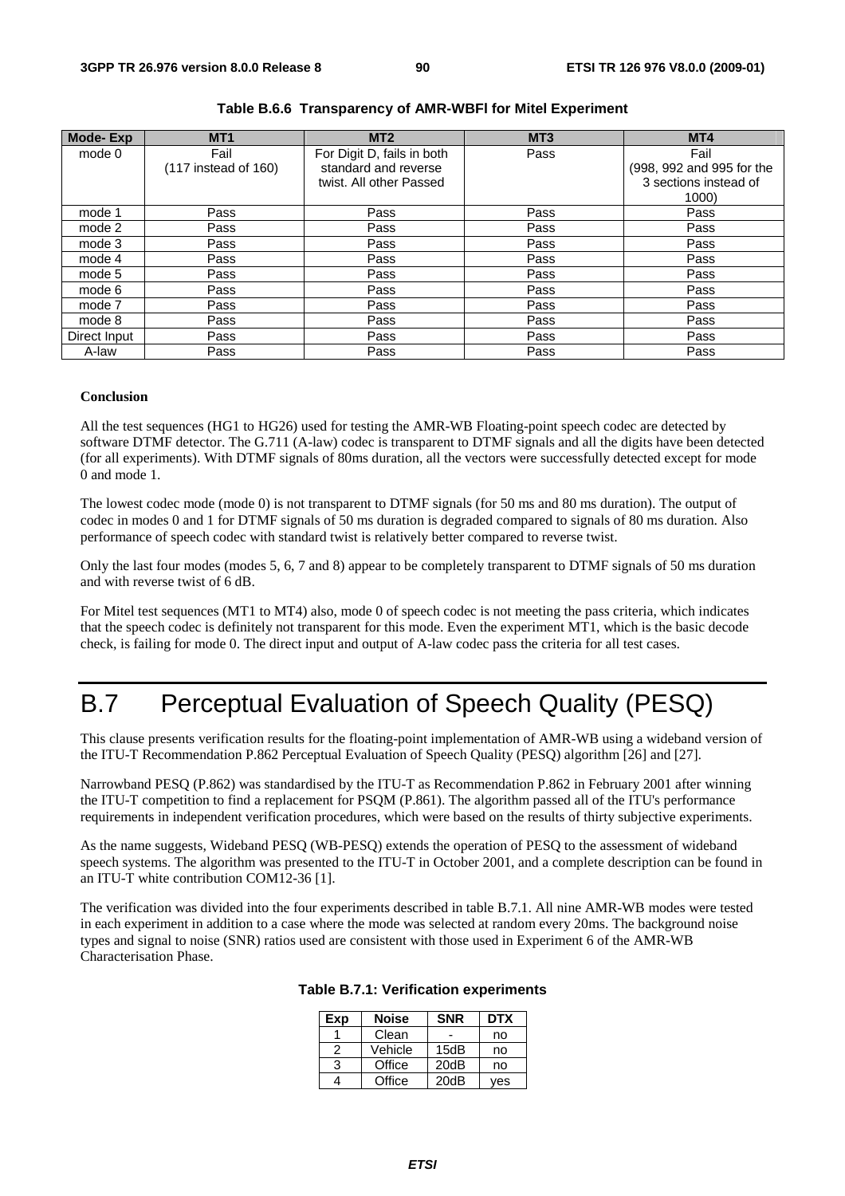**Table B.6.6 Transparency of AMR-WBFl for Mitel Experiment**

| Mode- Exp | MT1 | MT2 | MT3 | MT4 |
|---|---|---|---|---|
| mode 0 | Fail (117 instead of 160) | For Digit D, fails in both standard and reverse twist. All other Passed | Pass | Fail (998, 992 and 995 for the 3 sections instead of 1000) |
| mode 1 | Pass | Pass | Pass | Pass |
| mode 2 | Pass | Pass | Pass | Pass |
| mode 3 | Pass | Pass | Pass | Pass |
| mode 4 | Pass | Pass | Pass | Pass |
| mode 5 | Pass | Pass | Pass | Pass |
| mode 6 | Pass | Pass | Pass | Pass |
| mode 7 | Pass | Pass | Pass | Pass |
| mode 8 | Pass | Pass | Pass | Pass |
| Direct Input | Pass | Pass | Pass | Pass |
| A-law | Pass | Pass | Pass | Pass |

**Conclusion**

All the test sequences (HG1 to HG26) used for testing the AMR-WB Floating-point speech codec are detected by software DTMF detector. The G.711 (A-law) codec is transparent to DTMF signals and all the digits have been detected (for all experiments). With DTMF signals of 80ms duration, all the vectors were successfully detected except for mode 0 and mode 1.

The lowest codec mode (mode 0) is not transparent to DTMF signals (for 50 ms and 80 ms duration). The output of codec in modes 0 and 1 for DTMF signals of 50 ms duration is degraded compared to signals of 80 ms duration. Also performance of speech codec with standard twist is relatively better compared to reverse twist.

Only the last four modes (modes 5, 6, 7 and 8) appear to be completely transparent to DTMF signals of 50 ms duration and with reverse twist of 6 dB.

For Mitel test sequences (MT1 to MT4) also, mode 0 of speech codec is not meeting the pass criteria, which indicates that the speech codec is definitely not transparent for this mode. Even the experiment MT1, which is the basic decode check, is failing for mode 0. The direct input and output of A-law codec pass the criteria for all test cases.

# B.7 Perceptual Evaluation of Speech Quality (PESQ)

This clause presents verification results for the floating-point implementation of AMR-WB using a wideband version of the ITU-T Recommendation P.862 Perceptual Evaluation of Speech Quality (PESQ) algorithm [26] and [27].

Narrowband PESQ (P.862) was standardised by the ITU-T as Recommendation P.862 in February 2001 after winning the ITU-T competition to find a replacement for PSQM (P.861). The algorithm passed all of the ITU's performance requirements in independent verification procedures, which were based on the results of thirty subjective experiments.

As the name suggests, Wideband PESQ (WB-PESQ) extends the operation of PESQ to the assessment of wideband speech systems. The algorithm was presented to the ITU-T in October 2001, and a complete description can be found in an ITU-T white contribution COM12-36 [1].

The verification was divided into the four experiments described in table B.7.1. All nine AMR-WB modes were tested in each experiment in addition to a case where the mode was selected at random every 20ms. The background noise types and signal to noise (SNR) ratios used are consistent with those used in Experiment 6 of the AMR-WB Characterisation Phase.

**Table B.7.1: Verification experiments**

| Exp | Noise | SNR | DTX |
|---|---|---|---|
| 1 | Clean | - | no |
| 2 | Vehicle | 15dB | no |
| 3 | Office | 20dB | no |
| 4 | Office | 20dB | yes |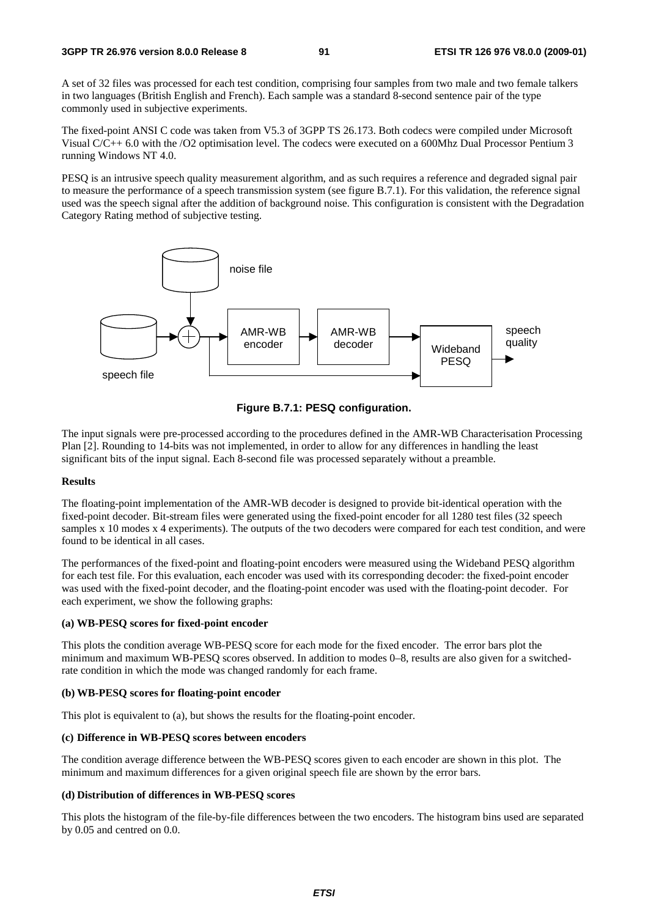A set of 32 files was processed for each test condition, comprising four samples from two male and two female talkers in two languages (British English and French). Each sample was a standard 8-second sentence pair of the type commonly used in subjective experiments.

The fixed-point ANSI C code was taken from V5.3 of 3GPP TS 26.173. Both codecs were compiled under Microsoft Visual C/C++ 6.0 with the /O2 optimisation level. The codecs were executed on a 600Mhz Dual Processor Pentium 3 running Windows NT 4.0.

PESQ is an intrusive speech quality measurement algorithm, and as such requires a reference and degraded signal pair to measure the performance of a speech transmission system (see figure B.7.1). For this validation, the reference signal used was the speech signal after the addition of background noise. This configuration is consistent with the Degradation Category Rating method of subjective testing.

noise file

speech file

AMR-WB encoder

AMR-WB decoder

Wideband PESQ

speech quality

**Figure B.7.1: PESQ configuration.**

The input signals were pre-processed according to the procedures defined in the AMR-WB Characterisation Processing Plan [2]. Rounding to 14-bits was not implemented, in order to allow for any differences in handling the least significant bits of the input signal. Each 8-second file was processed separately without a preamble.

**Results**

The floating-point implementation of the AMR-WB decoder is designed to provide bit-identical operation with the fixed-point decoder. Bit-stream files were generated using the fixed-point encoder for all 1280 test files (32 speech samples x 10 modes x 4 experiments). The outputs of the two decoders were compared for each test condition, and were found to be identical in all cases.

The performances of the fixed-point and floating-point encoders were measured using the Wideband PESQ algorithm for each test file. For this evaluation, each encoder was used with its corresponding decoder: the fixed-point encoder was used with the fixed-point decoder, and the floating-point encoder was used with the floating-point decoder. For each experiment, we show the following graphs:

**(a) WB-PESQ scores for fixed-point encoder**

This plots the condition average WB-PESQ score for each mode for the fixed encoder. The error bars plot the minimum and maximum WB-PESQ scores observed. In addition to modes 0–8, results are also given for a switched-rate condition in which the mode was changed randomly for each frame.

**(b) WB-PESQ scores for floating-point encoder**

This plot is equivalent to (a), but shows the results for the floating-point encoder.

**(c) Difference in WB-PESQ scores between encoders**

The condition average difference between the WB-PESQ scores given to each encoder are shown in this plot. The minimum and maximum differences for a given original speech file are shown by the error bars.

**(d) Distribution of differences in WB-PESQ scores**

This plots the histogram of the file-by-file differences between the two encoders. The histogram bins used are separated by 0.05 and centred on 0.0.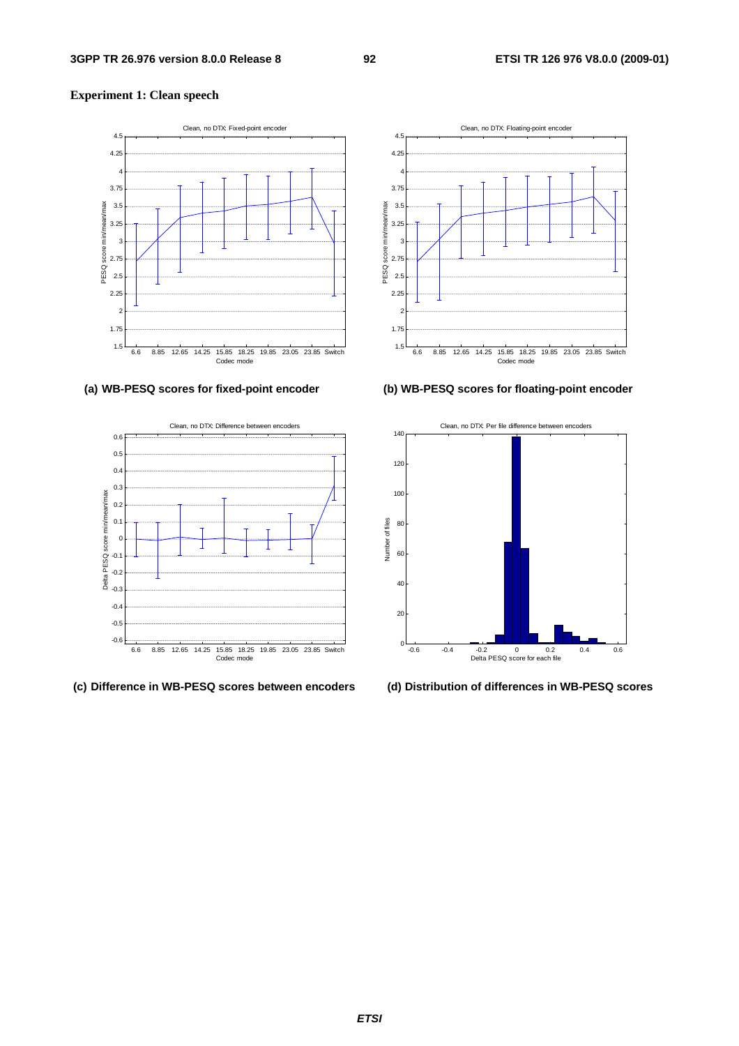**Experiment 1: Clean speech**

**(a) WB-PESQ scores for fixed-point encoder**

**(b) WB-PESQ scores for floating-point encoder**

**(c) Difference in WB-PESQ scores between encoders**

**(d) Distribution of differences in WB-PESQ scores**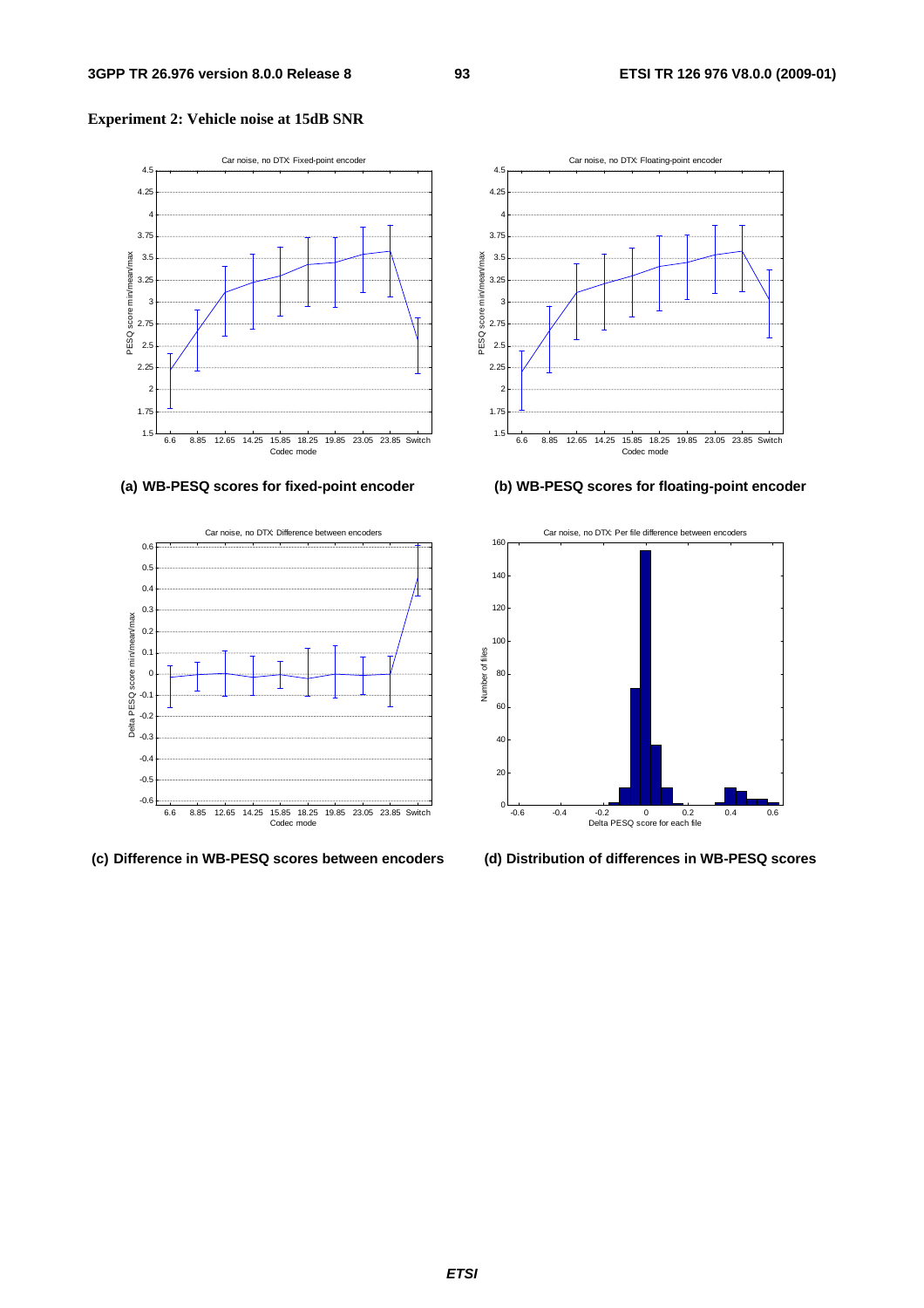**Experiment 2: Vehicle noise at 15dB SNR**

**(a) WB-PESQ scores for fixed-point encoder**

**(b) WB-PESQ scores for floating-point encoder**

**(c) Difference in WB-PESQ scores between encoders**

**(d) Distribution of differences in WB-PESQ scores**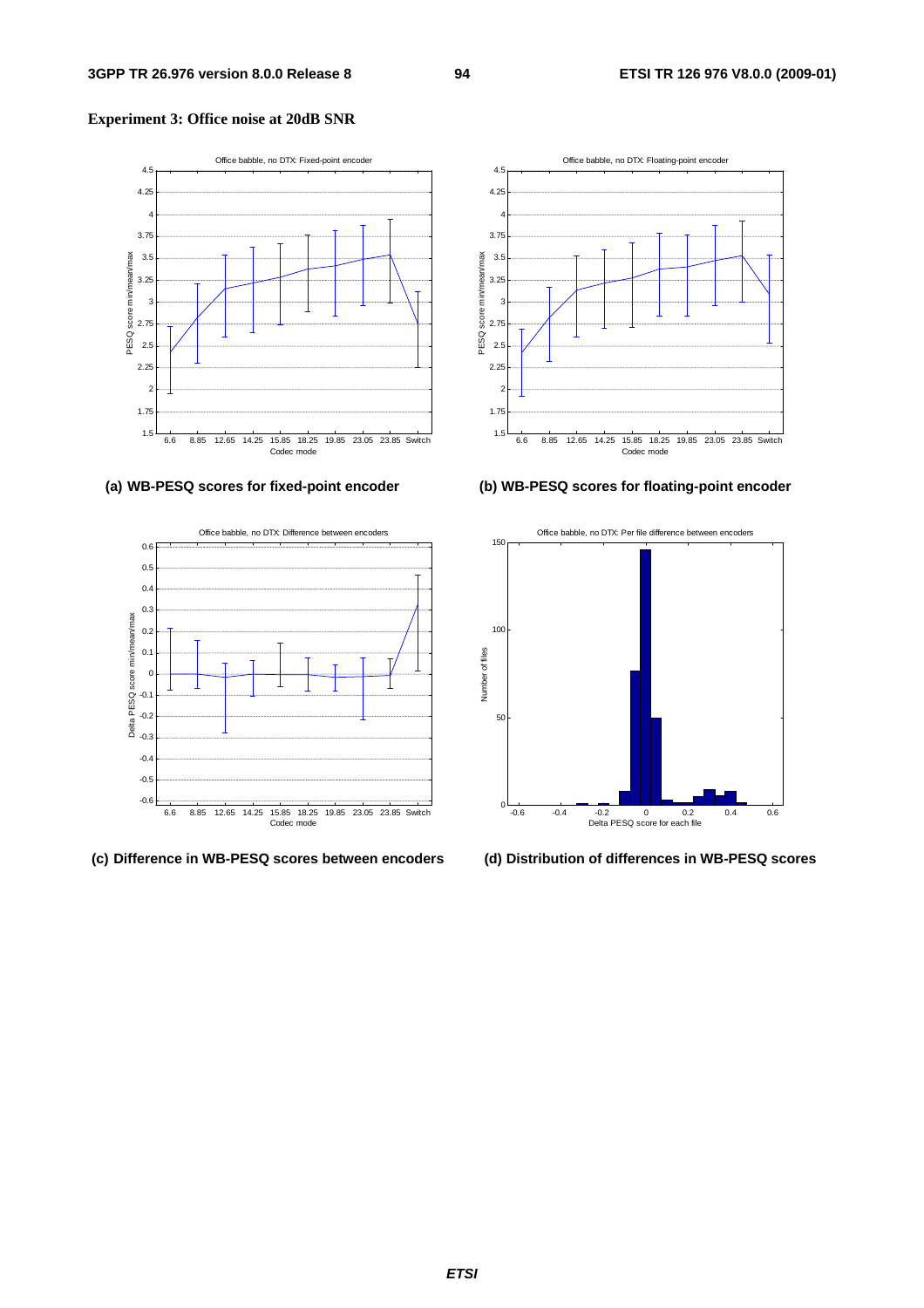**Experiment 3: Office noise at 20dB SNR**

**(a) WB-PESQ scores for fixed-point encoder**

**(b) WB-PESQ scores for floating-point encoder**

**(c) Difference in WB-PESQ scores between encoders**

**(d) Distribution of differences in WB-PESQ scores**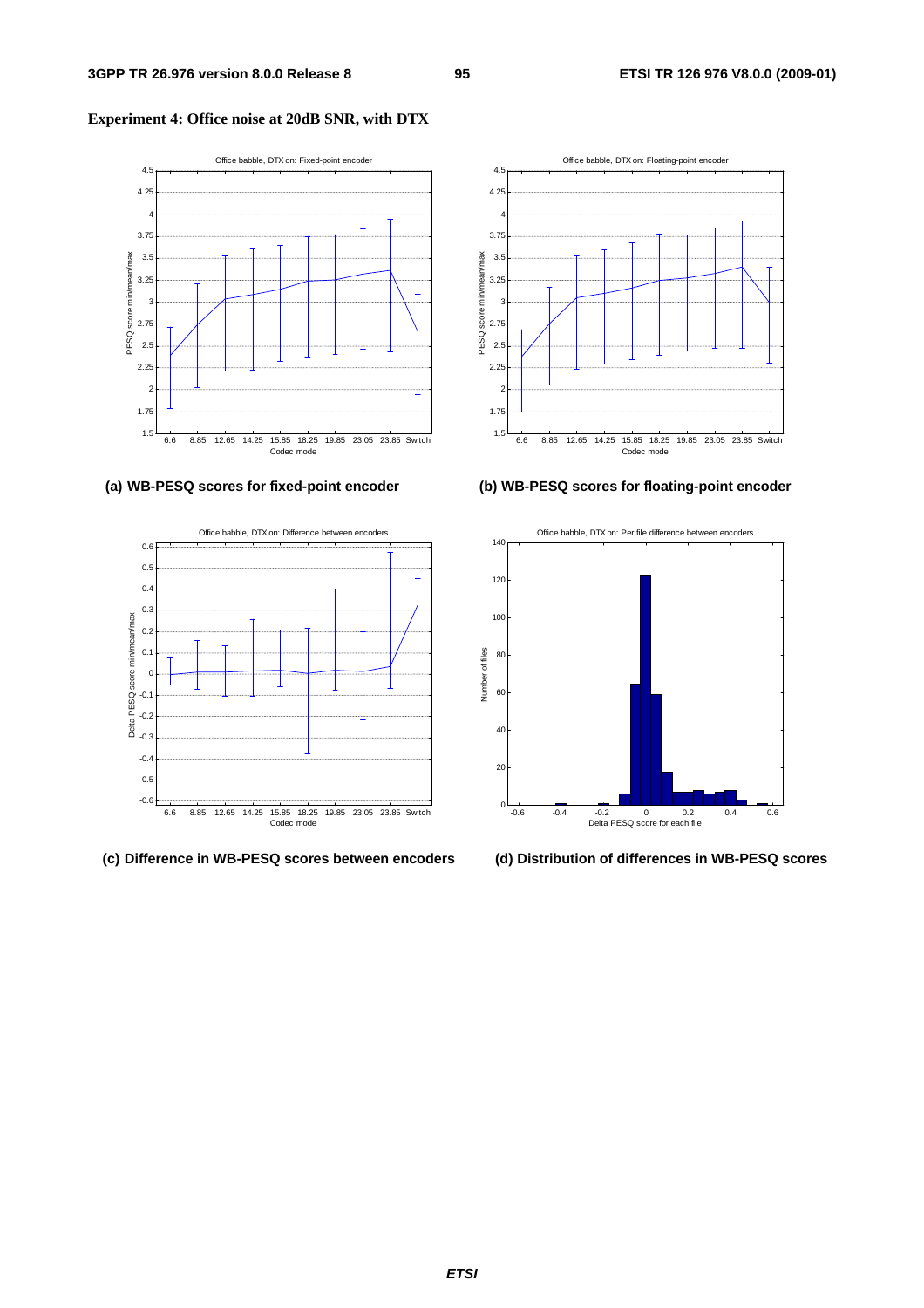**Experiment 4: Office noise at 20dB SNR, with DTX**

**(a) WB-PESQ scores for fixed-point encoder**

**(b) WB-PESQ scores for floating-point encoder**

**(c) Difference in WB-PESQ scores between encoders**

**(d) Distribution of differences in WB-PESQ scores**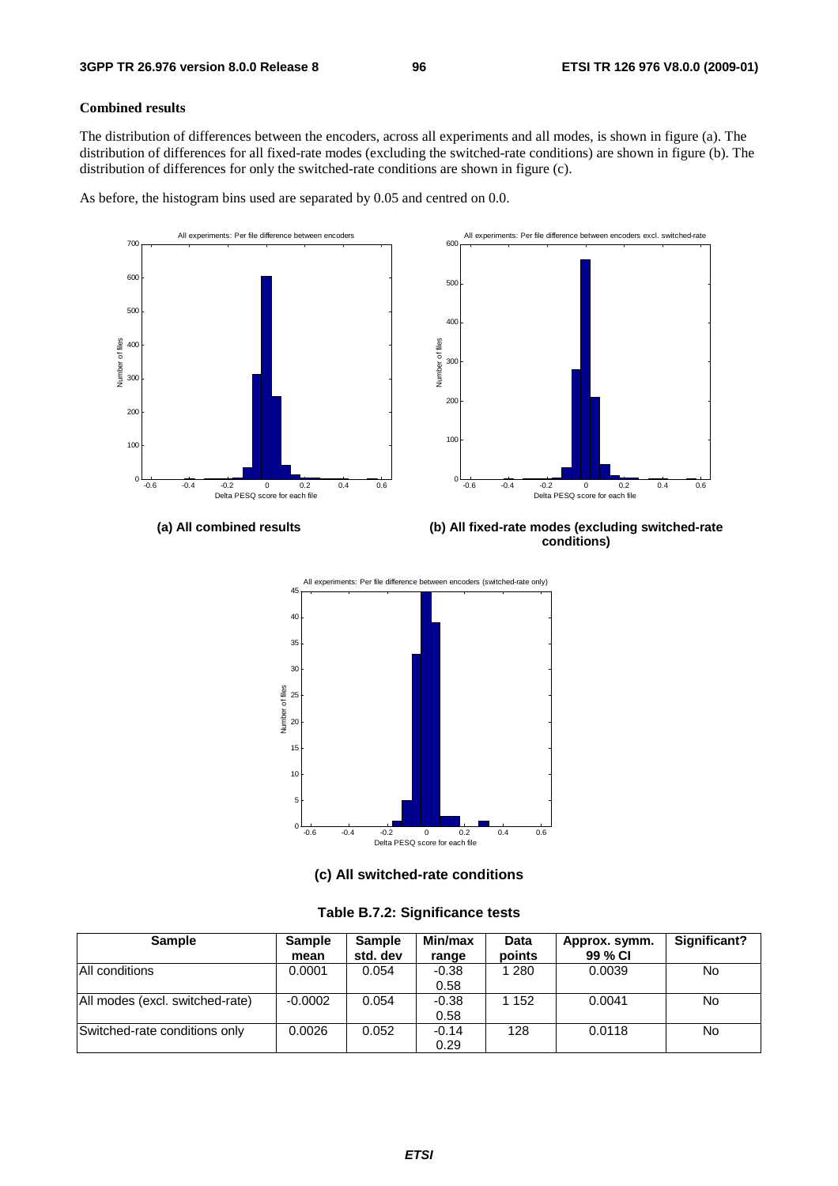**Combined results**

The distribution of differences between the encoders, across all experiments and all modes, is shown in figure (a). The distribution of differences for all fixed-rate modes (excluding the switched-rate conditions) are shown in figure (b). The distribution of differences for only the switched-rate conditions are shown in figure (c).

As before, the histogram bins used are separated by 0.05 and centred on 0.0.

**(a) All combined results**

**(b) All fixed-rate modes (excluding switched-rate conditions)**

**(c) All switched-rate conditions**

**Table B.7.2: Significance tests**

| Sample | Sample mean | Sample std. dev | Min/max range | Data points | Approx. symm. 99 % CI | Significant? |
|---|---|---|---|---|---|---|
| All conditions | 0.0001 | 0.054 | -0.38 0.58 | 1 280 | 0.0039 | No |
| All modes (excl. switched-rate) | -0.0002 | 0.054 | -0.38 0.58 | 1 152 | 0.0041 | No |
| Switched-rate conditions only | 0.0026 | 0.052 | -0.14 0.29 | 128 | 0.0118 | No |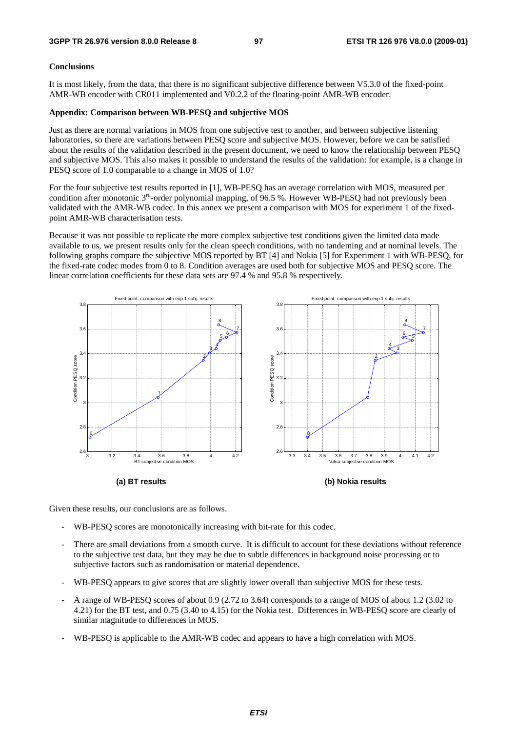**Conclusions**

It is most likely, from the data, that there is no significant subjective difference between V5.3.0 of the fixed-point AMR-WB encoder with CR011 implemented and V0.2.2 of the floating-point AMR-WB encoder.

**Appendix: Comparison between WB-PESQ and subjective MOS**

Just as there are normal variations in MOS from one subjective test to another, and between subjective listening laboratories, so there are variations between PESQ score and subjective MOS. However, before we can be satisfied about the results of the validation described in the present document, we need to know the relationship between PESQ and subjective MOS. This also makes it possible to understand the results of the validation: for example, is a change in PESQ score of 1.0 comparable to a change in MOS of 1.0?

For the four subjective test results reported in [1], WB-PESQ has an average correlation with MOS, measured per condition after monotonic 3rd-order polynomial mapping, of 96.5 %. However WB-PESQ had not previously been validated with the AMR-WB codec. In this annex we present a comparison with MOS for experiment 1 of the fixed-point AMR-WB characterisation tests.

Because it was not possible to replicate the more complex subjective test conditions given the limited data made available to us, we present results only for the clean speech conditions, with no tandeming and at nominal levels. The following graphs compare the subjective MOS reported by BT [4] and Nokia [5] for Experiment 1 with WB-PESQ, for the fixed-rate codec modes from 0 to 8. Condition averages are used both for subjective MOS and PESQ score. The linear correlation coefficients for these data sets are 97.4 % and 95.8 % respectively.

**(a) BT results**

**(b) Nokia results**

Given these results, our conclusions are as follows.

- WB-PESQ scores are monotonically increasing with bit-rate for this codec.
- There are small deviations from a smooth curve. It is difficult to account for these deviations without reference to the subjective test data, but they may be due to subtle differences in background noise processing or to subjective factors such as randomisation or material dependence.
- WB-PESQ appears to give scores that are slightly lower overall than subjective MOS for these tests.
- A range of WB-PESQ scores of about 0.9 (2.72 to 3.64) corresponds to a range of MOS of about 1.2 (3.02 to 4.21) for the BT test, and 0.75 (3.40 to 4.15) for the Nokia test. Differences in WB-PESQ score are clearly of similar magnitude to differences in MOS.
- WB-PESQ is applicable to the AMR-WB codec and appears to have a high correlation with MOS.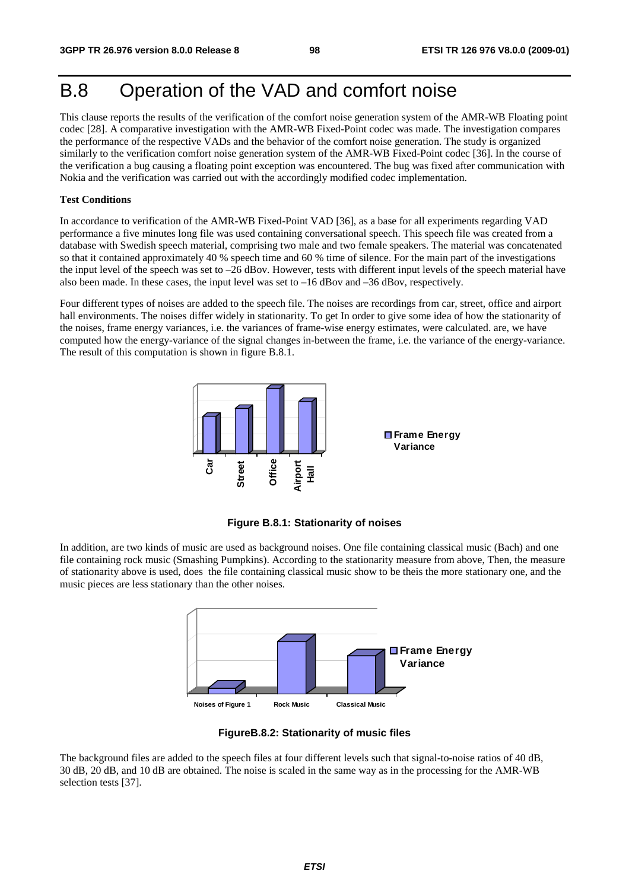# B.8 Operation of the VAD and comfort noise

This clause reports the results of the verification of the comfort noise generation system of the AMR-WB Floating point codec [28]. A comparative investigation with the AMR-WB Fixed-Point codec was made. The investigation compares the performance of the respective VADs and the behavior of the comfort noise generation. The study is organized similarly to the verification comfort noise generation system of the AMR-WB Fixed-Point codec [36]. In the course of the verification a bug causing a floating point exception was encountered. The bug was fixed after communication with Nokia and the verification was carried out with the accordingly modified codec implementation.

**Test Conditions**

In accordance to verification of the AMR-WB Fixed-Point VAD [36], as a base for all experiments regarding VAD performance a five minutes long file was used containing conversational speech. This speech file was created from a database with Swedish speech material, comprising two male and two female speakers. The material was concatenated so that it contained approximately 40 % speech time and 60 % time of silence. For the main part of the investigations the input level of the speech was set to –26 dBov. However, tests with different input levels of the speech material have also been made. In these cases, the input level was set to –16 dBov and –36 dBov, respectively.

Four different types of noises are added to the speech file. The noises are recordings from car, street, office and airport hall environments. The noises differ widely in stationarity. To get In order to give some idea of how the stationarity of the noises, frame energy variances, i.e. the variances of frame-wise energy estimates, were calculated. are, we have computed how the energy-variance of the signal changes in-between the frame, i.e. the variance of the energy-variance. The result of this computation is shown in figure B.8.1.

**Figure B.8.1: Stationarity of noises**

In addition, are two kinds of music are used as background noises. One file containing classical music (Bach) and one file containing rock music (Smashing Pumpkins). According to the stationarity measure from above, Then, the measure of stationarity above is used, does the file containing classical music show to be theis the more stationary one, and the music pieces are less stationary than the other noises.

**FigureB.8.2: Stationarity of music files**

The background files are added to the speech files at four different levels such that signal-to-noise ratios of 40 dB, 30 dB, 20 dB, and 10 dB are obtained. The noise is scaled in the same way as in the processing for the AMR-WB selection tests [37].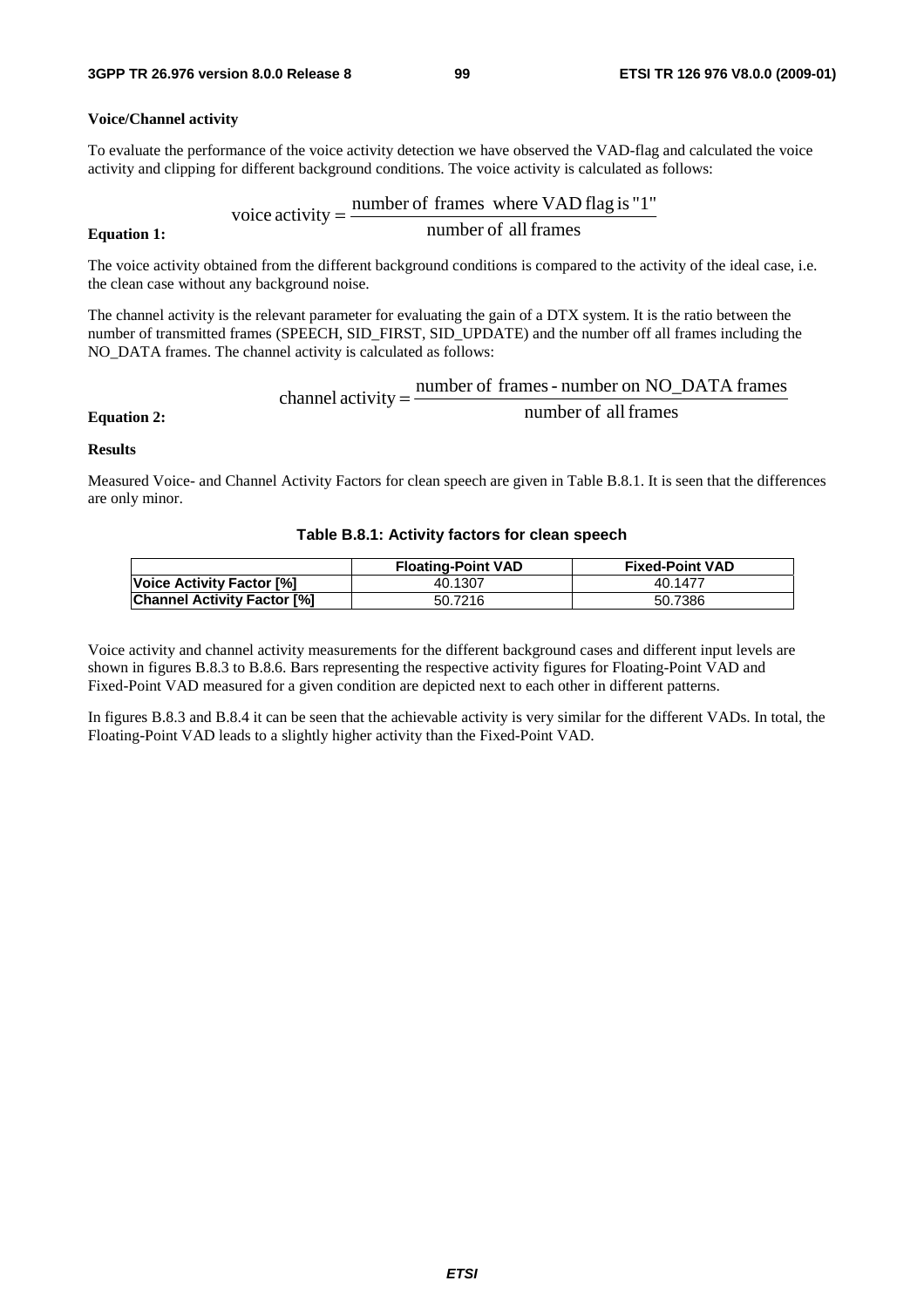**Voice/Channel activity**

To evaluate the performance of the voice activity detection we have observed the VAD-flag and calculated the voice activity and clipping for different background conditions. The voice activity is calculated as follows:

**Equation 1:**

$$\text{voice activity} = \frac{\text{number of frames where VAD flag is "1"}}{\text{number of all frames}}$$

The voice activity obtained from the different background conditions is compared to the activity of the ideal case, i.e. the clean case without any background noise.

The channel activity is the relevant parameter for evaluating the gain of a DTX system. It is the ratio between the number of transmitted frames (SPEECH, SID_FIRST, SID_UPDATE) and the number off all frames including the NO_DATA frames. The channel activity is calculated as follows:

**Equation 2:**

$$\text{channel activity} = \frac{\text{number of frames - number on NO\_DATA frames}}{\text{number of all frames}}$$

**Results**

Measured Voice- and Channel Activity Factors for clean speech are given in Table B.8.1. It is seen that the differences are only minor.

**Table B.8.1: Activity factors for clean speech**

| | **Floating-Point VAD** | **Fixed-Point VAD** |
|---|---|---|
| **Voice Activity Factor [%]** | 40.1307 | 40.1477 |
| **Channel Activity Factor [%]** | 50.7216 | 50.7386 |

Voice activity and channel activity measurements for the different background cases and different input levels are shown in figures B.8.3 to B.8.6. Bars representing the respective activity figures for Floating-Point VAD and Fixed-Point VAD measured for a given condition are depicted next to each other in different patterns.

In figures B.8.3 and B.8.4 it can be seen that the achievable activity is very similar for the different VADs. In total, the Floating-Point VAD leads to a slightly higher activity than the Fixed-Point VAD.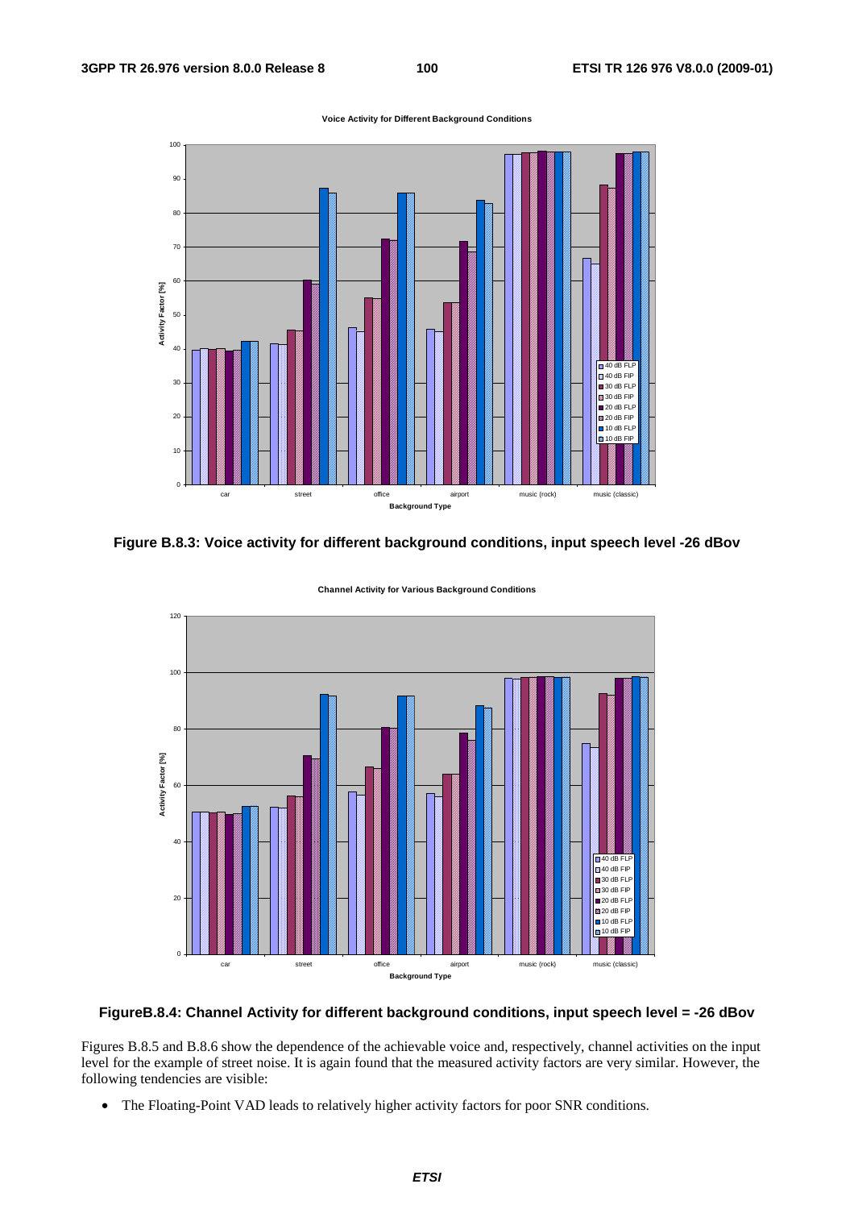**Figure B.8.3: Voice activity for different background conditions, input speech level -26 dBov**

**FigureB.8.4: Channel Activity for different background conditions, input speech level = -26 dBov**

Figures B.8.5 and B.8.6 show the dependence of the achievable voice and, respectively, channel activities on the input level for the example of street noise. It is again found that the measured activity factors are very similar. However, the following tendencies are visible:

- The Floating-Point VAD leads to relatively higher activity factors for poor SNR conditions.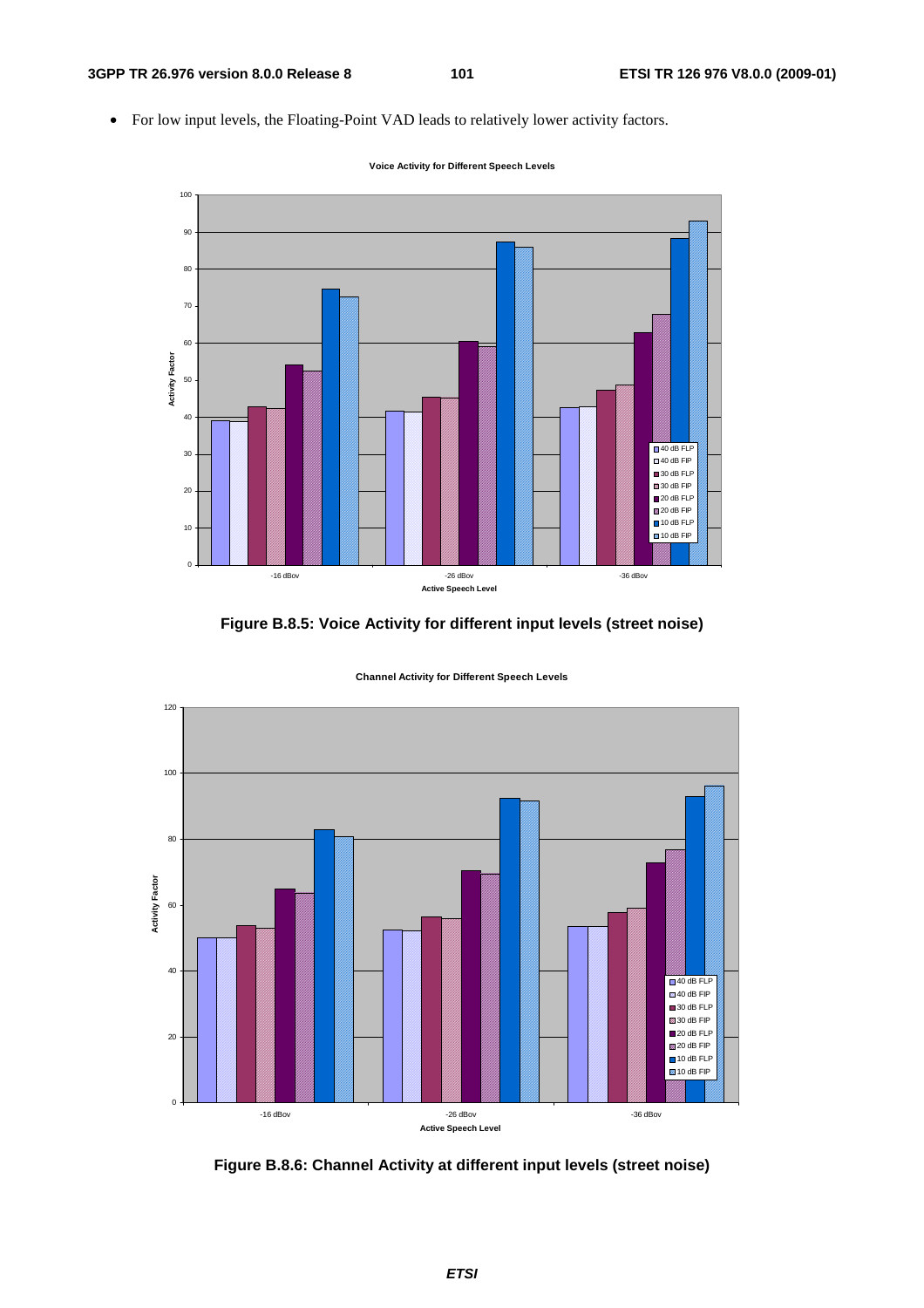- For low input levels, the Floating-Point VAD leads to relatively lower activity factors.

Figure B.8.5: Voice Activity for different input levels (street noise)

Figure B.8.6: Channel Activity at different input levels (street noise)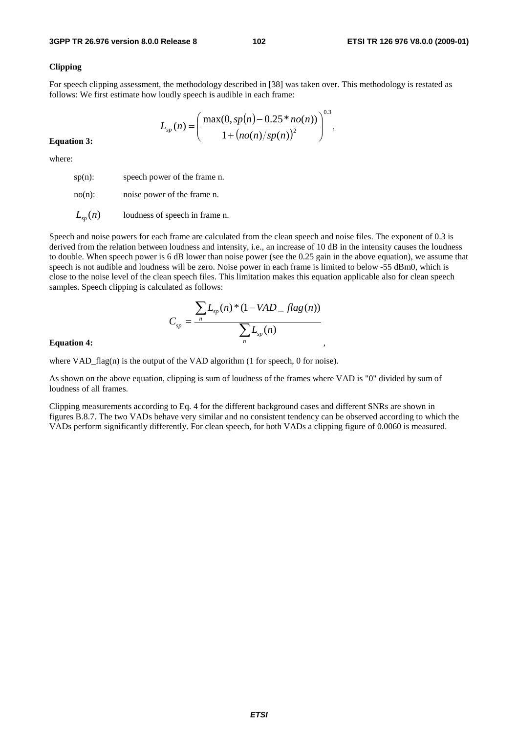**Clipping**

For speech clipping assessment, the methodology described in [38] was taken over. This methodology is restated as follows: We first estimate how loudly speech is audible in each frame:

**Equation 3:**

$$L_{sp}(n) = \left( \frac{\max(0, sp(n) - 0.25 * no(n))}{1 + \left( no(n)/sp(n) \right)^2} \right)^{0.3},$$

where:

- sp(n): speech power of the frame n.
- no(n): noise power of the frame n.
- $L_{sp}(n)$ loudness of speech in frame n.

Speech and noise powers for each frame are calculated from the clean speech and noise files. The exponent of 0.3 is derived from the relation between loudness and intensity, i.e., an increase of 10 dB in the intensity causes the loudness to double. When speech power is 6 dB lower than noise power (see the 0.25 gain in the above equation), we assume that speech is not audible and loudness will be zero. Noise power in each frame is limited to below -55 dBm0, which is close to the noise level of the clean speech files. This limitation makes this equation applicable also for clean speech samples. Speech clipping is calculated as follows:

**Equation 4:**

$$C_{sp} = \frac{\sum_{n} L_{sp}(n) * (1 - VAD\_flag(n))}{\sum_{n} L_{sp}(n)},$$

where VAD_flag(n) is the output of the VAD algorithm (1 for speech, 0 for noise).

As shown on the above equation, clipping is sum of loudness of the frames where VAD is "0" divided by sum of loudness of all frames.

Clipping measurements according to Eq. 4 for the different background cases and different SNRs are shown in figures B.8.7. The two VADs behave very similar and no consistent tendency can be observed according to which the VADs perform significantly differently. For clean speech, for both VADs a clipping figure of 0.0060 is measured.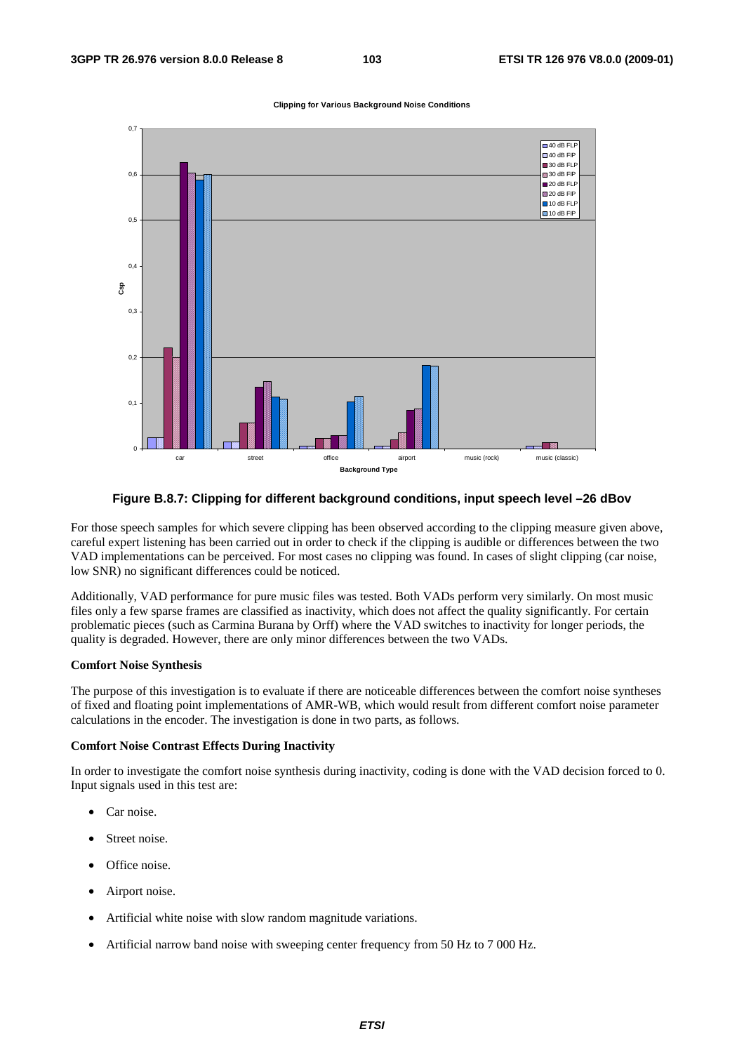**Figure B.8.7: Clipping for different background conditions, input speech level –26 dBov**

For those speech samples for which severe clipping has been observed according to the clipping measure given above, careful expert listening has been carried out in order to check if the clipping is audible or differences between the two VAD implementations can be perceived. For most cases no clipping was found. In cases of slight clipping (car noise, low SNR) no significant differences could be noticed.

Additionally, VAD performance for pure music files was tested. Both VADs perform very similarly. On most music files only a few sparse frames are classified as inactivity, which does not affect the quality significantly. For certain problematic pieces (such as Carmina Burana by Orff) where the VAD switches to inactivity for longer periods, the quality is degraded. However, there are only minor differences between the two VADs.

**Comfort Noise Synthesis**

The purpose of this investigation is to evaluate if there are noticeable differences between the comfort noise syntheses of fixed and floating point implementations of AMR-WB, which would result from different comfort noise parameter calculations in the encoder. The investigation is done in two parts, as follows.

**Comfort Noise Contrast Effects During Inactivity**

In order to investigate the comfort noise synthesis during inactivity, coding is done with the VAD decision forced to 0. Input signals used in this test are:

- Car noise.
- Street noise.
- Office noise.
- Airport noise.
- Artificial white noise with slow random magnitude variations.
- Artificial narrow band noise with sweeping center frequency from 50 Hz to 7 000 Hz.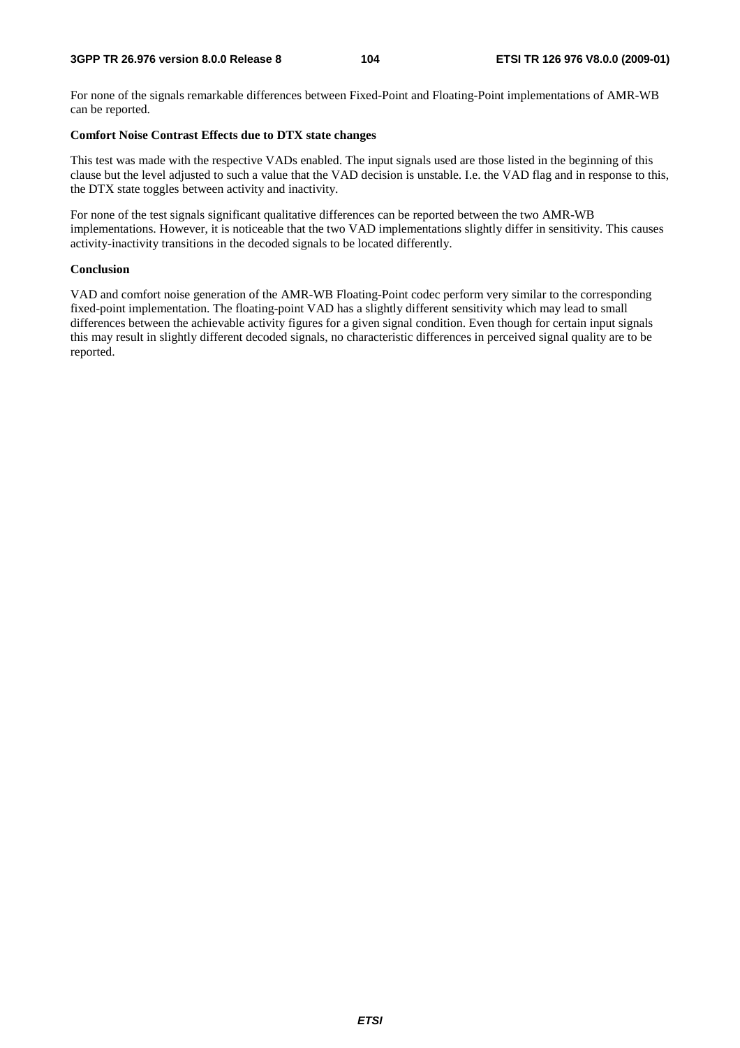For none of the signals remarkable differences between Fixed-Point and Floating-Point implementations of AMR-WB can be reported.

**Comfort Noise Contrast Effects due to DTX state changes**

This test was made with the respective VADs enabled. The input signals used are those listed in the beginning of this clause but the level adjusted to such a value that the VAD decision is unstable. I.e. the VAD flag and in response to this, the DTX state toggles between activity and inactivity.

For none of the test signals significant qualitative differences can be reported between the two AMR-WB implementations. However, it is noticeable that the two VAD implementations slightly differ in sensitivity. This causes activity-inactivity transitions in the decoded signals to be located differently.

**Conclusion**

VAD and comfort noise generation of the AMR-WB Floating-Point codec perform very similar to the corresponding fixed-point implementation. The floating-point VAD has a slightly different sensitivity which may lead to small differences between the achievable activity figures for a given signal condition. Even though for certain input signals this may result in slightly different decoded signals, no characteristic differences in perceived signal quality are to be reported.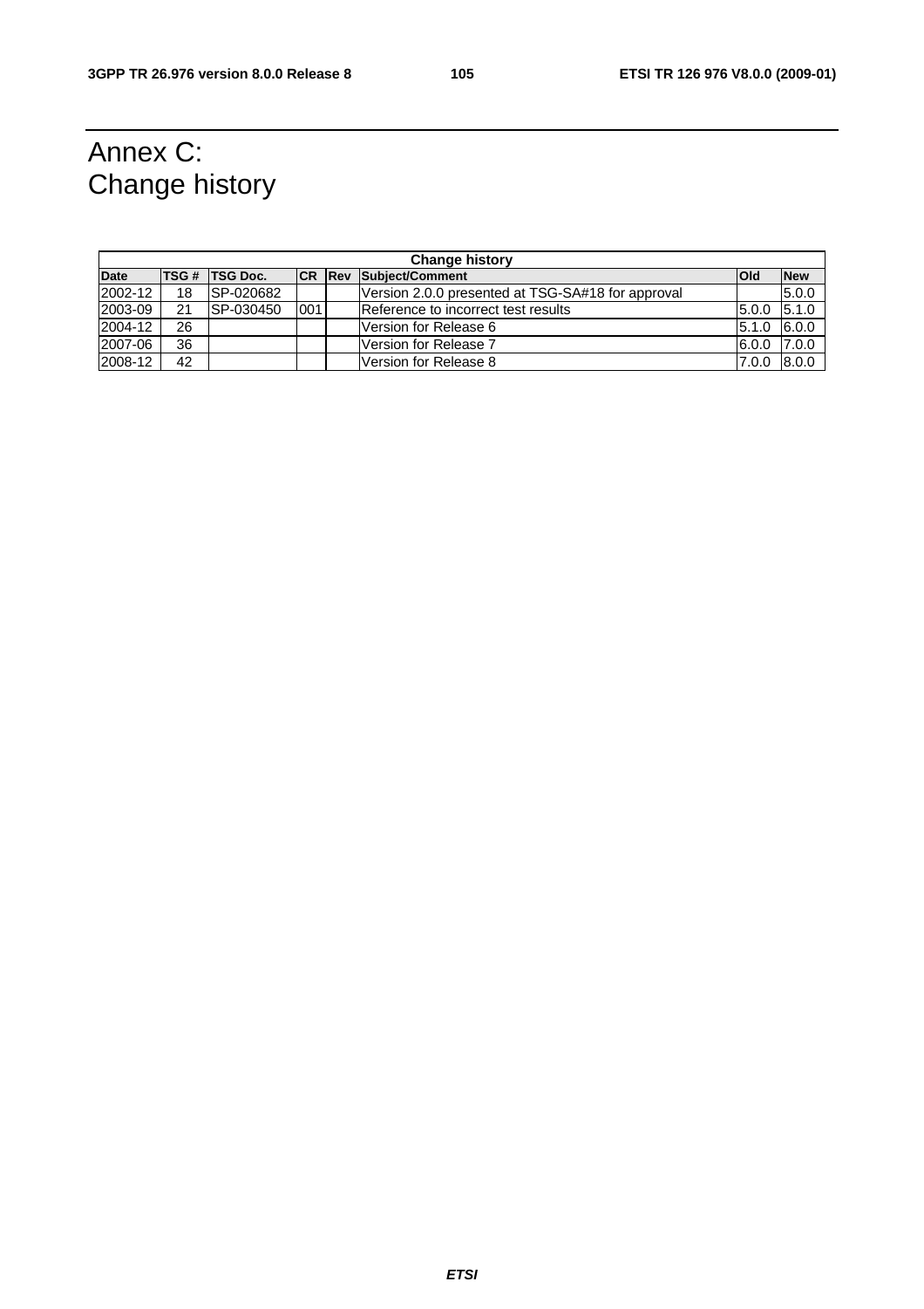# Annex C: Change history

| Change history | | | | | | | |
|---|---|---|---|---|---|---|---|
| **Date** | **TSG #** | **TSG Doc.** | **CR** | **Rev** | **Subject/Comment** | **Old** | **New** |
| 2002-12 | 18 | SP-020682 | | | Version 2.0.0 presented at TSG-SA#18 for approval | | 5.0.0 |
| 2003-09 | 21 | SP-030450 | 001 | | Reference to incorrect test results | 5.0.0 | 5.1.0 |
| 2004-12 | 26 | | | | Version for Release 6 | 5.1.0 | 6.0.0 |
| 2007-06 | 36 | | | | Version for Release 7 | 6.0.0 | 7.0.0 |
| 2008-12 | 42 | | | | Version for Release 8 | 7.0.0 | 8.0.0 |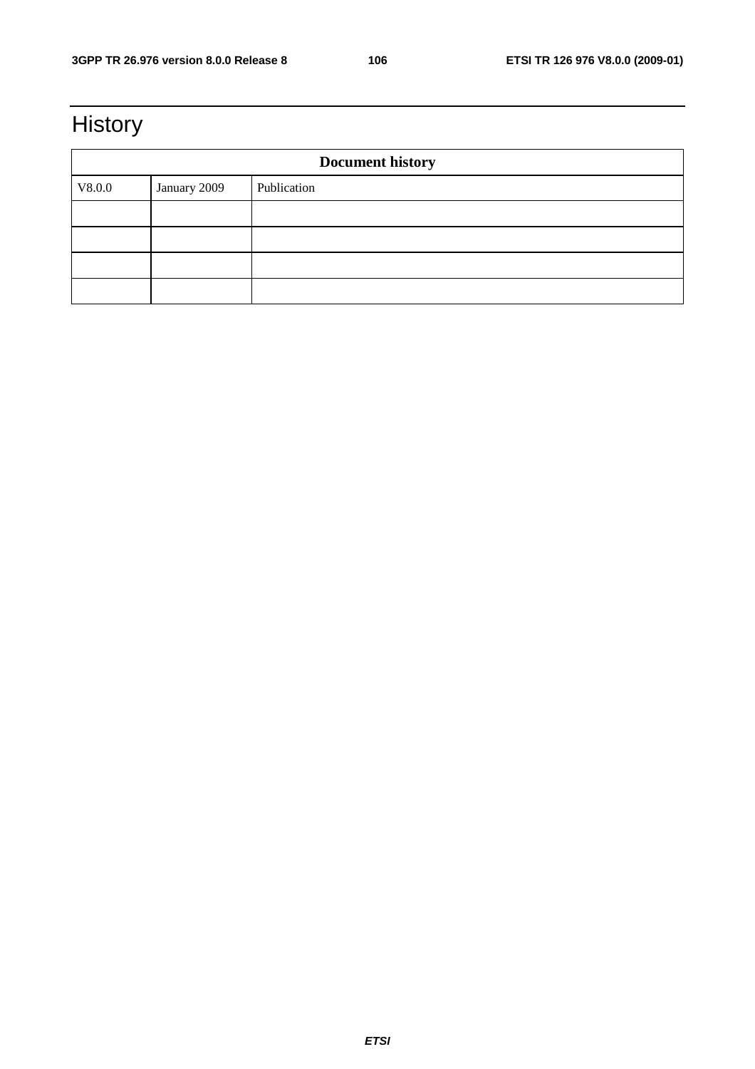# History

| Document history | | |
|---|---|---|
| V8.0.0 | January 2009 | Publication |
| | | |
| | | |
| | | |
| | | |